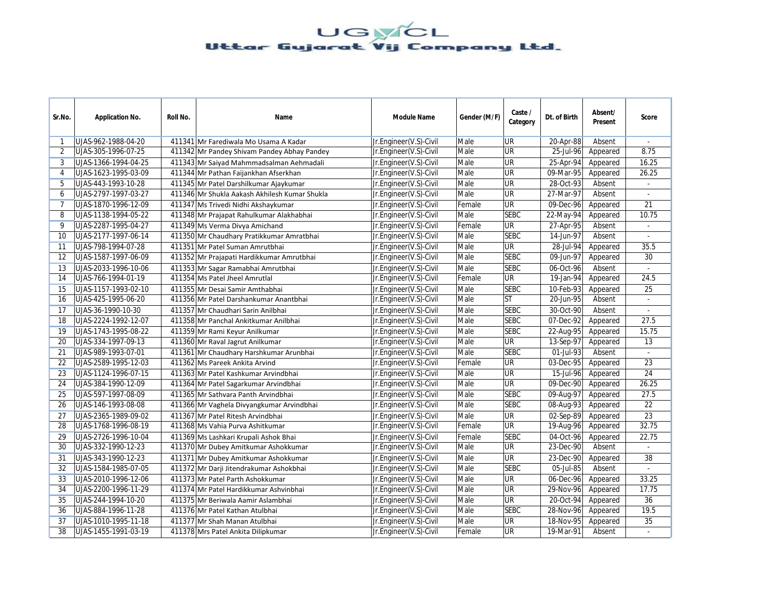# Uttar Gujarat Vij Company Ltd.

| Sr.No. | Application No. | Roll No. | Name | Module Name | Gender (M/F) | Caste / Category | Dt. of Birth | Absent/ Present | Score |
|---|---|---|---|---|---|---|---|---|---|
| 1 | UJAS-962-1988-04-20 | 411341 | Mr Farediwala Mo Usama A Kadar | Jr.Engineer(V.S)-Civil | Male | UR | 20-Apr-88 | Absent | - |
| 2 | UJAS-305-1996-07-25 | 411342 | Mr Pandey Shivam Pandey Abhay Pandey | Jr.Engineer(V.S)-Civil | Male | UR | 25-Jul-96 | Appeared | 8.75 |
| 3 | UJAS-1366-1994-04-25 | 411343 | Mr Saiyad Mahmmadsalman Aehmadali | Jr.Engineer(V.S)-Civil | Male | UR | 25-Apr-94 | Appeared | 16.25 |
| 4 | UJAS-1623-1995-03-09 | 411344 | Mr Pathan Faijankhan Afserkhan | Jr.Engineer(V.S)-Civil | Male | UR | 09-Mar-95 | Appeared | 26.25 |
| 5 | UJAS-443-1993-10-28 | 411345 | Mr Patel Darshilkumar Ajaykumar | Jr.Engineer(V.S)-Civil | Male | UR | 28-Oct-93 | Absent | - |
| 6 | UJAS-2797-1997-03-27 | 411346 | Mr Shukla Aakash Akhilesh Kumar Shukla | Jr.Engineer(V.S)-Civil | Male | UR | 27-Mar-97 | Absent | - |
| 7 | UJAS-1870-1996-12-09 | 411347 | Ms Trivedi Nidhi Akshaykumar | Jr.Engineer(V.S)-Civil | Female | UR | 09-Dec-96 | Appeared | 21 |
| 8 | UJAS-1138-1994-05-22 | 411348 | Mr Prajapat Rahulkumar Alakhabhai | Jr.Engineer(V.S)-Civil | Male | SEBC | 22-May-94 | Appeared | 10.75 |
| 9 | UJAS-2287-1995-04-27 | 411349 | Ms Verma Divya Amichand | Jr.Engineer(V.S)-Civil | Female | UR | 27-Apr-95 | Absent | - |
| 10 | UJAS-2177-1997-06-14 | 411350 | Mr Chaudhary Pratikkumar Amratbhai | Jr.Engineer(V.S)-Civil | Male | SEBC | 14-Jun-97 | Absent | - |
| 11 | UJAS-798-1994-07-28 | 411351 | Mr Patel Suman Amrutbhai | Jr.Engineer(V.S)-Civil | Male | UR | 28-Jul-94 | Appeared | 35.5 |
| 12 | UJAS-1587-1997-06-09 | 411352 | Mr Prajapati Hardikkumar Amrutbhai | Jr.Engineer(V.S)-Civil | Male | SEBC | 09-Jun-97 | Appeared | 30 |
| 13 | UJAS-2033-1996-10-06 | 411353 | Mr Sagar Ramabhai Amrutbhai | Jr.Engineer(V.S)-Civil | Male | SEBC | 06-Oct-96 | Absent | - |
| 14 | UJAS-766-1994-01-19 | 411354 | Ms Patel Jheel Amrutlal | Jr.Engineer(V.S)-Civil | Female | UR | 19-Jan-94 | Appeared | 24.5 |
| 15 | UJAS-1157-1993-02-10 | 411355 | Mr Desai Samir Amthabhai | Jr.Engineer(V.S)-Civil | Male | SEBC | 10-Feb-93 | Appeared | 25 |
| 16 | UJAS-425-1995-06-20 | 411356 | Mr Patel Darshankumar Anantbhai | Jr.Engineer(V.S)-Civil | Male | ST | 20-Jun-95 | Absent | - |
| 17 | UJAS-36-1990-10-30 | 411357 | Mr Chaudhari Sarin Anilbhai | Jr.Engineer(V.S)-Civil | Male | SEBC | 30-Oct-90 | Absent | - |
| 18 | UJAS-2224-1992-12-07 | 411358 | Mr Panchal Ankitkumar Anilbhai | Jr.Engineer(V.S)-Civil | Male | SEBC | 07-Dec-92 | Appeared | 27.5 |
| 19 | UJAS-1743-1995-08-22 | 411359 | Mr Rami Keyur Anilkumar | Jr.Engineer(V.S)-Civil | Male | SEBC | 22-Aug-95 | Appeared | 15.75 |
| 20 | UJAS-334-1997-09-13 | 411360 | Mr Raval Jagrut Anilkumar | Jr.Engineer(V.S)-Civil | Male | UR | 13-Sep-97 | Appeared | 13 |
| 21 | UJAS-989-1993-07-01 | 411361 | Mr Chaudhary Harshkumar Arunbhai | Jr.Engineer(V.S)-Civil | Male | SEBC | 01-Jul-93 | Absent | - |
| 22 | UJAS-2589-1995-12-03 | 411362 | Ms Pareek Ankita Arvind | Jr.Engineer(V.S)-Civil | Female | UR | 03-Dec-95 | Appeared | 23 |
| 23 | UJAS-1124-1996-07-15 | 411363 | Mr Patel Kashkumar Arvindbhai | Jr.Engineer(V.S)-Civil | Male | UR | 15-Jul-96 | Appeared | 24 |
| 24 | UJAS-384-1990-12-09 | 411364 | Mr Patel Sagarkumar Arvindbhai | Jr.Engineer(V.S)-Civil | Male | UR | 09-Dec-90 | Appeared | 26.25 |
| 25 | UJAS-597-1997-08-09 | 411365 | Mr Sathvara Panth Arvindbhai | Jr.Engineer(V.S)-Civil | Male | SEBC | 09-Aug-97 | Appeared | 27.5 |
| 26 | UJAS-146-1993-08-08 | 411366 | Mr Vaghela Divyangkumar Arvindbhai | Jr.Engineer(V.S)-Civil | Male | SEBC | 08-Aug-93 | Appeared | 22 |
| 27 | UJAS-2365-1989-09-02 | 411367 | Mr Patel Ritesh Arvindbhai | Jr.Engineer(V.S)-Civil | Male | UR | 02-Sep-89 | Appeared | 23 |
| 28 | UJAS-1768-1996-08-19 | 411368 | Ms Vahia Purva Ashitkumar | Jr.Engineer(V.S)-Civil | Female | UR | 19-Aug-96 | Appeared | 32.75 |
| 29 | UJAS-2726-1996-10-04 | 411369 | Ms Lashkari Krupali Ashok Bhai | Jr.Engineer(V.S)-Civil | Female | SEBC | 04-Oct-96 | Appeared | 22.75 |
| 30 | UJAS-332-1990-12-23 | 411370 | Mr Dubey Amitkumar Ashokkumar | Jr.Engineer(V.S)-Civil | Male | UR | 23-Dec-90 | Absent | - |
| 31 | UJAS-343-1990-12-23 | 411371 | Mr Dubey Amitkumar Ashokkumar | Jr.Engineer(V.S)-Civil | Male | UR | 23-Dec-90 | Appeared | 38 |
| 32 | UJAS-1584-1985-07-05 | 411372 | Mr Darji Jitendrakumar Ashokbhai | Jr.Engineer(V.S)-Civil | Male | SEBC | 05-Jul-85 | Absent | - |
| 33 | UJAS-2010-1996-12-06 | 411373 | Mr Patel Parth Ashokkumar | Jr.Engineer(V.S)-Civil | Male | UR | 06-Dec-96 | Appeared | 33.25 |
| 34 | UJAS-2200-1996-11-29 | 411374 | Mr Patel Hardikkumar Ashvinbhai | Jr.Engineer(V.S)-Civil | Male | UR | 29-Nov-96 | Appeared | 17.75 |
| 35 | UJAS-244-1994-10-20 | 411375 | Mr Beriwala Aamir Aslambhai | Jr.Engineer(V.S)-Civil | Male | UR | 20-Oct-94 | Appeared | 36 |
| 36 | UJAS-884-1996-11-28 | 411376 | Mr Patel Kathan Atulbhai | Jr.Engineer(V.S)-Civil | Male | SEBC | 28-Nov-96 | Appeared | 19.5 |
| 37 | UJAS-1010-1995-11-18 | 411377 | Mr Shah Manan Atulbhai | Jr.Engineer(V.S)-Civil | Male | UR | 18-Nov-95 | Appeared | 35 |
| 38 | UJAS-1455-1991-03-19 | 411378 | Mrs Patel Ankita Dilipkumar | Jr.Engineer(V.S)-Civil | Female | UR | 19-Mar-91 | Absent | - |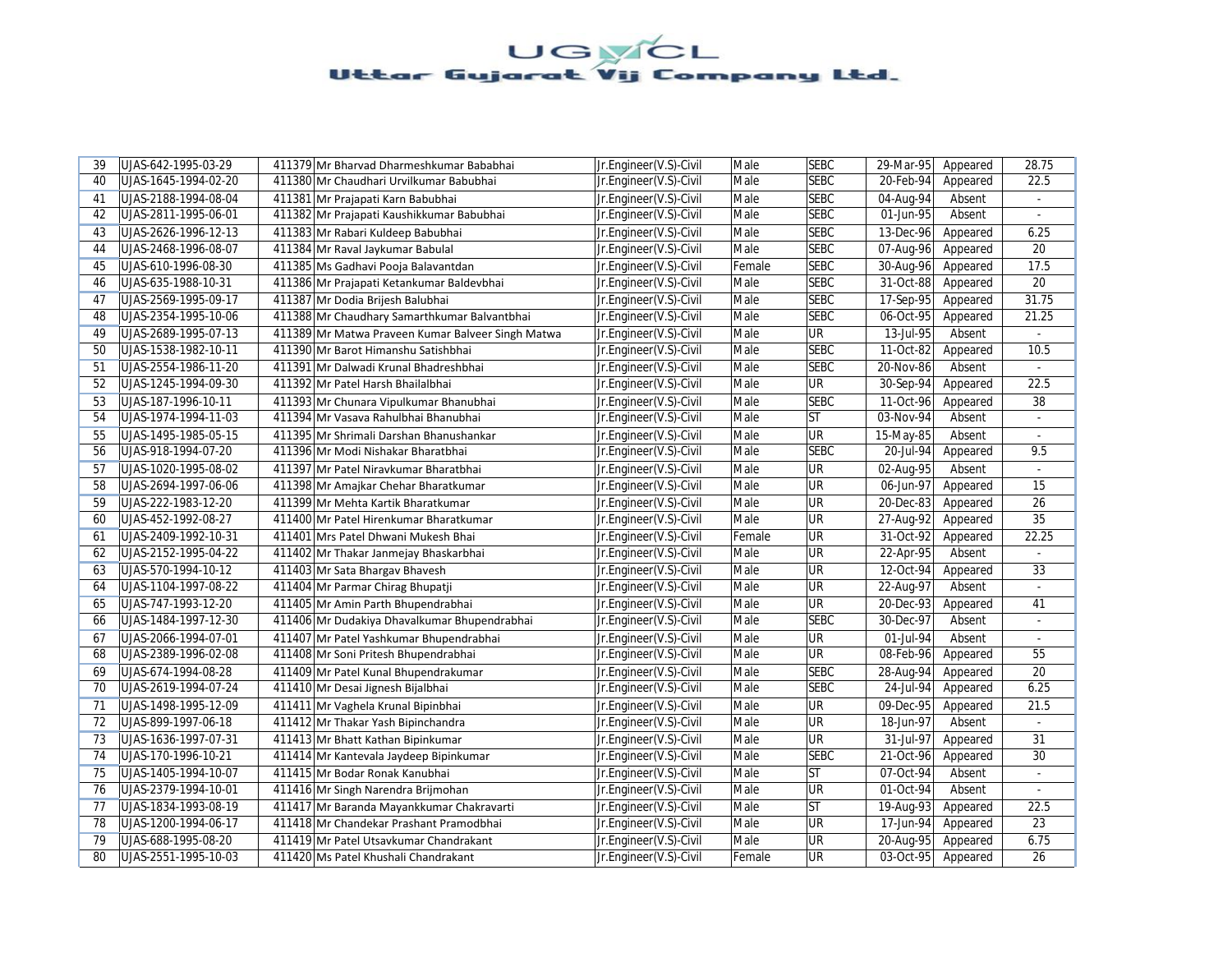# UGVCL
## Uttar Gujarat Vij Company Ltd.

| 39 | UJAS-642-1995-03-29 | 411379 | Mr Bharvad Dharmeshkumar Bababhai | Jr.Engineer(V.S)-Civil | Male | SEBC | 29-Mar-95 | Appeared | 28.75 |
|---|---|---|---|---|---|---|---|---|---|
| 40 | UJAS-1645-1994-02-20 | 411380 | Mr Chaudhari Urvilkumar Babubhai | Jr.Engineer(V.S)-Civil | Male | SEBC | 20-Feb-94 | Appeared | 22.5 |
| 41 | UJAS-2188-1994-08-04 | 411381 | Mr Prajapati Karn Babubhai | Jr.Engineer(V.S)-Civil | Male | SEBC | 04-Aug-94 | Absent | - |
| 42 | UJAS-2811-1995-06-01 | 411382 | Mr Prajapati Kaushikkumar Babubhai | Jr.Engineer(V.S)-Civil | Male | SEBC | 01-Jun-95 | Absent | - |
| 43 | UJAS-2626-1996-12-13 | 411383 | Mr Rabari Kuldeep Babubhai | Jr.Engineer(V.S)-Civil | Male | SEBC | 13-Dec-96 | Appeared | 6.25 |
| 44 | UJAS-2468-1996-08-07 | 411384 | Mr Raval Jaykumar Babulal | Jr.Engineer(V.S)-Civil | Male | SEBC | 07-Aug-96 | Appeared | 20 |
| 45 | UJAS-610-1996-08-30 | 411385 | Ms Gadhavi Pooja Balavantdan | Jr.Engineer(V.S)-Civil | Female | SEBC | 30-Aug-96 | Appeared | 17.5 |
| 46 | UJAS-635-1988-10-31 | 411386 | Mr Prajapati Ketankumar Baldevbhai | Jr.Engineer(V.S)-Civil | Male | SEBC | 31-Oct-88 | Appeared | 20 |
| 47 | UJAS-2569-1995-09-17 | 411387 | Mr Dodia Brijesh Balubhai | Jr.Engineer(V.S)-Civil | Male | SEBC | 17-Sep-95 | Appeared | 31.75 |
| 48 | UJAS-2354-1995-10-06 | 411388 | Mr Chaudhary Samarthkumar Balvantbhai | Jr.Engineer(V.S)-Civil | Male | SEBC | 06-Oct-95 | Appeared | 21.25 |
| 49 | UJAS-2689-1995-07-13 | 411389 | Mr Matwa Praveen Kumar Balveer Singh Matwa | Jr.Engineer(V.S)-Civil | Male | UR | 13-Jul-95 | Absent | - |
| 50 | UJAS-1538-1982-10-11 | 411390 | Mr Barot Himanshu Satishbhai | Jr.Engineer(V.S)-Civil | Male | SEBC | 11-Oct-82 | Appeared | 10.5 |
| 51 | UJAS-2554-1986-11-20 | 411391 | Mr Dalwadi Krunal Bhadreshbhai | Jr.Engineer(V.S)-Civil | Male | SEBC | 20-Nov-86 | Absent | - |
| 52 | UJAS-1245-1994-09-30 | 411392 | Mr Patel Harsh Bhailalbhai | Jr.Engineer(V.S)-Civil | Male | UR | 30-Sep-94 | Appeared | 22.5 |
| 53 | UJAS-187-1996-10-11 | 411393 | Mr Chunara Vipulkumar Bhanubhai | Jr.Engineer(V.S)-Civil | Male | SEBC | 11-Oct-96 | Appeared | 38 |
| 54 | UJAS-1974-1994-11-03 | 411394 | Mr Vasava Rahulbhai Bhanubhai | Jr.Engineer(V.S)-Civil | Male | ST | 03-Nov-94 | Absent | - |
| 55 | UJAS-1495-1985-05-15 | 411395 | Mr Shrimali Darshan Bhanushankar | Jr.Engineer(V.S)-Civil | Male | UR | 15-May-85 | Absent | - |
| 56 | UJAS-918-1994-07-20 | 411396 | Mr Modi Nishakar Bharatbhai | Jr.Engineer(V.S)-Civil | Male | SEBC | 20-Jul-94 | Appeared | 9.5 |
| 57 | UJAS-1020-1995-08-02 | 411397 | Mr Patel Niravkumar Bharatbhai | Jr.Engineer(V.S)-Civil | Male | UR | 02-Aug-95 | Absent | - |
| 58 | UJAS-2694-1997-06-06 | 411398 | Mr Amajkar Chehar Bharatkumar | Jr.Engineer(V.S)-Civil | Male | UR | 06-Jun-97 | Appeared | 15 |
| 59 | UJAS-222-1983-12-20 | 411399 | Mr Mehta Kartik Bharatkumar | Jr.Engineer(V.S)-Civil | Male | UR | 20-Dec-83 | Appeared | 26 |
| 60 | UJAS-452-1992-08-27 | 411400 | Mr Patel Hirenkumar Bharatkumar | Jr.Engineer(V.S)-Civil | Male | UR | 27-Aug-92 | Appeared | 35 |
| 61 | UJAS-2409-1992-10-31 | 411401 | Mrs Patel Dhwani Mukesh Bhai | Jr.Engineer(V.S)-Civil | Female | UR | 31-Oct-92 | Appeared | 22.25 |
| 62 | UJAS-2152-1995-04-22 | 411402 | Mr Thakar Janmejay Bhaskarbhai | Jr.Engineer(V.S)-Civil | Male | UR | 22-Apr-95 | Absent | - |
| 63 | UJAS-570-1994-10-12 | 411403 | Mr Sata Bhargav Bhavesh | Jr.Engineer(V.S)-Civil | Male | UR | 12-Oct-94 | Appeared | 33 |
| 64 | UJAS-1104-1997-08-22 | 411404 | Mr Parmar Chirag Bhupatji | Jr.Engineer(V.S)-Civil | Male | UR | 22-Aug-97 | Absent | - |
| 65 | UJAS-747-1993-12-20 | 411405 | Mr Amin Parth Bhupendrabhai | Jr.Engineer(V.S)-Civil | Male | UR | 20-Dec-93 | Appeared | 41 |
| 66 | UJAS-1484-1997-12-30 | 411406 | Mr Dudakiya Dhavalkumar Bhupendrabhai | Jr.Engineer(V.S)-Civil | Male | SEBC | 30-Dec-97 | Absent | - |
| 67 | UJAS-2066-1994-07-01 | 411407 | Mr Patel Yashkumar Bhupendrabhai | Jr.Engineer(V.S)-Civil | Male | UR | 01-Jul-94 | Absent | - |
| 68 | UJAS-2389-1996-02-08 | 411408 | Mr Soni Pritesh Bhupendrabhai | Jr.Engineer(V.S)-Civil | Male | UR | 08-Feb-96 | Appeared | 55 |
| 69 | UJAS-674-1994-08-28 | 411409 | Mr Patel Kunal Bhupendrakumar | Jr.Engineer(V.S)-Civil | Male | SEBC | 28-Aug-94 | Appeared | 20 |
| 70 | UJAS-2619-1994-07-24 | 411410 | Mr Desai Jignesh Bijalbhai | Jr.Engineer(V.S)-Civil | Male | SEBC | 24-Jul-94 | Appeared | 6.25 |
| 71 | UJAS-1498-1995-12-09 | 411411 | Mr Vaghela Krunal Bipinbhai | Jr.Engineer(V.S)-Civil | Male | UR | 09-Dec-95 | Appeared | 21.5 |
| 72 | UJAS-899-1997-06-18 | 411412 | Mr Thakar Yash Bipinchandra | Jr.Engineer(V.S)-Civil | Male | UR | 18-Jun-97 | Absent | - |
| 73 | UJAS-1636-1997-07-31 | 411413 | Mr Bhatt Kathan Bipinkumar | Jr.Engineer(V.S)-Civil | Male | UR | 31-Jul-97 | Appeared | 31 |
| 74 | UJAS-170-1996-10-21 | 411414 | Mr Kantevala Jaydeep Bipinkumar | Jr.Engineer(V.S)-Civil | Male | SEBC | 21-Oct-96 | Appeared | 30 |
| 75 | UJAS-1405-1994-10-07 | 411415 | Mr Bodar Ronak Kanubhai | Jr.Engineer(V.S)-Civil | Male | ST | 07-Oct-94 | Absent | - |
| 76 | UJAS-2379-1994-10-01 | 411416 | Mr Singh Narendra Brijmohan | Jr.Engineer(V.S)-Civil | Male | UR | 01-Oct-94 | Absent | - |
| 77 | UJAS-1834-1993-08-19 | 411417 | Mr Baranda Mayankkumar Chakravarti | Jr.Engineer(V.S)-Civil | Male | ST | 19-Aug-93 | Appeared | 22.5 |
| 78 | UJAS-1200-1994-06-17 | 411418 | Mr Chandekar Prashant Pramodbhai | Jr.Engineer(V.S)-Civil | Male | UR | 17-Jun-94 | Appeared | 23 |
| 79 | UJAS-688-1995-08-20 | 411419 | Mr Patel Utsavkumar Chandrakant | Jr.Engineer(V.S)-Civil | Male | UR | 20-Aug-95 | Appeared | 6.75 |
| 80 | UJAS-2551-1995-10-03 | 411420 | Ms Patel Khushali Chandrakant | Jr.Engineer(V.S)-Civil | Female | UR | 03-Oct-95 | Appeared | 26 |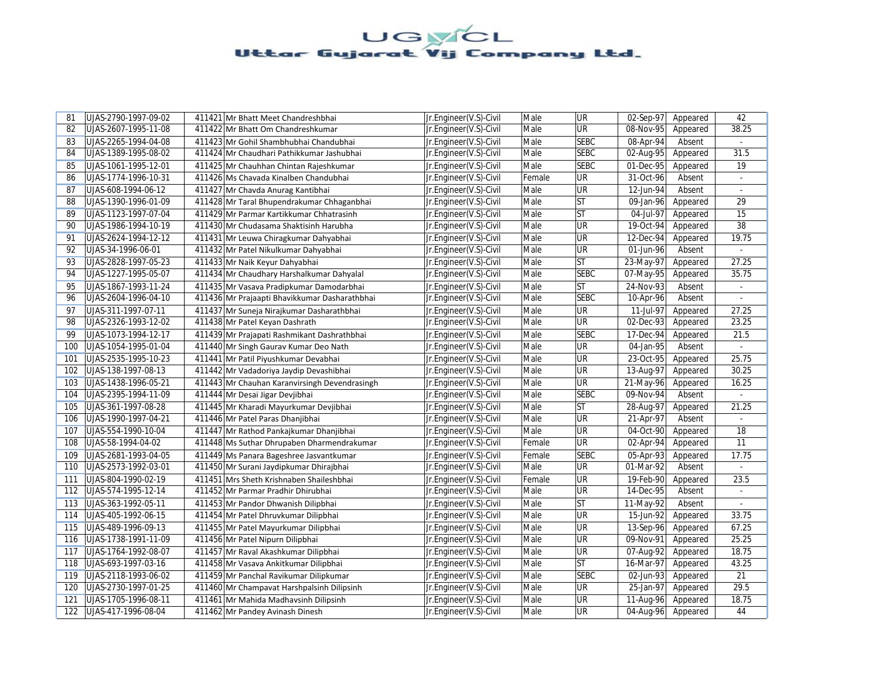# UGVCL
## Uttar Gujarat Vij Company Ltd.

| | | | | | | | | | |
|---|---|---|---|---|---|---|---|---|---|
| 81 | UJAS-2790-1997-09-02 | 411421 | Mr Bhatt Meet Chandreshbhai | Jr.Engineer(V.S)-Civil | Male | UR | 02-Sep-97 | Appeared | 42 |
| 82 | UJAS-2607-1995-11-08 | 411422 | Mr Bhatt Om Chandreshkumar | Jr.Engineer(V.S)-Civil | Male | UR | 08-Nov-95 | Appeared | 38.25 |
| 83 | UJAS-2265-1994-04-08 | 411423 | Mr Gohil Shambhubhai Chandubhai | Jr.Engineer(V.S)-Civil | Male | SEBC | 08-Apr-94 | Absent | - |
| 84 | UJAS-1389-1995-08-02 | 411424 | Mr Chaudhari Pathikkumar Jashubhai | Jr.Engineer(V.S)-Civil | Male | SEBC | 02-Aug-95 | Appeared | 31.5 |
| 85 | UJAS-1061-1995-12-01 | 411425 | Mr Chauhhan Chintan Rajeshkumar | Jr.Engineer(V.S)-Civil | Male | SEBC | 01-Dec-95 | Appeared | 19 |
| 86 | UJAS-1774-1996-10-31 | 411426 | Ms Chavada Kinalben Chandubhai | Jr.Engineer(V.S)-Civil | Female | UR | 31-Oct-96 | Absent | - |
| 87 | UJAS-608-1994-06-12 | 411427 | Mr Chavda Anurag Kantibhai | Jr.Engineer(V.S)-Civil | Male | UR | 12-Jun-94 | Absent | - |
| 88 | UJAS-1390-1996-01-09 | 411428 | Mr Taral Bhupendrakumar Chhaganbhai | Jr.Engineer(V.S)-Civil | Male | ST | 09-Jan-96 | Appeared | 29 |
| 89 | UJAS-1123-1997-07-04 | 411429 | Mr Parmar Kartikkumar Chhatrasinh | Jr.Engineer(V.S)-Civil | Male | ST | 04-Jul-97 | Appeared | 15 |
| 90 | UJAS-1986-1994-10-19 | 411430 | Mr Chudasama Shaktisinh Harubha | Jr.Engineer(V.S)-Civil | Male | UR | 19-Oct-94 | Appeared | 38 |
| 91 | UJAS-2624-1994-12-12 | 411431 | Mr Leuwa Chiragkumar Dahyabhai | Jr.Engineer(V.S)-Civil | Male | UR | 12-Dec-94 | Appeared | 19.75 |
| 92 | UJAS-34-1996-06-01 | 411432 | Mr Patel Nikulkumar Dahyabhai | Jr.Engineer(V.S)-Civil | Male | UR | 01-Jun-96 | Absent | - |
| 93 | UJAS-2828-1997-05-23 | 411433 | Mr Naik Keyur Dahyabhai | Jr.Engineer(V.S)-Civil | Male | ST | 23-May-97 | Appeared | 27.25 |
| 94 | UJAS-1227-1995-05-07 | 411434 | Mr Chaudhary Harshalkumar Dahyalal | Jr.Engineer(V.S)-Civil | Male | SEBC | 07-May-95 | Appeared | 35.75 |
| 95 | UJAS-1867-1993-11-24 | 411435 | Mr Vasava Pradipkumar Damodarbhai | Jr.Engineer(V.S)-Civil | Male | ST | 24-Nov-93 | Absent | - |
| 96 | UJAS-2604-1996-04-10 | 411436 | Mr Prajaapti Bhavikkumar Dasharathbhai | Jr.Engineer(V.S)-Civil | Male | SEBC | 10-Apr-96 | Absent | - |
| 97 | UJAS-311-1997-07-11 | 411437 | Mr Suneja Nirajkumar Dasharathbhai | Jr.Engineer(V.S)-Civil | Male | UR | 11-Jul-97 | Appeared | 27.25 |
| 98 | UJAS-2326-1993-12-02 | 411438 | Mr Patel Keyan Dashrath | Jr.Engineer(V.S)-Civil | Male | UR | 02-Dec-93 | Appeared | 23.25 |
| 99 | UJAS-1073-1994-12-17 | 411439 | Mr Prajapati Rashmikant Dashrathbhai | Jr.Engineer(V.S)-Civil | Male | SEBC | 17-Dec-94 | Appeared | 21.5 |
| 100 | UJAS-1054-1995-01-04 | 411440 | Mr Singh Gaurav Kumar Deo Nath | Jr.Engineer(V.S)-Civil | Male | UR | 04-Jan-95 | Absent | - |
| 101 | UJAS-2535-1995-10-23 | 411441 | Mr Patil Piyushkumar Devabhai | Jr.Engineer(V.S)-Civil | Male | UR | 23-Oct-95 | Appeared | 25.75 |
| 102 | UJAS-138-1997-08-13 | 411442 | Mr Vadadoriya Jaydip Devashibhai | Jr.Engineer(V.S)-Civil | Male | UR | 13-Aug-97 | Appeared | 30.25 |
| 103 | UJAS-1438-1996-05-21 | 411443 | Mr Chauhan Karanvirsingh Devendrasingh | Jr.Engineer(V.S)-Civil | Male | UR | 21-May-96 | Appeared | 16.25 |
| 104 | UJAS-2395-1994-11-09 | 411444 | Mr Desai Jigar Devjibhai | Jr.Engineer(V.S)-Civil | Male | SEBC | 09-Nov-94 | Absent | - |
| 105 | UJAS-361-1997-08-28 | 411445 | Mr Kharadi Mayurkumar Devjibhai | Jr.Engineer(V.S)-Civil | Male | ST | 28-Aug-97 | Appeared | 21.25 |
| 106 | UJAS-1990-1997-04-21 | 411446 | Mr Patel Paras Dhanjibhai | Jr.Engineer(V.S)-Civil | Male | UR | 21-Apr-97 | Absent | - |
| 107 | UJAS-554-1990-10-04 | 411447 | Mr Rathod Pankajkumar Dhanjibhai | Jr.Engineer(V.S)-Civil | Male | UR | 04-Oct-90 | Appeared | 18 |
| 108 | UJAS-58-1994-04-02 | 411448 | Ms Suthar Dhrupaben Dharmendrakumar | Jr.Engineer(V.S)-Civil | Female | UR | 02-Apr-94 | Appeared | 11 |
| 109 | UJAS-2681-1993-04-05 | 411449 | Ms Panara Bageshree Jasvantkumar | Jr.Engineer(V.S)-Civil | Female | SEBC | 05-Apr-93 | Appeared | 17.75 |
| 110 | UJAS-2573-1992-03-01 | 411450 | Mr Surani Jaydipkumar Dhirajbhai | Jr.Engineer(V.S)-Civil | Male | UR | 01-Mar-92 | Absent | - |
| 111 | UJAS-804-1990-02-19 | 411451 | Mrs Sheth Krishnaben Shaileshbhai | Jr.Engineer(V.S)-Civil | Female | UR | 19-Feb-90 | Appeared | 23.5 |
| 112 | UJAS-574-1995-12-14 | 411452 | Mr Parmar Pradhir Dhirubhai | Jr.Engineer(V.S)-Civil | Male | UR | 14-Dec-95 | Absent | - |
| 113 | UJAS-363-1992-05-11 | 411453 | Mr Pandor Dhwanish Dilipbhai | Jr.Engineer(V.S)-Civil | Male | ST | 11-May-92 | Absent | - |
| 114 | UJAS-405-1992-06-15 | 411454 | Mr Patel Dhruvkumar Dilipbhai | Jr.Engineer(V.S)-Civil | Male | UR | 15-Jun-92 | Appeared | 33.75 |
| 115 | UJAS-489-1996-09-13 | 411455 | Mr Patel Mayurkumar Dilipbhai | Jr.Engineer(V.S)-Civil | Male | UR | 13-Sep-96 | Appeared | 67.25 |
| 116 | UJAS-1738-1991-11-09 | 411456 | Mr Patel Nipurn Dilipbhai | Jr.Engineer(V.S)-Civil | Male | UR | 09-Nov-91 | Appeared | 25.25 |
| 117 | UJAS-1764-1992-08-07 | 411457 | Mr Raval Akashkumar Dilipbhai | Jr.Engineer(V.S)-Civil | Male | UR | 07-Aug-92 | Appeared | 18.75 |
| 118 | UJAS-693-1997-03-16 | 411458 | Mr Vasava Ankitkumar Dilipbhai | Jr.Engineer(V.S)-Civil | Male | ST | 16-Mar-97 | Appeared | 43.25 |
| 119 | UJAS-2118-1993-06-02 | 411459 | Mr Panchal Ravikumar Dilipkumar | Jr.Engineer(V.S)-Civil | Male | SEBC | 02-Jun-93 | Appeared | 21 |
| 120 | UJAS-2730-1997-01-25 | 411460 | Mr Champavat Harshpalsinh Dilipsinh | Jr.Engineer(V.S)-Civil | Male | UR | 25-Jan-97 | Appeared | 29.5 |
| 121 | UJAS-1705-1996-08-11 | 411461 | Mr Mahida Madhavsinh Dilipsinh | Jr.Engineer(V.S)-Civil | Male | UR | 11-Aug-96 | Appeared | 18.75 |
| 122 | UJAS-417-1996-08-04 | 411462 | Mr Pandey Avinash Dinesh | Jr.Engineer(V.S)-Civil | Male | UR | 04-Aug-96 | Appeared | 44 |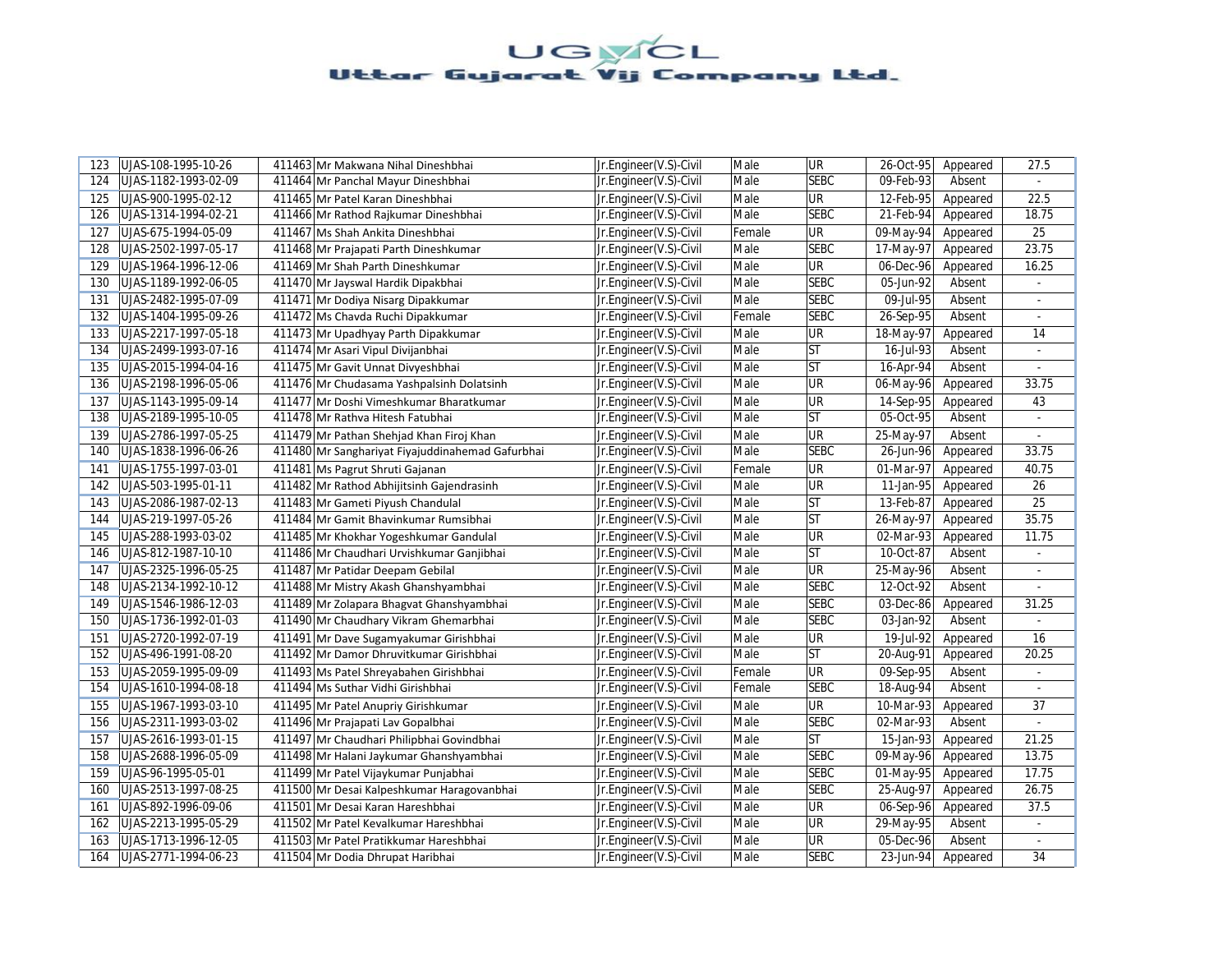| 123 | UJAS-108-1995-10-26 | 411463 | Mr Makwana Nihal Dineshbhai | Jr.Engineer(V.S)-Civil | Male | UR | 26-Oct-95 | Appeared | 27.5 |
|---|---|---|---|---|---|---|---|---|---|
| 124 | UJAS-1182-1993-02-09 | 411464 | Mr Panchal Mayur Dineshbhai | Jr.Engineer(V.S)-Civil | Male | SEBC | 09-Feb-93 | Absent | - |
| 125 | UJAS-900-1995-02-12 | 411465 | Mr Patel Karan Dineshbhai | Jr.Engineer(V.S)-Civil | Male | UR | 12-Feb-95 | Appeared | 22.5 |
| 126 | UJAS-1314-1994-02-21 | 411466 | Mr Rathod Rajkumar Dineshbhai | Jr.Engineer(V.S)-Civil | Male | SEBC | 21-Feb-94 | Appeared | 18.75 |
| 127 | UJAS-675-1994-05-09 | 411467 | Ms Shah Ankita Dineshbhai | Jr.Engineer(V.S)-Civil | Female | UR | 09-May-94 | Appeared | 25 |
| 128 | UJAS-2502-1997-05-17 | 411468 | Mr Prajapati Parth Dineshkumar | Jr.Engineer(V.S)-Civil | Male | SEBC | 17-May-97 | Appeared | 23.75 |
| 129 | UJAS-1964-1996-12-06 | 411469 | Mr Shah Parth Dineshkumar | Jr.Engineer(V.S)-Civil | Male | UR | 06-Dec-96 | Appeared | 16.25 |
| 130 | UJAS-1189-1992-06-05 | 411470 | Mr Jayswal Hardik Dipakbhai | Jr.Engineer(V.S)-Civil | Male | SEBC | 05-Jun-92 | Absent | - |
| 131 | UJAS-2482-1995-07-09 | 411471 | Mr Dodiya Nisarg Dipakkumar | Jr.Engineer(V.S)-Civil | Male | SEBC | 09-Jul-95 | Absent | - |
| 132 | UJAS-1404-1995-09-26 | 411472 | Ms Chavda Ruchi Dipakkumar | Jr.Engineer(V.S)-Civil | Female | SEBC | 26-Sep-95 | Absent | - |
| 133 | UJAS-2217-1997-05-18 | 411473 | Mr Upadhyay Parth Dipakkumar | Jr.Engineer(V.S)-Civil | Male | UR | 18-May-97 | Appeared | 14 |
| 134 | UJAS-2499-1993-07-16 | 411474 | Mr Asari Vipul Divijanbhai | Jr.Engineer(V.S)-Civil | Male | ST | 16-Jul-93 | Absent | - |
| 135 | UJAS-2015-1994-04-16 | 411475 | Mr Gavit Unnat Divyeshbhai | Jr.Engineer(V.S)-Civil | Male | ST | 16-Apr-94 | Absent | - |
| 136 | UJAS-2198-1996-05-06 | 411476 | Mr Chudasama Yashpalsinh Dolatsinh | Jr.Engineer(V.S)-Civil | Male | UR | 06-May-96 | Appeared | 33.75 |
| 137 | UJAS-1143-1995-09-14 | 411477 | Mr Doshi Vimeshkumar Bharatkumar | Jr.Engineer(V.S)-Civil | Male | UR | 14-Sep-95 | Appeared | 43 |
| 138 | UJAS-2189-1995-10-05 | 411478 | Mr Rathva Hitesh Fatubhai | Jr.Engineer(V.S)-Civil | Male | ST | 05-Oct-95 | Absent | - |
| 139 | UJAS-2786-1997-05-25 | 411479 | Mr Pathan Shehjad Khan Firoj Khan | Jr.Engineer(V.S)-Civil | Male | UR | 25-May-97 | Absent | - |
| 140 | UJAS-1838-1996-06-26 | 411480 | Mr Sanghariyat Fiyajuddinahemad Gafurbhai | Jr.Engineer(V.S)-Civil | Male | SEBC | 26-Jun-96 | Appeared | 33.75 |
| 141 | UJAS-1755-1997-03-01 | 411481 | Ms Pagrut Shruti Gajanan | Jr.Engineer(V.S)-Civil | Female | UR | 01-Mar-97 | Appeared | 40.75 |
| 142 | UJAS-503-1995-01-11 | 411482 | Mr Rathod Abhijitsinh Gajendrasinh | Jr.Engineer(V.S)-Civil | Male | UR | 11-Jan-95 | Appeared | 26 |
| 143 | UJAS-2086-1987-02-13 | 411483 | Mr Gameti Piyush Chandulal | Jr.Engineer(V.S)-Civil | Male | ST | 13-Feb-87 | Appeared | 25 |
| 144 | UJAS-219-1997-05-26 | 411484 | Mr Gamit Bhavinkumar Rumsibhai | Jr.Engineer(V.S)-Civil | Male | ST | 26-May-97 | Appeared | 35.75 |
| 145 | UJAS-288-1993-03-02 | 411485 | Mr Khokhar Yogeshkumar Gandulal | Jr.Engineer(V.S)-Civil | Male | UR | 02-Mar-93 | Appeared | 11.75 |
| 146 | UJAS-812-1987-10-10 | 411486 | Mr Chaudhari Urvishkumar Ganjibhai | Jr.Engineer(V.S)-Civil | Male | ST | 10-Oct-87 | Absent | - |
| 147 | UJAS-2325-1996-05-25 | 411487 | Mr Patidar Deepam Gebilal | Jr.Engineer(V.S)-Civil | Male | UR | 25-May-96 | Absent | - |
| 148 | UJAS-2134-1992-10-12 | 411488 | Mr Mistry Akash Ghanshyambhai | Jr.Engineer(V.S)-Civil | Male | SEBC | 12-Oct-92 | Absent | - |
| 149 | UJAS-1546-1986-12-03 | 411489 | Mr Zolapara Bhagvat Ghanshyambhai | Jr.Engineer(V.S)-Civil | Male | SEBC | 03-Dec-86 | Appeared | 31.25 |
| 150 | UJAS-1736-1992-01-03 | 411490 | Mr Chaudhary Vikram Ghemarbhai | Jr.Engineer(V.S)-Civil | Male | SEBC | 03-Jan-92 | Absent | - |
| 151 | UJAS-2720-1992-07-19 | 411491 | Mr Dave Sugamyakumar Girishbhai | Jr.Engineer(V.S)-Civil | Male | UR | 19-Jul-92 | Appeared | 16 |
| 152 | UJAS-496-1991-08-20 | 411492 | Mr Damor Dhruvitkumar Girishbhai | Jr.Engineer(V.S)-Civil | Male | ST | 20-Aug-91 | Appeared | 20.25 |
| 153 | UJAS-2059-1995-09-09 | 411493 | Ms Patel Shreyabahen Girishbhai | Jr.Engineer(V.S)-Civil | Female | UR | 09-Sep-95 | Absent | - |
| 154 | UJAS-1610-1994-08-18 | 411494 | Ms Suthar Vidhi Girishbhai | Jr.Engineer(V.S)-Civil | Female | SEBC | 18-Aug-94 | Absent | - |
| 155 | UJAS-1967-1993-03-10 | 411495 | Mr Patel Anupriy Girishkumar | Jr.Engineer(V.S)-Civil | Male | UR | 10-Mar-93 | Appeared | 37 |
| 156 | UJAS-2311-1993-03-02 | 411496 | Mr Prajapati Lav Gopalbhai | Jr.Engineer(V.S)-Civil | Male | SEBC | 02-Mar-93 | Absent | - |
| 157 | UJAS-2616-1993-01-15 | 411497 | Mr Chaudhari Philipbhai Govindbhai | Jr.Engineer(V.S)-Civil | Male | ST | 15-Jan-93 | Appeared | 21.25 |
| 158 | UJAS-2688-1996-05-09 | 411498 | Mr Halani Jaykumar Ghanshyambhai | Jr.Engineer(V.S)-Civil | Male | SEBC | 09-May-96 | Appeared | 13.75 |
| 159 | UJAS-96-1995-05-01 | 411499 | Mr Patel Vijaykumar Punjabhai | Jr.Engineer(V.S)-Civil | Male | SEBC | 01-May-95 | Appeared | 17.75 |
| 160 | UJAS-2513-1997-08-25 | 411500 | Mr Desai Kalpeshkumar Haragovanbhai | Jr.Engineer(V.S)-Civil | Male | SEBC | 25-Aug-97 | Appeared | 26.75 |
| 161 | UJAS-892-1996-09-06 | 411501 | Mr Desai Karan Hareshbhai | Jr.Engineer(V.S)-Civil | Male | UR | 06-Sep-96 | Appeared | 37.5 |
| 162 | UJAS-2213-1995-05-29 | 411502 | Mr Patel Kevalkumar Hareshbhai | Jr.Engineer(V.S)-Civil | Male | UR | 29-May-95 | Absent | - |
| 163 | UJAS-1713-1996-12-05 | 411503 | Mr Patel Pratikkumar Hareshbhai | Jr.Engineer(V.S)-Civil | Male | UR | 05-Dec-96 | Absent | - |
| 164 | UJAS-2771-1994-06-23 | 411504 | Mr Dodia Dhrupat Haribhai | Jr.Engineer(V.S)-Civil | Male | SEBC | 23-Jun-94 | Appeared | 34 |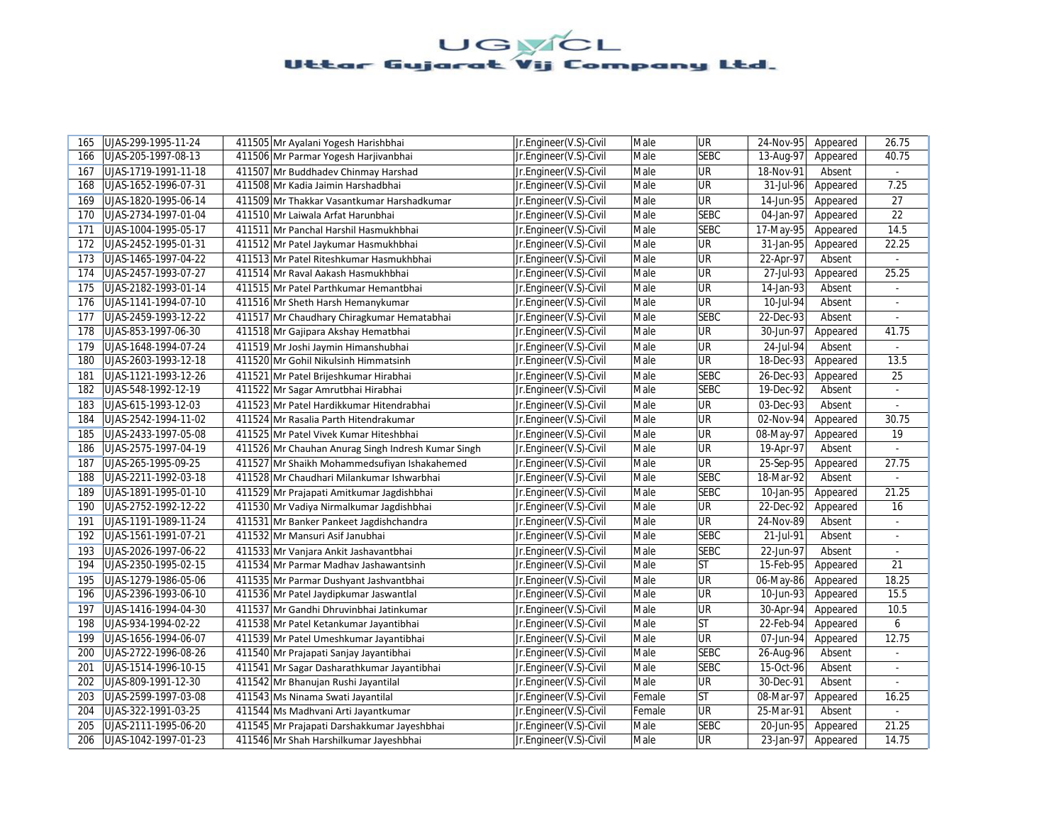# UGVCL
## Uttar Gujarat Vij Company Ltd.

| | | | | | | | | | |
|---|---|---|---|---|---|---|---|---|---|
| 165 | UJAS-299-1995-11-24 | 411505 | Mr Ayalani Yogesh Harishbhai | Jr.Engineer(V.S)-Civil | Male | UR | 24-Nov-95 | Appeared | 26.75 |
| 166 | UJAS-205-1997-08-13 | 411506 | Mr Parmar Yogesh Harjivanbhai | Jr.Engineer(V.S)-Civil | Male | SEBC | 13-Aug-97 | Appeared | 40.75 |
| 167 | UJAS-1719-1991-11-18 | 411507 | Mr Buddhadev Chinmay Harshad | Jr.Engineer(V.S)-Civil | Male | UR | 18-Nov-91 | Absent | - |
| 168 | UJAS-1652-1996-07-31 | 411508 | Mr Kadia Jaimin Harshadbhai | Jr.Engineer(V.S)-Civil | Male | UR | 31-Jul-96 | Appeared | 7.25 |
| 169 | UJAS-1820-1995-06-14 | 411509 | Mr Thakkar Vasantkumar Harshadkumar | Jr.Engineer(V.S)-Civil | Male | UR | 14-Jun-95 | Appeared | 27 |
| 170 | UJAS-2734-1997-01-04 | 411510 | Mr Laiwala Arfat Harunbhai | Jr.Engineer(V.S)-Civil | Male | SEBC | 04-Jan-97 | Appeared | 22 |
| 171 | UJAS-1004-1995-05-17 | 411511 | Mr Panchal Harshil Hasmukhbhai | Jr.Engineer(V.S)-Civil | Male | SEBC | 17-May-95 | Appeared | 14.5 |
| 172 | UJAS-2452-1995-01-31 | 411512 | Mr Patel Jaykumar Hasmukhbhai | Jr.Engineer(V.S)-Civil | Male | UR | 31-Jan-95 | Appeared | 22.25 |
| 173 | UJAS-1465-1997-04-22 | 411513 | Mr Patel Riteshkumar Hasmukhbhai | Jr.Engineer(V.S)-Civil | Male | UR | 22-Apr-97 | Absent | - |
| 174 | UJAS-2457-1993-07-27 | 411514 | Mr Raval Aakash Hasmukhbhai | Jr.Engineer(V.S)-Civil | Male | UR | 27-Jul-93 | Appeared | 25.25 |
| 175 | UJAS-2182-1993-01-14 | 411515 | Mr Patel Parthkumar Hemantbhai | Jr.Engineer(V.S)-Civil | Male | UR | 14-Jan-93 | Absent | - |
| 176 | UJAS-1141-1994-07-10 | 411516 | Mr Sheth Harsh Hemanykumar | Jr.Engineer(V.S)-Civil | Male | UR | 10-Jul-94 | Absent | - |
| 177 | UJAS-2459-1993-12-22 | 411517 | Mr Chaudhary Chiragkumar Hematabhai | Jr.Engineer(V.S)-Civil | Male | SEBC | 22-Dec-93 | Absent | - |
| 178 | UJAS-853-1997-06-30 | 411518 | Mr Gajipara Akshay Hematbhai | Jr.Engineer(V.S)-Civil | Male | UR | 30-Jun-97 | Appeared | 41.75 |
| 179 | UJAS-1648-1994-07-24 | 411519 | Mr Joshi Jaymin Himanshubhai | Jr.Engineer(V.S)-Civil | Male | UR | 24-Jul-94 | Absent | - |
| 180 | UJAS-2603-1993-12-18 | 411520 | Mr Gohil Nikulsinh Himmatsinh | Jr.Engineer(V.S)-Civil | Male | UR | 18-Dec-93 | Appeared | 13.5 |
| 181 | UJAS-1121-1993-12-26 | 411521 | Mr Patel Brijeshkumar Hirabhai | Jr.Engineer(V.S)-Civil | Male | SEBC | 26-Dec-93 | Appeared | 25 |
| 182 | UJAS-548-1992-12-19 | 411522 | Mr Sagar Amrutbhai Hirabhai | Jr.Engineer(V.S)-Civil | Male | SEBC | 19-Dec-92 | Absent | - |
| 183 | UJAS-615-1993-12-03 | 411523 | Mr Patel Hardikkumar Hitendrabhai | Jr.Engineer(V.S)-Civil | Male | UR | 03-Dec-93 | Absent | - |
| 184 | UJAS-2542-1994-11-02 | 411524 | Mr Rasalia Parth Hitendrakumar | Jr.Engineer(V.S)-Civil | Male | UR | 02-Nov-94 | Appeared | 30.75 |
| 185 | UJAS-2433-1997-05-08 | 411525 | Mr Patel Vivek Kumar Hiteshbhai | Jr.Engineer(V.S)-Civil | Male | UR | 08-May-97 | Appeared | 19 |
| 186 | UJAS-2575-1997-04-19 | 411526 | Mr Chauhan Anurag Singh Indresh Kumar Singh | Jr.Engineer(V.S)-Civil | Male | UR | 19-Apr-97 | Absent | - |
| 187 | UJAS-265-1995-09-25 | 411527 | Mr Shaikh Mohammedsufiyan Ishakahemed | Jr.Engineer(V.S)-Civil | Male | UR | 25-Sep-95 | Appeared | 27.75 |
| 188 | UJAS-2211-1992-03-18 | 411528 | Mr Chaudhari Milankumar Ishwarbhai | Jr.Engineer(V.S)-Civil | Male | SEBC | 18-Mar-92 | Absent | - |
| 189 | UJAS-1891-1995-01-10 | 411529 | Mr Prajapati Amitkumar Jagdishbhai | Jr.Engineer(V.S)-Civil | Male | SEBC | 10-Jan-95 | Appeared | 21.25 |
| 190 | UJAS-2752-1992-12-22 | 411530 | Mr Vadiya Nirmalkumar Jagdishbhai | Jr.Engineer(V.S)-Civil | Male | UR | 22-Dec-92 | Appeared | 16 |
| 191 | UJAS-1191-1989-11-24 | 411531 | Mr Banker Pankeet Jagdishchandra | Jr.Engineer(V.S)-Civil | Male | UR | 24-Nov-89 | Absent | - |
| 192 | UJAS-1561-1991-07-21 | 411532 | Mr Mansuri Asif Janubhai | Jr.Engineer(V.S)-Civil | Male | SEBC | 21-Jul-91 | Absent | - |
| 193 | UJAS-2026-1997-06-22 | 411533 | Mr Vanjara Ankit Jashavantbhai | Jr.Engineer(V.S)-Civil | Male | SEBC | 22-Jun-97 | Absent | - |
| 194 | UJAS-2350-1995-02-15 | 411534 | Mr Parmar Madhav Jashawantsinh | Jr.Engineer(V.S)-Civil | Male | ST | 15-Feb-95 | Appeared | 21 |
| 195 | UJAS-1279-1986-05-06 | 411535 | Mr Parmar Dushyant Jashvantbhai | Jr.Engineer(V.S)-Civil | Male | UR | 06-May-86 | Appeared | 18.25 |
| 196 | UJAS-2396-1993-06-10 | 411536 | Mr Patel Jaydipkumar Jaswantlal | Jr.Engineer(V.S)-Civil | Male | UR | 10-Jun-93 | Appeared | 15.5 |
| 197 | UJAS-1416-1994-04-30 | 411537 | Mr Gandhi Dhruvinbhai Jatinkumar | Jr.Engineer(V.S)-Civil | Male | UR | 30-Apr-94 | Appeared | 10.5 |
| 198 | UJAS-934-1994-02-22 | 411538 | Mr Patel Ketankumar Jayantibhai | Jr.Engineer(V.S)-Civil | Male | ST | 22-Feb-94 | Appeared | 6 |
| 199 | UJAS-1656-1994-06-07 | 411539 | Mr Patel Umeshkumar Jayantibhai | Jr.Engineer(V.S)-Civil | Male | UR | 07-Jun-94 | Appeared | 12.75 |
| 200 | UJAS-2722-1996-08-26 | 411540 | Mr Prajapati Sanjay Jayantibhai | Jr.Engineer(V.S)-Civil | Male | SEBC | 26-Aug-96 | Absent | - |
| 201 | UJAS-1514-1996-10-15 | 411541 | Mr Sagar Dasharathkumar Jayantibhai | Jr.Engineer(V.S)-Civil | Male | SEBC | 15-Oct-96 | Absent | - |
| 202 | UJAS-809-1991-12-30 | 411542 | Mr Bhanujan Rushi Jayantilal | Jr.Engineer(V.S)-Civil | Male | UR | 30-Dec-91 | Absent | - |
| 203 | UJAS-2599-1997-03-08 | 411543 | Ms Ninama Swati Jayantilal | Jr.Engineer(V.S)-Civil | Female | ST | 08-Mar-97 | Appeared | 16.25 |
| 204 | UJAS-322-1991-03-25 | 411544 | Ms Madhvani Arti Jayantkumar | Jr.Engineer(V.S)-Civil | Female | UR | 25-Mar-91 | Absent | - |
| 205 | UJAS-2111-1995-06-20 | 411545 | Mr Prajapati Darshakkumar Jayeshbhai | Jr.Engineer(V.S)-Civil | Male | SEBC | 20-Jun-95 | Appeared | 21.25 |
| 206 | UJAS-1042-1997-01-23 | 411546 | Mr Shah Harshilkumar Jayeshbhai | Jr.Engineer(V.S)-Civil | Male | UR | 23-Jan-97 | Appeared | 14.75 |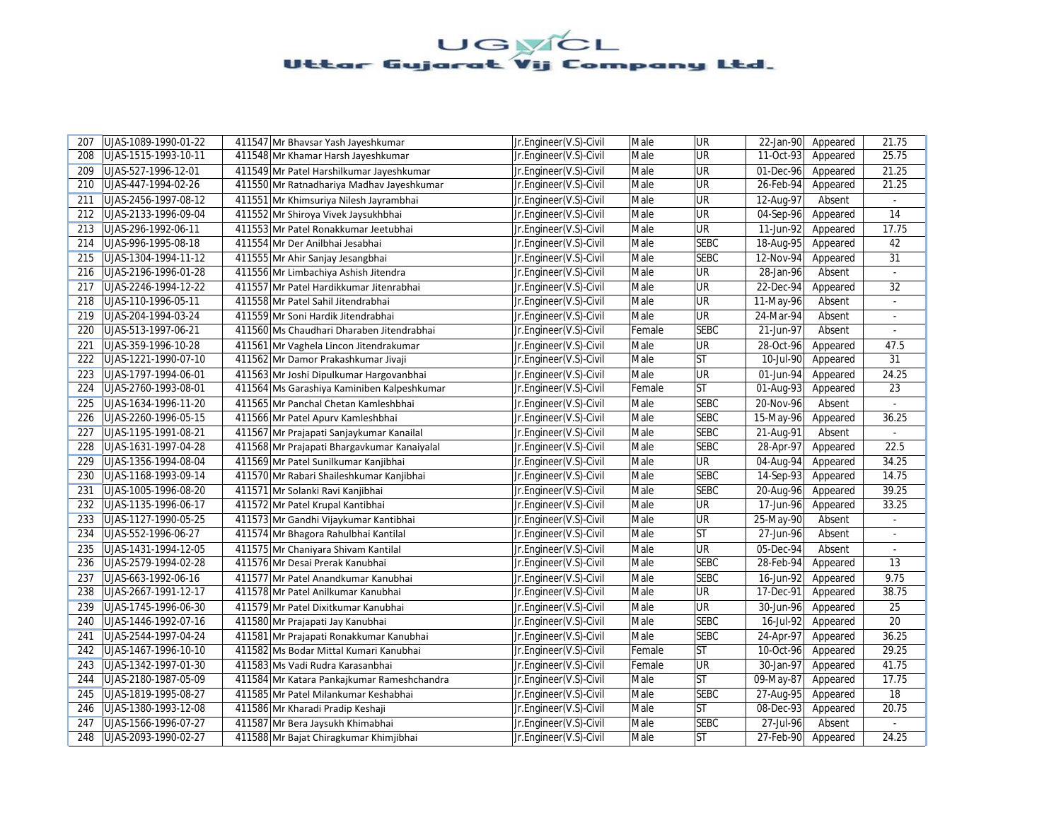# UGVCL
## Uttar Gujarat Vij Company Ltd.

| | | | | | | | | | |
|---|---|---|---|---|---|---|---|---|---|
| 207 | UJAS-1089-1990-01-22 | 411547 | Mr Bhavsar Yash Jayeshkumar | Jr.Engineer(V.S)-Civil | Male | UR | 22-Jan-90 | Appeared | 21.75 |
| 208 | UJAS-1515-1993-10-11 | 411548 | Mr Khamar Harsh Jayeshkumar | Jr.Engineer(V.S)-Civil | Male | UR | 11-Oct-93 | Appeared | 25.75 |
| 209 | UJAS-527-1996-12-01 | 411549 | Mr Patel Harshilkumar Jayeshkumar | Jr.Engineer(V.S)-Civil | Male | UR | 01-Dec-96 | Appeared | 21.25 |
| 210 | UJAS-447-1994-02-26 | 411550 | Mr Ratnadhariya Madhav Jayeshkumar | Jr.Engineer(V.S)-Civil | Male | UR | 26-Feb-94 | Appeared | 21.25 |
| 211 | UJAS-2456-1997-08-12 | 411551 | Mr Khimsuriya Nilesh Jayrambhai | Jr.Engineer(V.S)-Civil | Male | UR | 12-Aug-97 | Absent | - |
| 212 | UJAS-2133-1996-09-04 | 411552 | Mr Shiroya Vivek Jaysukhbhai | Jr.Engineer(V.S)-Civil | Male | UR | 04-Sep-96 | Appeared | 14 |
| 213 | UJAS-296-1992-06-11 | 411553 | Mr Patel Ronakkumar Jeetubhai | Jr.Engineer(V.S)-Civil | Male | UR | 11-Jun-92 | Appeared | 17.75 |
| 214 | UJAS-996-1995-08-18 | 411554 | Mr Der Anilbhai Jesabhai | Jr.Engineer(V.S)-Civil | Male | SEBC | 18-Aug-95 | Appeared | 42 |
| 215 | UJAS-1304-1994-11-12 | 411555 | Mr Ahir Sanjay Jesangbhai | Jr.Engineer(V.S)-Civil | Male | SEBC | 12-Nov-94 | Appeared | 31 |
| 216 | UJAS-2196-1996-01-28 | 411556 | Mr Limbachiya Ashish Jitendra | Jr.Engineer(V.S)-Civil | Male | UR | 28-Jan-96 | Absent | - |
| 217 | UJAS-2246-1994-12-22 | 411557 | Mr Patel Hardikkumar Jitenrabhai | Jr.Engineer(V.S)-Civil | Male | UR | 22-Dec-94 | Appeared | 32 |
| 218 | UJAS-110-1996-05-11 | 411558 | Mr Patel Sahil Jitendrabhai | Jr.Engineer(V.S)-Civil | Male | UR | 11-May-96 | Absent | - |
| 219 | UJAS-204-1994-03-24 | 411559 | Mr Soni Hardik Jitendrabhai | Jr.Engineer(V.S)-Civil | Male | UR | 24-Mar-94 | Absent | - |
| 220 | UJAS-513-1997-06-21 | 411560 | Ms Chaudhari Dharaben Jitendrabhai | Jr.Engineer(V.S)-Civil | Female | SEBC | 21-Jun-97 | Absent | - |
| 221 | UJAS-359-1996-10-28 | 411561 | Mr Vaghela Lincon Jitendrakumar | Jr.Engineer(V.S)-Civil | Male | UR | 28-Oct-96 | Appeared | 47.5 |
| 222 | UJAS-1221-1990-07-10 | 411562 | Mr Damor Prakashkumar Jivaji | Jr.Engineer(V.S)-Civil | Male | ST | 10-Jul-90 | Appeared | 31 |
| 223 | UJAS-1797-1994-06-01 | 411563 | Mr Joshi Dipulkumar Hargovanbhai | Jr.Engineer(V.S)-Civil | Male | UR | 01-Jun-94 | Appeared | 24.25 |
| 224 | UJAS-2760-1993-08-01 | 411564 | Ms Garashiya Kaminiben Kalpeshkumar | Jr.Engineer(V.S)-Civil | Female | ST | 01-Aug-93 | Appeared | 23 |
| 225 | UJAS-1634-1996-11-20 | 411565 | Mr Panchal Chetan Kamleshbhai | Jr.Engineer(V.S)-Civil | Male | SEBC | 20-Nov-96 | Absent | - |
| 226 | UJAS-2260-1996-05-15 | 411566 | Mr Patel Apurv Kamleshbhai | Jr.Engineer(V.S)-Civil | Male | SEBC | 15-May-96 | Appeared | 36.25 |
| 227 | UJAS-1195-1991-08-21 | 411567 | Mr Prajapati Sanjaykumar Kanailal | Jr.Engineer(V.S)-Civil | Male | SEBC | 21-Aug-91 | Absent | - |
| 228 | UJAS-1631-1997-04-28 | 411568 | Mr Prajapati Bhargavkumar Kanaiyalal | Jr.Engineer(V.S)-Civil | Male | SEBC | 28-Apr-97 | Appeared | 22.5 |
| 229 | UJAS-1356-1994-08-04 | 411569 | Mr Patel Sunilkumar Kanjibhai | Jr.Engineer(V.S)-Civil | Male | UR | 04-Aug-94 | Appeared | 34.25 |
| 230 | UJAS-1168-1993-09-14 | 411570 | Mr Rabari Shaileshkumar Kanjibhai | Jr.Engineer(V.S)-Civil | Male | SEBC | 14-Sep-93 | Appeared | 14.75 |
| 231 | UJAS-1005-1996-08-20 | 411571 | Mr Solanki Ravi Kanjibhai | Jr.Engineer(V.S)-Civil | Male | SEBC | 20-Aug-96 | Appeared | 39.25 |
| 232 | UJAS-1135-1996-06-17 | 411572 | Mr Patel Krupal Kantibhai | Jr.Engineer(V.S)-Civil | Male | UR | 17-Jun-96 | Appeared | 33.25 |
| 233 | UJAS-1127-1990-05-25 | 411573 | Mr Gandhi Vijaykumar Kantibhai | Jr.Engineer(V.S)-Civil | Male | UR | 25-May-90 | Absent | - |
| 234 | UJAS-552-1996-06-27 | 411574 | Mr Bhagora Rahulbhai Kantilal | Jr.Engineer(V.S)-Civil | Male | ST | 27-Jun-96 | Absent | - |
| 235 | UJAS-1431-1994-12-05 | 411575 | Mr Chaniyara Shivam Kantilal | Jr.Engineer(V.S)-Civil | Male | UR | 05-Dec-94 | Absent | - |
| 236 | UJAS-2579-1994-02-28 | 411576 | Mr Desai Prerak Kanubhai | Jr.Engineer(V.S)-Civil | Male | SEBC | 28-Feb-94 | Appeared | 13 |
| 237 | UJAS-663-1992-06-16 | 411577 | Mr Patel Anandkumar Kanubhai | Jr.Engineer(V.S)-Civil | Male | SEBC | 16-Jun-92 | Appeared | 9.75 |
| 238 | UJAS-2667-1991-12-17 | 411578 | Mr Patel Anilkumar Kanubhai | Jr.Engineer(V.S)-Civil | Male | UR | 17-Dec-91 | Appeared | 38.75 |
| 239 | UJAS-1745-1996-06-30 | 411579 | Mr Patel Dixitkumar Kanubhai | Jr.Engineer(V.S)-Civil | Male | UR | 30-Jun-96 | Appeared | 25 |
| 240 | UJAS-1446-1992-07-16 | 411580 | Mr Prajapati Jay Kanubhai | Jr.Engineer(V.S)-Civil | Male | SEBC | 16-Jul-92 | Appeared | 20 |
| 241 | UJAS-2544-1997-04-24 | 411581 | Mr Prajapati Ronakkumar Kanubhai | Jr.Engineer(V.S)-Civil | Male | SEBC | 24-Apr-97 | Appeared | 36.25 |
| 242 | UJAS-1467-1996-10-10 | 411582 | Ms Bodar Mittal Kumari Kanubhai | Jr.Engineer(V.S)-Civil | Female | ST | 10-Oct-96 | Appeared | 29.25 |
| 243 | UJAS-1342-1997-01-30 | 411583 | Ms Vadi Rudra Karasanbhai | Jr.Engineer(V.S)-Civil | Female | UR | 30-Jan-97 | Appeared | 41.75 |
| 244 | UJAS-2180-1987-05-09 | 411584 | Mr Katara Pankajkumar Rameshchandra | Jr.Engineer(V.S)-Civil | Male | ST | 09-May-87 | Appeared | 17.75 |
| 245 | UJAS-1819-1995-08-27 | 411585 | Mr Patel Milankumar Keshabhai | Jr.Engineer(V.S)-Civil | Male | SEBC | 27-Aug-95 | Appeared | 18 |
| 246 | UJAS-1380-1993-12-08 | 411586 | Mr Kharadi Pradip Keshaji | Jr.Engineer(V.S)-Civil | Male | ST | 08-Dec-93 | Appeared | 20.75 |
| 247 | UJAS-1566-1996-07-27 | 411587 | Mr Bera Jaysukh Khimabhai | Jr.Engineer(V.S)-Civil | Male | SEBC | 27-Jul-96 | Absent | - |
| 248 | UJAS-2093-1990-02-27 | 411588 | Mr Bajat Chiragkumar Khimjibhai | Jr.Engineer(V.S)-Civil | Male | ST | 27-Feb-90 | Appeared | 24.25 |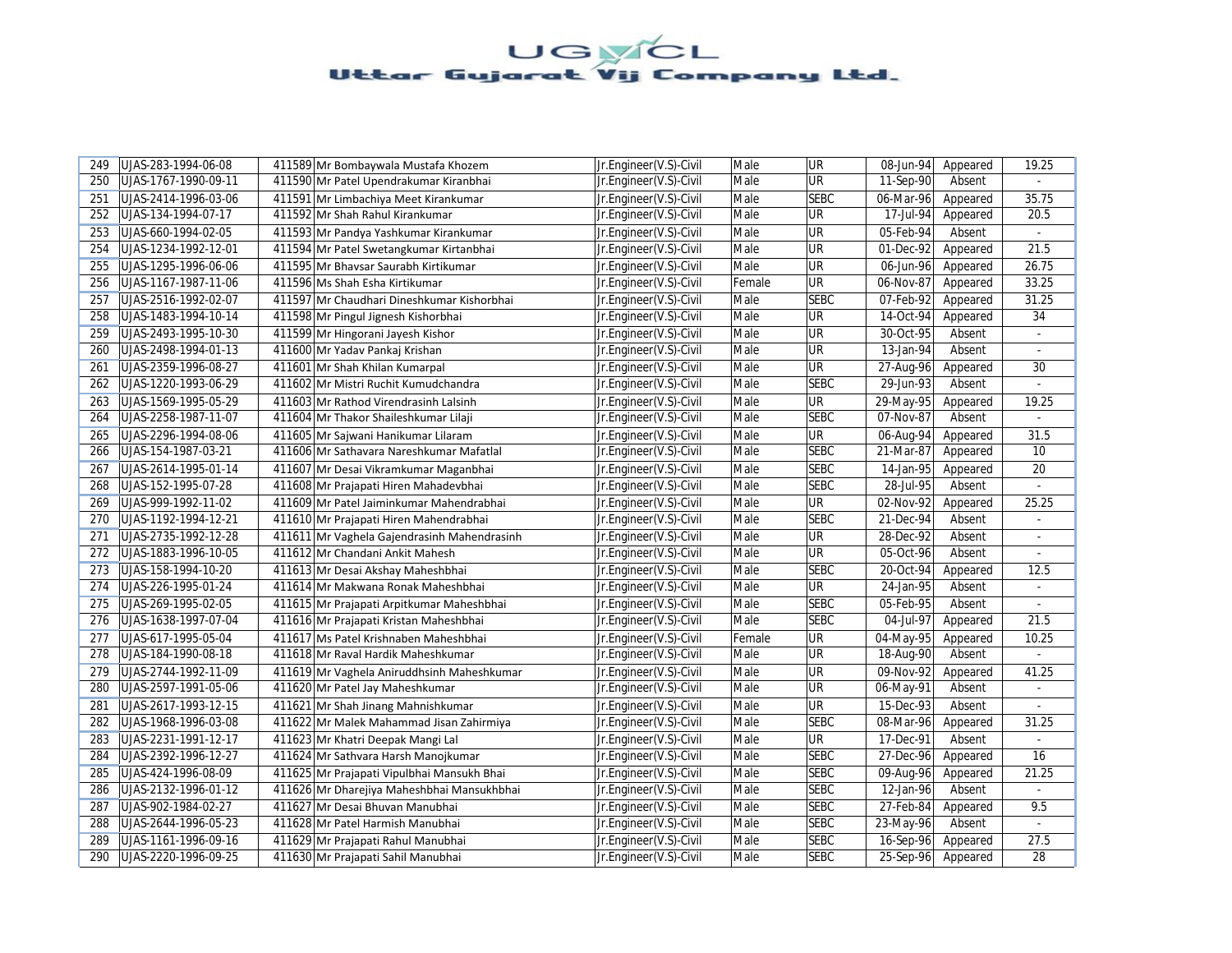# Uttar Gujarat Vij Company Ltd.

| 249 | UJAS-283-1994-06-08 | 411589 | Mr Bombaywala Mustafa Khozem | Jr.Engineer(V.S)-Civil | Male | UR | 08-Jun-94 | Appeared | 19.25 |
|---|---|---|---|---|---|---|---|---|---|
| 250 | UJAS-1767-1990-09-11 | 411590 | Mr Patel Upendrakumar Kiranbhai | Jr.Engineer(V.S)-Civil | Male | UR | 11-Sep-90 | Absent | - |
| 251 | UJAS-2414-1996-03-06 | 411591 | Mr Limbachiya Meet Kirankumar | Jr.Engineer(V.S)-Civil | Male | SEBC | 06-Mar-96 | Appeared | 35.75 |
| 252 | UJAS-134-1994-07-17 | 411592 | Mr Shah Rahul Kirankumar | Jr.Engineer(V.S)-Civil | Male | UR | 17-Jul-94 | Appeared | 20.5 |
| 253 | UJAS-660-1994-02-05 | 411593 | Mr Pandya Yashkumar Kirankumar | Jr.Engineer(V.S)-Civil | Male | UR | 05-Feb-94 | Absent | - |
| 254 | UJAS-1234-1992-12-01 | 411594 | Mr Patel Swetangkumar Kirtanbhai | Jr.Engineer(V.S)-Civil | Male | UR | 01-Dec-92 | Appeared | 21.5 |
| 255 | UJAS-1295-1996-06-06 | 411595 | Mr Bhavsar Saurabh Kirtikumar | Jr.Engineer(V.S)-Civil | Male | UR | 06-Jun-96 | Appeared | 26.75 |
| 256 | UJAS-1167-1987-11-06 | 411596 | Ms Shah Esha Kirtikumar | Jr.Engineer(V.S)-Civil | Female | UR | 06-Nov-87 | Appeared | 33.25 |
| 257 | UJAS-2516-1992-02-07 | 411597 | Mr Chaudhari Dineshkumar Kishorbhai | Jr.Engineer(V.S)-Civil | Male | SEBC | 07-Feb-92 | Appeared | 31.25 |
| 258 | UJAS-1483-1994-10-14 | 411598 | Mr Pingul Jignesh Kishorbhai | Jr.Engineer(V.S)-Civil | Male | UR | 14-Oct-94 | Appeared | 34 |
| 259 | UJAS-2493-1995-10-30 | 411599 | Mr Hingorani Jayesh Kishor | Jr.Engineer(V.S)-Civil | Male | UR | 30-Oct-95 | Absent | - |
| 260 | UJAS-2498-1994-01-13 | 411600 | Mr Yadav Pankaj Krishan | Jr.Engineer(V.S)-Civil | Male | UR | 13-Jan-94 | Absent | - |
| 261 | UJAS-2359-1996-08-27 | 411601 | Mr Shah Khilan Kumarpal | Jr.Engineer(V.S)-Civil | Male | UR | 27-Aug-96 | Appeared | 30 |
| 262 | UJAS-1220-1993-06-29 | 411602 | Mr Mistri Ruchit Kumudchandra | Jr.Engineer(V.S)-Civil | Male | SEBC | 29-Jun-93 | Absent | - |
| 263 | UJAS-1569-1995-05-29 | 411603 | Mr Rathod Virendrasinh Lalsinh | Jr.Engineer(V.S)-Civil | Male | UR | 29-May-95 | Appeared | 19.25 |
| 264 | UJAS-2258-1987-11-07 | 411604 | Mr Thakor Shaileshkumar Lilaji | Jr.Engineer(V.S)-Civil | Male | SEBC | 07-Nov-87 | Absent | - |
| 265 | UJAS-2296-1994-08-06 | 411605 | Mr Sajwani Hanikumar Lilaram | Jr.Engineer(V.S)-Civil | Male | UR | 06-Aug-94 | Appeared | 31.5 |
| 266 | UJAS-154-1987-03-21 | 411606 | Mr Sathavara Nareshkumar Mafatlal | Jr.Engineer(V.S)-Civil | Male | SEBC | 21-Mar-87 | Appeared | 10 |
| 267 | UJAS-2614-1995-01-14 | 411607 | Mr Desai Vikramkumar Maganbhai | Jr.Engineer(V.S)-Civil | Male | SEBC | 14-Jan-95 | Appeared | 20 |
| 268 | UJAS-152-1995-07-28 | 411608 | Mr Prajapati Hiren Mahadevbhai | Jr.Engineer(V.S)-Civil | Male | SEBC | 28-Jul-95 | Absent | - |
| 269 | UJAS-999-1992-11-02 | 411609 | Mr Patel Jaiminkumar Mahendrabhai | Jr.Engineer(V.S)-Civil | Male | UR | 02-Nov-92 | Appeared | 25.25 |
| 270 | UJAS-1192-1994-12-21 | 411610 | Mr Prajapati Hiren Mahendrabhai | Jr.Engineer(V.S)-Civil | Male | SEBC | 21-Dec-94 | Absent | - |
| 271 | UJAS-2735-1992-12-28 | 411611 | Mr Vaghela Gajendrasinh Mahendrasinh | Jr.Engineer(V.S)-Civil | Male | UR | 28-Dec-92 | Absent | - |
| 272 | UJAS-1883-1996-10-05 | 411612 | Mr Chandani Ankit Mahesh | Jr.Engineer(V.S)-Civil | Male | UR | 05-Oct-96 | Absent | - |
| 273 | UJAS-158-1994-10-20 | 411613 | Mr Desai Akshay Maheshbhai | Jr.Engineer(V.S)-Civil | Male | SEBC | 20-Oct-94 | Appeared | 12.5 |
| 274 | UJAS-226-1995-01-24 | 411614 | Mr Makwana Ronak Maheshbhai | Jr.Engineer(V.S)-Civil | Male | UR | 24-Jan-95 | Absent | - |
| 275 | UJAS-269-1995-02-05 | 411615 | Mr Prajapati Arpitkumar Maheshbhai | Jr.Engineer(V.S)-Civil | Male | SEBC | 05-Feb-95 | Absent | - |
| 276 | UJAS-1638-1997-07-04 | 411616 | Mr Prajapati Kristan Maheshbhai | Jr.Engineer(V.S)-Civil | Male | SEBC | 04-Jul-97 | Appeared | 21.5 |
| 277 | UJAS-617-1995-05-04 | 411617 | Ms Patel Krishnaben Maheshbhai | Jr.Engineer(V.S)-Civil | Female | UR | 04-May-95 | Appeared | 10.25 |
| 278 | UJAS-184-1990-08-18 | 411618 | Mr Raval Hardik Maheshkumar | Jr.Engineer(V.S)-Civil | Male | UR | 18-Aug-90 | Absent | - |
| 279 | UJAS-2744-1992-11-09 | 411619 | Mr Vaghela Aniruddhsinh Maheshkumar | Jr.Engineer(V.S)-Civil | Male | UR | 09-Nov-92 | Appeared | 41.25 |
| 280 | UJAS-2597-1991-05-06 | 411620 | Mr Patel Jay Maheshkumar | Jr.Engineer(V.S)-Civil | Male | UR | 06-May-91 | Absent | - |
| 281 | UJAS-2617-1993-12-15 | 411621 | Mr Shah Jinang Mahnishkumar | Jr.Engineer(V.S)-Civil | Male | UR | 15-Dec-93 | Absent | - |
| 282 | UJAS-1968-1996-03-08 | 411622 | Mr Malek Mahammad Jisan Zahirmiya | Jr.Engineer(V.S)-Civil | Male | SEBC | 08-Mar-96 | Appeared | 31.25 |
| 283 | UJAS-2231-1991-12-17 | 411623 | Mr Khatri Deepak Mangi Lal | Jr.Engineer(V.S)-Civil | Male | UR | 17-Dec-91 | Absent | - |
| 284 | UJAS-2392-1996-12-27 | 411624 | Mr Sathvara Harsh Manojkumar | Jr.Engineer(V.S)-Civil | Male | SEBC | 27-Dec-96 | Appeared | 16 |
| 285 | UJAS-424-1996-08-09 | 411625 | Mr Prajapati Vipulbhai Mansukh Bhai | Jr.Engineer(V.S)-Civil | Male | SEBC | 09-Aug-96 | Appeared | 21.25 |
| 286 | UJAS-2132-1996-01-12 | 411626 | Mr Dharejiya Maheshbhai Mansukhbhai | Jr.Engineer(V.S)-Civil | Male | SEBC | 12-Jan-96 | Absent | - |
| 287 | UJAS-902-1984-02-27 | 411627 | Mr Desai Bhuvan Manubhai | Jr.Engineer(V.S)-Civil | Male | SEBC | 27-Feb-84 | Appeared | 9.5 |
| 288 | UJAS-2644-1996-05-23 | 411628 | Mr Patel Harmish Manubhai | Jr.Engineer(V.S)-Civil | Male | SEBC | 23-May-96 | Absent | - |
| 289 | UJAS-1161-1996-09-16 | 411629 | Mr Prajapati Rahul Manubhai | Jr.Engineer(V.S)-Civil | Male | SEBC | 16-Sep-96 | Appeared | 27.5 |
| 290 | UJAS-2220-1996-09-25 | 411630 | Mr Prajapati Sahil Manubhai | Jr.Engineer(V.S)-Civil | Male | SEBC | 25-Sep-96 | Appeared | 28 |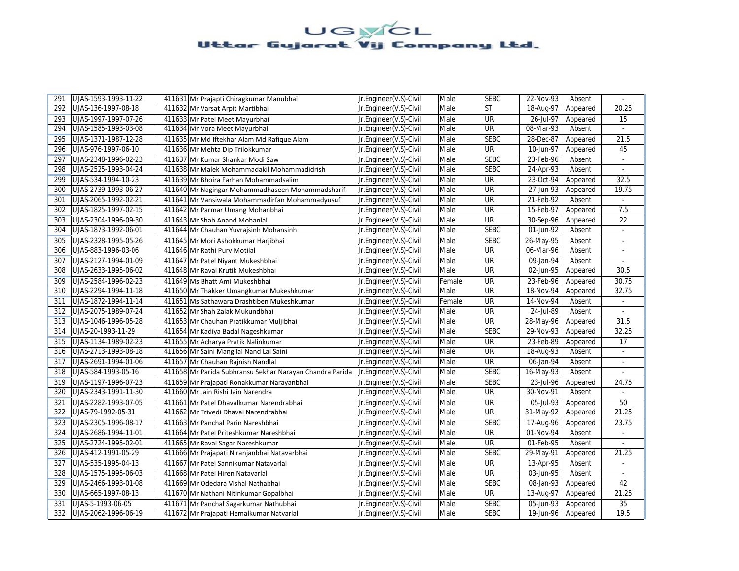| | | | | | | | | | |
|---|---|---|---|---|---|---|---|---|---|
| 291 | UJAS-1593-1993-11-22 | 411631 | Mr Prajapti Chiragkumar Manubhai | Jr.Engineer(V.S)-Civil | Male | SEBC | 22-Nov-93 | Absent | - |
| 292 | UJAS-136-1997-08-18 | 411632 | Mr Varsat Arpit Martibhai | Jr.Engineer(V.S)-Civil | Male | ST | 18-Aug-97 | Appeared | 20.25 |
| 293 | UJAS-1997-1997-07-26 | 411633 | Mr Patel Meet Mayurbhai | Jr.Engineer(V.S)-Civil | Male | UR | 26-Jul-97 | Appeared | 15 |
| 294 | UJAS-1585-1993-03-08 | 411634 | Mr Vora Meet Mayurbhai | Jr.Engineer(V.S)-Civil | Male | UR | 08-Mar-93 | Absent | - |
| 295 | UJAS-1371-1987-12-28 | 411635 | Mr Md Iftekhar Alam Md Rafique Alam | Jr.Engineer(V.S)-Civil | Male | SEBC | 28-Dec-87 | Appeared | 21.5 |
| 296 | UJAS-976-1997-06-10 | 411636 | Mr Mehta Dip Trilokkumar | Jr.Engineer(V.S)-Civil | Male | UR | 10-Jun-97 | Appeared | 45 |
| 297 | UJAS-2348-1996-02-23 | 411637 | Mr Kumar Shankar Modi Saw | Jr.Engineer(V.S)-Civil | Male | SEBC | 23-Feb-96 | Absent | - |
| 298 | UJAS-2525-1993-04-24 | 411638 | Mr Malek Mohammadakil Mohammadidrish | Jr.Engineer(V.S)-Civil | Male | SEBC | 24-Apr-93 | Absent | - |
| 299 | UJAS-534-1994-10-23 | 411639 | Mr Bhoira Farhan Mohammadsalim | Jr.Engineer(V.S)-Civil | Male | UR | 23-Oct-94 | Appeared | 32.5 |
| 300 | UJAS-2739-1993-06-27 | 411640 | Mr Nagingar Mohammadhaseen Mohammadsharif | Jr.Engineer(V.S)-Civil | Male | UR | 27-Jun-93 | Appeared | 19.75 |
| 301 | UJAS-2065-1992-02-21 | 411641 | Mr Vansiwala Mohammadirfan Mohammadyusuf | Jr.Engineer(V.S)-Civil | Male | UR | 21-Feb-92 | Absent | - |
| 302 | UJAS-1825-1997-02-15 | 411642 | Mr Parmar Umang Mohanbhai | Jr.Engineer(V.S)-Civil | Male | UR | 15-Feb-97 | Appeared | 7.5 |
| 303 | UJAS-2304-1996-09-30 | 411643 | Mr Shah Anand Mohanlal | Jr.Engineer(V.S)-Civil | Male | UR | 30-Sep-96 | Appeared | 22 |
| 304 | UJAS-1873-1992-06-01 | 411644 | Mr Chauhan Yuvrajsinh Mohansinh | Jr.Engineer(V.S)-Civil | Male | SEBC | 01-Jun-92 | Absent | - |
| 305 | UJAS-2328-1995-05-26 | 411645 | Mr Mori Ashokkumar Harjibhai | Jr.Engineer(V.S)-Civil | Male | SEBC | 26-May-95 | Absent | - |
| 306 | UJAS-883-1996-03-06 | 411646 | Mr Rathi Purv Motilal | Jr.Engineer(V.S)-Civil | Male | UR | 06-Mar-96 | Absent | - |
| 307 | UJAS-2127-1994-01-09 | 411647 | Mr Patel Niyant Mukeshbhai | Jr.Engineer(V.S)-Civil | Male | UR | 09-Jan-94 | Absent | - |
| 308 | UJAS-2633-1995-06-02 | 411648 | Mr Raval Krutik Mukeshbhai | Jr.Engineer(V.S)-Civil | Male | UR | 02-Jun-95 | Appeared | 30.5 |
| 309 | UJAS-2584-1996-02-23 | 411649 | Ms Bhatt Ami Mukeshbhai | Jr.Engineer(V.S)-Civil | Female | UR | 23-Feb-96 | Appeared | 30.75 |
| 310 | UJAS-2294-1994-11-18 | 411650 | Mr Thakker Umangkumar Mukeshkumar | Jr.Engineer(V.S)-Civil | Male | UR | 18-Nov-94 | Appeared | 32.75 |
| 311 | UJAS-1872-1994-11-14 | 411651 | Ms Sathawara Drashtiben Mukeshkumar | Jr.Engineer(V.S)-Civil | Female | UR | 14-Nov-94 | Absent | - |
| 312 | UJAS-2075-1989-07-24 | 411652 | Mr Shah Zalak Mukundbhai | Jr.Engineer(V.S)-Civil | Male | UR | 24-Jul-89 | Absent | - |
| 313 | UJAS-1046-1996-05-28 | 411653 | Mr Chauhan Pratikkumar Muljibhai | Jr.Engineer(V.S)-Civil | Male | UR | 28-May-96 | Appeared | 31.5 |
| 314 | UJAS-20-1993-11-29 | 411654 | Mr Kadiya Badal Nageshkumar | Jr.Engineer(V.S)-Civil | Male | SEBC | 29-Nov-93 | Appeared | 32.25 |
| 315 | UJAS-1134-1989-02-23 | 411655 | Mr Acharya Pratik Nalinkumar | Jr.Engineer(V.S)-Civil | Male | UR | 23-Feb-89 | Appeared | 17 |
| 316 | UJAS-2713-1993-08-18 | 411656 | Mr Saini Mangilal Nand Lal Saini | Jr.Engineer(V.S)-Civil | Male | UR | 18-Aug-93 | Absent | - |
| 317 | UJAS-2691-1994-01-06 | 411657 | Mr Chauhan Rajnish Nandlal | Jr.Engineer(V.S)-Civil | Male | UR | 06-Jan-94 | Absent | - |
| 318 | UJAS-584-1993-05-16 | 411658 | Mr Parida Subhransu Sekhar Narayan Chandra Parida | Jr.Engineer(V.S)-Civil | Male | SEBC | 16-May-93 | Absent | - |
| 319 | UJAS-1197-1996-07-23 | 411659 | Mr Prajapati Ronakkumar Narayanbhai | Jr.Engineer(V.S)-Civil | Male | SEBC | 23-Jul-96 | Appeared | 24.75 |
| 320 | UJAS-2343-1991-11-30 | 411660 | Mr Jain Rishi Jain Narendra | Jr.Engineer(V.S)-Civil | Male | UR | 30-Nov-91 | Absent | - |
| 321 | UJAS-2282-1993-07-05 | 411661 | Mr Patel Dhavalkumar Narendrabhai | Jr.Engineer(V.S)-Civil | Male | UR | 05-Jul-93 | Appeared | 50 |
| 322 | UJAS-79-1992-05-31 | 411662 | Mr Trivedi Dhaval Narendrabhai | Jr.Engineer(V.S)-Civil | Male | UR | 31-May-92 | Appeared | 21.25 |
| 323 | UJAS-2305-1996-08-17 | 411663 | Mr Panchal Parin Nareshbhai | Jr.Engineer(V.S)-Civil | Male | SEBC | 17-Aug-96 | Appeared | 23.75 |
| 324 | UJAS-2686-1994-11-01 | 411664 | Mr Patel Priteshkumar Nareshbhai | Jr.Engineer(V.S)-Civil | Male | UR | 01-Nov-94 | Absent | - |
| 325 | UJAS-2724-1995-02-01 | 411665 | Mr Raval Sagar Nareshkumar | Jr.Engineer(V.S)-Civil | Male | UR | 01-Feb-95 | Absent | - |
| 326 | UJAS-412-1991-05-29 | 411666 | Mr Prajapati Niranjanbhai Natavarbhai | Jr.Engineer(V.S)-Civil | Male | SEBC | 29-May-91 | Appeared | 21.25 |
| 327 | UJAS-535-1995-04-13 | 411667 | Mr Patel Sannikumar Natavarlal | Jr.Engineer(V.S)-Civil | Male | UR | 13-Apr-95 | Absent | - |
| 328 | UJAS-1575-1995-06-03 | 411668 | Mr Patel Hiren Natavarlal | Jr.Engineer(V.S)-Civil | Male | UR | 03-Jun-95 | Absent | - |
| 329 | UJAS-2466-1993-01-08 | 411669 | Mr Odedara Vishal Nathabhai | Jr.Engineer(V.S)-Civil | Male | SEBC | 08-Jan-93 | Appeared | 42 |
| 330 | UJAS-665-1997-08-13 | 411670 | Mr Nathani Nitinkumar Gopalbhai | Jr.Engineer(V.S)-Civil | Male | UR | 13-Aug-97 | Appeared | 21.25 |
| 331 | UJAS-5-1993-06-05 | 411671 | Mr Panchal Sagarkumar Nathubhai | Jr.Engineer(V.S)-Civil | Male | SEBC | 05-Jun-93 | Appeared | 35 |
| 332 | UJAS-2062-1996-06-19 | 411672 | Mr Prajapati Hemalkumar Natvarlal | Jr.Engineer(V.S)-Civil | Male | SEBC | 19-Jun-96 | Appeared | 19.5 |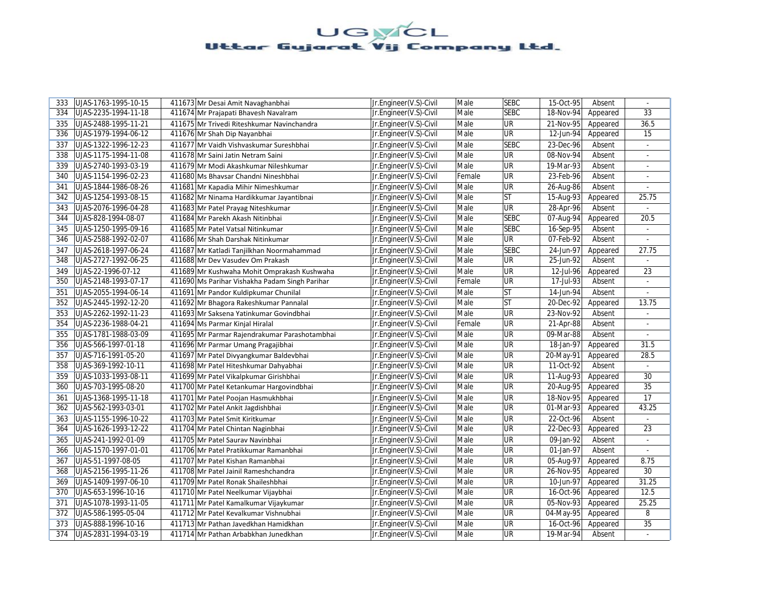# UGVCL
## Uttar Gujarat Vij Company Ltd.

| | | | | | | | | | |
|---|---|---|---|---|---|---|---|---|---|
| 333 | UJAS-1763-1995-10-15 | 411673 | Mr Desai Amit Navaghanbhai | Jr.Engineer(V.S)-Civil | Male | SEBC | 15-Oct-95 | Absent | - |
| 334 | UJAS-2235-1994-11-18 | 411674 | Mr Prajapati Bhavesh Navalram | Jr.Engineer(V.S)-Civil | Male | SEBC | 18-Nov-94 | Appeared | 33 |
| 335 | UJAS-2488-1995-11-21 | 411675 | Mr Trivedi Riteshkumar Navinchandra | Jr.Engineer(V.S)-Civil | Male | UR | 21-Nov-95 | Appeared | 36.5 |
| 336 | UJAS-1979-1994-06-12 | 411676 | Mr Shah Dip Nayanbhai | Jr.Engineer(V.S)-Civil | Male | UR | 12-Jun-94 | Appeared | 15 |
| 337 | UJAS-1322-1996-12-23 | 411677 | Mr Vaidh Vishvaskumar Sureshbhai | Jr.Engineer(V.S)-Civil | Male | SEBC | 23-Dec-96 | Absent | - |
| 338 | UJAS-1175-1994-11-08 | 411678 | Mr Saini Jatin Netram Saini | Jr.Engineer(V.S)-Civil | Male | UR | 08-Nov-94 | Absent | - |
| 339 | UJAS-2740-1993-03-19 | 411679 | Mr Modi Akashkumar Nileshkumar | Jr.Engineer(V.S)-Civil | Male | UR | 19-Mar-93 | Absent | - |
| 340 | UJAS-1154-1996-02-23 | 411680 | Ms Bhavsar Chandni Nineshbhai | Jr.Engineer(V.S)-Civil | Female | UR | 23-Feb-96 | Absent | - |
| 341 | UJAS-1844-1986-08-26 | 411681 | Mr Kapadia Mihir Nimeshkumar | Jr.Engineer(V.S)-Civil | Male | UR | 26-Aug-86 | Absent | - |
| 342 | UJAS-1254-1993-08-15 | 411682 | Mr Ninama Hardikkumar Jayantibnai | Jr.Engineer(V.S)-Civil | Male | ST | 15-Aug-93 | Appeared | 25.75 |
| 343 | UJAS-2076-1996-04-28 | 411683 | Mr Patel Prayag Niteshkumar | Jr.Engineer(V.S)-Civil | Male | UR | 28-Apr-96 | Absent | - |
| 344 | UJAS-828-1994-08-07 | 411684 | Mr Parekh Akash Nitinbhai | Jr.Engineer(V.S)-Civil | Male | SEBC | 07-Aug-94 | Appeared | 20.5 |
| 345 | UJAS-1250-1995-09-16 | 411685 | Mr Patel Vatsal Nitinkumar | Jr.Engineer(V.S)-Civil | Male | SEBC | 16-Sep-95 | Absent | - |
| 346 | UJAS-2588-1992-02-07 | 411686 | Mr Shah Darshak Nitinkumar | Jr.Engineer(V.S)-Civil | Male | UR | 07-Feb-92 | Absent | - |
| 347 | UJAS-2618-1997-06-24 | 411687 | Mr Katladi Tanjilkhan Noormahammad | Jr.Engineer(V.S)-Civil | Male | SEBC | 24-Jun-97 | Appeared | 27.75 |
| 348 | UJAS-2727-1992-06-25 | 411688 | Mr Dev Vasudev Om Prakash | Jr.Engineer(V.S)-Civil | Male | UR | 25-Jun-92 | Absent | - |
| 349 | UJAS-22-1996-07-12 | 411689 | Mr Kushwaha Mohit Omprakash Kushwaha | Jr.Engineer(V.S)-Civil | Male | UR | 12-Jul-96 | Appeared | 23 |
| 350 | UJAS-2148-1993-07-17 | 411690 | Ms Parihar Vishakha Padam Singh Parihar | Jr.Engineer(V.S)-Civil | Female | UR | 17-Jul-93 | Absent | - |
| 351 | UJAS-2055-1994-06-14 | 411691 | Mr Pandor Kuldipkumar Chunilal | Jr.Engineer(V.S)-Civil | Male | ST | 14-Jun-94 | Absent | - |
| 352 | UJAS-2445-1992-12-20 | 411692 | Mr Bhagora Rakeshkumar Pannalal | Jr.Engineer(V.S)-Civil | Male | ST | 20-Dec-92 | Appeared | 13.75 |
| 353 | UJAS-2262-1992-11-23 | 411693 | Mr Saksena Yatinkumar Govindbhai | Jr.Engineer(V.S)-Civil | Male | UR | 23-Nov-92 | Absent | - |
| 354 | UJAS-2236-1988-04-21 | 411694 | Ms Parmar Kinjal Hiralal | Jr.Engineer(V.S)-Civil | Female | UR | 21-Apr-88 | Absent | - |
| 355 | UJAS-1781-1988-03-09 | 411695 | Mr Parmar Rajendrakumar Parashotambhai | Jr.Engineer(V.S)-Civil | Male | UR | 09-Mar-88 | Absent | - |
| 356 | UJAS-566-1997-01-18 | 411696 | Mr Parmar Umang Pragajibhai | Jr.Engineer(V.S)-Civil | Male | UR | 18-Jan-97 | Appeared | 31.5 |
| 357 | UJAS-716-1991-05-20 | 411697 | Mr Patel Divyangkumar Baldevbhai | Jr.Engineer(V.S)-Civil | Male | UR | 20-May-91 | Appeared | 28.5 |
| 358 | UJAS-369-1992-10-11 | 411698 | Mr Patel Hiteshkumar Dahyabhai | Jr.Engineer(V.S)-Civil | Male | UR | 11-Oct-92 | Absent | - |
| 359 | UJAS-1033-1993-08-11 | 411699 | Mr Patel Vikalpkumar Girishbhai | Jr.Engineer(V.S)-Civil | Male | UR | 11-Aug-93 | Appeared | 30 |
| 360 | UJAS-703-1995-08-20 | 411700 | Mr Patel Ketankumar Hargovindbhai | Jr.Engineer(V.S)-Civil | Male | UR | 20-Aug-95 | Appeared | 35 |
| 361 | UJAS-1368-1995-11-18 | 411701 | Mr Patel Poojan Hasmukhbhai | Jr.Engineer(V.S)-Civil | Male | UR | 18-Nov-95 | Appeared | 17 |
| 362 | UJAS-562-1993-03-01 | 411702 | Mr Patel Ankit Jagdishbhai | Jr.Engineer(V.S)-Civil | Male | UR | 01-Mar-93 | Appeared | 43.25 |
| 363 | UJAS-1155-1996-10-22 | 411703 | Mr Patel Smit Kiritkumar | Jr.Engineer(V.S)-Civil | Male | UR | 22-Oct-96 | Absent | - |
| 364 | UJAS-1626-1993-12-22 | 411704 | Mr Patel Chintan Naginbhai | Jr.Engineer(V.S)-Civil | Male | UR | 22-Dec-93 | Appeared | 23 |
| 365 | UJAS-241-1992-01-09 | 411705 | Mr Patel Saurav Navinbhai | Jr.Engineer(V.S)-Civil | Male | UR | 09-Jan-92 | Absent | - |
| 366 | UJAS-1570-1997-01-01 | 411706 | Mr Patel Pratikkumar Ramanbhai | Jr.Engineer(V.S)-Civil | Male | UR | 01-Jan-97 | Absent | - |
| 367 | UJAS-51-1997-08-05 | 411707 | Mr Patel Kishan Ramanbhai | Jr.Engineer(V.S)-Civil | Male | UR | 05-Aug-97 | Appeared | 8.75 |
| 368 | UJAS-2156-1995-11-26 | 411708 | Mr Patel Jainil Rameshchandra | Jr.Engineer(V.S)-Civil | Male | UR | 26-Nov-95 | Appeared | 30 |
| 369 | UJAS-1409-1997-06-10 | 411709 | Mr Patel Ronak Shaileshbhai | Jr.Engineer(V.S)-Civil | Male | UR | 10-Jun-97 | Appeared | 31.25 |
| 370 | UJAS-653-1996-10-16 | 411710 | Mr Patel Neelkumar Vijaybhai | Jr.Engineer(V.S)-Civil | Male | UR | 16-Oct-96 | Appeared | 12.5 |
| 371 | UJAS-1078-1993-11-05 | 411711 | Mr Patel Kamalkumar Vijaykumar | Jr.Engineer(V.S)-Civil | Male | UR | 05-Nov-93 | Appeared | 25.25 |
| 372 | UJAS-586-1995-05-04 | 411712 | Mr Patel Kevalkumar Vishnubhai | Jr.Engineer(V.S)-Civil | Male | UR | 04-May-95 | Appeared | 8 |
| 373 | UJAS-888-1996-10-16 | 411713 | Mr Pathan Javedkhan Hamidkhan | Jr.Engineer(V.S)-Civil | Male | UR | 16-Oct-96 | Appeared | 35 |
| 374 | UJAS-2831-1994-03-19 | 411714 | Mr Pathan Arbabkhan Junedkhan | Jr.Engineer(V.S)-Civil | Male | UR | 19-Mar-94 | Absent | - |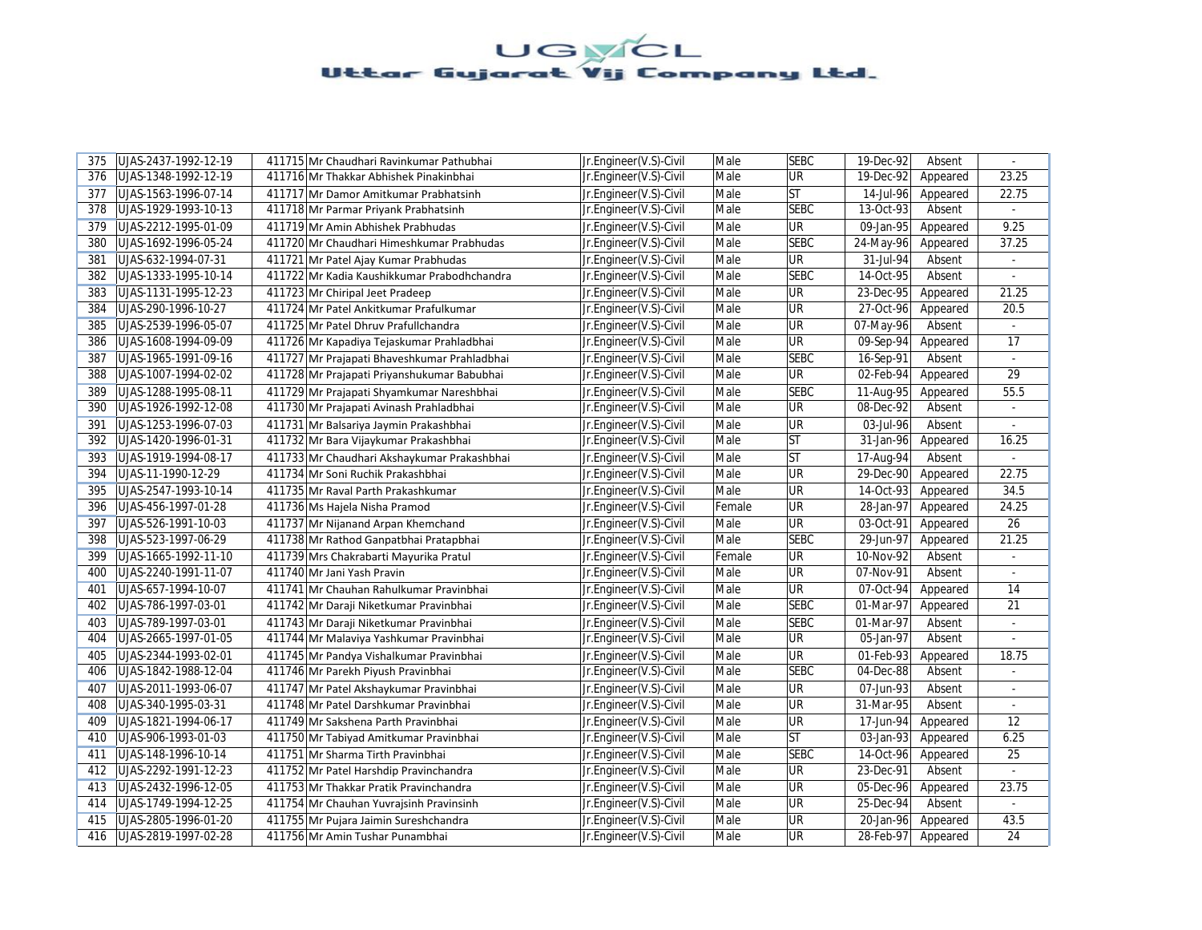# UGVCL
## Uttar Gujarat Vij Company Ltd.

| | | | | | | | | | |
|---|---|---|---|---|---|---|---|---|---|
| 375 | UJAS-2437-1992-12-19 | 411715 | Mr Chaudhari Ravinkumar Pathubhai | Jr.Engineer(V.S)-Civil | Male | SEBC | 19-Dec-92 | Absent | - |
| 376 | UJAS-1348-1992-12-19 | 411716 | Mr Thakkar Abhishek Pinakinbhai | Jr.Engineer(V.S)-Civil | Male | UR | 19-Dec-92 | Appeared | 23.25 |
| 377 | UJAS-1563-1996-07-14 | 411717 | Mr Damor Amitkumar Prabhatsinh | Jr.Engineer(V.S)-Civil | Male | ST | 14-Jul-96 | Appeared | 22.75 |
| 378 | UJAS-1929-1993-10-13 | 411718 | Mr Parmar Priyank Prabhatsinh | Jr.Engineer(V.S)-Civil | Male | SEBC | 13-Oct-93 | Absent | - |
| 379 | UJAS-2212-1995-01-09 | 411719 | Mr Amin Abhishek Prabhudas | Jr.Engineer(V.S)-Civil | Male | UR | 09-Jan-95 | Appeared | 9.25 |
| 380 | UJAS-1692-1996-05-24 | 411720 | Mr Chaudhari Himeshkumar Prabhudas | Jr.Engineer(V.S)-Civil | Male | SEBC | 24-May-96 | Appeared | 37.25 |
| 381 | UJAS-632-1994-07-31 | 411721 | Mr Patel Ajay Kumar Prabhudas | Jr.Engineer(V.S)-Civil | Male | UR | 31-Jul-94 | Absent | - |
| 382 | UJAS-1333-1995-10-14 | 411722 | Mr Kadia Kaushikkumar Prabodhchandra | Jr.Engineer(V.S)-Civil | Male | SEBC | 14-Oct-95 | Absent | - |
| 383 | UJAS-1131-1995-12-23 | 411723 | Mr Chiripal Jeet Pradeep | Jr.Engineer(V.S)-Civil | Male | UR | 23-Dec-95 | Appeared | 21.25 |
| 384 | UJAS-290-1996-10-27 | 411724 | Mr Patel Ankitkumar Prafulkumar | Jr.Engineer(V.S)-Civil | Male | UR | 27-Oct-96 | Appeared | 20.5 |
| 385 | UJAS-2539-1996-05-07 | 411725 | Mr Patel Dhruv Prafullchandra | Jr.Engineer(V.S)-Civil | Male | UR | 07-May-96 | Absent | - |
| 386 | UJAS-1608-1994-09-09 | 411726 | Mr Kapadiya Tejaskumar Prahladbhai | Jr.Engineer(V.S)-Civil | Male | UR | 09-Sep-94 | Appeared | 17 |
| 387 | UJAS-1965-1991-09-16 | 411727 | Mr Prajapati Bhaveshkumar Prahladbhai | Jr.Engineer(V.S)-Civil | Male | SEBC | 16-Sep-91 | Absent | - |
| 388 | UJAS-1007-1994-02-02 | 411728 | Mr Prajapati Priyanshukumar Babubhai | Jr.Engineer(V.S)-Civil | Male | UR | 02-Feb-94 | Appeared | 29 |
| 389 | UJAS-1288-1995-08-11 | 411729 | Mr Prajapati Shyamkumar Nareshbhai | Jr.Engineer(V.S)-Civil | Male | SEBC | 11-Aug-95 | Appeared | 55.5 |
| 390 | UJAS-1926-1992-12-08 | 411730 | Mr Prajapati Avinash Prahladbhai | Jr.Engineer(V.S)-Civil | Male | UR | 08-Dec-92 | Absent | - |
| 391 | UJAS-1253-1996-07-03 | 411731 | Mr Balsariya Jaymin Prakashbhai | Jr.Engineer(V.S)-Civil | Male | UR | 03-Jul-96 | Absent | - |
| 392 | UJAS-1420-1996-01-31 | 411732 | Mr Bara Vijaykumar Prakashbhai | Jr.Engineer(V.S)-Civil | Male | ST | 31-Jan-96 | Appeared | 16.25 |
| 393 | UJAS-1919-1994-08-17 | 411733 | Mr Chaudhari Akshaykumar Prakashbhai | Jr.Engineer(V.S)-Civil | Male | ST | 17-Aug-94 | Absent | - |
| 394 | UJAS-11-1990-12-29 | 411734 | Mr Soni Ruchik Prakashbhai | Jr.Engineer(V.S)-Civil | Male | UR | 29-Dec-90 | Appeared | 22.75 |
| 395 | UJAS-2547-1993-10-14 | 411735 | Mr Raval Parth Prakashkumar | Jr.Engineer(V.S)-Civil | Male | UR | 14-Oct-93 | Appeared | 34.5 |
| 396 | UJAS-456-1997-01-28 | 411736 | Ms Hajela Nisha Pramod | Jr.Engineer(V.S)-Civil | Female | UR | 28-Jan-97 | Appeared | 24.25 |
| 397 | UJAS-526-1991-10-03 | 411737 | Mr Nijanand Arpan Khemchand | Jr.Engineer(V.S)-Civil | Male | UR | 03-Oct-91 | Appeared | 26 |
| 398 | UJAS-523-1997-06-29 | 411738 | Mr Rathod Ganpatbhai Pratapbhai | Jr.Engineer(V.S)-Civil | Male | SEBC | 29-Jun-97 | Appeared | 21.25 |
| 399 | UJAS-1665-1992-11-10 | 411739 | Mrs Chakrabarti Mayurika Pratul | Jr.Engineer(V.S)-Civil | Female | UR | 10-Nov-92 | Absent | - |
| 400 | UJAS-2240-1991-11-07 | 411740 | Mr Jani Yash Pravin | Jr.Engineer(V.S)-Civil | Male | UR | 07-Nov-91 | Absent | - |
| 401 | UJAS-657-1994-10-07 | 411741 | Mr Chauhan Rahulkumar Pravinbhai | Jr.Engineer(V.S)-Civil | Male | UR | 07-Oct-94 | Appeared | 14 |
| 402 | UJAS-786-1997-03-01 | 411742 | Mr Daraji Niketkumar Pravinbhai | Jr.Engineer(V.S)-Civil | Male | SEBC | 01-Mar-97 | Appeared | 21 |
| 403 | UJAS-789-1997-03-01 | 411743 | Mr Daraji Niketkumar Pravinbhai | Jr.Engineer(V.S)-Civil | Male | SEBC | 01-Mar-97 | Absent | - |
| 404 | UJAS-2665-1997-01-05 | 411744 | Mr Malaviya Yashkumar Pravinbhai | Jr.Engineer(V.S)-Civil | Male | UR | 05-Jan-97 | Absent | - |
| 405 | UJAS-2344-1993-02-01 | 411745 | Mr Pandya Vishalkumar Pravinbhai | Jr.Engineer(V.S)-Civil | Male | UR | 01-Feb-93 | Appeared | 18.75 |
| 406 | UJAS-1842-1988-12-04 | 411746 | Mr Parekh Piyush Pravinbhai | Jr.Engineer(V.S)-Civil | Male | SEBC | 04-Dec-88 | Absent | - |
| 407 | UJAS-2011-1993-06-07 | 411747 | Mr Patel Akshaykumar Pravinbhai | Jr.Engineer(V.S)-Civil | Male | UR | 07-Jun-93 | Absent | - |
| 408 | UJAS-340-1995-03-31 | 411748 | Mr Patel Darshkumar Pravinbhai | Jr.Engineer(V.S)-Civil | Male | UR | 31-Mar-95 | Absent | - |
| 409 | UJAS-1821-1994-06-17 | 411749 | Mr Sakshena Parth Pravinbhai | Jr.Engineer(V.S)-Civil | Male | UR | 17-Jun-94 | Appeared | 12 |
| 410 | UJAS-906-1993-01-03 | 411750 | Mr Tabiyad Amitkumar Pravinbhai | Jr.Engineer(V.S)-Civil | Male | ST | 03-Jan-93 | Appeared | 6.25 |
| 411 | UJAS-148-1996-10-14 | 411751 | Mr Sharma Tirth Pravinbhai | Jr.Engineer(V.S)-Civil | Male | SEBC | 14-Oct-96 | Appeared | 25 |
| 412 | UJAS-2292-1991-12-23 | 411752 | Mr Patel Harshdip Pravinchandra | Jr.Engineer(V.S)-Civil | Male | UR | 23-Dec-91 | Absent | - |
| 413 | UJAS-2432-1996-12-05 | 411753 | Mr Thakkar Pratik Pravinchandra | Jr.Engineer(V.S)-Civil | Male | UR | 05-Dec-96 | Appeared | 23.75 |
| 414 | UJAS-1749-1994-12-25 | 411754 | Mr Chauhan Yuvrajsinh Pravinsinh | Jr.Engineer(V.S)-Civil | Male | UR | 25-Dec-94 | Absent | - |
| 415 | UJAS-2805-1996-01-20 | 411755 | Mr Pujara Jaimin Sureshchandra | Jr.Engineer(V.S)-Civil | Male | UR | 20-Jan-96 | Appeared | 43.5 |
| 416 | UJAS-2819-1997-02-28 | 411756 | Mr Amin Tushar Punambhai | Jr.Engineer(V.S)-Civil | Male | UR | 28-Feb-97 | Appeared | 24 |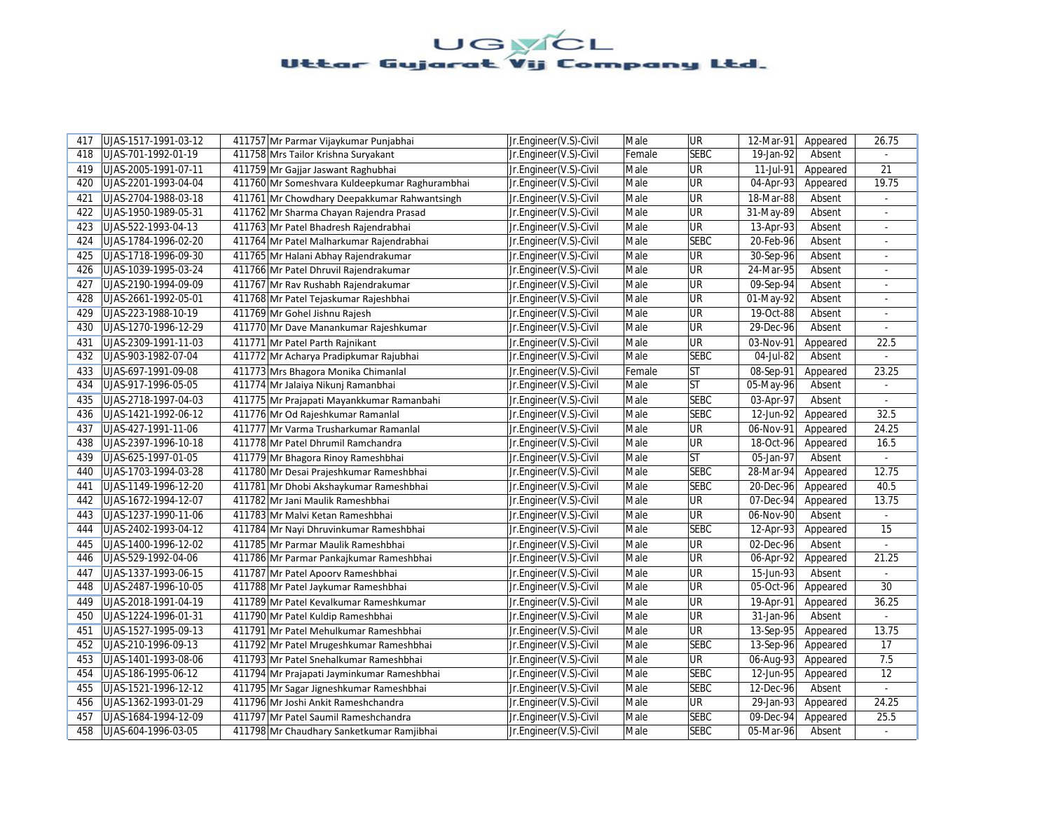| 417 | UJAS-1517-1991-03-12 | 411757 | Mr Parmar Vijaykumar Punjabhai | Jr.Engineer(V.S)-Civil | Male | UR | 12-Mar-91 | Appeared | 26.75 |
|---|---|---|---|---|---|---|---|---|---|
| 418 | UJAS-701-1992-01-19 | 411758 | Mrs Tailor Krishna Suryakant | Jr.Engineer(V.S)-Civil | Female | SEBC | 19-Jan-92 | Absent | - |
| 419 | UJAS-2005-1991-07-11 | 411759 | Mr Gajjar Jaswant Raghubhai | Jr.Engineer(V.S)-Civil | Male | UR | 11-Jul-91 | Appeared | 21 |
| 420 | UJAS-2201-1993-04-04 | 411760 | Mr Someshvara Kuldeepkumar Raghurambhai | Jr.Engineer(V.S)-Civil | Male | UR | 04-Apr-93 | Appeared | 19.75 |
| 421 | UJAS-2704-1988-03-18 | 411761 | Mr Chowdhary Deepakkumar Rahwantsingh | Jr.Engineer(V.S)-Civil | Male | UR | 18-Mar-88 | Absent | - |
| 422 | UJAS-1950-1989-05-31 | 411762 | Mr Sharma Chayan Rajendra Prasad | Jr.Engineer(V.S)-Civil | Male | UR | 31-May-89 | Absent | - |
| 423 | UJAS-522-1993-04-13 | 411763 | Mr Patel Bhadresh Rajendrabhai | Jr.Engineer(V.S)-Civil | Male | UR | 13-Apr-93 | Absent | - |
| 424 | UJAS-1784-1996-02-20 | 411764 | Mr Patel Malharkumar Rajendrabhai | Jr.Engineer(V.S)-Civil | Male | SEBC | 20-Feb-96 | Absent | - |
| 425 | UJAS-1718-1996-09-30 | 411765 | Mr Halani Abhay Rajendrakumar | Jr.Engineer(V.S)-Civil | Male | UR | 30-Sep-96 | Absent | - |
| 426 | UJAS-1039-1995-03-24 | 411766 | Mr Patel Dhruvil Rajendrakumar | Jr.Engineer(V.S)-Civil | Male | UR | 24-Mar-95 | Absent | - |
| 427 | UJAS-2190-1994-09-09 | 411767 | Mr Rav Rushabh Rajendrakumar | Jr.Engineer(V.S)-Civil | Male | UR | 09-Sep-94 | Absent | - |
| 428 | UJAS-2661-1992-05-01 | 411768 | Mr Patel Tejaskumar Rajeshbhai | Jr.Engineer(V.S)-Civil | Male | UR | 01-May-92 | Absent | - |
| 429 | UJAS-223-1988-10-19 | 411769 | Mr Gohel Jishnu Rajesh | Jr.Engineer(V.S)-Civil | Male | UR | 19-Oct-88 | Absent | - |
| 430 | UJAS-1270-1996-12-29 | 411770 | Mr Dave Manankumar Rajeshkumar | Jr.Engineer(V.S)-Civil | Male | UR | 29-Dec-96 | Absent | - |
| 431 | UJAS-2309-1991-11-03 | 411771 | Mr Patel Parth Rajnikant | Jr.Engineer(V.S)-Civil | Male | UR | 03-Nov-91 | Appeared | 22.5 |
| 432 | UJAS-903-1982-07-04 | 411772 | Mr Acharya Pradipkumar Rajubhai | Jr.Engineer(V.S)-Civil | Male | SEBC | 04-Jul-82 | Absent | - |
| 433 | UJAS-697-1991-09-08 | 411773 | Mrs Bhagora Monika Chimanlal | Jr.Engineer(V.S)-Civil | Female | ST | 08-Sep-91 | Appeared | 23.25 |
| 434 | UJAS-917-1996-05-05 | 411774 | Mr Jalaiya Nikunj Ramanbhai | Jr.Engineer(V.S)-Civil | Male | ST | 05-May-96 | Absent | - |
| 435 | UJAS-2718-1997-04-03 | 411775 | Mr Prajapati Mayankkumar Ramanbahi | Jr.Engineer(V.S)-Civil | Male | SEBC | 03-Apr-97 | Absent | - |
| 436 | UJAS-1421-1992-06-12 | 411776 | Mr Od Rajeshkumar Ramanlal | Jr.Engineer(V.S)-Civil | Male | SEBC | 12-Jun-92 | Appeared | 32.5 |
| 437 | UJAS-427-1991-11-06 | 411777 | Mr Varma Trusharkumar Ramanlal | Jr.Engineer(V.S)-Civil | Male | UR | 06-Nov-91 | Appeared | 24.25 |
| 438 | UJAS-2397-1996-10-18 | 411778 | Mr Patel Dhrumil Ramchandra | Jr.Engineer(V.S)-Civil | Male | UR | 18-Oct-96 | Appeared | 16.5 |
| 439 | UJAS-625-1997-01-05 | 411779 | Mr Bhagora Rinoy Rameshbhai | Jr.Engineer(V.S)-Civil | Male | ST | 05-Jan-97 | Absent | - |
| 440 | UJAS-1703-1994-03-28 | 411780 | Mr Desai Prajeshkumar Rameshbhai | Jr.Engineer(V.S)-Civil | Male | SEBC | 28-Mar-94 | Appeared | 12.75 |
| 441 | UJAS-1149-1996-12-20 | 411781 | Mr Dhobi Akshaykumar Rameshbhai | Jr.Engineer(V.S)-Civil | Male | SEBC | 20-Dec-96 | Appeared | 40.5 |
| 442 | UJAS-1672-1994-12-07 | 411782 | Mr Jani Maulik Rameshbhai | Jr.Engineer(V.S)-Civil | Male | UR | 07-Dec-94 | Appeared | 13.75 |
| 443 | UJAS-1237-1990-11-06 | 411783 | Mr Malvi Ketan Rameshbhai | Jr.Engineer(V.S)-Civil | Male | UR | 06-Nov-90 | Absent | - |
| 444 | UJAS-2402-1993-04-12 | 411784 | Mr Nayi Dhruvinkumar Rameshbhai | Jr.Engineer(V.S)-Civil | Male | SEBC | 12-Apr-93 | Appeared | 15 |
| 445 | UJAS-1400-1996-12-02 | 411785 | Mr Parmar Maulik Rameshbhai | Jr.Engineer(V.S)-Civil | Male | UR | 02-Dec-96 | Absent | - |
| 446 | UJAS-529-1992-04-06 | 411786 | Mr Parmar Pankajkumar Rameshbhai | Jr.Engineer(V.S)-Civil | Male | UR | 06-Apr-92 | Appeared | 21.25 |
| 447 | UJAS-1337-1993-06-15 | 411787 | Mr Patel Apoorv Rameshbhai | Jr.Engineer(V.S)-Civil | Male | UR | 15-Jun-93 | Absent | - |
| 448 | UJAS-2487-1996-10-05 | 411788 | Mr Patel Jaykumar Rameshbhai | Jr.Engineer(V.S)-Civil | Male | UR | 05-Oct-96 | Appeared | 30 |
| 449 | UJAS-2018-1991-04-19 | 411789 | Mr Patel Kevalkumar Rameshkumar | Jr.Engineer(V.S)-Civil | Male | UR | 19-Apr-91 | Appeared | 36.25 |
| 450 | UJAS-1224-1996-01-31 | 411790 | Mr Patel Kuldip Rameshbhai | Jr.Engineer(V.S)-Civil | Male | UR | 31-Jan-96 | Absent | - |
| 451 | UJAS-1527-1995-09-13 | 411791 | Mr Patel Mehulkumar Rameshbhai | Jr.Engineer(V.S)-Civil | Male | UR | 13-Sep-95 | Appeared | 13.75 |
| 452 | UJAS-210-1996-09-13 | 411792 | Mr Patel Mrugeshkumar Rameshbhai | Jr.Engineer(V.S)-Civil | Male | SEBC | 13-Sep-96 | Appeared | 17 |
| 453 | UJAS-1401-1993-08-06 | 411793 | Mr Patel Snehalkumar Rameshbhai | Jr.Engineer(V.S)-Civil | Male | UR | 06-Aug-93 | Appeared | 7.5 |
| 454 | UJAS-186-1995-06-12 | 411794 | Mr Prajapati Jayminkumar Rameshbhai | Jr.Engineer(V.S)-Civil | Male | SEBC | 12-Jun-95 | Appeared | 12 |
| 455 | UJAS-1521-1996-12-12 | 411795 | Mr Sagar Jigneshkumar Rameshbhai | Jr.Engineer(V.S)-Civil | Male | SEBC | 12-Dec-96 | Absent | - |
| 456 | UJAS-1362-1993-01-29 | 411796 | Mr Joshi Ankit Rameshchandra | Jr.Engineer(V.S)-Civil | Male | UR | 29-Jan-93 | Appeared | 24.25 |
| 457 | UJAS-1684-1994-12-09 | 411797 | Mr Patel Saumil Rameshchandra | Jr.Engineer(V.S)-Civil | Male | SEBC | 09-Dec-94 | Appeared | 25.5 |
| 458 | UJAS-604-1996-03-05 | 411798 | Mr Chaudhary Sanketkumar Ramjibhai | Jr.Engineer(V.S)-Civil | Male | SEBC | 05-Mar-96 | Absent | - |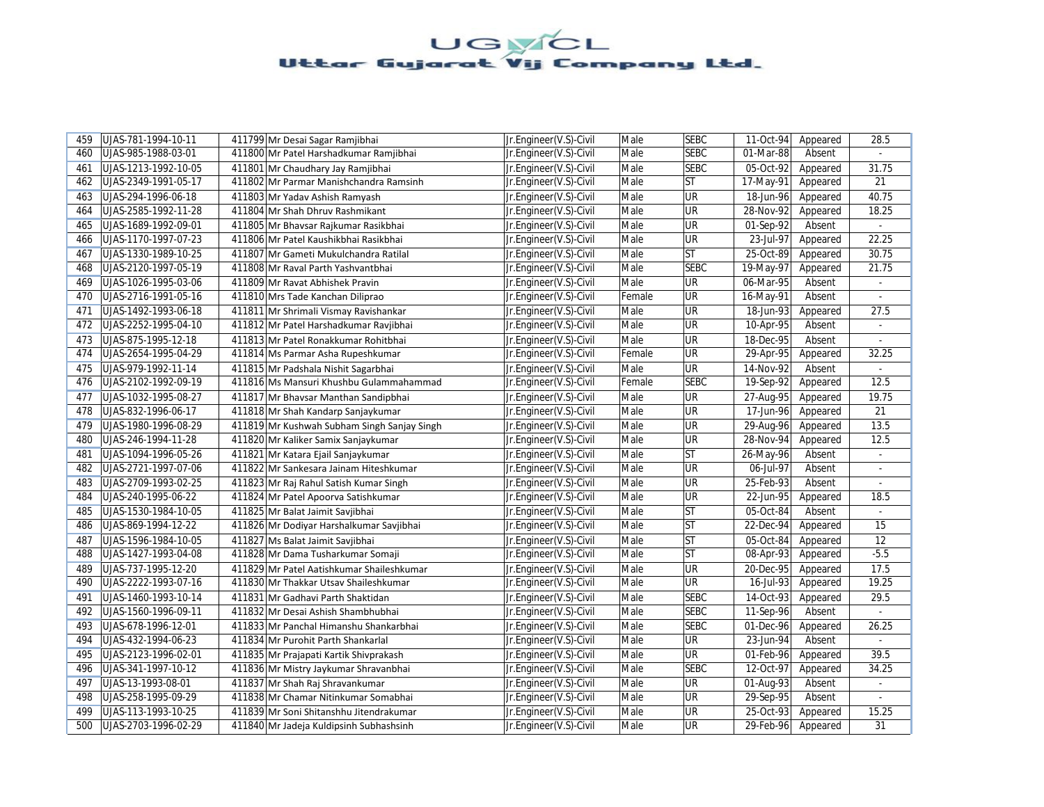| 459 | UJAS-781-1994-10-11 | 411799 | Mr Desai Sagar Ramjibhai | Jr.Engineer(V.S)-Civil | Male | SEBC | 11-Oct-94 | Appeared | 28.5 |
|---|---|---|---|---|---|---|---|---|---|
| 460 | UJAS-985-1988-03-01 | 411800 | Mr Patel Harshadkumar Ramjibhai | Jr.Engineer(V.S)-Civil | Male | SEBC | 01-Mar-88 | Absent | - |
| 461 | UJAS-1213-1992-10-05 | 411801 | Mr Chaudhary Jay Ramjibhai | Jr.Engineer(V.S)-Civil | Male | SEBC | 05-Oct-92 | Appeared | 31.75 |
| 462 | UJAS-2349-1991-05-17 | 411802 | Mr Parmar Manishchandra Ramsinh | Jr.Engineer(V.S)-Civil | Male | ST | 17-May-91 | Appeared | 21 |
| 463 | UJAS-294-1996-06-18 | 411803 | Mr Yadav Ashish Ramyash | Jr.Engineer(V.S)-Civil | Male | UR | 18-Jun-96 | Appeared | 40.75 |
| 464 | UJAS-2585-1992-11-28 | 411804 | Mr Shah Dhruv Rashmikant | Jr.Engineer(V.S)-Civil | Male | UR | 28-Nov-92 | Appeared | 18.25 |
| 465 | UJAS-1689-1992-09-01 | 411805 | Mr Bhavsar Rajkumar Rasikbhai | Jr.Engineer(V.S)-Civil | Male | UR | 01-Sep-92 | Absent | - |
| 466 | UJAS-1170-1997-07-23 | 411806 | Mr Patel Kaushikbhai Rasikbhai | Jr.Engineer(V.S)-Civil | Male | UR | 23-Jul-97 | Appeared | 22.25 |
| 467 | UJAS-1330-1989-10-25 | 411807 | Mr Gameti Mukulchandra Ratilal | Jr.Engineer(V.S)-Civil | Male | ST | 25-Oct-89 | Appeared | 30.75 |
| 468 | UJAS-2120-1997-05-19 | 411808 | Mr Raval Parth Yashvantbhai | Jr.Engineer(V.S)-Civil | Male | SEBC | 19-May-97 | Appeared | 21.75 |
| 469 | UJAS-1026-1995-03-06 | 411809 | Mr Ravat Abhishek Pravin | Jr.Engineer(V.S)-Civil | Male | UR | 06-Mar-95 | Absent | - |
| 470 | UJAS-2716-1991-05-16 | 411810 | Mrs Tade Kanchan Diliprao | Jr.Engineer(V.S)-Civil | Female | UR | 16-May-91 | Absent | - |
| 471 | UJAS-1492-1993-06-18 | 411811 | Mr Shrimali Vismay Ravishankar | Jr.Engineer(V.S)-Civil | Male | UR | 18-Jun-93 | Appeared | 27.5 |
| 472 | UJAS-2252-1995-04-10 | 411812 | Mr Patel Harshadkumar Ravjibhai | Jr.Engineer(V.S)-Civil | Male | UR | 10-Apr-95 | Absent | - |
| 473 | UJAS-875-1995-12-18 | 411813 | Mr Patel Ronakkumar Rohitbhai | Jr.Engineer(V.S)-Civil | Male | UR | 18-Dec-95 | Absent | - |
| 474 | UJAS-2654-1995-04-29 | 411814 | Ms Parmar Asha Rupeshkumar | Jr.Engineer(V.S)-Civil | Female | UR | 29-Apr-95 | Appeared | 32.25 |
| 475 | UJAS-979-1992-11-14 | 411815 | Mr Padshala Nishit Sagarbhai | Jr.Engineer(V.S)-Civil | Male | UR | 14-Nov-92 | Absent | - |
| 476 | UJAS-2102-1992-09-19 | 411816 | Ms Mansuri Khushbu Gulammahammad | Jr.Engineer(V.S)-Civil | Female | SEBC | 19-Sep-92 | Appeared | 12.5 |
| 477 | UJAS-1032-1995-08-27 | 411817 | Mr Bhavsar Manthan Sandipbhai | Jr.Engineer(V.S)-Civil | Male | UR | 27-Aug-95 | Appeared | 19.75 |
| 478 | UJAS-832-1996-06-17 | 411818 | Mr Shah Kandarp Sanjaykumar | Jr.Engineer(V.S)-Civil | Male | UR | 17-Jun-96 | Appeared | 21 |
| 479 | UJAS-1980-1996-08-29 | 411819 | Mr Kushwah Subham Singh Sanjay Singh | Jr.Engineer(V.S)-Civil | Male | UR | 29-Aug-96 | Appeared | 13.5 |
| 480 | UJAS-246-1994-11-28 | 411820 | Mr Kaliker Samix Sanjaykumar | Jr.Engineer(V.S)-Civil | Male | UR | 28-Nov-94 | Appeared | 12.5 |
| 481 | UJAS-1094-1996-05-26 | 411821 | Mr Katara Ejail Sanjaykumar | Jr.Engineer(V.S)-Civil | Male | ST | 26-May-96 | Absent | - |
| 482 | UJAS-2721-1997-07-06 | 411822 | Mr Sankesara Jainam Hiteshkumar | Jr.Engineer(V.S)-Civil | Male | UR | 06-Jul-97 | Absent | - |
| 483 | UJAS-2709-1993-02-25 | 411823 | Mr Raj Rahul Satish Kumar Singh | Jr.Engineer(V.S)-Civil | Male | UR | 25-Feb-93 | Absent | - |
| 484 | UJAS-240-1995-06-22 | 411824 | Mr Patel Apoorva Satishkumar | Jr.Engineer(V.S)-Civil | Male | UR | 22-Jun-95 | Appeared | 18.5 |
| 485 | UJAS-1530-1984-10-05 | 411825 | Mr Balat Jaimit Savjibhai | Jr.Engineer(V.S)-Civil | Male | ST | 05-Oct-84 | Absent | - |
| 486 | UJAS-869-1994-12-22 | 411826 | Mr Dodiyar Harshalkumar Savjibhai | Jr.Engineer(V.S)-Civil | Male | ST | 22-Dec-94 | Appeared | 15 |
| 487 | UJAS-1596-1984-10-05 | 411827 | Ms Balat Jaimit Savjibhai | Jr.Engineer(V.S)-Civil | Male | ST | 05-Oct-84 | Appeared | 12 |
| 488 | UJAS-1427-1993-04-08 | 411828 | Mr Dama Tusharkumar Somaji | Jr.Engineer(V.S)-Civil | Male | ST | 08-Apr-93 | Appeared | -5.5 |
| 489 | UJAS-737-1995-12-20 | 411829 | Mr Patel Aatishkumar Shaileshkumar | Jr.Engineer(V.S)-Civil | Male | UR | 20-Dec-95 | Appeared | 17.5 |
| 490 | UJAS-2222-1993-07-16 | 411830 | Mr Thakkar Utsav Shaileshkumar | Jr.Engineer(V.S)-Civil | Male | UR | 16-Jul-93 | Appeared | 19.25 |
| 491 | UJAS-1460-1993-10-14 | 411831 | Mr Gadhavi Parth Shaktidan | Jr.Engineer(V.S)-Civil | Male | SEBC | 14-Oct-93 | Appeared | 29.5 |
| 492 | UJAS-1560-1996-09-11 | 411832 | Mr Desai Ashish Shambhubhai | Jr.Engineer(V.S)-Civil | Male | SEBC | 11-Sep-96 | Absent | - |
| 493 | UJAS-678-1996-12-01 | 411833 | Mr Panchal Himanshu Shankarbhai | Jr.Engineer(V.S)-Civil | Male | SEBC | 01-Dec-96 | Appeared | 26.25 |
| 494 | UJAS-432-1994-06-23 | 411834 | Mr Purohit Parth Shankarlal | Jr.Engineer(V.S)-Civil | Male | UR | 23-Jun-94 | Absent | - |
| 495 | UJAS-2123-1996-02-01 | 411835 | Mr Prajapati Kartik Shivprakash | Jr.Engineer(V.S)-Civil | Male | UR | 01-Feb-96 | Appeared | 39.5 |
| 496 | UJAS-341-1997-10-12 | 411836 | Mr Mistry Jaykumar Shravanbhai | Jr.Engineer(V.S)-Civil | Male | SEBC | 12-Oct-97 | Appeared | 34.25 |
| 497 | UJAS-13-1993-08-01 | 411837 | Mr Shah Raj Shravankumar | Jr.Engineer(V.S)-Civil | Male | UR | 01-Aug-93 | Absent | - |
| 498 | UJAS-258-1995-09-29 | 411838 | Mr Chamar Nitinkumar Somabhai | Jr.Engineer(V.S)-Civil | Male | UR | 29-Sep-95 | Absent | - |
| 499 | UJAS-113-1993-10-25 | 411839 | Mr Soni Shitanshhu Jitendrakumar | Jr.Engineer(V.S)-Civil | Male | UR | 25-Oct-93 | Appeared | 15.25 |
| 500 | UJAS-2703-1996-02-29 | 411840 | Mr Jadeja Kuldipsinh Subhashsinh | Jr.Engineer(V.S)-Civil | Male | UR | 29-Feb-96 | Appeared | 31 |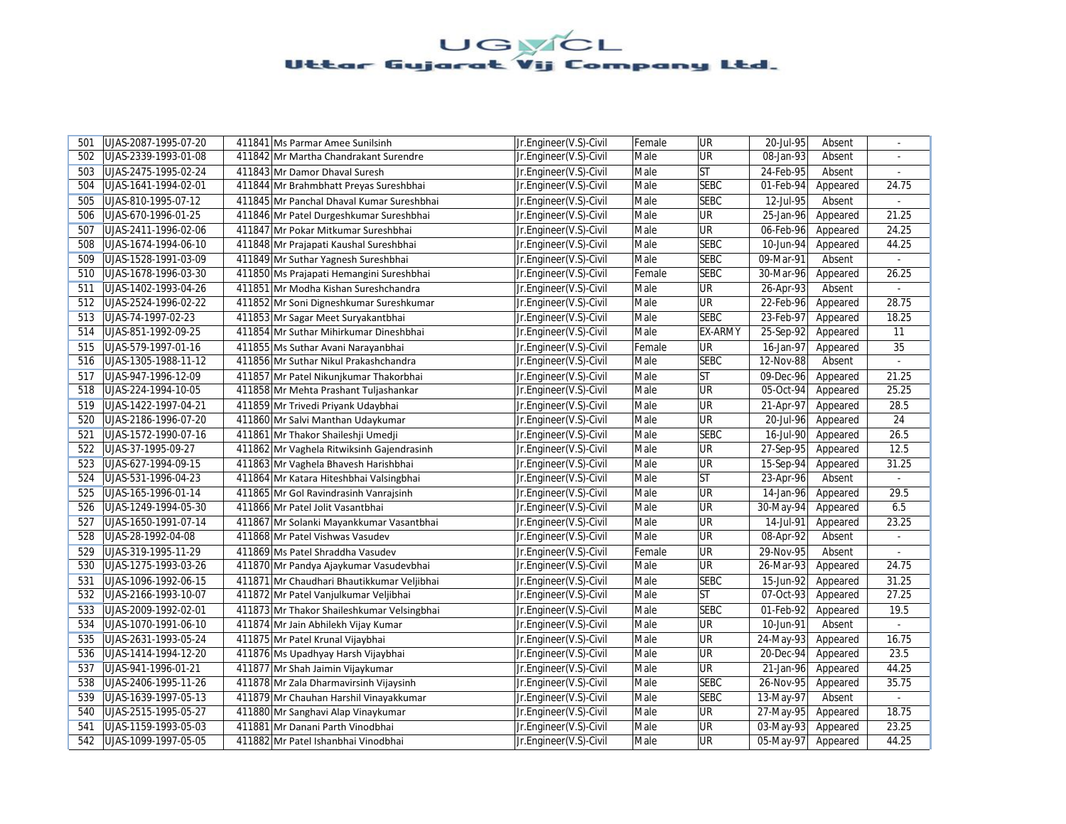# UGVCL
## Uttar Gujarat Vij Company Ltd.

| | | | | | | | | | | |
|---|---|---|---|---|---|---|---|---|---|---|
| 501 | UJAS-2087-1995-07-20 | 411841 | Ms Parmar Amee Sunilsinh | Jr.Engineer(V.S)-Civil | Female | UR | 20-Jul-95 | Absent | - |
| 502 | UJAS-2339-1993-01-08 | 411842 | Mr Martha Chandrakant Surendre | Jr.Engineer(V.S)-Civil | Male | UR | 08-Jan-93 | Absent | - |
| 503 | UJAS-2475-1995-02-24 | 411843 | Mr Damor Dhaval Suresh | Jr.Engineer(V.S)-Civil | Male | ST | 24-Feb-95 | Absent | - |
| 504 | UJAS-1641-1994-02-01 | 411844 | Mr Brahmbhatt Preyas Sureshbhai | Jr.Engineer(V.S)-Civil | Male | SEBC | 01-Feb-94 | Appeared | 24.75 |
| 505 | UJAS-810-1995-07-12 | 411845 | Mr Panchal Dhaval Kumar Sureshbhai | Jr.Engineer(V.S)-Civil | Male | SEBC | 12-Jul-95 | Absent | - |
| 506 | UJAS-670-1996-01-25 | 411846 | Mr Patel Durgeshkumar Sureshbhai | Jr.Engineer(V.S)-Civil | Male | UR | 25-Jan-96 | Appeared | 21.25 |
| 507 | UJAS-2411-1996-02-06 | 411847 | Mr Pokar Mitkumar Sureshbhai | Jr.Engineer(V.S)-Civil | Male | UR | 06-Feb-96 | Appeared | 24.25 |
| 508 | UJAS-1674-1994-06-10 | 411848 | Mr Prajapati Kaushal Sureshbhai | Jr.Engineer(V.S)-Civil | Male | SEBC | 10-Jun-94 | Appeared | 44.25 |
| 509 | UJAS-1528-1991-03-09 | 411849 | Mr Suthar Yagnesh Sureshbhai | Jr.Engineer(V.S)-Civil | Male | SEBC | 09-Mar-91 | Absent | - |
| 510 | UJAS-1678-1996-03-30 | 411850 | Ms Prajapati Hemangini Sureshbhai | Jr.Engineer(V.S)-Civil | Female | SEBC | 30-Mar-96 | Appeared | 26.25 |
| 511 | UJAS-1402-1993-04-26 | 411851 | Mr Modha Kishan Sureshchandra | Jr.Engineer(V.S)-Civil | Male | UR | 26-Apr-93 | Absent | - |
| 512 | UJAS-2524-1996-02-22 | 411852 | Mr Soni Digneshkumar Sureshkumar | Jr.Engineer(V.S)-Civil | Male | UR | 22-Feb-96 | Appeared | 28.75 |
| 513 | UJAS-74-1997-02-23 | 411853 | Mr Sagar Meet Suryakantbhai | Jr.Engineer(V.S)-Civil | Male | SEBC | 23-Feb-97 | Appeared | 18.25 |
| 514 | UJAS-851-1992-09-25 | 411854 | Mr Suthar Mihirkumar Dineshbhai | Jr.Engineer(V.S)-Civil | Male | EX-ARMY | 25-Sep-92 | Appeared | 11 |
| 515 | UJAS-579-1997-01-16 | 411855 | Ms Suthar Avani Narayanbhai | Jr.Engineer(V.S)-Civil | Female | UR | 16-Jan-97 | Appeared | 35 |
| 516 | UJAS-1305-1988-11-12 | 411856 | Mr Suthar Nikul Prakashchandra | Jr.Engineer(V.S)-Civil | Male | SEBC | 12-Nov-88 | Absent | - |
| 517 | UJAS-947-1996-12-09 | 411857 | Mr Patel Nikunjkumar Thakorbhai | Jr.Engineer(V.S)-Civil | Male | ST | 09-Dec-96 | Appeared | 21.25 |
| 518 | UJAS-224-1994-10-05 | 411858 | Mr Mehta Prashant Tuljashankar | Jr.Engineer(V.S)-Civil | Male | UR | 05-Oct-94 | Appeared | 25.25 |
| 519 | UJAS-1422-1997-04-21 | 411859 | Mr Trivedi Priyank Udaybhai | Jr.Engineer(V.S)-Civil | Male | UR | 21-Apr-97 | Appeared | 28.5 |
| 520 | UJAS-2186-1996-07-20 | 411860 | Mr Salvi Manthan Udaykumar | Jr.Engineer(V.S)-Civil | Male | UR | 20-Jul-96 | Appeared | 24 |
| 521 | UJAS-1572-1990-07-16 | 411861 | Mr Thakor Shaileshji Umedji | Jr.Engineer(V.S)-Civil | Male | SEBC | 16-Jul-90 | Appeared | 26.5 |
| 522 | UJAS-37-1995-09-27 | 411862 | Mr Vaghela Ritwiksinh Gajendrasinh | Jr.Engineer(V.S)-Civil | Male | UR | 27-Sep-95 | Appeared | 12.5 |
| 523 | UJAS-627-1994-09-15 | 411863 | Mr Vaghela Bhavesh Harishbhai | Jr.Engineer(V.S)-Civil | Male | UR | 15-Sep-94 | Appeared | 31.25 |
| 524 | UJAS-531-1996-04-23 | 411864 | Mr Katara Hiteshbhai Valsingbhai | Jr.Engineer(V.S)-Civil | Male | ST | 23-Apr-96 | Absent | - |
| 525 | UJAS-165-1996-01-14 | 411865 | Mr Gol Ravindrasinh Vanrajsinh | Jr.Engineer(V.S)-Civil | Male | UR | 14-Jan-96 | Appeared | 29.5 |
| 526 | UJAS-1249-1994-05-30 | 411866 | Mr Patel Jolit Vasantbhai | Jr.Engineer(V.S)-Civil | Male | UR | 30-May-94 | Appeared | 6.5 |
| 527 | UJAS-1650-1991-07-14 | 411867 | Mr Solanki Mayankkumar Vasantbhai | Jr.Engineer(V.S)-Civil | Male | UR | 14-Jul-91 | Appeared | 23.25 |
| 528 | UJAS-28-1992-04-08 | 411868 | Mr Patel Vishwas Vasudev | Jr.Engineer(V.S)-Civil | Male | UR | 08-Apr-92 | Absent | - |
| 529 | UJAS-319-1995-11-29 | 411869 | Ms Patel Shraddha Vasudev | Jr.Engineer(V.S)-Civil | Female | UR | 29-Nov-95 | Absent | - |
| 530 | UJAS-1275-1993-03-26 | 411870 | Mr Pandya Ajaykumar Vasudevbhai | Jr.Engineer(V.S)-Civil | Male | UR | 26-Mar-93 | Appeared | 24.75 |
| 531 | UJAS-1096-1992-06-15 | 411871 | Mr Chaudhari Bhautikkumar Veljibhai | Jr.Engineer(V.S)-Civil | Male | SEBC | 15-Jun-92 | Appeared | 31.25 |
| 532 | UJAS-2166-1993-10-07 | 411872 | Mr Patel Vanjulkumar Veljibhai | Jr.Engineer(V.S)-Civil | Male | ST | 07-Oct-93 | Appeared | 27.25 |
| 533 | UJAS-2009-1992-02-01 | 411873 | Mr Thakor Shaileshkumar Velsingbhai | Jr.Engineer(V.S)-Civil | Male | SEBC | 01-Feb-92 | Appeared | 19.5 |
| 534 | UJAS-1070-1991-06-10 | 411874 | Mr Jain Abhilekh Vijay Kumar | Jr.Engineer(V.S)-Civil | Male | UR | 10-Jun-91 | Absent | - |
| 535 | UJAS-2631-1993-05-24 | 411875 | Mr Patel Krunal Vijaybhai | Jr.Engineer(V.S)-Civil | Male | UR | 24-May-93 | Appeared | 16.75 |
| 536 | UJAS-1414-1994-12-20 | 411876 | Ms Upadhyay Harsh Vijaybhai | Jr.Engineer(V.S)-Civil | Male | UR | 20-Dec-94 | Appeared | 23.5 |
| 537 | UJAS-941-1996-01-21 | 411877 | Mr Shah Jaimin Vijaykumar | Jr.Engineer(V.S)-Civil | Male | UR | 21-Jan-96 | Appeared | 44.25 |
| 538 | UJAS-2406-1995-11-26 | 411878 | Mr Zala Dharmavirsinh Vijaysinh | Jr.Engineer(V.S)-Civil | Male | SEBC | 26-Nov-95 | Appeared | 35.75 |
| 539 | UJAS-1639-1997-05-13 | 411879 | Mr Chauhan Harshil Vinayakkumar | Jr.Engineer(V.S)-Civil | Male | SEBC | 13-May-97 | Absent | - |
| 540 | UJAS-2515-1995-05-27 | 411880 | Mr Sanghavi Alap Vinaykumar | Jr.Engineer(V.S)-Civil | Male | UR | 27-May-95 | Appeared | 18.75 |
| 541 | UJAS-1159-1993-05-03 | 411881 | Mr Danani Parth Vinodbhai | Jr.Engineer(V.S)-Civil | Male | UR | 03-May-93 | Appeared | 23.25 |
| 542 | UJAS-1099-1997-05-05 | 411882 | Mr Patel Ishanbhai Vinodbhai | Jr.Engineer(V.S)-Civil | Male | UR | 05-May-97 | Appeared | 44.25 |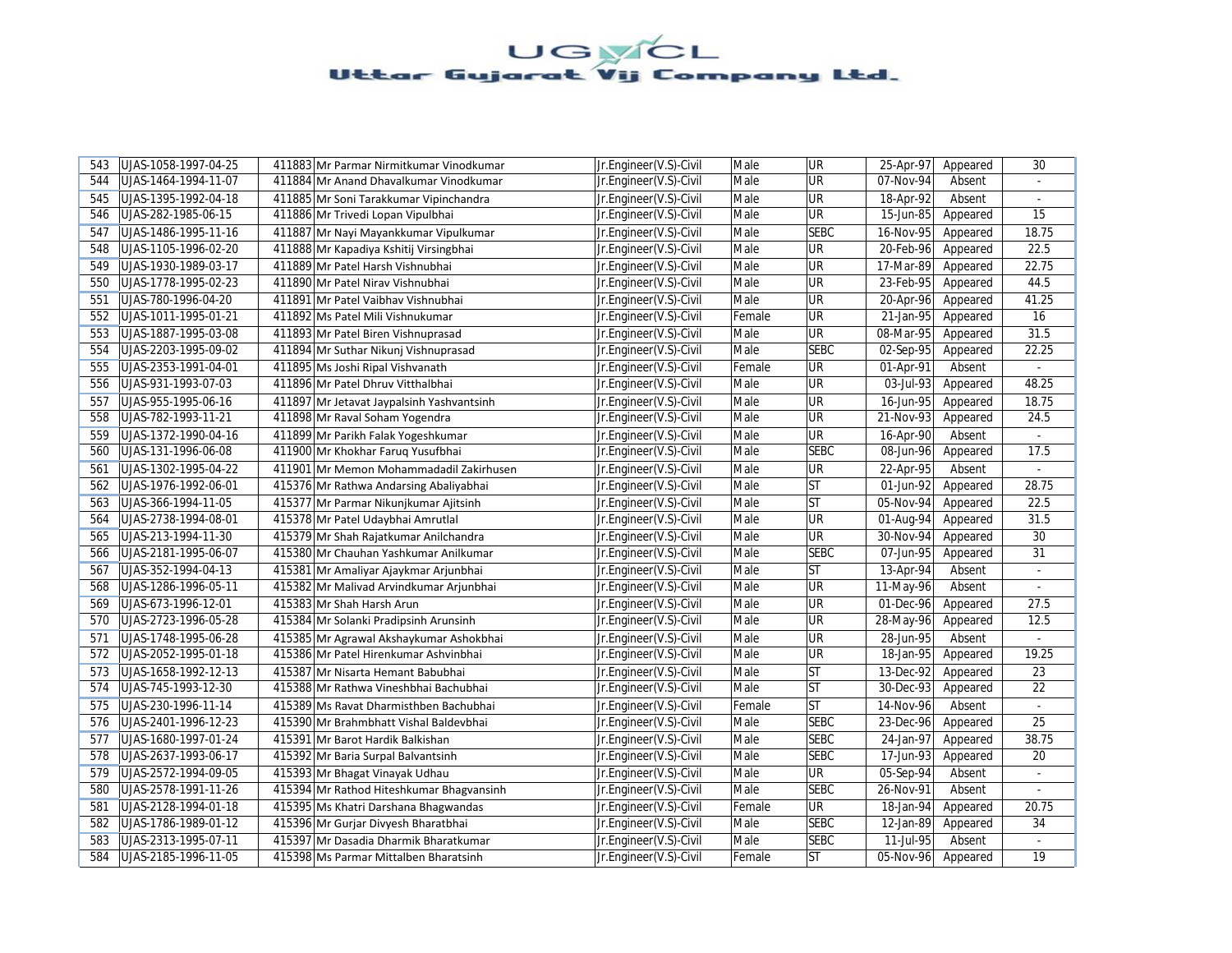| 543 | UJAS-1058-1997-04-25 | 411883 | Mr Parmar Nirmitkumar Vinodkumar | Jr.Engineer(V.S)-Civil | Male | UR | 25-Apr-97 | Appeared | 30 |
|---|---|---|---|---|---|---|---|---|---|
| 544 | UJAS-1464-1994-11-07 | 411884 | Mr Anand Dhavalkumar Vinodkumar | Jr.Engineer(V.S)-Civil | Male | UR | 07-Nov-94 | Absent | - |
| 545 | UJAS-1395-1992-04-18 | 411885 | Mr Soni Tarakkumar Vipinchandra | Jr.Engineer(V.S)-Civil | Male | UR | 18-Apr-92 | Absent | - |
| 546 | UJAS-282-1985-06-15 | 411886 | Mr Trivedi Lopan Vipulbhai | Jr.Engineer(V.S)-Civil | Male | UR | 15-Jun-85 | Appeared | 15 |
| 547 | UJAS-1486-1995-11-16 | 411887 | Mr Nayi Mayankkumar Vipulkumar | Jr.Engineer(V.S)-Civil | Male | SEBC | 16-Nov-95 | Appeared | 18.75 |
| 548 | UJAS-1105-1996-02-20 | 411888 | Mr Kapadiya Kshitij Virsingbhai | Jr.Engineer(V.S)-Civil | Male | UR | 20-Feb-96 | Appeared | 22.5 |
| 549 | UJAS-1930-1989-03-17 | 411889 | Mr Patel Harsh Vishnubhai | Jr.Engineer(V.S)-Civil | Male | UR | 17-Mar-89 | Appeared | 22.75 |
| 550 | UJAS-1778-1995-02-23 | 411890 | Mr Patel Nirav Vishnubhai | Jr.Engineer(V.S)-Civil | Male | UR | 23-Feb-95 | Appeared | 44.5 |
| 551 | UJAS-780-1996-04-20 | 411891 | Mr Patel Vaibhav Vishnubhai | Jr.Engineer(V.S)-Civil | Male | UR | 20-Apr-96 | Appeared | 41.25 |
| 552 | UJAS-1011-1995-01-21 | 411892 | Ms Patel Mili Vishnukumar | Jr.Engineer(V.S)-Civil | Female | UR | 21-Jan-95 | Appeared | 16 |
| 553 | UJAS-1887-1995-03-08 | 411893 | Mr Patel Biren Vishnuprasad | Jr.Engineer(V.S)-Civil | Male | UR | 08-Mar-95 | Appeared | 31.5 |
| 554 | UJAS-2203-1995-09-02 | 411894 | Mr Suthar Nikunj Vishnuprasad | Jr.Engineer(V.S)-Civil | Male | SEBC | 02-Sep-95 | Appeared | 22.25 |
| 555 | UJAS-2353-1991-04-01 | 411895 | Ms Joshi Ripal Vishvanath | Jr.Engineer(V.S)-Civil | Female | UR | 01-Apr-91 | Absent | - |
| 556 | UJAS-931-1993-07-03 | 411896 | Mr Patel Dhruv Vitthalbhai | Jr.Engineer(V.S)-Civil | Male | UR | 03-Jul-93 | Appeared | 48.25 |
| 557 | UJAS-955-1995-06-16 | 411897 | Mr Jetavat Jaypalsinh Yashvantsinh | Jr.Engineer(V.S)-Civil | Male | UR | 16-Jun-95 | Appeared | 18.75 |
| 558 | UJAS-782-1993-11-21 | 411898 | Mr Raval Soham Yogendra | Jr.Engineer(V.S)-Civil | Male | UR | 21-Nov-93 | Appeared | 24.5 |
| 559 | UJAS-1372-1990-04-16 | 411899 | Mr Parikh Falak Yogeshkumar | Jr.Engineer(V.S)-Civil | Male | UR | 16-Apr-90 | Absent | - |
| 560 | UJAS-131-1996-06-08 | 411900 | Mr Khokhar Faruq Yusufbhai | Jr.Engineer(V.S)-Civil | Male | SEBC | 08-Jun-96 | Appeared | 17.5 |
| 561 | UJAS-1302-1995-04-22 | 411901 | Mr Memon Mohammadadil Zakirhusen | Jr.Engineer(V.S)-Civil | Male | UR | 22-Apr-95 | Absent | - |
| 562 | UJAS-1976-1992-06-01 | 415376 | Mr Rathwa Andarsing Abaliyabhai | Jr.Engineer(V.S)-Civil | Male | ST | 01-Jun-92 | Appeared | 28.75 |
| 563 | UJAS-366-1994-11-05 | 415377 | Mr Parmar Nikunjkumar Ajitsinh | Jr.Engineer(V.S)-Civil | Male | ST | 05-Nov-94 | Appeared | 22.5 |
| 564 | UJAS-2738-1994-08-01 | 415378 | Mr Patel Udaybhai Amrutlal | Jr.Engineer(V.S)-Civil | Male | UR | 01-Aug-94 | Appeared | 31.5 |
| 565 | UJAS-213-1994-11-30 | 415379 | Mr Shah Rajatkumar Anilchandra | Jr.Engineer(V.S)-Civil | Male | UR | 30-Nov-94 | Appeared | 30 |
| 566 | UJAS-2181-1995-06-07 | 415380 | Mr Chauhan Yashkumar Anilkumar | Jr.Engineer(V.S)-Civil | Male | SEBC | 07-Jun-95 | Appeared | 31 |
| 567 | UJAS-352-1994-04-13 | 415381 | Mr Amaliyar Ajaykmar Arjunbhai | Jr.Engineer(V.S)-Civil | Male | ST | 13-Apr-94 | Absent | - |
| 568 | UJAS-1286-1996-05-11 | 415382 | Mr Malivad Arvindkumar Arjunbhai | Jr.Engineer(V.S)-Civil | Male | UR | 11-May-96 | Absent | - |
| 569 | UJAS-673-1996-12-01 | 415383 | Mr Shah Harsh Arun | Jr.Engineer(V.S)-Civil | Male | UR | 01-Dec-96 | Appeared | 27.5 |
| 570 | UJAS-2723-1996-05-28 | 415384 | Mr Solanki Pradipsinh Arunsinh | Jr.Engineer(V.S)-Civil | Male | UR | 28-May-96 | Appeared | 12.5 |
| 571 | UJAS-1748-1995-06-28 | 415385 | Mr Agrawal Akshaykumar Ashokbhai | Jr.Engineer(V.S)-Civil | Male | UR | 28-Jun-95 | Absent | - |
| 572 | UJAS-2052-1995-01-18 | 415386 | Mr Patel Hirenkumar Ashvinbhai | Jr.Engineer(V.S)-Civil | Male | UR | 18-Jan-95 | Appeared | 19.25 |
| 573 | UJAS-1658-1992-12-13 | 415387 | Mr Nisarta Hemant Babubhai | Jr.Engineer(V.S)-Civil | Male | ST | 13-Dec-92 | Appeared | 23 |
| 574 | UJAS-745-1993-12-30 | 415388 | Mr Rathwa Vineshbhai Bachubhai | Jr.Engineer(V.S)-Civil | Male | ST | 30-Dec-93 | Appeared | 22 |
| 575 | UJAS-230-1996-11-14 | 415389 | Ms Ravat Dharmisthben Bachubhai | Jr.Engineer(V.S)-Civil | Female | ST | 14-Nov-96 | Absent | - |
| 576 | UJAS-2401-1996-12-23 | 415390 | Mr Brahmbhatt Vishal Baldevbhai | Jr.Engineer(V.S)-Civil | Male | SEBC | 23-Dec-96 | Appeared | 25 |
| 577 | UJAS-1680-1997-01-24 | 415391 | Mr Barot Hardik Balkishan | Jr.Engineer(V.S)-Civil | Male | SEBC | 24-Jan-97 | Appeared | 38.75 |
| 578 | UJAS-2637-1993-06-17 | 415392 | Mr Baria Surpal Balvantsinh | Jr.Engineer(V.S)-Civil | Male | SEBC | 17-Jun-93 | Appeared | 20 |
| 579 | UJAS-2572-1994-09-05 | 415393 | Mr Bhagat Vinayak Udhau | Jr.Engineer(V.S)-Civil | Male | UR | 05-Sep-94 | Absent | - |
| 580 | UJAS-2578-1991-11-26 | 415394 | Mr Rathod Hiteshkumar Bhagvansinh | Jr.Engineer(V.S)-Civil | Male | SEBC | 26-Nov-91 | Absent | - |
| 581 | UJAS-2128-1994-01-18 | 415395 | Ms Khatri Darshana Bhagwandas | Jr.Engineer(V.S)-Civil | Female | UR | 18-Jan-94 | Appeared | 20.75 |
| 582 | UJAS-1786-1989-01-12 | 415396 | Mr Gurjar Divyesh Bharatbhai | Jr.Engineer(V.S)-Civil | Male | SEBC | 12-Jan-89 | Appeared | 34 |
| 583 | UJAS-2313-1995-07-11 | 415397 | Mr Dasadia Dharmik Bharatkumar | Jr.Engineer(V.S)-Civil | Male | SEBC | 11-Jul-95 | Absent | - |
| 584 | UJAS-2185-1996-11-05 | 415398 | Ms Parmar Mittalben Bharatsinh | Jr.Engineer(V.S)-Civil | Female | ST | 05-Nov-96 | Appeared | 19 |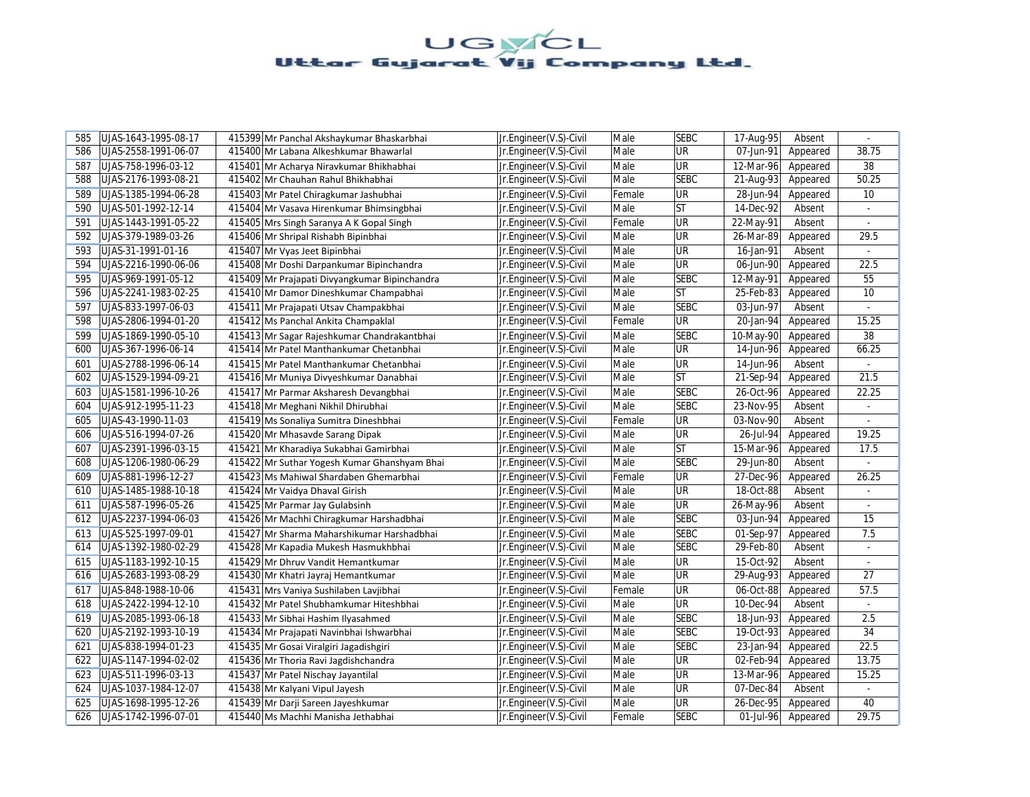| 585 | UJAS-1643-1995-08-17 | 415399 | Mr Panchal Akshaykumar Bhaskarbhai | Jr.Engineer(V.S)-Civil | Male | SEBC | 17-Aug-95 | Absent | - |
|---|---|---|---|---|---|---|---|---|---|
| 586 | UJAS-2558-1991-06-07 | 415400 | Mr Labana Alkeshkumar Bhawarlal | Jr.Engineer(V.S)-Civil | Male | UR | 07-Jun-91 | Appeared | 38.75 |
| 587 | UJAS-758-1996-03-12 | 415401 | Mr Acharya Niravkumar Bhikhabhai | Jr.Engineer(V.S)-Civil | Male | UR | 12-Mar-96 | Appeared | 38 |
| 588 | UJAS-2176-1993-08-21 | 415402 | Mr Chauhan Rahul Bhikhabhai | Jr.Engineer(V.S)-Civil | Male | SEBC | 21-Aug-93 | Appeared | 50.25 |
| 589 | UJAS-1385-1994-06-28 | 415403 | Mr Patel Chiragkumar Jashubhai | Jr.Engineer(V.S)-Civil | Female | UR | 28-Jun-94 | Appeared | 10 |
| 590 | UJAS-501-1992-12-14 | 415404 | Mr Vasava Hirenkumar Bhimsingbhai | Jr.Engineer(V.S)-Civil | Male | ST | 14-Dec-92 | Absent | - |
| 591 | UJAS-1443-1991-05-22 | 415405 | Mrs Singh Saranya A K Gopal Singh | Jr.Engineer(V.S)-Civil | Female | UR | 22-May-91 | Absent | - |
| 592 | UJAS-379-1989-03-26 | 415406 | Mr Shripal Rishabh Bipinbhai | Jr.Engineer(V.S)-Civil | Male | UR | 26-Mar-89 | Appeared | 29.5 |
| 593 | UJAS-31-1991-01-16 | 415407 | Mr Vyas Jeet Bipinbhai | Jr.Engineer(V.S)-Civil | Male | UR | 16-Jan-91 | Absent | - |
| 594 | UJAS-2216-1990-06-06 | 415408 | Mr Doshi Darpankumar Bipinchandra | Jr.Engineer(V.S)-Civil | Male | UR | 06-Jun-90 | Appeared | 22.5 |
| 595 | UJAS-969-1991-05-12 | 415409 | Mr Prajapati Divyangkumar Bipinchandra | Jr.Engineer(V.S)-Civil | Male | SEBC | 12-May-91 | Appeared | 55 |
| 596 | UJAS-2241-1983-02-25 | 415410 | Mr Damor Dineshkumar Champabhai | Jr.Engineer(V.S)-Civil | Male | ST | 25-Feb-83 | Appeared | 10 |
| 597 | UJAS-833-1997-06-03 | 415411 | Mr Prajapati Utsav Champakbhai | Jr.Engineer(V.S)-Civil | Male | SEBC | 03-Jun-97 | Absent | - |
| 598 | UJAS-2806-1994-01-20 | 415412 | Ms Panchal Ankita Champaklal | Jr.Engineer(V.S)-Civil | Female | UR | 20-Jan-94 | Appeared | 15.25 |
| 599 | UJAS-1869-1990-05-10 | 415413 | Mr Sagar Rajeshkumar Chandrakantbhai | Jr.Engineer(V.S)-Civil | Male | SEBC | 10-May-90 | Appeared | 38 |
| 600 | UJAS-367-1996-06-14 | 415414 | Mr Patel Manthankumar Chetanbhai | Jr.Engineer(V.S)-Civil | Male | UR | 14-Jun-96 | Appeared | 66.25 |
| 601 | UJAS-2788-1996-06-14 | 415415 | Mr Patel Manthankumar Chetanbhai | Jr.Engineer(V.S)-Civil | Male | UR | 14-Jun-96 | Absent | - |
| 602 | UJAS-1529-1994-09-21 | 415416 | Mr Muniya Divyeshkumar Danabhai | Jr.Engineer(V.S)-Civil | Male | ST | 21-Sep-94 | Appeared | 21.5 |
| 603 | UJAS-1581-1996-10-26 | 415417 | Mr Parmar Aksharesh Devangbhai | Jr.Engineer(V.S)-Civil | Male | SEBC | 26-Oct-96 | Appeared | 22.25 |
| 604 | UJAS-912-1995-11-23 | 415418 | Mr Meghani Nikhil Dhirubhai | Jr.Engineer(V.S)-Civil | Male | SEBC | 23-Nov-95 | Absent | - |
| 605 | UJAS-43-1990-11-03 | 415419 | Ms Sonaliya Sumitra Dineshbhai | Jr.Engineer(V.S)-Civil | Female | UR | 03-Nov-90 | Absent | - |
| 606 | UJAS-516-1994-07-26 | 415420 | Mr Mhasavde Sarang Dipak | Jr.Engineer(V.S)-Civil | Male | UR | 26-Jul-94 | Appeared | 19.25 |
| 607 | UJAS-2391-1996-03-15 | 415421 | Mr Kharadiya Sukabhai Gamirbhai | Jr.Engineer(V.S)-Civil | Male | ST | 15-Mar-96 | Appeared | 17.5 |
| 608 | UJAS-1206-1980-06-29 | 415422 | Mr Suthar Yogesh Kumar Ghanshyam Bhai | Jr.Engineer(V.S)-Civil | Male | SEBC | 29-Jun-80 | Absent | - |
| 609 | UJAS-881-1996-12-27 | 415423 | Ms Mahiwal Shardaben Ghemarbhai | Jr.Engineer(V.S)-Civil | Female | UR | 27-Dec-96 | Appeared | 26.25 |
| 610 | UJAS-1485-1988-10-18 | 415424 | Mr Vaidya Dhaval Girish | Jr.Engineer(V.S)-Civil | Male | UR | 18-Oct-88 | Absent | - |
| 611 | UJAS-587-1996-05-26 | 415425 | Mr Parmar Jay Gulabsinh | Jr.Engineer(V.S)-Civil | Male | UR | 26-May-96 | Absent | - |
| 612 | UJAS-2237-1994-06-03 | 415426 | Mr Machhi Chiragkumar Harshadbhai | Jr.Engineer(V.S)-Civil | Male | SEBC | 03-Jun-94 | Appeared | 15 |
| 613 | UJAS-525-1997-09-01 | 415427 | Mr Sharma Maharshikumar Harshadbhai | Jr.Engineer(V.S)-Civil | Male | SEBC | 01-Sep-97 | Appeared | 7.5 |
| 614 | UJAS-1392-1980-02-29 | 415428 | Mr Kapadia Mukesh Hasmukhbhai | Jr.Engineer(V.S)-Civil | Male | SEBC | 29-Feb-80 | Absent | - |
| 615 | UJAS-1183-1992-10-15 | 415429 | Mr Dhruv Vandit Hemantkumar | Jr.Engineer(V.S)-Civil | Male | UR | 15-Oct-92 | Absent | - |
| 616 | UJAS-2683-1993-08-29 | 415430 | Mr Khatri Jayraj Hemantkumar | Jr.Engineer(V.S)-Civil | Male | UR | 29-Aug-93 | Appeared | 27 |
| 617 | UJAS-848-1988-10-06 | 415431 | Mrs Vaniya Sushilaben Lavjibhai | Jr.Engineer(V.S)-Civil | Female | UR | 06-Oct-88 | Appeared | 57.5 |
| 618 | UJAS-2422-1994-12-10 | 415432 | Mr Patel Shubhamkumar Hiteshbhai | Jr.Engineer(V.S)-Civil | Male | UR | 10-Dec-94 | Absent | - |
| 619 | UJAS-2085-1993-06-18 | 415433 | Mr Sibhai Hashim Ilyasahmed | Jr.Engineer(V.S)-Civil | Male | SEBC | 18-Jun-93 | Appeared | 2.5 |
| 620 | UJAS-2192-1993-10-19 | 415434 | Mr Prajapati Navinbhai Ishwarbhai | Jr.Engineer(V.S)-Civil | Male | SEBC | 19-Oct-93 | Appeared | 34 |
| 621 | UJAS-838-1994-01-23 | 415435 | Mr Gosai Viralgiri Jagadishgiri | Jr.Engineer(V.S)-Civil | Male | SEBC | 23-Jan-94 | Appeared | 22.5 |
| 622 | UJAS-1147-1994-02-02 | 415436 | Mr Thoria Ravi Jagdishchandra | Jr.Engineer(V.S)-Civil | Male | UR | 02-Feb-94 | Appeared | 13.75 |
| 623 | UJAS-511-1996-03-13 | 415437 | Mr Patel Nischay Jayantilal | Jr.Engineer(V.S)-Civil | Male | UR | 13-Mar-96 | Appeared | 15.25 |
| 624 | UJAS-1037-1984-12-07 | 415438 | Mr Kalyani Vipul Jayesh | Jr.Engineer(V.S)-Civil | Male | UR | 07-Dec-84 | Absent | - |
| 625 | UJAS-1698-1995-12-26 | 415439 | Mr Darji Sareen Jayeshkumar | Jr.Engineer(V.S)-Civil | Male | UR | 26-Dec-95 | Appeared | 40 |
| 626 | UJAS-1742-1996-07-01 | 415440 | Ms Machhi Manisha Jethabhai | Jr.Engineer(V.S)-Civil | Female | SEBC | 01-Jul-96 | Appeared | 29.75 |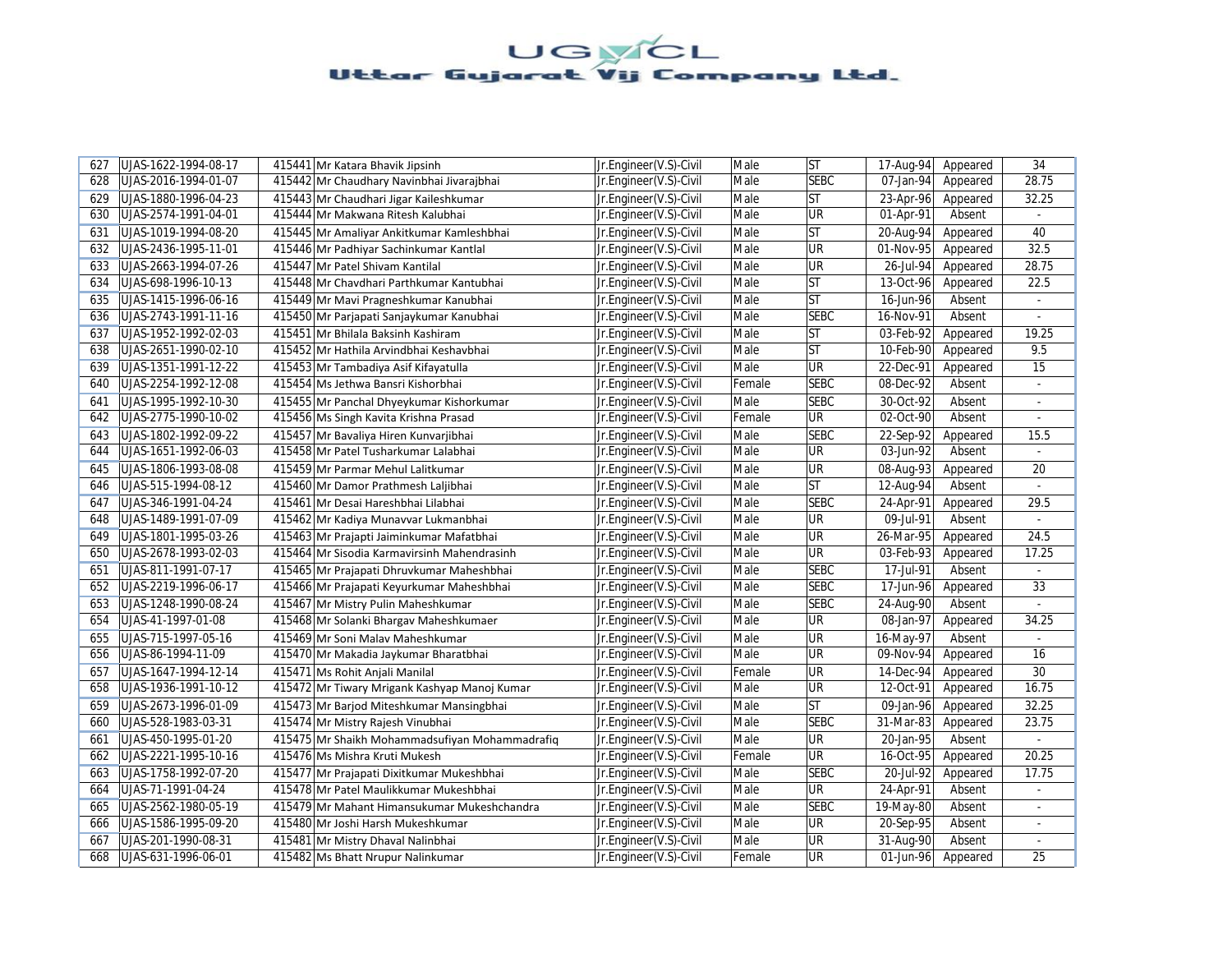# UGVCL
## Uttar Gujarat Vij Company Ltd.

| | | | | | | | | | |
|---|---|---|---|---|---|---|---|---|---|
| 627 | UJAS-1622-1994-08-17 | 415441 | Mr Katara Bhavik Jipsinh | Jr.Engineer(V.S)-Civil | Male | ST | 17-Aug-94 | Appeared | 34 |
| 628 | UJAS-2016-1994-01-07 | 415442 | Mr Chaudhary Navinbhai Jivarajbhai | Jr.Engineer(V.S)-Civil | Male | SEBC | 07-Jan-94 | Appeared | 28.75 |
| 629 | UJAS-1880-1996-04-23 | 415443 | Mr Chaudhari Jigar Kaileshkumar | Jr.Engineer(V.S)-Civil | Male | ST | 23-Apr-96 | Appeared | 32.25 |
| 630 | UJAS-2574-1991-04-01 | 415444 | Mr Makwana Ritesh Kalubhai | Jr.Engineer(V.S)-Civil | Male | UR | 01-Apr-91 | Absent | - |
| 631 | UJAS-1019-1994-08-20 | 415445 | Mr Amaliyar Ankitkumar Kamleshbhai | Jr.Engineer(V.S)-Civil | Male | ST | 20-Aug-94 | Appeared | 40 |
| 632 | UJAS-2436-1995-11-01 | 415446 | Mr Padhiyar Sachinkumar Kantlal | Jr.Engineer(V.S)-Civil | Male | UR | 01-Nov-95 | Appeared | 32.5 |
| 633 | UJAS-2663-1994-07-26 | 415447 | Mr Patel Shivam Kantilal | Jr.Engineer(V.S)-Civil | Male | UR | 26-Jul-94 | Appeared | 28.75 |
| 634 | UJAS-698-1996-10-13 | 415448 | Mr Chavdhari Parthkumar Kantubhai | Jr.Engineer(V.S)-Civil | Male | ST | 13-Oct-96 | Appeared | 22.5 |
| 635 | UJAS-1415-1996-06-16 | 415449 | Mr Mavi Pragneshkumar Kanubhai | Jr.Engineer(V.S)-Civil | Male | ST | 16-Jun-96 | Absent | - |
| 636 | UJAS-2743-1991-11-16 | 415450 | Mr Parjapati Sanjaykumar Kanubhai | Jr.Engineer(V.S)-Civil | Male | SEBC | 16-Nov-91 | Absent | - |
| 637 | UJAS-1952-1992-02-03 | 415451 | Mr Bhilala Baksinh Kashiram | Jr.Engineer(V.S)-Civil | Male | ST | 03-Feb-92 | Appeared | 19.25 |
| 638 | UJAS-2651-1990-02-10 | 415452 | Mr Hathila Arvindbhai Keshavbhai | Jr.Engineer(V.S)-Civil | Male | ST | 10-Feb-90 | Appeared | 9.5 |
| 639 | UJAS-1351-1991-12-22 | 415453 | Mr Tambadiya Asif Kifayatulla | Jr.Engineer(V.S)-Civil | Male | UR | 22-Dec-91 | Appeared | 15 |
| 640 | UJAS-2254-1992-12-08 | 415454 | Ms Jethwa Bansri Kishorbhai | Jr.Engineer(V.S)-Civil | Female | SEBC | 08-Dec-92 | Absent | - |
| 641 | UJAS-1995-1992-10-30 | 415455 | Mr Panchal Dhyeykumar Kishorkumar | Jr.Engineer(V.S)-Civil | Male | SEBC | 30-Oct-92 | Absent | - |
| 642 | UJAS-2775-1990-10-02 | 415456 | Ms Singh Kavita Krishna Prasad | Jr.Engineer(V.S)-Civil | Female | UR | 02-Oct-90 | Absent | - |
| 643 | UJAS-1802-1992-09-22 | 415457 | Mr Bavaliya Hiren Kunvarjibhai | Jr.Engineer(V.S)-Civil | Male | SEBC | 22-Sep-92 | Appeared | 15.5 |
| 644 | UJAS-1651-1992-06-03 | 415458 | Mr Patel Tusharkumar Lalabhai | Jr.Engineer(V.S)-Civil | Male | UR | 03-Jun-92 | Absent | - |
| 645 | UJAS-1806-1993-08-08 | 415459 | Mr Parmar Mehul Lalitkumar | Jr.Engineer(V.S)-Civil | Male | UR | 08-Aug-93 | Appeared | 20 |
| 646 | UJAS-515-1994-08-12 | 415460 | Mr Damor Prathmesh Laljibhai | Jr.Engineer(V.S)-Civil | Male | ST | 12-Aug-94 | Absent | - |
| 647 | UJAS-346-1991-04-24 | 415461 | Mr Desai Hareshbhai Lilabhai | Jr.Engineer(V.S)-Civil | Male | SEBC | 24-Apr-91 | Appeared | 29.5 |
| 648 | UJAS-1489-1991-07-09 | 415462 | Mr Kadiya Munavvar Lukmanbhai | Jr.Engineer(V.S)-Civil | Male | UR | 09-Jul-91 | Absent | - |
| 649 | UJAS-1801-1995-03-26 | 415463 | Mr Prajapti Jaiminkumar Mafatbhai | Jr.Engineer(V.S)-Civil | Male | UR | 26-Mar-95 | Appeared | 24.5 |
| 650 | UJAS-2678-1993-02-03 | 415464 | Mr Sisodia Karmavirsinh Mahendrasinh | Jr.Engineer(V.S)-Civil | Male | UR | 03-Feb-93 | Appeared | 17.25 |
| 651 | UJAS-811-1991-07-17 | 415465 | Mr Prajapati Dhruvkumar Maheshbhai | Jr.Engineer(V.S)-Civil | Male | SEBC | 17-Jul-91 | Absent | - |
| 652 | UJAS-2219-1996-06-17 | 415466 | Mr Prajapati Keyurkumar Maheshbhai | Jr.Engineer(V.S)-Civil | Male | SEBC | 17-Jun-96 | Appeared | 33 |
| 653 | UJAS-1248-1990-08-24 | 415467 | Mr Mistry Pulin Maheshkumar | Jr.Engineer(V.S)-Civil | Male | SEBC | 24-Aug-90 | Absent | - |
| 654 | UJAS-41-1997-01-08 | 415468 | Mr Solanki Bhargav Maheshkumaer | Jr.Engineer(V.S)-Civil | Male | UR | 08-Jan-97 | Appeared | 34.25 |
| 655 | UJAS-715-1997-05-16 | 415469 | Mr Soni Malav Maheshkumar | Jr.Engineer(V.S)-Civil | Male | UR | 16-May-97 | Absent | - |
| 656 | UJAS-86-1994-11-09 | 415470 | Mr Makadia Jaykumar Bharatbhai | Jr.Engineer(V.S)-Civil | Male | UR | 09-Nov-94 | Appeared | 16 |
| 657 | UJAS-1647-1994-12-14 | 415471 | Ms Rohit Anjali Manilal | Jr.Engineer(V.S)-Civil | Female | UR | 14-Dec-94 | Appeared | 30 |
| 658 | UJAS-1936-1991-10-12 | 415472 | Mr Tiwary Mrigank Kashyap Manoj Kumar | Jr.Engineer(V.S)-Civil | Male | UR | 12-Oct-91 | Appeared | 16.75 |
| 659 | UJAS-2673-1996-01-09 | 415473 | Mr Barjod Miteshkumar Mansingbhai | Jr.Engineer(V.S)-Civil | Male | ST | 09-Jan-96 | Appeared | 32.25 |
| 660 | UJAS-528-1983-03-31 | 415474 | Mr Mistry Rajesh Vinubhai | Jr.Engineer(V.S)-Civil | Male | SEBC | 31-Mar-83 | Appeared | 23.75 |
| 661 | UJAS-450-1995-01-20 | 415475 | Mr Shaikh Mohammadsufiyan Mohammadrafiq | Jr.Engineer(V.S)-Civil | Male | UR | 20-Jan-95 | Absent | - |
| 662 | UJAS-2221-1995-10-16 | 415476 | Ms Mishra Kruti Mukesh | Jr.Engineer(V.S)-Civil | Female | UR | 16-Oct-95 | Appeared | 20.25 |
| 663 | UJAS-1758-1992-07-20 | 415477 | Mr Prajapati Dixitkumar Mukeshbhai | Jr.Engineer(V.S)-Civil | Male | SEBC | 20-Jul-92 | Appeared | 17.75 |
| 664 | UJAS-71-1991-04-24 | 415478 | Mr Patel Maulikkumar Mukeshbhai | Jr.Engineer(V.S)-Civil | Male | UR | 24-Apr-91 | Absent | - |
| 665 | UJAS-2562-1980-05-19 | 415479 | Mr Mahant Himansukumar Mukeshchandra | Jr.Engineer(V.S)-Civil | Male | SEBC | 19-May-80 | Absent | - |
| 666 | UJAS-1586-1995-09-20 | 415480 | Mr Joshi Harsh Mukeshkumar | Jr.Engineer(V.S)-Civil | Male | UR | 20-Sep-95 | Absent | - |
| 667 | UJAS-201-1990-08-31 | 415481 | Mr Mistry Dhaval Nalinbhai | Jr.Engineer(V.S)-Civil | Male | UR | 31-Aug-90 | Absent | - |
| 668 | UJAS-631-1996-06-01 | 415482 | Ms Bhatt Nrupur Nalinkumar | Jr.Engineer(V.S)-Civil | Female | UR | 01-Jun-96 | Appeared | 25 |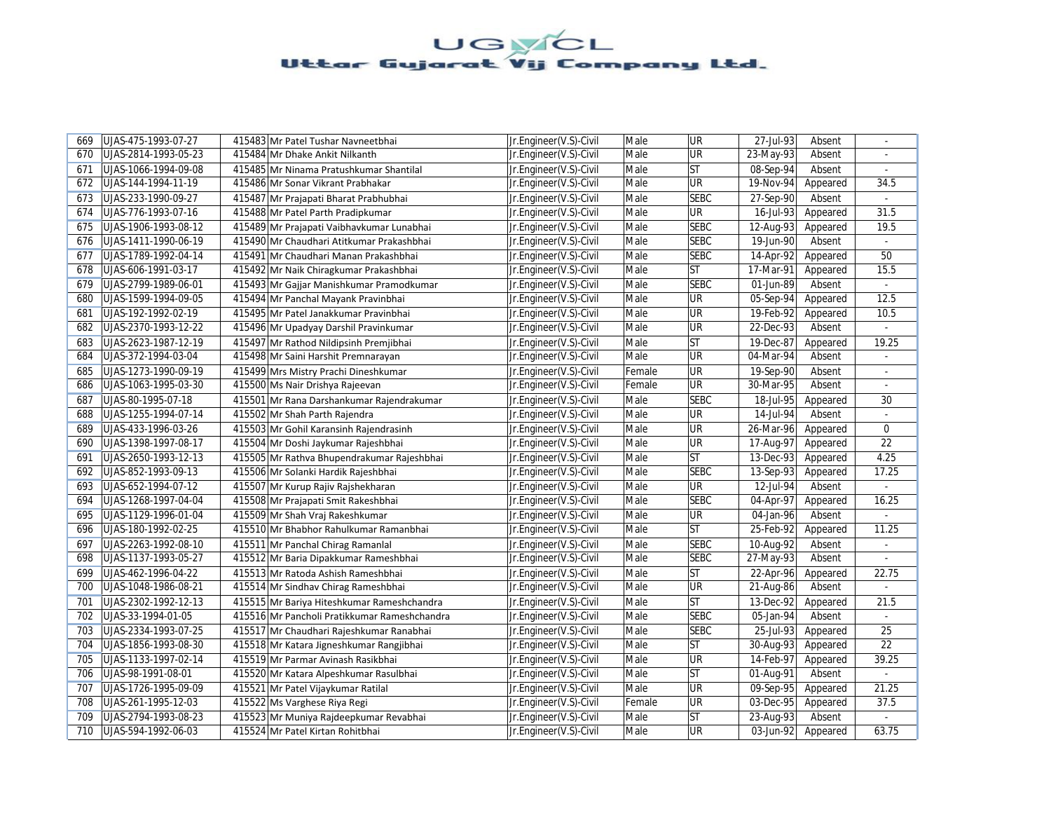# UGVCL
## Uttar Gujarat Vij Company Ltd.

| | | | | | | | | | |
|---|---|---|---|---|---|---|---|---|---|
| 669 | UJAS-475-1993-07-27 | 415483 | Mr Patel Tushar Navneetbhai | Jr.Engineer(V.S)-Civil | Male | UR | 27-Jul-93 | Absent | - |
| 670 | UJAS-2814-1993-05-23 | 415484 | Mr Dhake Ankit Nilkanth | Jr.Engineer(V.S)-Civil | Male | UR | 23-May-93 | Absent | - |
| 671 | UJAS-1066-1994-09-08 | 415485 | Mr Ninama Pratushkumar Shantilal | Jr.Engineer(V.S)-Civil | Male | ST | 08-Sep-94 | Absent | - |
| 672 | UJAS-144-1994-11-19 | 415486 | Mr Sonar Vikrant Prabhakar | Jr.Engineer(V.S)-Civil | Male | UR | 19-Nov-94 | Appeared | 34.5 |
| 673 | UJAS-233-1990-09-27 | 415487 | Mr Prajapati Bharat Prabhubhai | Jr.Engineer(V.S)-Civil | Male | SEBC | 27-Sep-90 | Absent | - |
| 674 | UJAS-776-1993-07-16 | 415488 | Mr Patel Parth Pradipkumar | Jr.Engineer(V.S)-Civil | Male | UR | 16-Jul-93 | Appeared | 31.5 |
| 675 | UJAS-1906-1993-08-12 | 415489 | Mr Prajapati Vaibhavkumar Lunabhai | Jr.Engineer(V.S)-Civil | Male | SEBC | 12-Aug-93 | Appeared | 19.5 |
| 676 | UJAS-1411-1990-06-19 | 415490 | Mr Chaudhari Atitkumar Prakashbhai | Jr.Engineer(V.S)-Civil | Male | SEBC | 19-Jun-90 | Absent | - |
| 677 | UJAS-1789-1992-04-14 | 415491 | Mr Chaudhari Manan Prakashbhai | Jr.Engineer(V.S)-Civil | Male | SEBC | 14-Apr-92 | Appeared | 50 |
| 678 | UJAS-606-1991-03-17 | 415492 | Mr Naik Chiragkumar Prakashbhai | Jr.Engineer(V.S)-Civil | Male | ST | 17-Mar-91 | Appeared | 15.5 |
| 679 | UJAS-2799-1989-06-01 | 415493 | Mr Gajjar Manishkumar Pramodkumar | Jr.Engineer(V.S)-Civil | Male | SEBC | 01-Jun-89 | Absent | - |
| 680 | UJAS-1599-1994-09-05 | 415494 | Mr Panchal Mayank Pravinbhai | Jr.Engineer(V.S)-Civil | Male | UR | 05-Sep-94 | Appeared | 12.5 |
| 681 | UJAS-192-1992-02-19 | 415495 | Mr Patel Janakkumar Pravinbhai | Jr.Engineer(V.S)-Civil | Male | UR | 19-Feb-92 | Appeared | 10.5 |
| 682 | UJAS-2370-1993-12-22 | 415496 | Mr Upadyay Darshil Pravinkumar | Jr.Engineer(V.S)-Civil | Male | UR | 22-Dec-93 | Absent | - |
| 683 | UJAS-2623-1987-12-19 | 415497 | Mr Rathod Nildipsinh Premjibhai | Jr.Engineer(V.S)-Civil | Male | ST | 19-Dec-87 | Appeared | 19.25 |
| 684 | UJAS-372-1994-03-04 | 415498 | Mr Saini Harshit Premnarayan | Jr.Engineer(V.S)-Civil | Male | UR | 04-Mar-94 | Absent | - |
| 685 | UJAS-1273-1990-09-19 | 415499 | Mrs Mistry Prachi Dineshkumar | Jr.Engineer(V.S)-Civil | Female | UR | 19-Sep-90 | Absent | - |
| 686 | UJAS-1063-1995-03-30 | 415500 | Ms Nair Drishya Rajeevan | Jr.Engineer(V.S)-Civil | Female | UR | 30-Mar-95 | Absent | - |
| 687 | UJAS-80-1995-07-18 | 415501 | Mr Rana Darshankumar Rajendrakumar | Jr.Engineer(V.S)-Civil | Male | SEBC | 18-Jul-95 | Appeared | 30 |
| 688 | UJAS-1255-1994-07-14 | 415502 | Mr Shah Parth Rajendra | Jr.Engineer(V.S)-Civil | Male | UR | 14-Jul-94 | Absent | - |
| 689 | UJAS-433-1996-03-26 | 415503 | Mr Gohil Karansinh Rajendrasinh | Jr.Engineer(V.S)-Civil | Male | UR | 26-Mar-96 | Appeared | 0 |
| 690 | UJAS-1398-1997-08-17 | 415504 | Mr Doshi Jaykumar Rajeshbhai | Jr.Engineer(V.S)-Civil | Male | UR | 17-Aug-97 | Appeared | 22 |
| 691 | UJAS-2650-1993-12-13 | 415505 | Mr Rathva Bhupendrakumar Rajeshbhai | Jr.Engineer(V.S)-Civil | Male | ST | 13-Dec-93 | Appeared | 4.25 |
| 692 | UJAS-852-1993-09-13 | 415506 | Mr Solanki Hardik Rajeshbhai | Jr.Engineer(V.S)-Civil | Male | SEBC | 13-Sep-93 | Appeared | 17.25 |
| 693 | UJAS-652-1994-07-12 | 415507 | Mr Kurup Rajiv Rajshekharan | Jr.Engineer(V.S)-Civil | Male | UR | 12-Jul-94 | Absent | - |
| 694 | UJAS-1268-1997-04-04 | 415508 | Mr Prajapati Smit Rakeshbhai | Jr.Engineer(V.S)-Civil | Male | SEBC | 04-Apr-97 | Appeared | 16.25 |
| 695 | UJAS-1129-1996-01-04 | 415509 | Mr Shah Vraj Rakeshkumar | Jr.Engineer(V.S)-Civil | Male | UR | 04-Jan-96 | Absent | - |
| 696 | UJAS-180-1992-02-25 | 415510 | Mr Bhabhor Rahulkumar Ramanbhai | Jr.Engineer(V.S)-Civil | Male | ST | 25-Feb-92 | Appeared | 11.25 |
| 697 | UJAS-2263-1992-08-10 | 415511 | Mr Panchal Chirag Ramanlal | Jr.Engineer(V.S)-Civil | Male | SEBC | 10-Aug-92 | Absent | - |
| 698 | UJAS-1137-1993-05-27 | 415512 | Mr Baria Dipakkumar Rameshbhai | Jr.Engineer(V.S)-Civil | Male | SEBC | 27-May-93 | Absent | - |
| 699 | UJAS-462-1996-04-22 | 415513 | Mr Ratoda Ashish Rameshbhai | Jr.Engineer(V.S)-Civil | Male | ST | 22-Apr-96 | Appeared | 22.75 |
| 700 | UJAS-1048-1986-08-21 | 415514 | Mr Sindhav Chirag Rameshbhai | Jr.Engineer(V.S)-Civil | Male | UR | 21-Aug-86 | Absent | - |
| 701 | UJAS-2302-1992-12-13 | 415515 | Mr Bariya Hiteshkumar Rameshchandra | Jr.Engineer(V.S)-Civil | Male | ST | 13-Dec-92 | Appeared | 21.5 |
| 702 | UJAS-33-1994-01-05 | 415516 | Mr Pancholi Pratikkumar Rameshchandra | Jr.Engineer(V.S)-Civil | Male | SEBC | 05-Jan-94 | Absent | - |
| 703 | UJAS-2334-1993-07-25 | 415517 | Mr Chaudhari Rajeshkumar Ranabhai | Jr.Engineer(V.S)-Civil | Male | SEBC | 25-Jul-93 | Appeared | 25 |
| 704 | UJAS-1856-1993-08-30 | 415518 | Mr Katara Jigneshkumar Rangjibhai | Jr.Engineer(V.S)-Civil | Male | ST | 30-Aug-93 | Appeared | 22 |
| 705 | UJAS-1133-1997-02-14 | 415519 | Mr Parmar Avinash Rasikbhai | Jr.Engineer(V.S)-Civil | Male | UR | 14-Feb-97 | Appeared | 39.25 |
| 706 | UJAS-98-1991-08-01 | 415520 | Mr Katara Alpeshkumar Rasulbhai | Jr.Engineer(V.S)-Civil | Male | ST | 01-Aug-91 | Absent | - |
| 707 | UJAS-1726-1995-09-09 | 415521 | Mr Patel Vijaykumar Ratilal | Jr.Engineer(V.S)-Civil | Male | UR | 09-Sep-95 | Appeared | 21.25 |
| 708 | UJAS-261-1995-12-03 | 415522 | Ms Varghese Riya Regi | Jr.Engineer(V.S)-Civil | Female | UR | 03-Dec-95 | Appeared | 37.5 |
| 709 | UJAS-2794-1993-08-23 | 415523 | Mr Muniya Rajdeepkumar Revabhai | Jr.Engineer(V.S)-Civil | Male | ST | 23-Aug-93 | Absent | - |
| 710 | UJAS-594-1992-06-03 | 415524 | Mr Patel Kirtan Rohitbhai | Jr.Engineer(V.S)-Civil | Male | UR | 03-Jun-92 | Appeared | 63.75 |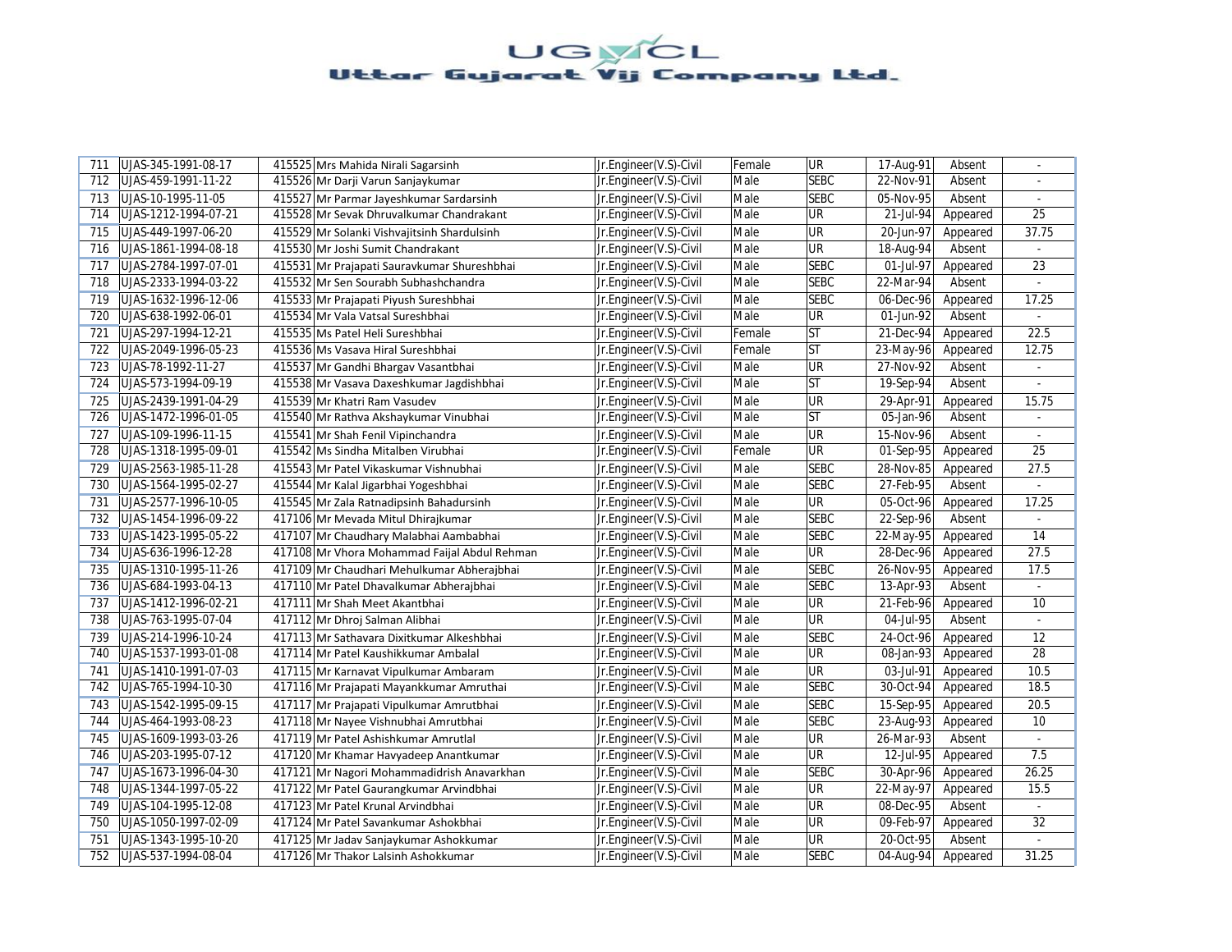# UGVCL
## Uttar Gujarat Vij Company Ltd.

| | | | | | | | | | |
|---|---|---|---|---|---|---|---|---|---|
| 711 | UJAS-345-1991-08-17 | 415525 | Mrs Mahida Nirali Sagarsinh | Jr.Engineer(V.S)-Civil | Female | UR | 17-Aug-91 | Absent | - |
| 712 | UJAS-459-1991-11-22 | 415526 | Mr Darji Varun Sanjaykumar | Jr.Engineer(V.S)-Civil | Male | SEBC | 22-Nov-91 | Absent | - |
| 713 | UJAS-10-1995-11-05 | 415527 | Mr Parmar Jayeshkumar Sardarsinh | Jr.Engineer(V.S)-Civil | Male | SEBC | 05-Nov-95 | Absent | - |
| 714 | UJAS-1212-1994-07-21 | 415528 | Mr Sevak Dhruvalkumar Chandrakant | Jr.Engineer(V.S)-Civil | Male | UR | 21-Jul-94 | Appeared | 25 |
| 715 | UJAS-449-1997-06-20 | 415529 | Mr Solanki Vishvajitsinh Shardulsinh | Jr.Engineer(V.S)-Civil | Male | UR | 20-Jun-97 | Appeared | 37.75 |
| 716 | UJAS-1861-1994-08-18 | 415530 | Mr Joshi Sumit Chandrakant | Jr.Engineer(V.S)-Civil | Male | UR | 18-Aug-94 | Absent | - |
| 717 | UJAS-2784-1997-07-01 | 415531 | Mr Prajapati Sauravkumar Shureshbhai | Jr.Engineer(V.S)-Civil | Male | SEBC | 01-Jul-97 | Appeared | 23 |
| 718 | UJAS-2333-1994-03-22 | 415532 | Mr Sen Sourabh Subhashchandra | Jr.Engineer(V.S)-Civil | Male | SEBC | 22-Mar-94 | Absent | - |
| 719 | UJAS-1632-1996-12-06 | 415533 | Mr Prajapati Piyush Sureshbhai | Jr.Engineer(V.S)-Civil | Male | SEBC | 06-Dec-96 | Appeared | 17.25 |
| 720 | UJAS-638-1992-06-01 | 415534 | Mr Vala Vatsal Sureshbhai | Jr.Engineer(V.S)-Civil | Male | UR | 01-Jun-92 | Absent | - |
| 721 | UJAS-297-1994-12-21 | 415535 | Ms Patel Heli Sureshbhai | Jr.Engineer(V.S)-Civil | Female | ST | 21-Dec-94 | Appeared | 22.5 |
| 722 | UJAS-2049-1996-05-23 | 415536 | Ms Vasava Hiral Sureshbhai | Jr.Engineer(V.S)-Civil | Female | ST | 23-May-96 | Appeared | 12.75 |
| 723 | UJAS-78-1992-11-27 | 415537 | Mr Gandhi Bhargav Vasantbhai | Jr.Engineer(V.S)-Civil | Male | UR | 27-Nov-92 | Absent | - |
| 724 | UJAS-573-1994-09-19 | 415538 | Mr Vasava Daxeshkumar Jagdishbhai | Jr.Engineer(V.S)-Civil | Male | ST | 19-Sep-94 | Absent | - |
| 725 | UJAS-2439-1991-04-29 | 415539 | Mr Khatri Ram Vasudev | Jr.Engineer(V.S)-Civil | Male | UR | 29-Apr-91 | Appeared | 15.75 |
| 726 | UJAS-1472-1996-01-05 | 415540 | Mr Rathva Akshaykumar Vinubhai | Jr.Engineer(V.S)-Civil | Male | ST | 05-Jan-96 | Absent | - |
| 727 | UJAS-109-1996-11-15 | 415541 | Mr Shah Fenil Vipinchandra | Jr.Engineer(V.S)-Civil | Male | UR | 15-Nov-96 | Absent | - |
| 728 | UJAS-1318-1995-09-01 | 415542 | Ms Sindha Mitalben Virubhai | Jr.Engineer(V.S)-Civil | Female | UR | 01-Sep-95 | Appeared | 25 |
| 729 | UJAS-2563-1985-11-28 | 415543 | Mr Patel Vikaskumar Vishnubhai | Jr.Engineer(V.S)-Civil | Male | SEBC | 28-Nov-85 | Appeared | 27.5 |
| 730 | UJAS-1564-1995-02-27 | 415544 | Mr Kalal Jigarbhai Yogeshbhai | Jr.Engineer(V.S)-Civil | Male | SEBC | 27-Feb-95 | Absent | - |
| 731 | UJAS-2577-1996-10-05 | 415545 | Mr Zala Ratnadipsinh Bahadursinh | Jr.Engineer(V.S)-Civil | Male | UR | 05-Oct-96 | Appeared | 17.25 |
| 732 | UJAS-1454-1996-09-22 | 417106 | Mr Mevada Mitul Dhirajkumar | Jr.Engineer(V.S)-Civil | Male | SEBC | 22-Sep-96 | Absent | - |
| 733 | UJAS-1423-1995-05-22 | 417107 | Mr Chaudhary Malabhai Aambabhai | Jr.Engineer(V.S)-Civil | Male | SEBC | 22-May-95 | Appeared | 14 |
| 734 | UJAS-636-1996-12-28 | 417108 | Mr Vhora Mohammad Faijal Abdul Rehman | Jr.Engineer(V.S)-Civil | Male | UR | 28-Dec-96 | Appeared | 27.5 |
| 735 | UJAS-1310-1995-11-26 | 417109 | Mr Chaudhari Mehulkumar Abherajbhai | Jr.Engineer(V.S)-Civil | Male | SEBC | 26-Nov-95 | Appeared | 17.5 |
| 736 | UJAS-684-1993-04-13 | 417110 | Mr Patel Dhavalkumar Abherajbhai | Jr.Engineer(V.S)-Civil | Male | SEBC | 13-Apr-93 | Absent | - |
| 737 | UJAS-1412-1996-02-21 | 417111 | Mr Shah Meet Akantbhai | Jr.Engineer(V.S)-Civil | Male | UR | 21-Feb-96 | Appeared | 10 |
| 738 | UJAS-763-1995-07-04 | 417112 | Mr Dhroj Salman Alibhai | Jr.Engineer(V.S)-Civil | Male | UR | 04-Jul-95 | Absent | - |
| 739 | UJAS-214-1996-10-24 | 417113 | Mr Sathavara Dixitkumar Alkeshbhai | Jr.Engineer(V.S)-Civil | Male | SEBC | 24-Oct-96 | Appeared | 12 |
| 740 | UJAS-1537-1993-01-08 | 417114 | Mr Patel Kaushikkumar Ambalal | Jr.Engineer(V.S)-Civil | Male | UR | 08-Jan-93 | Appeared | 28 |
| 741 | UJAS-1410-1991-07-03 | 417115 | Mr Karnavat Vipulkumar Ambaram | Jr.Engineer(V.S)-Civil | Male | UR | 03-Jul-91 | Appeared | 10.5 |
| 742 | UJAS-765-1994-10-30 | 417116 | Mr Prajapati Mayankkumar Amruthai | Jr.Engineer(V.S)-Civil | Male | SEBC | 30-Oct-94 | Appeared | 18.5 |
| 743 | UJAS-1542-1995-09-15 | 417117 | Mr Prajapati Vipulkumar Amrutbhai | Jr.Engineer(V.S)-Civil | Male | SEBC | 15-Sep-95 | Appeared | 20.5 |
| 744 | UJAS-464-1993-08-23 | 417118 | Mr Nayee Vishnubhai Amrutbhai | Jr.Engineer(V.S)-Civil | Male | SEBC | 23-Aug-93 | Appeared | 10 |
| 745 | UJAS-1609-1993-03-26 | 417119 | Mr Patel Ashishkumar Amrutlal | Jr.Engineer(V.S)-Civil | Male | UR | 26-Mar-93 | Absent | - |
| 746 | UJAS-203-1995-07-12 | 417120 | Mr Khamar Havyadeep Anantkumar | Jr.Engineer(V.S)-Civil | Male | UR | 12-Jul-95 | Appeared | 7.5 |
| 747 | UJAS-1673-1996-04-30 | 417121 | Mr Nagori Mohammadidrish Anavarkhan | Jr.Engineer(V.S)-Civil | Male | SEBC | 30-Apr-96 | Appeared | 26.25 |
| 748 | UJAS-1344-1997-05-22 | 417122 | Mr Patel Gaurangkumar Arvindbhai | Jr.Engineer(V.S)-Civil | Male | UR | 22-May-97 | Appeared | 15.5 |
| 749 | UJAS-104-1995-12-08 | 417123 | Mr Patel Krunal Arvindbhai | Jr.Engineer(V.S)-Civil | Male | UR | 08-Dec-95 | Absent | - |
| 750 | UJAS-1050-1997-02-09 | 417124 | Mr Patel Savankumar Ashokbhai | Jr.Engineer(V.S)-Civil | Male | UR | 09-Feb-97 | Appeared | 32 |
| 751 | UJAS-1343-1995-10-20 | 417125 | Mr Jadav Sanjaykumar Ashokkumar | Jr.Engineer(V.S)-Civil | Male | UR | 20-Oct-95 | Absent | - |
| 752 | UJAS-537-1994-08-04 | 417126 | Mr Thakor Lalsinh Ashokkumar | Jr.Engineer(V.S)-Civil | Male | SEBC | 04-Aug-94 | Appeared | 31.25 |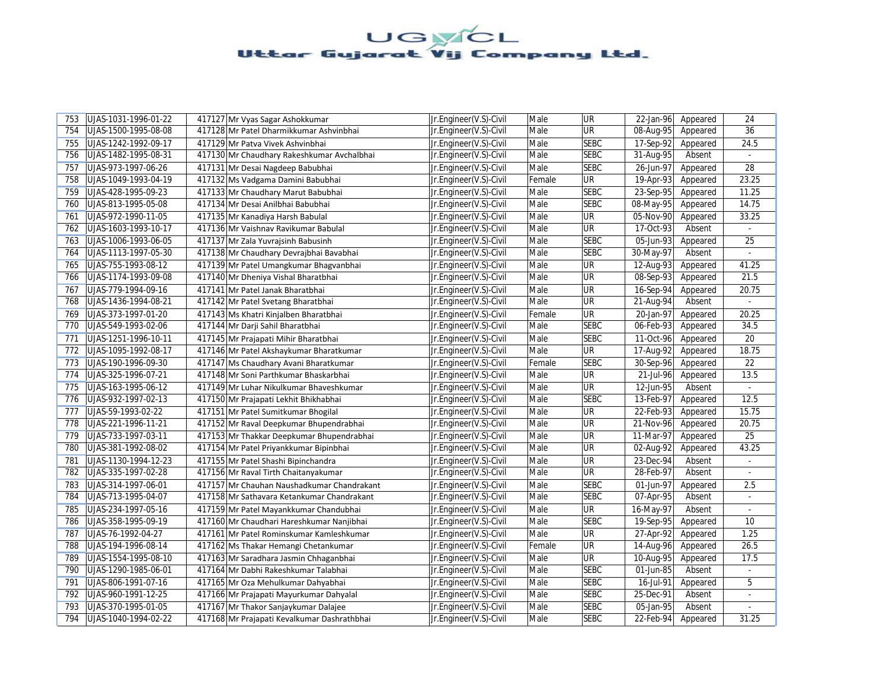# UGVCL
## Uttar Gujarat Vij Company Ltd.

| | | | | | | | | | |
|---|---|---|---|---|---|---|---|---|---|
| 753 | UJAS-1031-1996-01-22 | 417127 | Mr Vyas Sagar Ashokkumar | Jr.Engineer(V.S)-Civil | Male | UR | 22-Jan-96 | Appeared | 24 |
| 754 | UJAS-1500-1995-08-08 | 417128 | Mr Patel Dharmikkumar Ashvinbhai | Jr.Engineer(V.S)-Civil | Male | UR | 08-Aug-95 | Appeared | 36 |
| 755 | UJAS-1242-1992-09-17 | 417129 | Mr Patva Vivek Ashvinbhai | Jr.Engineer(V.S)-Civil | Male | SEBC | 17-Sep-92 | Appeared | 24.5 |
| 756 | UJAS-1482-1995-08-31 | 417130 | Mr Chaudhary Rakeshkumar Avchalbhai | Jr.Engineer(V.S)-Civil | Male | SEBC | 31-Aug-95 | Absent | - |
| 757 | UJAS-973-1997-06-26 | 417131 | Mr Desai Nagdeep Babubhai | Jr.Engineer(V.S)-Civil | Male | SEBC | 26-Jun-97 | Appeared | 28 |
| 758 | UJAS-1049-1993-04-19 | 417132 | Ms Vadgama Damini Babubhai | Jr.Engineer(V.S)-Civil | Female | UR | 19-Apr-93 | Appeared | 23.25 |
| 759 | UJAS-428-1995-09-23 | 417133 | Mr Chaudhary Marut Babubhai | Jr.Engineer(V.S)-Civil | Male | SEBC | 23-Sep-95 | Appeared | 11.25 |
| 760 | UJAS-813-1995-05-08 | 417134 | Mr Desai Anilbhai Babubhai | Jr.Engineer(V.S)-Civil | Male | SEBC | 08-May-95 | Appeared | 14.75 |
| 761 | UJAS-972-1990-11-05 | 417135 | Mr Kanadiya Harsh Babulal | Jr.Engineer(V.S)-Civil | Male | UR | 05-Nov-90 | Appeared | 33.25 |
| 762 | UJAS-1603-1993-10-17 | 417136 | Mr Vaishnav Ravikumar Babulal | Jr.Engineer(V.S)-Civil | Male | UR | 17-Oct-93 | Absent | - |
| 763 | UJAS-1006-1993-06-05 | 417137 | Mr Zala Yuvrajsinh Babusinh | Jr.Engineer(V.S)-Civil | Male | SEBC | 05-Jun-93 | Appeared | 25 |
| 764 | UJAS-1113-1997-05-30 | 417138 | Mr Chaudhary Devrajbhai Bavabhai | Jr.Engineer(V.S)-Civil | Male | SEBC | 30-May-97 | Absent | - |
| 765 | UJAS-755-1993-08-12 | 417139 | Mr Patel Umangkumar Bhagvanbhai | Jr.Engineer(V.S)-Civil | Male | UR | 12-Aug-93 | Appeared | 41.25 |
| 766 | UJAS-1174-1993-09-08 | 417140 | Mr Dheniya Vishal Bharatbhai | Jr.Engineer(V.S)-Civil | Male | UR | 08-Sep-93 | Appeared | 21.5 |
| 767 | UJAS-779-1994-09-16 | 417141 | Mr Patel Janak Bharatbhai | Jr.Engineer(V.S)-Civil | Male | UR | 16-Sep-94 | Appeared | 20.75 |
| 768 | UJAS-1436-1994-08-21 | 417142 | Mr Patel Svetang Bharatbhai | Jr.Engineer(V.S)-Civil | Male | UR | 21-Aug-94 | Absent | - |
| 769 | UJAS-373-1997-01-20 | 417143 | Ms Khatri Kinjalben Bharatbhai | Jr.Engineer(V.S)-Civil | Female | UR | 20-Jan-97 | Appeared | 20.25 |
| 770 | UJAS-549-1993-02-06 | 417144 | Mr Darji Sahil Bharatbhai | Jr.Engineer(V.S)-Civil | Male | SEBC | 06-Feb-93 | Appeared | 34.5 |
| 771 | UJAS-1251-1996-10-11 | 417145 | Mr Prajapati Mihir Bharatbhai | Jr.Engineer(V.S)-Civil | Male | SEBC | 11-Oct-96 | Appeared | 20 |
| 772 | UJAS-1095-1992-08-17 | 417146 | Mr Patel Akshaykumar Bharatkumar | Jr.Engineer(V.S)-Civil | Male | UR | 17-Aug-92 | Appeared | 18.75 |
| 773 | UJAS-190-1996-09-30 | 417147 | Ms Chaudhary Avani Bharatkumar | Jr.Engineer(V.S)-Civil | Female | SEBC | 30-Sep-96 | Appeared | 22 |
| 774 | UJAS-325-1996-07-21 | 417148 | Mr Soni Parthkumar Bhaskarbhai | Jr.Engineer(V.S)-Civil | Male | UR | 21-Jul-96 | Appeared | 13.5 |
| 775 | UJAS-163-1995-06-12 | 417149 | Mr Luhar Nikulkumar Bhaveshkumar | Jr.Engineer(V.S)-Civil | Male | UR | 12-Jun-95 | Absent | - |
| 776 | UJAS-932-1997-02-13 | 417150 | Mr Prajapati Lekhit Bhikhabhai | Jr.Engineer(V.S)-Civil | Male | SEBC | 13-Feb-97 | Appeared | 12.5 |
| 777 | UJAS-59-1993-02-22 | 417151 | Mr Patel Sumitkumar Bhogilal | Jr.Engineer(V.S)-Civil | Male | UR | 22-Feb-93 | Appeared | 15.75 |
| 778 | UJAS-221-1996-11-21 | 417152 | Mr Raval Deepkumar Bhupendrabhai | Jr.Engineer(V.S)-Civil | Male | UR | 21-Nov-96 | Appeared | 20.75 |
| 779 | UJAS-733-1997-03-11 | 417153 | Mr Thakkar Deepkumar Bhupendrabhai | Jr.Engineer(V.S)-Civil | Male | UR | 11-Mar-97 | Appeared | 25 |
| 780 | UJAS-381-1992-08-02 | 417154 | Mr Patel Priyankkumar Bipinbhai | Jr.Engineer(V.S)-Civil | Male | UR | 02-Aug-92 | Appeared | 43.25 |
| 781 | UJAS-1130-1994-12-23 | 417155 | Mr Patel Shashi Bipinchandra | Jr.Engineer(V.S)-Civil | Male | UR | 23-Dec-94 | Absent | - |
| 782 | UJAS-335-1997-02-28 | 417156 | Mr Raval Tirth Chaitanyakumar | Jr.Engineer(V.S)-Civil | Male | UR | 28-Feb-97 | Absent | - |
| 783 | UJAS-314-1997-06-01 | 417157 | Mr Chauhan Naushadkumar Chandrakant | Jr.Engineer(V.S)-Civil | Male | SEBC | 01-Jun-97 | Appeared | 2.5 |
| 784 | UJAS-713-1995-04-07 | 417158 | Mr Sathavara Ketankumar Chandrakant | Jr.Engineer(V.S)-Civil | Male | SEBC | 07-Apr-95 | Absent | - |
| 785 | UJAS-234-1997-05-16 | 417159 | Mr Patel Mayankkumar Chandubhai | Jr.Engineer(V.S)-Civil | Male | UR | 16-May-97 | Absent | - |
| 786 | UJAS-358-1995-09-19 | 417160 | Mr Chaudhari Hareshkumar Nanjibhai | Jr.Engineer(V.S)-Civil | Male | SEBC | 19-Sep-95 | Appeared | 10 |
| 787 | UJAS-76-1992-04-27 | 417161 | Mr Patel Rominskumar Kamleshkumar | Jr.Engineer(V.S)-Civil | Male | UR | 27-Apr-92 | Appeared | 1.25 |
| 788 | UJAS-194-1996-08-14 | 417162 | Ms Thakar Hemangi Chetankumar | Jr.Engineer(V.S)-Civil | Female | UR | 14-Aug-96 | Appeared | 26.5 |
| 789 | UJAS-1554-1995-08-10 | 417163 | Mr Saradhara Jasmin Chhaganbhai | Jr.Engineer(V.S)-Civil | Male | UR | 10-Aug-95 | Appeared | 17.5 |
| 790 | UJAS-1290-1985-06-01 | 417164 | Mr Dabhi Rakeshkumar Talabhai | Jr.Engineer(V.S)-Civil | Male | SEBC | 01-Jun-85 | Absent | - |
| 791 | UJAS-806-1991-07-16 | 417165 | Mr Oza Mehulkumar Dahyabhai | Jr.Engineer(V.S)-Civil | Male | SEBC | 16-Jul-91 | Appeared | 5 |
| 792 | UJAS-960-1991-12-25 | 417166 | Mr Prajapati Mayurkumar Dahyalal | Jr.Engineer(V.S)-Civil | Male | SEBC | 25-Dec-91 | Absent | - |
| 793 | UJAS-370-1995-01-05 | 417167 | Mr Thakor Sanjaykumar Dalajee | Jr.Engineer(V.S)-Civil | Male | SEBC | 05-Jan-95 | Absent | - |
| 794 | UJAS-1040-1994-02-22 | 417168 | Mr Prajapati Kevalkumar Dashrathbhai | Jr.Engineer(V.S)-Civil | Male | SEBC | 22-Feb-94 | Appeared | 31.25 |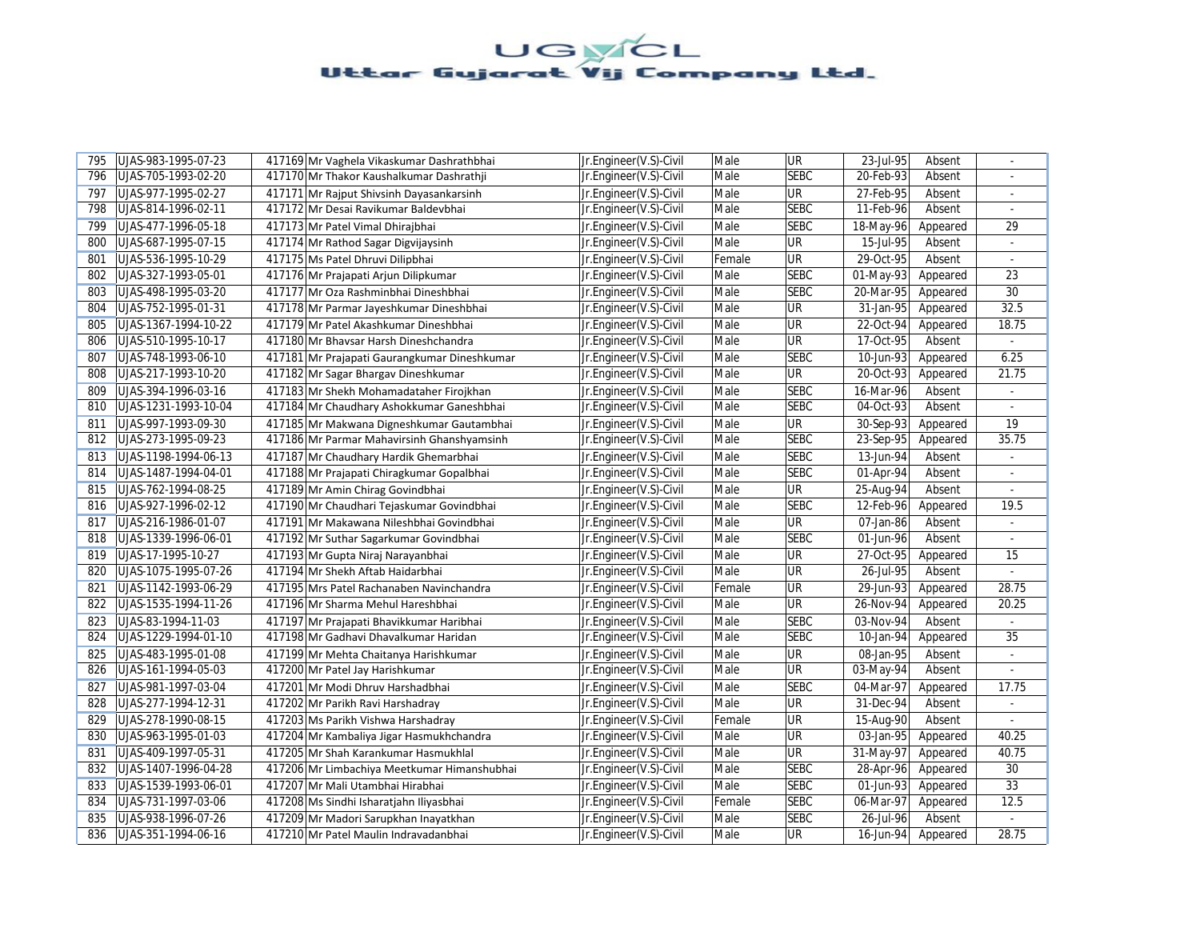| 795 | UJAS-983-1995-07-23 | 417169 | Mr Vaghela Vikaskumar Dashrathbhai | Jr.Engineer(V.S)-Civil | Male | UR | 23-Jul-95 | Absent | - |
|---|---|---|---|---|---|---|---|---|---|
| 796 | UJAS-705-1993-02-20 | 417170 | Mr Thakor Kaushalkumar Dashrathji | Jr.Engineer(V.S)-Civil | Male | SEBC | 20-Feb-93 | Absent | - |
| 797 | UJAS-977-1995-02-27 | 417171 | Mr Rajput Shivsinh Dayasankarsinh | Jr.Engineer(V.S)-Civil | Male | UR | 27-Feb-95 | Absent | - |
| 798 | UJAS-814-1996-02-11 | 417172 | Mr Desai Ravikumar Baldevbhai | Jr.Engineer(V.S)-Civil | Male | SEBC | 11-Feb-96 | Absent | - |
| 799 | UJAS-477-1996-05-18 | 417173 | Mr Patel Vimal Dhirajbhai | Jr.Engineer(V.S)-Civil | Male | SEBC | 18-May-96 | Appeared | 29 |
| 800 | UJAS-687-1995-07-15 | 417174 | Mr Rathod Sagar Digvijaysinh | Jr.Engineer(V.S)-Civil | Male | UR | 15-Jul-95 | Absent | - |
| 801 | UJAS-536-1995-10-29 | 417175 | Ms Patel Dhruvi Dilipbhai | Jr.Engineer(V.S)-Civil | Female | UR | 29-Oct-95 | Absent | - |
| 802 | UJAS-327-1993-05-01 | 417176 | Mr Prajapati Arjun Dilipkumar | Jr.Engineer(V.S)-Civil | Male | SEBC | 01-May-93 | Appeared | 23 |
| 803 | UJAS-498-1995-03-20 | 417177 | Mr Oza Rashminbhai Dineshbhai | Jr.Engineer(V.S)-Civil | Male | SEBC | 20-Mar-95 | Appeared | 30 |
| 804 | UJAS-752-1995-01-31 | 417178 | Mr Parmar Jayeshkumar Dineshbhai | Jr.Engineer(V.S)-Civil | Male | UR | 31-Jan-95 | Appeared | 32.5 |
| 805 | UJAS-1367-1994-10-22 | 417179 | Mr Patel Akashkumar Dineshbhai | Jr.Engineer(V.S)-Civil | Male | UR | 22-Oct-94 | Appeared | 18.75 |
| 806 | UJAS-510-1995-10-17 | 417180 | Mr Bhavsar Harsh Dineshchandra | Jr.Engineer(V.S)-Civil | Male | UR | 17-Oct-95 | Absent | - |
| 807 | UJAS-748-1993-06-10 | 417181 | Mr Prajapati Gaurangkumar Dineshkumar | Jr.Engineer(V.S)-Civil | Male | SEBC | 10-Jun-93 | Appeared | 6.25 |
| 808 | UJAS-217-1993-10-20 | 417182 | Mr Sagar Bhargav Dineshkumar | Jr.Engineer(V.S)-Civil | Male | UR | 20-Oct-93 | Appeared | 21.75 |
| 809 | UJAS-394-1996-03-16 | 417183 | Mr Shekh Mohamadataher Firojkhan | Jr.Engineer(V.S)-Civil | Male | SEBC | 16-Mar-96 | Absent | - |
| 810 | UJAS-1231-1993-10-04 | 417184 | Mr Chaudhary Ashokkumar Ganeshbhai | Jr.Engineer(V.S)-Civil | Male | SEBC | 04-Oct-93 | Absent | - |
| 811 | UJAS-997-1993-09-30 | 417185 | Mr Makwana Digneshkumar Gautambhai | Jr.Engineer(V.S)-Civil | Male | UR | 30-Sep-93 | Appeared | 19 |
| 812 | UJAS-273-1995-09-23 | 417186 | Mr Parmar Mahavirsinh Ghanshyamsinh | Jr.Engineer(V.S)-Civil | Male | SEBC | 23-Sep-95 | Appeared | 35.75 |
| 813 | UJAS-1198-1994-06-13 | 417187 | Mr Chaudhary Hardik Ghemarbhai | Jr.Engineer(V.S)-Civil | Male | SEBC | 13-Jun-94 | Absent | - |
| 814 | UJAS-1487-1994-04-01 | 417188 | Mr Prajapati Chiragkumar Gopalbhai | Jr.Engineer(V.S)-Civil | Male | SEBC | 01-Apr-94 | Absent | - |
| 815 | UJAS-762-1994-08-25 | 417189 | Mr Amin Chirag Govindbhai | Jr.Engineer(V.S)-Civil | Male | UR | 25-Aug-94 | Absent | - |
| 816 | UJAS-927-1996-02-12 | 417190 | Mr Chaudhari Tejaskumar Govindbhai | Jr.Engineer(V.S)-Civil | Male | SEBC | 12-Feb-96 | Appeared | 19.5 |
| 817 | UJAS-216-1986-01-07 | 417191 | Mr Makawana Nileshbhai Govindbhai | Jr.Engineer(V.S)-Civil | Male | UR | 07-Jan-86 | Absent | - |
| 818 | UJAS-1339-1996-06-01 | 417192 | Mr Suthar Sagarkumar Govindbhai | Jr.Engineer(V.S)-Civil | Male | SEBC | 01-Jun-96 | Absent | - |
| 819 | UJAS-17-1995-10-27 | 417193 | Mr Gupta Niraj Narayanbhai | Jr.Engineer(V.S)-Civil | Male | UR | 27-Oct-95 | Appeared | 15 |
| 820 | UJAS-1075-1995-07-26 | 417194 | Mr Shekh Aftab Haidarbhai | Jr.Engineer(V.S)-Civil | Male | UR | 26-Jul-95 | Absent | - |
| 821 | UJAS-1142-1993-06-29 | 417195 | Mrs Patel Rachanaben Navinchandra | Jr.Engineer(V.S)-Civil | Female | UR | 29-Jun-93 | Appeared | 28.75 |
| 822 | UJAS-1535-1994-11-26 | 417196 | Mr Sharma Mehul Hareshbhai | Jr.Engineer(V.S)-Civil | Male | UR | 26-Nov-94 | Appeared | 20.25 |
| 823 | UJAS-83-1994-11-03 | 417197 | Mr Prajapati Bhavikkumar Haribhai | Jr.Engineer(V.S)-Civil | Male | SEBC | 03-Nov-94 | Absent | - |
| 824 | UJAS-1229-1994-01-10 | 417198 | Mr Gadhavi Dhavalkumar Haridan | Jr.Engineer(V.S)-Civil | Male | SEBC | 10-Jan-94 | Appeared | 35 |
| 825 | UJAS-483-1995-01-08 | 417199 | Mr Mehta Chaitanya Harishkumar | Jr.Engineer(V.S)-Civil | Male | UR | 08-Jan-95 | Absent | - |
| 826 | UJAS-161-1994-05-03 | 417200 | Mr Patel Jay Harishkumar | Jr.Engineer(V.S)-Civil | Male | UR | 03-May-94 | Absent | - |
| 827 | UJAS-981-1997-03-04 | 417201 | Mr Modi Dhruv Harshadbhai | Jr.Engineer(V.S)-Civil | Male | SEBC | 04-Mar-97 | Appeared | 17.75 |
| 828 | UJAS-277-1994-12-31 | 417202 | Mr Parikh Ravi Harshadray | Jr.Engineer(V.S)-Civil | Male | UR | 31-Dec-94 | Absent | - |
| 829 | UJAS-278-1990-08-15 | 417203 | Ms Parikh Vishwa Harshadray | Jr.Engineer(V.S)-Civil | Female | UR | 15-Aug-90 | Absent | - |
| 830 | UJAS-963-1995-01-03 | 417204 | Mr Kambaliya Jigar Hasmukhchandra | Jr.Engineer(V.S)-Civil | Male | UR | 03-Jan-95 | Appeared | 40.25 |
| 831 | UJAS-409-1997-05-31 | 417205 | Mr Shah Karankumar Hasmukhlal | Jr.Engineer(V.S)-Civil | Male | UR | 31-May-97 | Appeared | 40.75 |
| 832 | UJAS-1407-1996-04-28 | 417206 | Mr Limbachiya Meetkumar Himanshubhai | Jr.Engineer(V.S)-Civil | Male | SEBC | 28-Apr-96 | Appeared | 30 |
| 833 | UJAS-1539-1993-06-01 | 417207 | Mr Mali Utambhai Hirabhai | Jr.Engineer(V.S)-Civil | Male | SEBC | 01-Jun-93 | Appeared | 33 |
| 834 | UJAS-731-1997-03-06 | 417208 | Ms Sindhi Isharatjahn Iliyasbhai | Jr.Engineer(V.S)-Civil | Female | SEBC | 06-Mar-97 | Appeared | 12.5 |
| 835 | UJAS-938-1996-07-26 | 417209 | Mr Madori Sarupkhan Inayatkhan | Jr.Engineer(V.S)-Civil | Male | SEBC | 26-Jul-96 | Absent | - |
| 836 | UJAS-351-1994-06-16 | 417210 | Mr Patel Maulin Indravadanbhai | Jr.Engineer(V.S)-Civil | Male | UR | 16-Jun-94 | Appeared | 28.75 |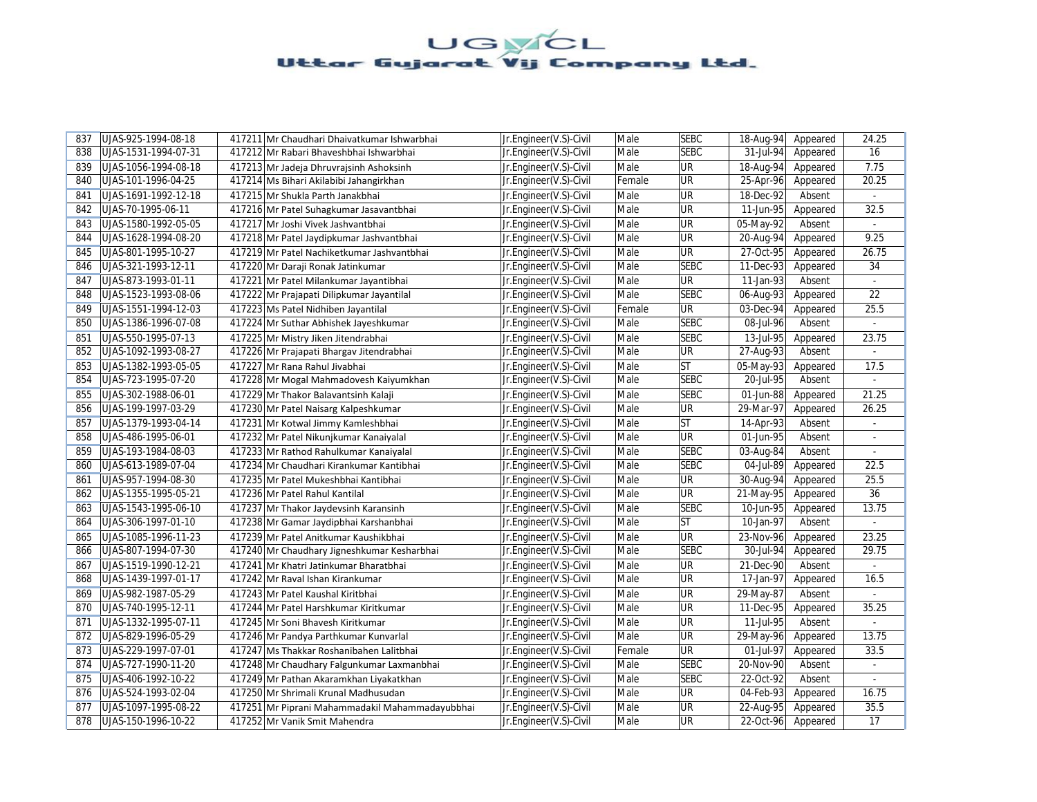# UGVCL
## Uttar Gujarat Vij Company Ltd.

| | | | | | | | | | |
|---|---|---|---|---|---|---|---|---|---|
| 837 | UJAS-925-1994-08-18 | 417211 | Mr Chaudhari Dhaivatkumar Ishwarbhai | Jr.Engineer(V.S)-Civil | Male | SEBC | 18-Aug-94 | Appeared | 24.25 |
| 838 | UJAS-1531-1994-07-31 | 417212 | Mr Rabari Bhaveshbhai Ishwarbhai | Jr.Engineer(V.S)-Civil | Male | SEBC | 31-Jul-94 | Appeared | 16 |
| 839 | UJAS-1056-1994-08-18 | 417213 | Mr Jadeja Dhruvrajsinh Ashoksinh | Jr.Engineer(V.S)-Civil | Male | UR | 18-Aug-94 | Appeared | 7.75 |
| 840 | UJAS-101-1996-04-25 | 417214 | Ms Bihari Akilabibi Jahangirkhan | Jr.Engineer(V.S)-Civil | Female | UR | 25-Apr-96 | Appeared | 20.25 |
| 841 | UJAS-1691-1992-12-18 | 417215 | Mr Shukla Parth Janakbhai | Jr.Engineer(V.S)-Civil | Male | UR | 18-Dec-92 | Absent | - |
| 842 | UJAS-70-1995-06-11 | 417216 | Mr Patel Suhagkumar Jasavantbhai | Jr.Engineer(V.S)-Civil | Male | UR | 11-Jun-95 | Appeared | 32.5 |
| 843 | UJAS-1580-1992-05-05 | 417217 | Mr Joshi Vivek Jashvantbhai | Jr.Engineer(V.S)-Civil | Male | UR | 05-May-92 | Absent | - |
| 844 | UJAS-1628-1994-08-20 | 417218 | Mr Patel Jaydipkumar Jashvantbhai | Jr.Engineer(V.S)-Civil | Male | UR | 20-Aug-94 | Appeared | 9.25 |
| 845 | UJAS-801-1995-10-27 | 417219 | Mr Patel Nachiketkumar Jashvantbhai | Jr.Engineer(V.S)-Civil | Male | UR | 27-Oct-95 | Appeared | 26.75 |
| 846 | UJAS-321-1993-12-11 | 417220 | Mr Daraji Ronak Jatinkumar | Jr.Engineer(V.S)-Civil | Male | SEBC | 11-Dec-93 | Appeared | 34 |
| 847 | UJAS-873-1993-01-11 | 417221 | Mr Patel Milankumar Jayantibhai | Jr.Engineer(V.S)-Civil | Male | UR | 11-Jan-93 | Absent | - |
| 848 | UJAS-1523-1993-08-06 | 417222 | Mr Prajapati Dilipkumar Jayantilal | Jr.Engineer(V.S)-Civil | Male | SEBC | 06-Aug-93 | Appeared | 22 |
| 849 | UJAS-1551-1994-12-03 | 417223 | Ms Patel Nidhiben Jayantilal | Jr.Engineer(V.S)-Civil | Female | UR | 03-Dec-94 | Appeared | 25.5 |
| 850 | UJAS-1386-1996-07-08 | 417224 | Mr Suthar Abhishek Jayeshkumar | Jr.Engineer(V.S)-Civil | Male | SEBC | 08-Jul-96 | Absent | - |
| 851 | UJAS-550-1995-07-13 | 417225 | Mr Mistry Jiken Jitendrabhai | Jr.Engineer(V.S)-Civil | Male | SEBC | 13-Jul-95 | Appeared | 23.75 |
| 852 | UJAS-1092-1993-08-27 | 417226 | Mr Prajapati Bhargav Jitendrabhai | Jr.Engineer(V.S)-Civil | Male | UR | 27-Aug-93 | Absent | - |
| 853 | UJAS-1382-1993-05-05 | 417227 | Mr Rana Rahul Jivabhai | Jr.Engineer(V.S)-Civil | Male | ST | 05-May-93 | Appeared | 17.5 |
| 854 | UJAS-723-1995-07-20 | 417228 | Mr Mogal Mahmadovesh Kaiyumkhan | Jr.Engineer(V.S)-Civil | Male | SEBC | 20-Jul-95 | Absent | - |
| 855 | UJAS-302-1988-06-01 | 417229 | Mr Thakor Balavantsinh Kalaji | Jr.Engineer(V.S)-Civil | Male | SEBC | 01-Jun-88 | Appeared | 21.25 |
| 856 | UJAS-199-1997-03-29 | 417230 | Mr Patel Naisarg Kalpeshkumar | Jr.Engineer(V.S)-Civil | Male | UR | 29-Mar-97 | Appeared | 26.25 |
| 857 | UJAS-1379-1993-04-14 | 417231 | Mr Kotwal Jimmy Kamleshbhai | Jr.Engineer(V.S)-Civil | Male | ST | 14-Apr-93 | Absent | - |
| 858 | UJAS-486-1995-06-01 | 417232 | Mr Patel Nikunjkumar Kanaiyalal | Jr.Engineer(V.S)-Civil | Male | UR | 01-Jun-95 | Absent | - |
| 859 | UJAS-193-1984-08-03 | 417233 | Mr Rathod Rahulkumar Kanaiyalal | Jr.Engineer(V.S)-Civil | Male | SEBC | 03-Aug-84 | Absent | - |
| 860 | UJAS-613-1989-07-04 | 417234 | Mr Chaudhari Kirankumar Kantibhai | Jr.Engineer(V.S)-Civil | Male | SEBC | 04-Jul-89 | Appeared | 22.5 |
| 861 | UJAS-957-1994-08-30 | 417235 | Mr Patel Mukeshbhai Kantibhai | Jr.Engineer(V.S)-Civil | Male | UR | 30-Aug-94 | Appeared | 25.5 |
| 862 | UJAS-1355-1995-05-21 | 417236 | Mr Patel Rahul Kantilal | Jr.Engineer(V.S)-Civil | Male | UR | 21-May-95 | Appeared | 36 |
| 863 | UJAS-1543-1995-06-10 | 417237 | Mr Thakor Jaydevsinh Karansinh | Jr.Engineer(V.S)-Civil | Male | SEBC | 10-Jun-95 | Appeared | 13.75 |
| 864 | UJAS-306-1997-01-10 | 417238 | Mr Gamar Jaydipbhai Karshanbhai | Jr.Engineer(V.S)-Civil | Male | ST | 10-Jan-97 | Absent | - |
| 865 | UJAS-1085-1996-11-23 | 417239 | Mr Patel Anitkumar Kaushikbhai | Jr.Engineer(V.S)-Civil | Male | UR | 23-Nov-96 | Appeared | 23.25 |
| 866 | UJAS-807-1994-07-30 | 417240 | Mr Chaudhary Jigneshkumar Kesharbhai | Jr.Engineer(V.S)-Civil | Male | SEBC | 30-Jul-94 | Appeared | 29.75 |
| 867 | UJAS-1519-1990-12-21 | 417241 | Mr Khatri Jatinkumar Bharatbhai | Jr.Engineer(V.S)-Civil | Male | UR | 21-Dec-90 | Absent | - |
| 868 | UJAS-1439-1997-01-17 | 417242 | Mr Raval Ishan Kirankumar | Jr.Engineer(V.S)-Civil | Male | UR | 17-Jan-97 | Appeared | 16.5 |
| 869 | UJAS-982-1987-05-29 | 417243 | Mr Patel Kaushal Kiritbhai | Jr.Engineer(V.S)-Civil | Male | UR | 29-May-87 | Absent | - |
| 870 | UJAS-740-1995-12-11 | 417244 | Mr Patel Harshkumar Kiritkumar | Jr.Engineer(V.S)-Civil | Male | UR | 11-Dec-95 | Appeared | 35.25 |
| 871 | UJAS-1332-1995-07-11 | 417245 | Mr Soni Bhavesh Kiritkumar | Jr.Engineer(V.S)-Civil | Male | UR | 11-Jul-95 | Absent | - |
| 872 | UJAS-829-1996-05-29 | 417246 | Mr Pandya Parthkumar Kunvarlal | Jr.Engineer(V.S)-Civil | Male | UR | 29-May-96 | Appeared | 13.75 |
| 873 | UJAS-229-1997-07-01 | 417247 | Ms Thakkar Roshanibahen Lalitbhai | Jr.Engineer(V.S)-Civil | Female | UR | 01-Jul-97 | Appeared | 33.5 |
| 874 | UJAS-727-1990-11-20 | 417248 | Mr Chaudhary Falgunkumar Laxmanbhai | Jr.Engineer(V.S)-Civil | Male | SEBC | 20-Nov-90 | Absent | - |
| 875 | UJAS-406-1992-10-22 | 417249 | Mr Pathan Akaramkhan Liyakatkhan | Jr.Engineer(V.S)-Civil | Male | SEBC | 22-Oct-92 | Absent | - |
| 876 | UJAS-524-1993-02-04 | 417250 | Mr Shrimali Krunal Madhusudan | Jr.Engineer(V.S)-Civil | Male | UR | 04-Feb-93 | Appeared | 16.75 |
| 877 | UJAS-1097-1995-08-22 | 417251 | Mr Piprani Mahammadakil Mahammadayubbhai | Jr.Engineer(V.S)-Civil | Male | UR | 22-Aug-95 | Appeared | 35.5 |
| 878 | UJAS-150-1996-10-22 | 417252 | Mr Vanik Smit Mahendra | Jr.Engineer(V.S)-Civil | Male | UR | 22-Oct-96 | Appeared | 17 |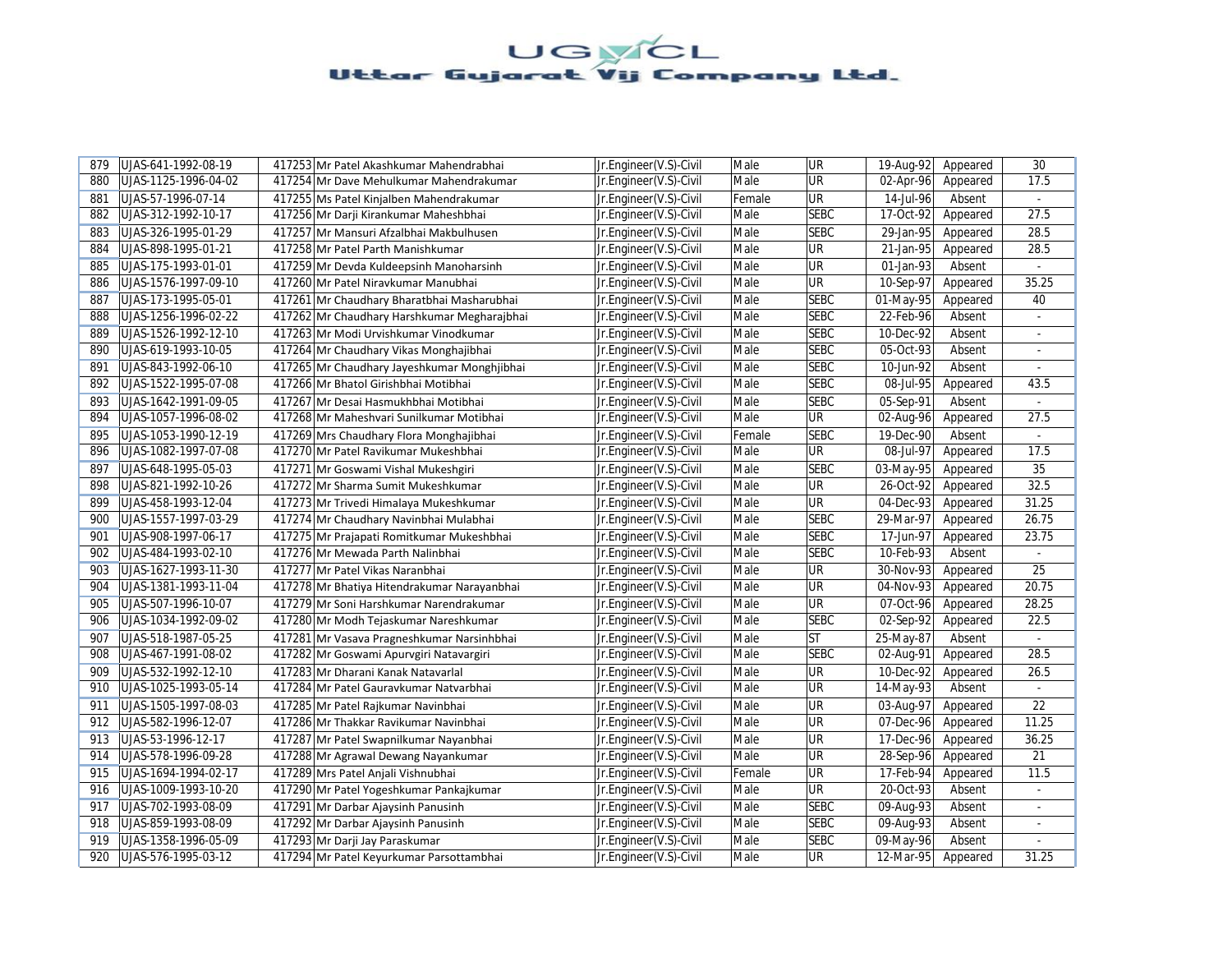| 879 | UJAS-641-1992-08-19 | 417253 | Mr Patel Akashkumar Mahendrabhai | Jr.Engineer(V.S)-Civil | Male | UR | 19-Aug-92 | Appeared | 30 |
|---|---|---|---|---|---|---|---|---|---|
| 880 | UJAS-1125-1996-04-02 | 417254 | Mr Dave Mehulkumar Mahendrakumar | Jr.Engineer(V.S)-Civil | Male | UR | 02-Apr-96 | Appeared | 17.5 |
| 881 | UJAS-57-1996-07-14 | 417255 | Ms Patel Kinjalben Mahendrakumar | Jr.Engineer(V.S)-Civil | Female | UR | 14-Jul-96 | Absent | - |
| 882 | UJAS-312-1992-10-17 | 417256 | Mr Darji Kirankumar Maheshbhai | Jr.Engineer(V.S)-Civil | Male | SEBC | 17-Oct-92 | Appeared | 27.5 |
| 883 | UJAS-326-1995-01-29 | 417257 | Mr Mansuri Afzalbhai Makbulhusen | Jr.Engineer(V.S)-Civil | Male | SEBC | 29-Jan-95 | Appeared | 28.5 |
| 884 | UJAS-898-1995-01-21 | 417258 | Mr Patel Parth Manishkumar | Jr.Engineer(V.S)-Civil | Male | UR | 21-Jan-95 | Appeared | 28.5 |
| 885 | UJAS-175-1993-01-01 | 417259 | Mr Devda Kuldeepsinh Manoharsinh | Jr.Engineer(V.S)-Civil | Male | UR | 01-Jan-93 | Absent | - |
| 886 | UJAS-1576-1997-09-10 | 417260 | Mr Patel Niravkumar Manubhai | Jr.Engineer(V.S)-Civil | Male | UR | 10-Sep-97 | Appeared | 35.25 |
| 887 | UJAS-173-1995-05-01 | 417261 | Mr Chaudhary Bharatbhai Masharubhai | Jr.Engineer(V.S)-Civil | Male | SEBC | 01-May-95 | Appeared | 40 |
| 888 | UJAS-1256-1996-02-22 | 417262 | Mr Chaudhary Harshkumar Megharajbhai | Jr.Engineer(V.S)-Civil | Male | SEBC | 22-Feb-96 | Absent | - |
| 889 | UJAS-1526-1992-12-10 | 417263 | Mr Modi Urvishkumar Vinodkumar | Jr.Engineer(V.S)-Civil | Male | SEBC | 10-Dec-92 | Absent | - |
| 890 | UJAS-619-1993-10-05 | 417264 | Mr Chaudhary Vikas Monghajibhai | Jr.Engineer(V.S)-Civil | Male | SEBC | 05-Oct-93 | Absent | - |
| 891 | UJAS-843-1992-06-10 | 417265 | Mr Chaudhary Jayeshkumar Monghjibhai | Jr.Engineer(V.S)-Civil | Male | SEBC | 10-Jun-92 | Absent | - |
| 892 | UJAS-1522-1995-07-08 | 417266 | Mr Bhatol Girishbhai Motibhai | Jr.Engineer(V.S)-Civil | Male | SEBC | 08-Jul-95 | Appeared | 43.5 |
| 893 | UJAS-1642-1991-09-05 | 417267 | Mr Desai Hasmukhbhai Motibhai | Jr.Engineer(V.S)-Civil | Male | SEBC | 05-Sep-91 | Absent | - |
| 894 | UJAS-1057-1996-08-02 | 417268 | Mr Maheshvari Sunilkumar Motibhai | Jr.Engineer(V.S)-Civil | Male | UR | 02-Aug-96 | Appeared | 27.5 |
| 895 | UJAS-1053-1990-12-19 | 417269 | Mrs Chaudhary Flora Monghajibhai | Jr.Engineer(V.S)-Civil | Female | SEBC | 19-Dec-90 | Absent | - |
| 896 | UJAS-1082-1997-07-08 | 417270 | Mr Patel Ravikumar Mukeshbhai | Jr.Engineer(V.S)-Civil | Male | UR | 08-Jul-97 | Appeared | 17.5 |
| 897 | UJAS-648-1995-05-03 | 417271 | Mr Goswami Vishal Mukeshgiri | Jr.Engineer(V.S)-Civil | Male | SEBC | 03-May-95 | Appeared | 35 |
| 898 | UJAS-821-1992-10-26 | 417272 | Mr Sharma Sumit Mukeshkumar | Jr.Engineer(V.S)-Civil | Male | UR | 26-Oct-92 | Appeared | 32.5 |
| 899 | UJAS-458-1993-12-04 | 417273 | Mr Trivedi Himalaya Mukeshkumar | Jr.Engineer(V.S)-Civil | Male | UR | 04-Dec-93 | Appeared | 31.25 |
| 900 | UJAS-1557-1997-03-29 | 417274 | Mr Chaudhary Navinbhai Mulabhai | Jr.Engineer(V.S)-Civil | Male | SEBC | 29-Mar-97 | Appeared | 26.75 |
| 901 | UJAS-908-1997-06-17 | 417275 | Mr Prajapati Romitkumar Mukeshbhai | Jr.Engineer(V.S)-Civil | Male | SEBC | 17-Jun-97 | Appeared | 23.75 |
| 902 | UJAS-484-1993-02-10 | 417276 | Mr Mewada Parth Nalinbhai | Jr.Engineer(V.S)-Civil | Male | SEBC | 10-Feb-93 | Absent | - |
| 903 | UJAS-1627-1993-11-30 | 417277 | Mr Patel Vikas Naranbhai | Jr.Engineer(V.S)-Civil | Male | UR | 30-Nov-93 | Appeared | 25 |
| 904 | UJAS-1381-1993-11-04 | 417278 | Mr Bhatiya Hitendrakumar Narayanbhai | Jr.Engineer(V.S)-Civil | Male | UR | 04-Nov-93 | Appeared | 20.75 |
| 905 | UJAS-507-1996-10-07 | 417279 | Mr Soni Harshkumar Narendrakumar | Jr.Engineer(V.S)-Civil | Male | UR | 07-Oct-96 | Appeared | 28.25 |
| 906 | UJAS-1034-1992-09-02 | 417280 | Mr Modh Tejaskumar Nareshkumar | Jr.Engineer(V.S)-Civil | Male | SEBC | 02-Sep-92 | Appeared | 22.5 |
| 907 | UJAS-518-1987-05-25 | 417281 | Mr Vasava Pragneshkumar Narsinhbhai | Jr.Engineer(V.S)-Civil | Male | ST | 25-May-87 | Absent | - |
| 908 | UJAS-467-1991-08-02 | 417282 | Mr Goswami Apurvgiri Natavargiri | Jr.Engineer(V.S)-Civil | Male | SEBC | 02-Aug-91 | Appeared | 28.5 |
| 909 | UJAS-532-1992-12-10 | 417283 | Mr Dharani Kanak Natavarlal | Jr.Engineer(V.S)-Civil | Male | UR | 10-Dec-92 | Appeared | 26.5 |
| 910 | UJAS-1025-1993-05-14 | 417284 | Mr Patel Gauravkumar Natvarbhai | Jr.Engineer(V.S)-Civil | Male | UR | 14-May-93 | Absent | - |
| 911 | UJAS-1505-1997-08-03 | 417285 | Mr Patel Rajkumar Navinbhai | Jr.Engineer(V.S)-Civil | Male | UR | 03-Aug-97 | Appeared | 22 |
| 912 | UJAS-582-1996-12-07 | 417286 | Mr Thakkar Ravikumar Navinbhai | Jr.Engineer(V.S)-Civil | Male | UR | 07-Dec-96 | Appeared | 11.25 |
| 913 | UJAS-53-1996-12-17 | 417287 | Mr Patel Swapnilkumar Nayanbhai | Jr.Engineer(V.S)-Civil | Male | UR | 17-Dec-96 | Appeared | 36.25 |
| 914 | UJAS-578-1996-09-28 | 417288 | Mr Agrawal Dewang Nayankumar | Jr.Engineer(V.S)-Civil | Male | UR | 28-Sep-96 | Appeared | 21 |
| 915 | UJAS-1694-1994-02-17 | 417289 | Mrs Patel Anjali Vishnubhai | Jr.Engineer(V.S)-Civil | Female | UR | 17-Feb-94 | Appeared | 11.5 |
| 916 | UJAS-1009-1993-10-20 | 417290 | Mr Patel Yogeshkumar Pankajkumar | Jr.Engineer(V.S)-Civil | Male | UR | 20-Oct-93 | Absent | - |
| 917 | UJAS-702-1993-08-09 | 417291 | Mr Darbar Ajaysinh Panusinh | Jr.Engineer(V.S)-Civil | Male | SEBC | 09-Aug-93 | Absent | - |
| 918 | UJAS-859-1993-08-09 | 417292 | Mr Darbar Ajaysinh Panusinh | Jr.Engineer(V.S)-Civil | Male | SEBC | 09-Aug-93 | Absent | - |
| 919 | UJAS-1358-1996-05-09 | 417293 | Mr Darji Jay Paraskumar | Jr.Engineer(V.S)-Civil | Male | SEBC | 09-May-96 | Absent | - |
| 920 | UJAS-576-1995-03-12 | 417294 | Mr Patel Keyurkumar Parsottambhai | Jr.Engineer(V.S)-Civil | Male | UR | 12-Mar-95 | Appeared | 31.25 |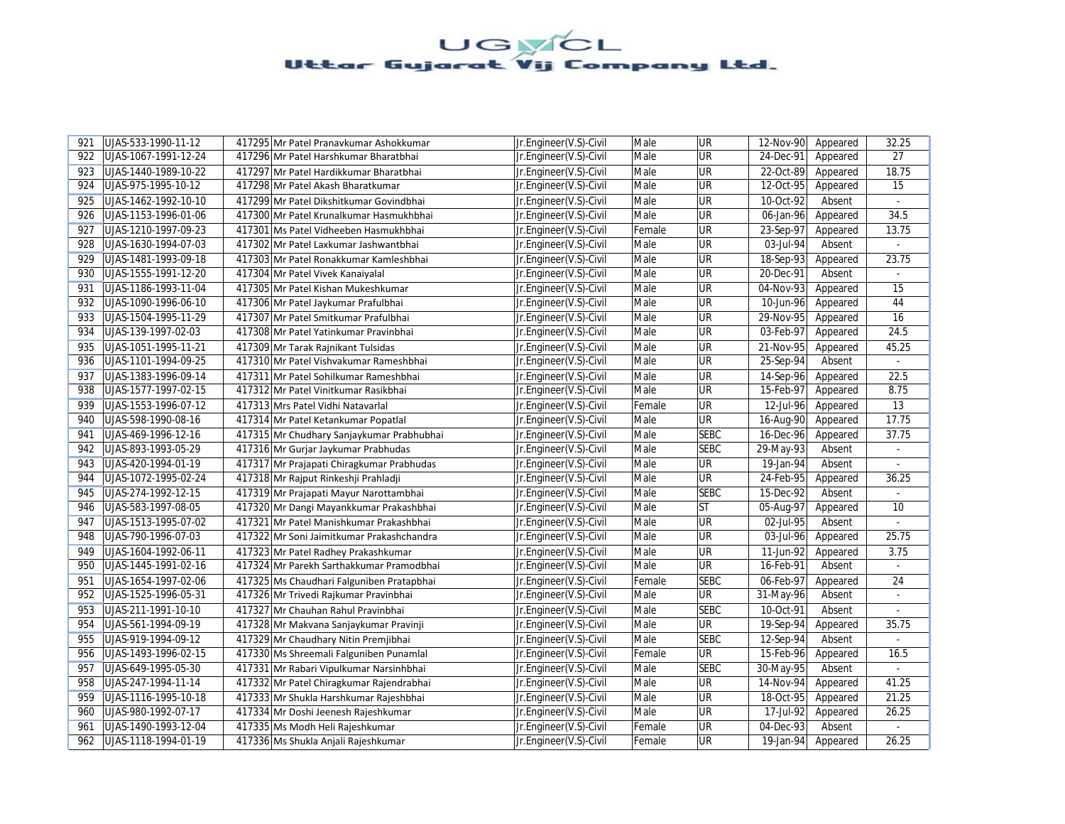| 921 | UJAS-533-1990-11-12 | 417295 | Mr Patel Pranavkumar Ashokkumar | Jr.Engineer(V.S)-Civil | Male | UR | 12-Nov-90 | Appeared | 32.25 |
|---|---|---|---|---|---|---|---|---|---|
| 922 | UJAS-1067-1991-12-24 | 417296 | Mr Patel Harshkumar Bharatbhai | Jr.Engineer(V.S)-Civil | Male | UR | 24-Dec-91 | Appeared | 27 |
| 923 | UJAS-1440-1989-10-22 | 417297 | Mr Patel Hardikkumar Bharatbhai | Jr.Engineer(V.S)-Civil | Male | UR | 22-Oct-89 | Appeared | 18.75 |
| 924 | UJAS-975-1995-10-12 | 417298 | Mr Patel Akash Bharatkumar | Jr.Engineer(V.S)-Civil | Male | UR | 12-Oct-95 | Appeared | 15 |
| 925 | UJAS-1462-1992-10-10 | 417299 | Mr Patel Dikshitkumar Govindbhai | Jr.Engineer(V.S)-Civil | Male | UR | 10-Oct-92 | Absent | - |
| 926 | UJAS-1153-1996-01-06 | 417300 | Mr Patel Krunalkumar Hasmukhbhai | Jr.Engineer(V.S)-Civil | Male | UR | 06-Jan-96 | Appeared | 34.5 |
| 927 | UJAS-1210-1997-09-23 | 417301 | Ms Patel Vidheeben Hasmukhbhai | Jr.Engineer(V.S)-Civil | Female | UR | 23-Sep-97 | Appeared | 13.75 |
| 928 | UJAS-1630-1994-07-03 | 417302 | Mr Patel Laxkumar Jashwantbhai | Jr.Engineer(V.S)-Civil | Male | UR | 03-Jul-94 | Absent | - |
| 929 | UJAS-1481-1993-09-18 | 417303 | Mr Patel Ronakkumar Kamleshbhai | Jr.Engineer(V.S)-Civil | Male | UR | 18-Sep-93 | Appeared | 23.75 |
| 930 | UJAS-1555-1991-12-20 | 417304 | Mr Patel Vivek Kanaiyalal | Jr.Engineer(V.S)-Civil | Male | UR | 20-Dec-91 | Absent | - |
| 931 | UJAS-1186-1993-11-04 | 417305 | Mr Patel Kishan Mukeshkumar | Jr.Engineer(V.S)-Civil | Male | UR | 04-Nov-93 | Appeared | 15 |
| 932 | UJAS-1090-1996-06-10 | 417306 | Mr Patel Jaykumar Prafulbhai | Jr.Engineer(V.S)-Civil | Male | UR | 10-Jun-96 | Appeared | 44 |
| 933 | UJAS-1504-1995-11-29 | 417307 | Mr Patel Smitkumar Prafulbhai | Jr.Engineer(V.S)-Civil | Male | UR | 29-Nov-95 | Appeared | 16 |
| 934 | UJAS-139-1997-02-03 | 417308 | Mr Patel Yatinkumar Pravinbhai | Jr.Engineer(V.S)-Civil | Male | UR | 03-Feb-97 | Appeared | 24.5 |
| 935 | UJAS-1051-1995-11-21 | 417309 | Mr Tarak Rajnikant Tulsidas | Jr.Engineer(V.S)-Civil | Male | UR | 21-Nov-95 | Appeared | 45.25 |
| 936 | UJAS-1101-1994-09-25 | 417310 | Mr Patel Vishvakumar Rameshbhai | Jr.Engineer(V.S)-Civil | Male | UR | 25-Sep-94 | Absent | - |
| 937 | UJAS-1383-1996-09-14 | 417311 | Mr Patel Sohilkumar Rameshbhai | Jr.Engineer(V.S)-Civil | Male | UR | 14-Sep-96 | Appeared | 22.5 |
| 938 | UJAS-1577-1997-02-15 | 417312 | Mr Patel Vinitkumar Rasikbhai | Jr.Engineer(V.S)-Civil | Male | UR | 15-Feb-97 | Appeared | 8.75 |
| 939 | UJAS-1553-1996-07-12 | 417313 | Mrs Patel Vidhi Natavarlal | Jr.Engineer(V.S)-Civil | Female | UR | 12-Jul-96 | Appeared | 13 |
| 940 | UJAS-598-1990-08-16 | 417314 | Mr Patel Ketankumar Popatlal | Jr.Engineer(V.S)-Civil | Male | UR | 16-Aug-90 | Appeared | 17.75 |
| 941 | UJAS-469-1996-12-16 | 417315 | Mr Chudhary Sanjaykumar Prabhubhai | Jr.Engineer(V.S)-Civil | Male | SEBC | 16-Dec-96 | Appeared | 37.75 |
| 942 | UJAS-893-1993-05-29 | 417316 | Mr Gurjar Jaykumar Prabhudas | Jr.Engineer(V.S)-Civil | Male | SEBC | 29-May-93 | Absent | - |
| 943 | UJAS-420-1994-01-19 | 417317 | Mr Prajapati Chiragkumar Prabhudas | Jr.Engineer(V.S)-Civil | Male | UR | 19-Jan-94 | Absent | - |
| 944 | UJAS-1072-1995-02-24 | 417318 | Mr Rajput Rinkeshji Prahladji | Jr.Engineer(V.S)-Civil | Male | UR | 24-Feb-95 | Appeared | 36.25 |
| 945 | UJAS-274-1992-12-15 | 417319 | Mr Prajapati Mayur Narottambhai | Jr.Engineer(V.S)-Civil | Male | SEBC | 15-Dec-92 | Absent | - |
| 946 | UJAS-583-1997-08-05 | 417320 | Mr Dangi Mayankkumar Prakashbhai | Jr.Engineer(V.S)-Civil | Male | ST | 05-Aug-97 | Appeared | 10 |
| 947 | UJAS-1513-1995-07-02 | 417321 | Mr Patel Manishkumar Prakashbhai | Jr.Engineer(V.S)-Civil | Male | UR | 02-Jul-95 | Absent | - |
| 948 | UJAS-790-1996-07-03 | 417322 | Mr Soni Jaimitkumar Prakashchandra | Jr.Engineer(V.S)-Civil | Male | UR | 03-Jul-96 | Appeared | 25.75 |
| 949 | UJAS-1604-1992-06-11 | 417323 | Mr Patel Radhey Prakashkumar | Jr.Engineer(V.S)-Civil | Male | UR | 11-Jun-92 | Appeared | 3.75 |
| 950 | UJAS-1445-1991-02-16 | 417324 | Mr Parekh Sarthakkumar Pramodbhai | Jr.Engineer(V.S)-Civil | Male | UR | 16-Feb-91 | Absent | - |
| 951 | UJAS-1654-1997-02-06 | 417325 | Ms Chaudhari Falguniben Pratapbhai | Jr.Engineer(V.S)-Civil | Female | SEBC | 06-Feb-97 | Appeared | 24 |
| 952 | UJAS-1525-1996-05-31 | 417326 | Mr Trivedi Rajkumar Pravinbhai | Jr.Engineer(V.S)-Civil | Male | UR | 31-May-96 | Absent | - |
| 953 | UJAS-211-1991-10-10 | 417327 | Mr Chauhan Rahul Pravinbhai | Jr.Engineer(V.S)-Civil | Male | SEBC | 10-Oct-91 | Absent | - |
| 954 | UJAS-561-1994-09-19 | 417328 | Mr Makvana Sanjaykumar Pravinji | Jr.Engineer(V.S)-Civil | Male | UR | 19-Sep-94 | Appeared | 35.75 |
| 955 | UJAS-919-1994-09-12 | 417329 | Mr Chaudhary Nitin Premjibhai | Jr.Engineer(V.S)-Civil | Male | SEBC | 12-Sep-94 | Absent | - |
| 956 | UJAS-1493-1996-02-15 | 417330 | Ms Shreemali Falguniben Punamlal | Jr.Engineer(V.S)-Civil | Female | UR | 15-Feb-96 | Appeared | 16.5 |
| 957 | UJAS-649-1995-05-30 | 417331 | Mr Rabari Vipulkumar Narsinhbhai | Jr.Engineer(V.S)-Civil | Male | SEBC | 30-May-95 | Absent | - |
| 958 | UJAS-247-1994-11-14 | 417332 | Mr Patel Chiragkumar Rajendrabhai | Jr.Engineer(V.S)-Civil | Male | UR | 14-Nov-94 | Appeared | 41.25 |
| 959 | UJAS-1116-1995-10-18 | 417333 | Mr Shukla Harshkumar Rajeshbhai | Jr.Engineer(V.S)-Civil | Male | UR | 18-Oct-95 | Appeared | 21.25 |
| 960 | UJAS-980-1992-07-17 | 417334 | Mr Doshi Jeenesh Rajeshkumar | Jr.Engineer(V.S)-Civil | Male | UR | 17-Jul-92 | Appeared | 26.25 |
| 961 | UJAS-1490-1993-12-04 | 417335 | Ms Modh Heli Rajeshkumar | Jr.Engineer(V.S)-Civil | Female | UR | 04-Dec-93 | Absent | - |
| 962 | UJAS-1118-1994-01-19 | 417336 | Ms Shukla Anjali Rajeshkumar | Jr.Engineer(V.S)-Civil | Female | UR | 19-Jan-94 | Appeared | 26.25 |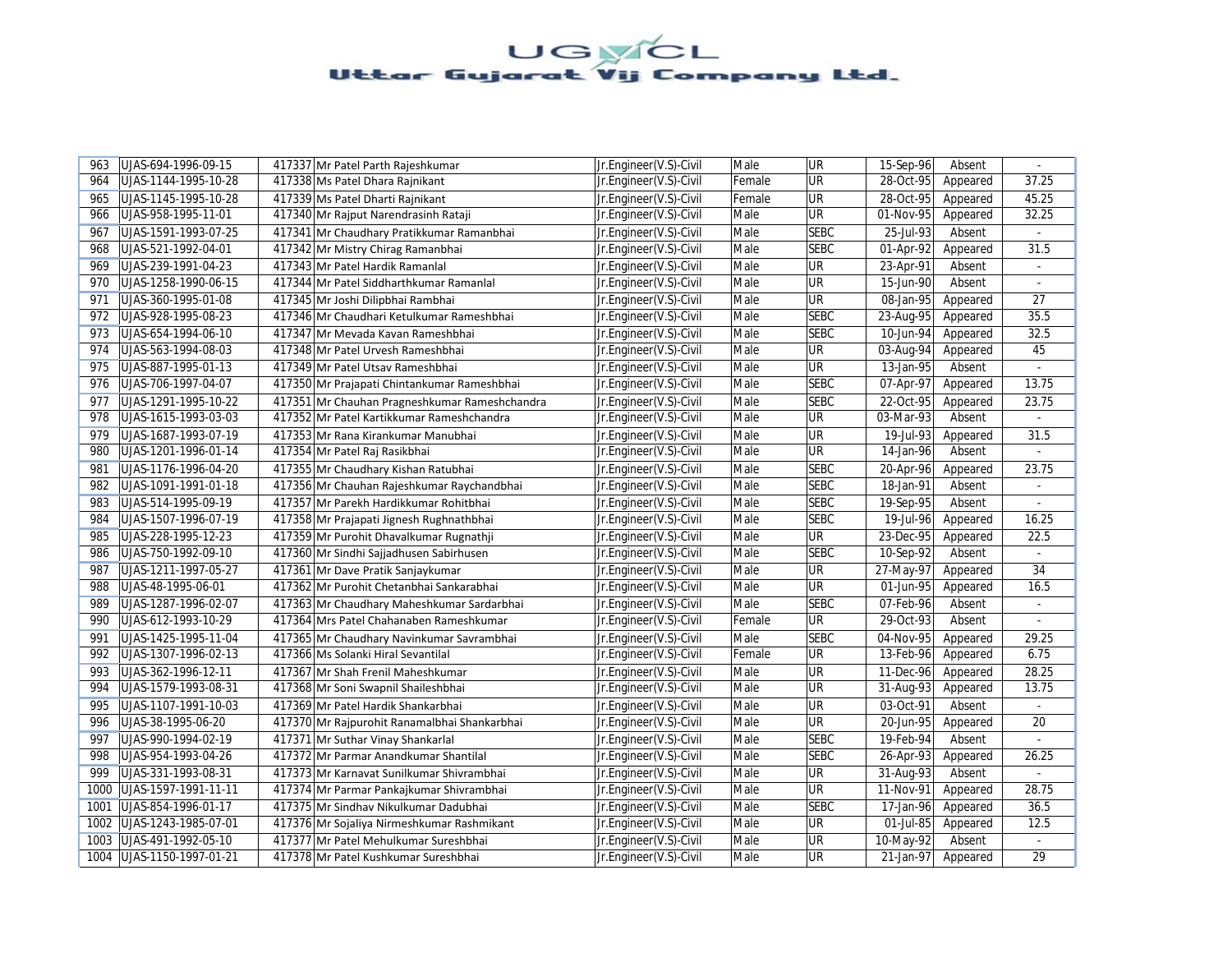# UGVCL
## Uttar Gujarat Vij Company Ltd.

| | | | | | | | | | |
|---|---|---|---|---|---|---|---|---|---|
| 963 | UJAS-694-1996-09-15 | 417337 | Mr Patel Parth Rajeshkumar | Jr.Engineer(V.S)-Civil | Male | UR | 15-Sep-96 | Absent | - |
| 964 | UJAS-1144-1995-10-28 | 417338 | Ms Patel Dhara Rajnikant | Jr.Engineer(V.S)-Civil | Female | UR | 28-Oct-95 | Appeared | 37.25 |
| 965 | UJAS-1145-1995-10-28 | 417339 | Ms Patel Dharti Rajnikant | Jr.Engineer(V.S)-Civil | Female | UR | 28-Oct-95 | Appeared | 45.25 |
| 966 | UJAS-958-1995-11-01 | 417340 | Mr Rajput Narendrasinh Rataji | Jr.Engineer(V.S)-Civil | Male | UR | 01-Nov-95 | Appeared | 32.25 |
| 967 | UJAS-1591-1993-07-25 | 417341 | Mr Chaudhary Pratikkumar Ramanbhai | Jr.Engineer(V.S)-Civil | Male | SEBC | 25-Jul-93 | Absent | - |
| 968 | UJAS-521-1992-04-01 | 417342 | Mr Mistry Chirag Ramanbhai | Jr.Engineer(V.S)-Civil | Male | SEBC | 01-Apr-92 | Appeared | 31.5 |
| 969 | UJAS-239-1991-04-23 | 417343 | Mr Patel Hardik Ramanlal | Jr.Engineer(V.S)-Civil | Male | UR | 23-Apr-91 | Absent | - |
| 970 | UJAS-1258-1990-06-15 | 417344 | Mr Patel Siddharthkumar Ramanlal | Jr.Engineer(V.S)-Civil | Male | UR | 15-Jun-90 | Absent | - |
| 971 | UJAS-360-1995-01-08 | 417345 | Mr Joshi Dilipbhai Rambhai | Jr.Engineer(V.S)-Civil | Male | UR | 08-Jan-95 | Appeared | 27 |
| 972 | UJAS-928-1995-08-23 | 417346 | Mr Chaudhari Ketulkumar Rameshbhai | Jr.Engineer(V.S)-Civil | Male | SEBC | 23-Aug-95 | Appeared | 35.5 |
| 973 | UJAS-654-1994-06-10 | 417347 | Mr Mevada Kavan Rameshbhai | Jr.Engineer(V.S)-Civil | Male | SEBC | 10-Jun-94 | Appeared | 32.5 |
| 974 | UJAS-563-1994-08-03 | 417348 | Mr Patel Urvesh Rameshbhai | Jr.Engineer(V.S)-Civil | Male | UR | 03-Aug-94 | Appeared | 45 |
| 975 | UJAS-887-1995-01-13 | 417349 | Mr Patel Utsav Rameshbhai | Jr.Engineer(V.S)-Civil | Male | UR | 13-Jan-95 | Absent | - |
| 976 | UJAS-706-1997-04-07 | 417350 | Mr Prajapati Chintankumar Rameshbhai | Jr.Engineer(V.S)-Civil | Male | SEBC | 07-Apr-97 | Appeared | 13.75 |
| 977 | UJAS-1291-1995-10-22 | 417351 | Mr Chauhan Pragneshkumar Rameshchandra | Jr.Engineer(V.S)-Civil | Male | SEBC | 22-Oct-95 | Appeared | 23.75 |
| 978 | UJAS-1615-1993-03-03 | 417352 | Mr Patel Kartikkumar Rameshchandra | Jr.Engineer(V.S)-Civil | Male | UR | 03-Mar-93 | Absent | - |
| 979 | UJAS-1687-1993-07-19 | 417353 | Mr Rana Kirankumar Manubhai | Jr.Engineer(V.S)-Civil | Male | UR | 19-Jul-93 | Appeared | 31.5 |
| 980 | UJAS-1201-1996-01-14 | 417354 | Mr Patel Raj Rasikbhai | Jr.Engineer(V.S)-Civil | Male | UR | 14-Jan-96 | Absent | - |
| 981 | UJAS-1176-1996-04-20 | 417355 | Mr Chaudhary Kishan Ratubhai | Jr.Engineer(V.S)-Civil | Male | SEBC | 20-Apr-96 | Appeared | 23.75 |
| 982 | UJAS-1091-1991-01-18 | 417356 | Mr Chauhan Rajeshkumar Raychandbhai | Jr.Engineer(V.S)-Civil | Male | SEBC | 18-Jan-91 | Absent | - |
| 983 | UJAS-514-1995-09-19 | 417357 | Mr Parekh Hardikkumar Rohitbhai | Jr.Engineer(V.S)-Civil | Male | SEBC | 19-Sep-95 | Absent | - |
| 984 | UJAS-1507-1996-07-19 | 417358 | Mr Prajapati Jignesh Rughnathbhai | Jr.Engineer(V.S)-Civil | Male | SEBC | 19-Jul-96 | Appeared | 16.25 |
| 985 | UJAS-228-1995-12-23 | 417359 | Mr Purohit Dhavalkumar Rugnathji | Jr.Engineer(V.S)-Civil | Male | UR | 23-Dec-95 | Appeared | 22.5 |
| 986 | UJAS-750-1992-09-10 | 417360 | Mr Sindhi Sajjadhusen Sabirhusen | Jr.Engineer(V.S)-Civil | Male | SEBC | 10-Sep-92 | Absent | - |
| 987 | UJAS-1211-1997-05-27 | 417361 | Mr Dave Pratik Sanjaykumar | Jr.Engineer(V.S)-Civil | Male | UR | 27-May-97 | Appeared | 34 |
| 988 | UJAS-48-1995-06-01 | 417362 | Mr Purohit Chetanbhai Sankarabhai | Jr.Engineer(V.S)-Civil | Male | UR | 01-Jun-95 | Appeared | 16.5 |
| 989 | UJAS-1287-1996-02-07 | 417363 | Mr Chaudhary Maheshkumar Sardarbhai | Jr.Engineer(V.S)-Civil | Male | SEBC | 07-Feb-96 | Absent | - |
| 990 | UJAS-612-1993-10-29 | 417364 | Mrs Patel Chahanaben Rameshkumar | Jr.Engineer(V.S)-Civil | Female | UR | 29-Oct-93 | Absent | - |
| 991 | UJAS-1425-1995-11-04 | 417365 | Mr Chaudhary Navinkumar Savrambhai | Jr.Engineer(V.S)-Civil | Male | SEBC | 04-Nov-95 | Appeared | 29.25 |
| 992 | UJAS-1307-1996-02-13 | 417366 | Ms Solanki Hiral Sevantilal | Jr.Engineer(V.S)-Civil | Female | UR | 13-Feb-96 | Appeared | 6.75 |
| 993 | UJAS-362-1996-12-11 | 417367 | Mr Shah Frenil Maheshkumar | Jr.Engineer(V.S)-Civil | Male | UR | 11-Dec-96 | Appeared | 28.25 |
| 994 | UJAS-1579-1993-08-31 | 417368 | Mr Soni Swapnil Shaileshbhai | Jr.Engineer(V.S)-Civil | Male | UR | 31-Aug-93 | Appeared | 13.75 |
| 995 | UJAS-1107-1991-10-03 | 417369 | Mr Patel Hardik Shankarbhai | Jr.Engineer(V.S)-Civil | Male | UR | 03-Oct-91 | Absent | - |
| 996 | UJAS-38-1995-06-20 | 417370 | Mr Rajpurohit Ranamalbhai Shankarbhai | Jr.Engineer(V.S)-Civil | Male | UR | 20-Jun-95 | Appeared | 20 |
| 997 | UJAS-990-1994-02-19 | 417371 | Mr Suthar Vinay Shankarlal | Jr.Engineer(V.S)-Civil | Male | SEBC | 19-Feb-94 | Absent | - |
| 998 | UJAS-954-1993-04-26 | 417372 | Mr Parmar Anandkumar Shantilal | Jr.Engineer(V.S)-Civil | Male | SEBC | 26-Apr-93 | Appeared | 26.25 |
| 999 | UJAS-331-1993-08-31 | 417373 | Mr Karnavat Sunilkumar Shivrambhai | Jr.Engineer(V.S)-Civil | Male | UR | 31-Aug-93 | Absent | - |
| 1000 | UJAS-1597-1991-11-11 | 417374 | Mr Parmar Pankajkumar Shivrambhai | Jr.Engineer(V.S)-Civil | Male | UR | 11-Nov-91 | Appeared | 28.75 |
| 1001 | UJAS-854-1996-01-17 | 417375 | Mr Sindhav Nikulkumar Dadubhai | Jr.Engineer(V.S)-Civil | Male | SEBC | 17-Jan-96 | Appeared | 36.5 |
| 1002 | UJAS-1243-1985-07-01 | 417376 | Mr Sojaliya Nirmeshkumar Rashmikant | Jr.Engineer(V.S)-Civil | Male | UR | 01-Jul-85 | Appeared | 12.5 |
| 1003 | UJAS-491-1992-05-10 | 417377 | Mr Patel Mehulkumar Sureshbhai | Jr.Engineer(V.S)-Civil | Male | UR | 10-May-92 | Absent | - |
| 1004 | UJAS-1150-1997-01-21 | 417378 | Mr Patel Kushkumar Sureshbhai | Jr.Engineer(V.S)-Civil | Male | UR | 21-Jan-97 | Appeared | 29 |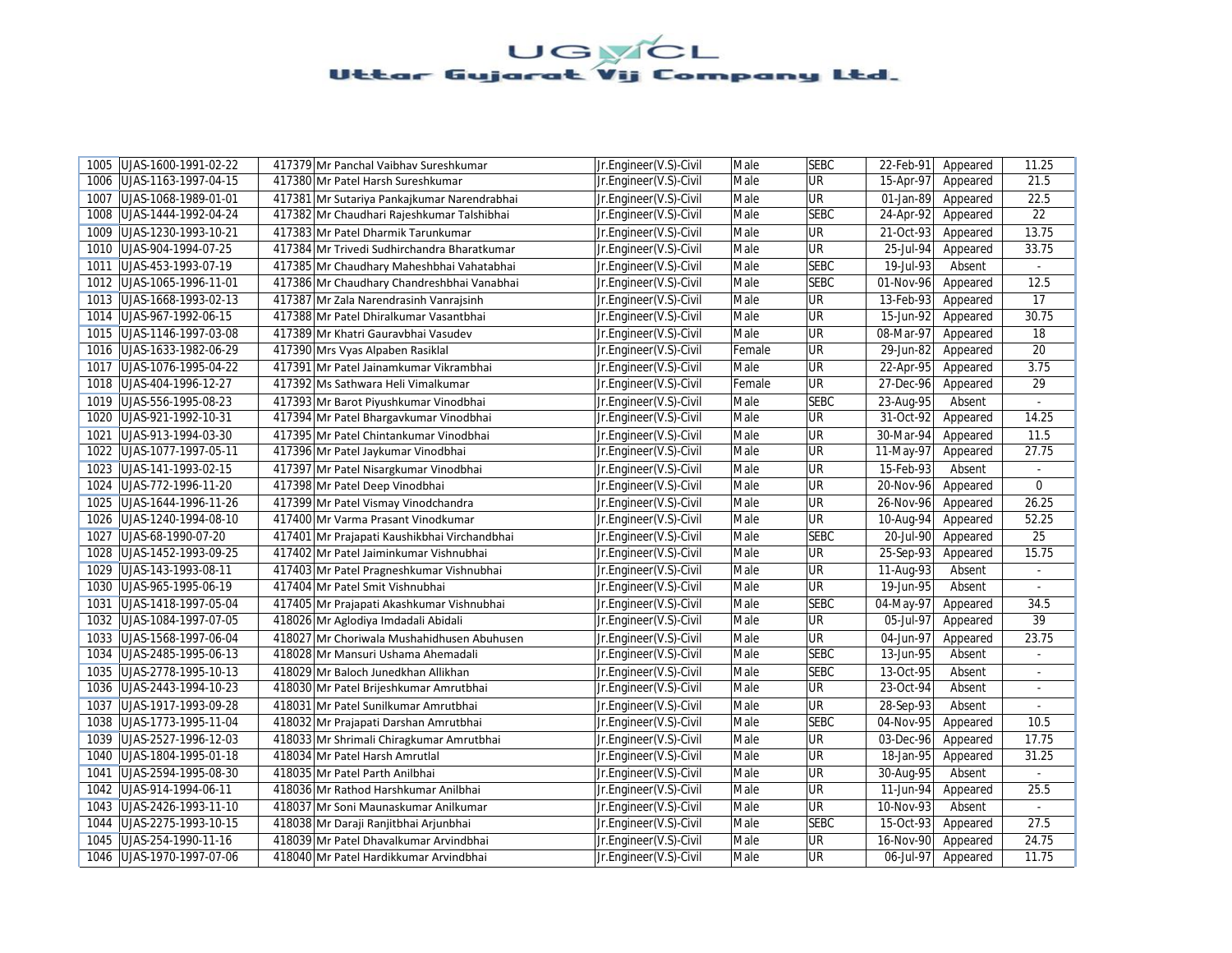# UGVCL
## Uttar Gujarat Vij Company Ltd.

| | | | | | | | | | |
|---|---|---|---|---|---|---|---|---|---|
| 1005 | UJAS-1600-1991-02-22 | 417379 | Mr Panchal Vaibhav Sureshkumar | Jr.Engineer(V.S)-Civil | Male | SEBC | 22-Feb-91 | Appeared | 11.25 |
| 1006 | UJAS-1163-1997-04-15 | 417380 | Mr Patel Harsh Sureshkumar | Jr.Engineer(V.S)-Civil | Male | UR | 15-Apr-97 | Appeared | 21.5 |
| 1007 | UJAS-1068-1989-01-01 | 417381 | Mr Sutariya Pankajkumar Narendrabhai | Jr.Engineer(V.S)-Civil | Male | UR | 01-Jan-89 | Appeared | 22.5 |
| 1008 | UJAS-1444-1992-04-24 | 417382 | Mr Chaudhari Rajeshkumar Talshibhai | Jr.Engineer(V.S)-Civil | Male | SEBC | 24-Apr-92 | Appeared | 22 |
| 1009 | UJAS-1230-1993-10-21 | 417383 | Mr Patel Dharmik Tarunkumar | Jr.Engineer(V.S)-Civil | Male | UR | 21-Oct-93 | Appeared | 13.75 |
| 1010 | UJAS-904-1994-07-25 | 417384 | Mr Trivedi Sudhirchandra Bharatkumar | Jr.Engineer(V.S)-Civil | Male | UR | 25-Jul-94 | Appeared | 33.75 |
| 1011 | UJAS-453-1993-07-19 | 417385 | Mr Chaudhary Maheshbhai Vahatabhai | Jr.Engineer(V.S)-Civil | Male | SEBC | 19-Jul-93 | Absent | - |
| 1012 | UJAS-1065-1996-11-01 | 417386 | Mr Chaudhary Chandreshbhai Vanabhai | Jr.Engineer(V.S)-Civil | Male | SEBC | 01-Nov-96 | Appeared | 12.5 |
| 1013 | UJAS-1668-1993-02-13 | 417387 | Mr Zala Narendrasinh Vanrajsinh | Jr.Engineer(V.S)-Civil | Male | UR | 13-Feb-93 | Appeared | 17 |
| 1014 | UJAS-967-1992-06-15 | 417388 | Mr Patel Dhiralkumar Vasantbhai | Jr.Engineer(V.S)-Civil | Male | UR | 15-Jun-92 | Appeared | 30.75 |
| 1015 | UJAS-1146-1997-03-08 | 417389 | Mr Khatri Gauravbhai Vasudev | Jr.Engineer(V.S)-Civil | Male | UR | 08-Mar-97 | Appeared | 18 |
| 1016 | UJAS-1633-1982-06-29 | 417390 | Mrs Vyas Alpaben Rasiklal | Jr.Engineer(V.S)-Civil | Female | UR | 29-Jun-82 | Appeared | 20 |
| 1017 | UJAS-1076-1995-04-22 | 417391 | Mr Patel Jainamkumar Vikrambhai | Jr.Engineer(V.S)-Civil | Male | UR | 22-Apr-95 | Appeared | 3.75 |
| 1018 | UJAS-404-1996-12-27 | 417392 | Ms Sathwara Heli Vimalkumar | Jr.Engineer(V.S)-Civil | Female | UR | 27-Dec-96 | Appeared | 29 |
| 1019 | UJAS-556-1995-08-23 | 417393 | Mr Barot Piyushkumar Vinodbhai | Jr.Engineer(V.S)-Civil | Male | SEBC | 23-Aug-95 | Absent | - |
| 1020 | UJAS-921-1992-10-31 | 417394 | Mr Patel Bhargavkumar Vinodbhai | Jr.Engineer(V.S)-Civil | Male | UR | 31-Oct-92 | Appeared | 14.25 |
| 1021 | UJAS-913-1994-03-30 | 417395 | Mr Patel Chintankumar Vinodbhai | Jr.Engineer(V.S)-Civil | Male | UR | 30-Mar-94 | Appeared | 11.5 |
| 1022 | UJAS-1077-1997-05-11 | 417396 | Mr Patel Jaykumar Vinodbhai | Jr.Engineer(V.S)-Civil | Male | UR | 11-May-97 | Appeared | 27.75 |
| 1023 | UJAS-141-1993-02-15 | 417397 | Mr Patel Nisargkumar Vinodbhai | Jr.Engineer(V.S)-Civil | Male | UR | 15-Feb-93 | Absent | - |
| 1024 | UJAS-772-1996-11-20 | 417398 | Mr Patel Deep Vinodbhai | Jr.Engineer(V.S)-Civil | Male | UR | 20-Nov-96 | Appeared | 0 |
| 1025 | UJAS-1644-1996-11-26 | 417399 | Mr Patel Vismay Vinodchandra | Jr.Engineer(V.S)-Civil | Male | UR | 26-Nov-96 | Appeared | 26.25 |
| 1026 | UJAS-1240-1994-08-10 | 417400 | Mr Varma Prasant Vinodkumar | Jr.Engineer(V.S)-Civil | Male | UR | 10-Aug-94 | Appeared | 52.25 |
| 1027 | UJAS-68-1990-07-20 | 417401 | Mr Prajapati Kaushikbhai Virchandbhai | Jr.Engineer(V.S)-Civil | Male | SEBC | 20-Jul-90 | Appeared | 25 |
| 1028 | UJAS-1452-1993-09-25 | 417402 | Mr Patel Jaiminkumar Vishnubhai | Jr.Engineer(V.S)-Civil | Male | UR | 25-Sep-93 | Appeared | 15.75 |
| 1029 | UJAS-143-1993-08-11 | 417403 | Mr Patel Pragneshkumar Vishnubhai | Jr.Engineer(V.S)-Civil | Male | UR | 11-Aug-93 | Absent | - |
| 1030 | UJAS-965-1995-06-19 | 417404 | Mr Patel Smit Vishnubhai | Jr.Engineer(V.S)-Civil | Male | UR | 19-Jun-95 | Absent | - |
| 1031 | UJAS-1418-1997-05-04 | 417405 | Mr Prajapati Akashkumar Vishnubhai | Jr.Engineer(V.S)-Civil | Male | SEBC | 04-May-97 | Appeared | 34.5 |
| 1032 | UJAS-1084-1997-07-05 | 418026 | Mr Aglodiya Imdadali Abidali | Jr.Engineer(V.S)-Civil | Male | UR | 05-Jul-97 | Appeared | 39 |
| 1033 | UJAS-1568-1997-06-04 | 418027 | Mr Choriwala Mushahidhusen Abuhusen | Jr.Engineer(V.S)-Civil | Male | UR | 04-Jun-97 | Appeared | 23.75 |
| 1034 | UJAS-2485-1995-06-13 | 418028 | Mr Mansuri Ushama Ahemadali | Jr.Engineer(V.S)-Civil | Male | SEBC | 13-Jun-95 | Absent | - |
| 1035 | UJAS-2778-1995-10-13 | 418029 | Mr Baloch Junedkhan Allikhan | Jr.Engineer(V.S)-Civil | Male | SEBC | 13-Oct-95 | Absent | - |
| 1036 | UJAS-2443-1994-10-23 | 418030 | Mr Patel Brijeshkumar Amrutbhai | Jr.Engineer(V.S)-Civil | Male | UR | 23-Oct-94 | Absent | - |
| 1037 | UJAS-1917-1993-09-28 | 418031 | Mr Patel Sunilkumar Amrutbhai | Jr.Engineer(V.S)-Civil | Male | UR | 28-Sep-93 | Absent | - |
| 1038 | UJAS-1773-1995-11-04 | 418032 | Mr Prajapati Darshan Amrutbhai | Jr.Engineer(V.S)-Civil | Male | SEBC | 04-Nov-95 | Appeared | 10.5 |
| 1039 | UJAS-2527-1996-12-03 | 418033 | Mr Shrimali Chiragkumar Amrutbhai | Jr.Engineer(V.S)-Civil | Male | UR | 03-Dec-96 | Appeared | 17.75 |
| 1040 | UJAS-1804-1995-01-18 | 418034 | Mr Patel Harsh Amrutlal | Jr.Engineer(V.S)-Civil | Male | UR | 18-Jan-95 | Appeared | 31.25 |
| 1041 | UJAS-2594-1995-08-30 | 418035 | Mr Patel Parth Anilbhai | Jr.Engineer(V.S)-Civil | Male | UR | 30-Aug-95 | Absent | - |
| 1042 | UJAS-914-1994-06-11 | 418036 | Mr Rathod Harshkumar Anilbhai | Jr.Engineer(V.S)-Civil | Male | UR | 11-Jun-94 | Appeared | 25.5 |
| 1043 | UJAS-2426-1993-11-10 | 418037 | Mr Soni Maunaskumar Anilkumar | Jr.Engineer(V.S)-Civil | Male | UR | 10-Nov-93 | Absent | - |
| 1044 | UJAS-2275-1993-10-15 | 418038 | Mr Daraji Ranjitbhai Arjunbhai | Jr.Engineer(V.S)-Civil | Male | SEBC | 15-Oct-93 | Appeared | 27.5 |
| 1045 | UJAS-254-1990-11-16 | 418039 | Mr Patel Dhavalkumar Arvindbhai | Jr.Engineer(V.S)-Civil | Male | UR | 16-Nov-90 | Appeared | 24.75 |
| 1046 | UJAS-1970-1997-07-06 | 418040 | Mr Patel Hardikkumar Arvindbhai | Jr.Engineer(V.S)-Civil | Male | UR | 06-Jul-97 | Appeared | 11.75 |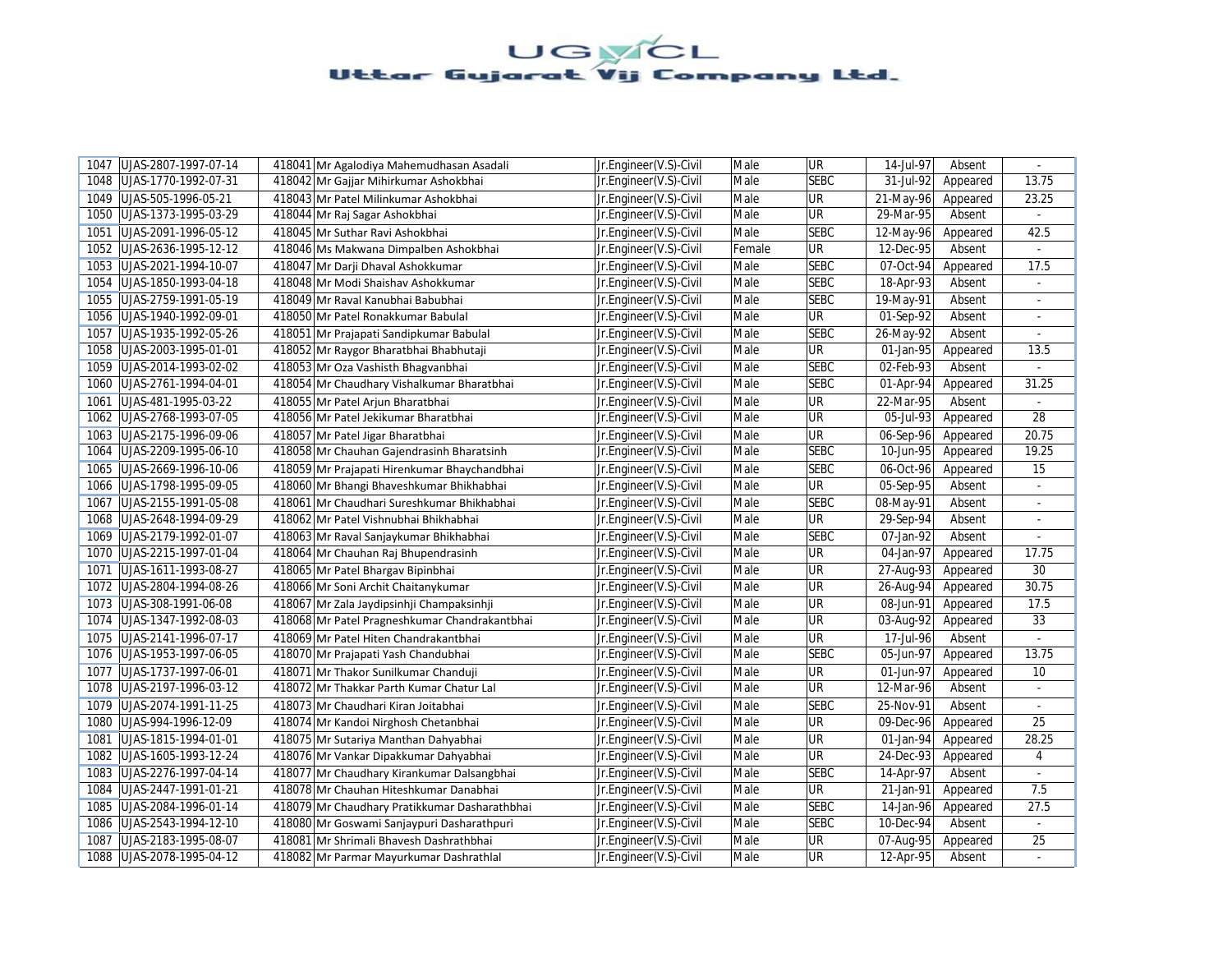# UGVCL
## Uttar Gujarat Vij Company Ltd.

| | | | | | | | | | |
|---|---|---|---|---|---|---|---|---|---|
| 1047 | UJAS-2807-1997-07-14 | 418041 | Mr Agalodiya Mahemudhasan Asadali | Jr.Engineer(V.S)-Civil | Male | UR | 14-Jul-97 | Absent | - |
| 1048 | UJAS-1770-1992-07-31 | 418042 | Mr Gajjar Mihirkumar Ashokbhai | Jr.Engineer(V.S)-Civil | Male | SEBC | 31-Jul-92 | Appeared | 13.75 |
| 1049 | UJAS-505-1996-05-21 | 418043 | Mr Patel Milinkumar Ashokbhai | Jr.Engineer(V.S)-Civil | Male | UR | 21-May-96 | Appeared | 23.25 |
| 1050 | UJAS-1373-1995-03-29 | 418044 | Mr Raj Sagar Ashokbhai | Jr.Engineer(V.S)-Civil | Male | UR | 29-Mar-95 | Absent | - |
| 1051 | UJAS-2091-1996-05-12 | 418045 | Mr Suthar Ravi Ashokbhai | Jr.Engineer(V.S)-Civil | Male | SEBC | 12-May-96 | Appeared | 42.5 |
| 1052 | UJAS-2636-1995-12-12 | 418046 | Ms Makwana Dimpalben Ashokbhai | Jr.Engineer(V.S)-Civil | Female | UR | 12-Dec-95 | Absent | - |
| 1053 | UJAS-2021-1994-10-07 | 418047 | Mr Darji Dhaval Ashokkumar | Jr.Engineer(V.S)-Civil | Male | SEBC | 07-Oct-94 | Appeared | 17.5 |
| 1054 | UJAS-1850-1993-04-18 | 418048 | Mr Modi Shaishav Ashokkumar | Jr.Engineer(V.S)-Civil | Male | SEBC | 18-Apr-93 | Absent | - |
| 1055 | UJAS-2759-1991-05-19 | 418049 | Mr Raval Kanubhai Babubhai | Jr.Engineer(V.S)-Civil | Male | SEBC | 19-May-91 | Absent | - |
| 1056 | UJAS-1940-1992-09-01 | 418050 | Mr Patel Ronakkumar Babulal | Jr.Engineer(V.S)-Civil | Male | UR | 01-Sep-92 | Absent | - |
| 1057 | UJAS-1935-1992-05-26 | 418051 | Mr Prajapati Sandipkumar Babulal | Jr.Engineer(V.S)-Civil | Male | SEBC | 26-May-92 | Absent | - |
| 1058 | UJAS-2003-1995-01-01 | 418052 | Mr Raygor Bharatbhai Bhabhutaji | Jr.Engineer(V.S)-Civil | Male | UR | 01-Jan-95 | Appeared | 13.5 |
| 1059 | UJAS-2014-1993-02-02 | 418053 | Mr Oza Vashisth Bhagvanbhai | Jr.Engineer(V.S)-Civil | Male | SEBC | 02-Feb-93 | Absent | - |
| 1060 | UJAS-2761-1994-04-01 | 418054 | Mr Chaudhary Vishalkumar Bharatbhai | Jr.Engineer(V.S)-Civil | Male | SEBC | 01-Apr-94 | Appeared | 31.25 |
| 1061 | UJAS-481-1995-03-22 | 418055 | Mr Patel Arjun Bharatbhai | Jr.Engineer(V.S)-Civil | Male | UR | 22-Mar-95 | Absent | - |
| 1062 | UJAS-2768-1993-07-05 | 418056 | Mr Patel Jekikumar Bharatbhai | Jr.Engineer(V.S)-Civil | Male | UR | 05-Jul-93 | Appeared | 28 |
| 1063 | UJAS-2175-1996-09-06 | 418057 | Mr Patel Jigar Bharatbhai | Jr.Engineer(V.S)-Civil | Male | UR | 06-Sep-96 | Appeared | 20.75 |
| 1064 | UJAS-2209-1995-06-10 | 418058 | Mr Chauhan Gajendrasinh Bharatsinh | Jr.Engineer(V.S)-Civil | Male | SEBC | 10-Jun-95 | Appeared | 19.25 |
| 1065 | UJAS-2669-1996-10-06 | 418059 | Mr Prajapati Hirenkumar Bhaychandbhai | Jr.Engineer(V.S)-Civil | Male | SEBC | 06-Oct-96 | Appeared | 15 |
| 1066 | UJAS-1798-1995-09-05 | 418060 | Mr Bhangi Bhaveshkumar Bhikhabhai | Jr.Engineer(V.S)-Civil | Male | UR | 05-Sep-95 | Absent | - |
| 1067 | UJAS-2155-1991-05-08 | 418061 | Mr Chaudhari Sureshkumar Bhikhabhai | Jr.Engineer(V.S)-Civil | Male | SEBC | 08-May-91 | Absent | - |
| 1068 | UJAS-2648-1994-09-29 | 418062 | Mr Patel Vishnubhai Bhikhabhai | Jr.Engineer(V.S)-Civil | Male | UR | 29-Sep-94 | Absent | - |
| 1069 | UJAS-2179-1992-01-07 | 418063 | Mr Raval Sanjaykumar Bhikhabhai | Jr.Engineer(V.S)-Civil | Male | SEBC | 07-Jan-92 | Absent | - |
| 1070 | UJAS-2215-1997-01-04 | 418064 | Mr Chauhan Raj Bhupendrasinh | Jr.Engineer(V.S)-Civil | Male | UR | 04-Jan-97 | Appeared | 17.75 |
| 1071 | UJAS-1611-1993-08-27 | 418065 | Mr Patel Bhargav Bipinbhai | Jr.Engineer(V.S)-Civil | Male | UR | 27-Aug-93 | Appeared | 30 |
| 1072 | UJAS-2804-1994-08-26 | 418066 | Mr Soni Archit Chaitanykumar | Jr.Engineer(V.S)-Civil | Male | UR | 26-Aug-94 | Appeared | 30.75 |
| 1073 | UJAS-308-1991-06-08 | 418067 | Mr Zala Jaydipsinhji Champaksinhji | Jr.Engineer(V.S)-Civil | Male | UR | 08-Jun-91 | Appeared | 17.5 |
| 1074 | UJAS-1347-1992-08-03 | 418068 | Mr Patel Pragneshkumar Chandrakantbhai | Jr.Engineer(V.S)-Civil | Male | UR | 03-Aug-92 | Appeared | 33 |
| 1075 | UJAS-2141-1996-07-17 | 418069 | Mr Patel Hiten Chandrakantbhai | Jr.Engineer(V.S)-Civil | Male | UR | 17-Jul-96 | Absent | - |
| 1076 | UJAS-1953-1997-06-05 | 418070 | Mr Prajapati Yash Chandubhai | Jr.Engineer(V.S)-Civil | Male | SEBC | 05-Jun-97 | Appeared | 13.75 |
| 1077 | UJAS-1737-1997-06-01 | 418071 | Mr Thakor Sunilkumar Chanduji | Jr.Engineer(V.S)-Civil | Male | UR | 01-Jun-97 | Appeared | 10 |
| 1078 | UJAS-2197-1996-03-12 | 418072 | Mr Thakkar Parth Kumar Chatur Lal | Jr.Engineer(V.S)-Civil | Male | UR | 12-Mar-96 | Absent | - |
| 1079 | UJAS-2074-1991-11-25 | 418073 | Mr Chaudhari Kiran Joitabhai | Jr.Engineer(V.S)-Civil | Male | SEBC | 25-Nov-91 | Absent | - |
| 1080 | UJAS-994-1996-12-09 | 418074 | Mr Kandoi Nirghosh Chetanbhai | Jr.Engineer(V.S)-Civil | Male | UR | 09-Dec-96 | Appeared | 25 |
| 1081 | UJAS-1815-1994-01-01 | 418075 | Mr Sutariya Manthan Dahyabhai | Jr.Engineer(V.S)-Civil | Male | UR | 01-Jan-94 | Appeared | 28.25 |
| 1082 | UJAS-1605-1993-12-24 | 418076 | Mr Vankar Dipakkumar Dahyabhai | Jr.Engineer(V.S)-Civil | Male | UR | 24-Dec-93 | Appeared | 4 |
| 1083 | UJAS-2276-1997-04-14 | 418077 | Mr Chaudhary Kirankumar Dalsangbhai | Jr.Engineer(V.S)-Civil | Male | SEBC | 14-Apr-97 | Absent | - |
| 1084 | UJAS-2447-1991-01-21 | 418078 | Mr Chauhan Hiteshkumar Danabhai | Jr.Engineer(V.S)-Civil | Male | UR | 21-Jan-91 | Appeared | 7.5 |
| 1085 | UJAS-2084-1996-01-14 | 418079 | Mr Chaudhary Pratikkumar Dasharathbhai | Jr.Engineer(V.S)-Civil | Male | SEBC | 14-Jan-96 | Appeared | 27.5 |
| 1086 | UJAS-2543-1994-12-10 | 418080 | Mr Goswami Sanjaypuri Dasharathpuri | Jr.Engineer(V.S)-Civil | Male | SEBC | 10-Dec-94 | Absent | - |
| 1087 | UJAS-2183-1995-08-07 | 418081 | Mr Shrimali Bhavesh Dashrathbhai | Jr.Engineer(V.S)-Civil | Male | UR | 07-Aug-95 | Appeared | 25 |
| 1088 | UJAS-2078-1995-04-12 | 418082 | Mr Parmar Mayurkumar Dashrathlal | Jr.Engineer(V.S)-Civil | Male | UR | 12-Apr-95 | Absent | - |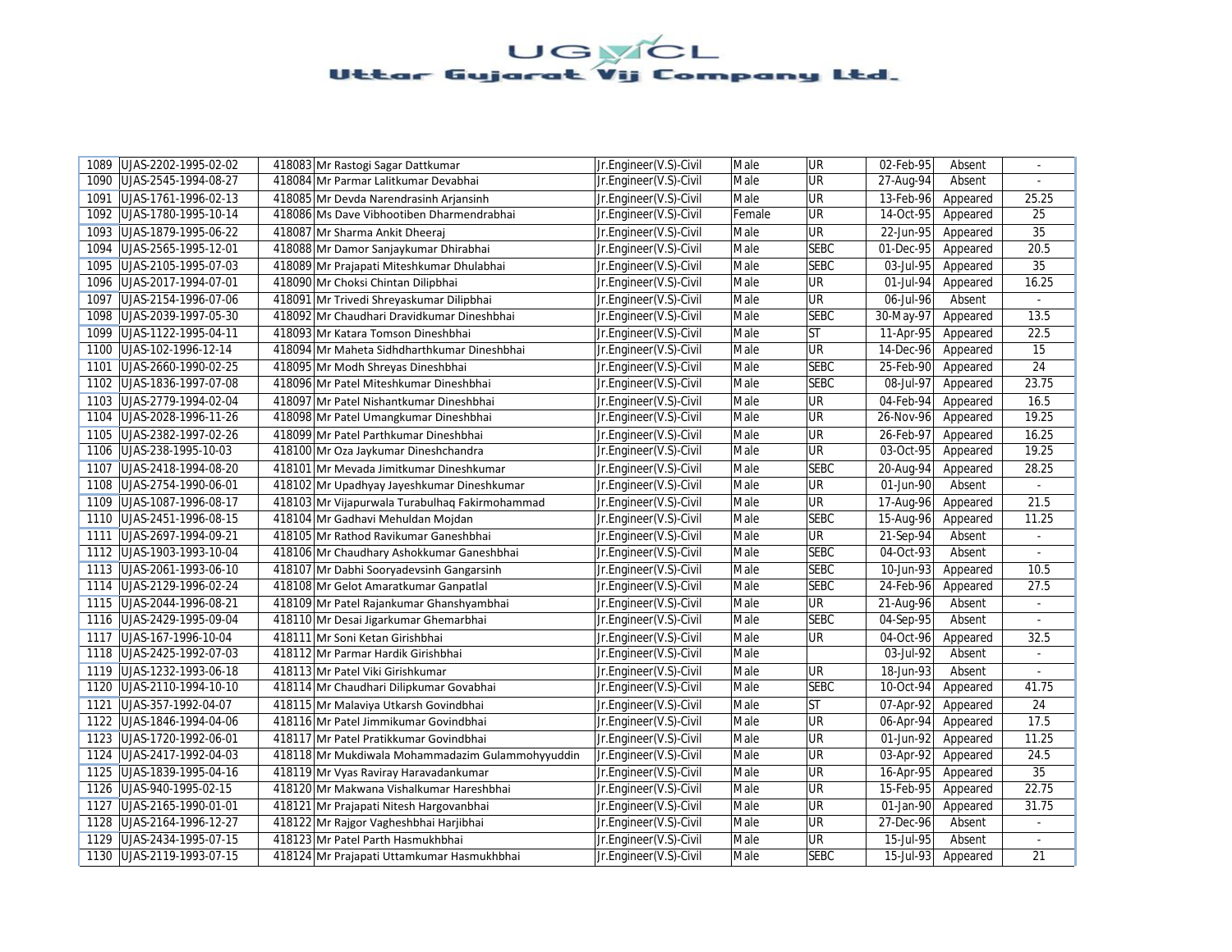# UGVCL
# Uttar Gujarat Vij Company Ltd.

| | | | | | | | | | |
|---|---|---|---|---|---|---|---|---|---|
| 1089 | UJAS-2202-1995-02-02 | 418083 | Mr Rastogi Sagar Dattkumar | Jr.Engineer(V.S)-Civil | Male | UR | 02-Feb-95 | Absent | - |
| 1090 | UJAS-2545-1994-08-27 | 418084 | Mr Parmar Lalitkumar Devabhai | Jr.Engineer(V.S)-Civil | Male | UR | 27-Aug-94 | Absent | - |
| 1091 | UJAS-1761-1996-02-13 | 418085 | Mr Devda Narendrasinh Arjansinh | Jr.Engineer(V.S)-Civil | Male | UR | 13-Feb-96 | Appeared | 25.25 |
| 1092 | UJAS-1780-1995-10-14 | 418086 | Ms Dave Vibhootiben Dharmendrabhai | Jr.Engineer(V.S)-Civil | Female | UR | 14-Oct-95 | Appeared | 25 |
| 1093 | UJAS-1879-1995-06-22 | 418087 | Mr Sharma Ankit Dheeraj | Jr.Engineer(V.S)-Civil | Male | UR | 22-Jun-95 | Appeared | 35 |
| 1094 | UJAS-2565-1995-12-01 | 418088 | Mr Damor Sanjaykumar Dhirabhai | Jr.Engineer(V.S)-Civil | Male | SEBC | 01-Dec-95 | Appeared | 20.5 |
| 1095 | UJAS-2105-1995-07-03 | 418089 | Mr Prajapati Miteshkumar Dhulabhai | Jr.Engineer(V.S)-Civil | Male | SEBC | 03-Jul-95 | Appeared | 35 |
| 1096 | UJAS-2017-1994-07-01 | 418090 | Mr Choksi Chintan Dilipbhai | Jr.Engineer(V.S)-Civil | Male | UR | 01-Jul-94 | Appeared | 16.25 |
| 1097 | UJAS-2154-1996-07-06 | 418091 | Mr Trivedi Shreyaskumar Dilipbhai | Jr.Engineer(V.S)-Civil | Male | UR | 06-Jul-96 | Absent | - |
| 1098 | UJAS-2039-1997-05-30 | 418092 | Mr Chaudhari Dravidkumar Dineshbhai | Jr.Engineer(V.S)-Civil | Male | SEBC | 30-May-97 | Appeared | 13.5 |
| 1099 | UJAS-1122-1995-04-11 | 418093 | Mr Katara Tomson Dineshbhai | Jr.Engineer(V.S)-Civil | Male | ST | 11-Apr-95 | Appeared | 22.5 |
| 1100 | UJAS-102-1996-12-14 | 418094 | Mr Maheta Sidhdharthkumar Dineshbhai | Jr.Engineer(V.S)-Civil | Male | UR | 14-Dec-96 | Appeared | 15 |
| 1101 | UJAS-2660-1990-02-25 | 418095 | Mr Modh Shreyas Dineshbhai | Jr.Engineer(V.S)-Civil | Male | SEBC | 25-Feb-90 | Appeared | 24 |
| 1102 | UJAS-1836-1997-07-08 | 418096 | Mr Patel Miteshkumar Dineshbhai | Jr.Engineer(V.S)-Civil | Male | SEBC | 08-Jul-97 | Appeared | 23.75 |
| 1103 | UJAS-2779-1994-02-04 | 418097 | Mr Patel Nishantkumar Dineshbhai | Jr.Engineer(V.S)-Civil | Male | UR | 04-Feb-94 | Appeared | 16.5 |
| 1104 | UJAS-2028-1996-11-26 | 418098 | Mr Patel Umangkumar Dineshbhai | Jr.Engineer(V.S)-Civil | Male | UR | 26-Nov-96 | Appeared | 19.25 |
| 1105 | UJAS-2382-1997-02-26 | 418099 | Mr Patel Parthkumar Dineshbhai | Jr.Engineer(V.S)-Civil | Male | UR | 26-Feb-97 | Appeared | 16.25 |
| 1106 | UJAS-238-1995-10-03 | 418100 | Mr Oza Jaykumar Dineshchandra | Jr.Engineer(V.S)-Civil | Male | UR | 03-Oct-95 | Appeared | 19.25 |
| 1107 | UJAS-2418-1994-08-20 | 418101 | Mr Mevada Jimitkumar Dineshkumar | Jr.Engineer(V.S)-Civil | Male | SEBC | 20-Aug-94 | Appeared | 28.25 |
| 1108 | UJAS-2754-1990-06-01 | 418102 | Mr Upadhyay Jayeshkumar Dineshkumar | Jr.Engineer(V.S)-Civil | Male | UR | 01-Jun-90 | Absent | - |
| 1109 | UJAS-1087-1996-08-17 | 418103 | Mr Vijapurwala Turabulhaq Fakirmohammad | Jr.Engineer(V.S)-Civil | Male | UR | 17-Aug-96 | Appeared | 21.5 |
| 1110 | UJAS-2451-1996-08-15 | 418104 | Mr Gadhavi Mehuldan Mojdan | Jr.Engineer(V.S)-Civil | Male | SEBC | 15-Aug-96 | Appeared | 11.25 |
| 1111 | UJAS-2697-1994-09-21 | 418105 | Mr Rathod Ravikumar Ganeshbhai | Jr.Engineer(V.S)-Civil | Male | UR | 21-Sep-94 | Absent | - |
| 1112 | UJAS-1903-1993-10-04 | 418106 | Mr Chaudhary Ashokkumar Ganeshbhai | Jr.Engineer(V.S)-Civil | Male | SEBC | 04-Oct-93 | Absent | - |
| 1113 | UJAS-2061-1993-06-10 | 418107 | Mr Dabhi Sooryadevsinh Gangarsinh | Jr.Engineer(V.S)-Civil | Male | SEBC | 10-Jun-93 | Appeared | 10.5 |
| 1114 | UJAS-2129-1996-02-24 | 418108 | Mr Gelot Amaratkumar Ganpatlal | Jr.Engineer(V.S)-Civil | Male | SEBC | 24-Feb-96 | Appeared | 27.5 |
| 1115 | UJAS-2044-1996-08-21 | 418109 | Mr Patel Rajankumar Ghanshyambhai | Jr.Engineer(V.S)-Civil | Male | UR | 21-Aug-96 | Absent | - |
| 1116 | UJAS-2429-1995-09-04 | 418110 | Mr Desai Jigarkumar Ghemarbhai | Jr.Engineer(V.S)-Civil | Male | SEBC | 04-Sep-95 | Absent | - |
| 1117 | UJAS-167-1996-10-04 | 418111 | Mr Soni Ketan Girishbhai | Jr.Engineer(V.S)-Civil | Male | UR | 04-Oct-96 | Appeared | 32.5 |
| 1118 | UJAS-2425-1992-07-03 | 418112 | Mr Parmar Hardik Girishbhai | Jr.Engineer(V.S)-Civil | Male | | 03-Jul-92 | Absent | - |
| 1119 | UJAS-1232-1993-06-18 | 418113 | Mr Patel Viki Girishkumar | Jr.Engineer(V.S)-Civil | Male | UR | 18-Jun-93 | Absent | - |
| 1120 | UJAS-2110-1994-10-10 | 418114 | Mr Chaudhari Dilipkumar Govabhai | Jr.Engineer(V.S)-Civil | Male | SEBC | 10-Oct-94 | Appeared | 41.75 |
| 1121 | UJAS-357-1992-04-07 | 418115 | Mr Malaviya Utkarsh Govindbhai | Jr.Engineer(V.S)-Civil | Male | ST | 07-Apr-92 | Appeared | 24 |
| 1122 | UJAS-1846-1994-04-06 | 418116 | Mr Patel Jimmikumar Govindbhai | Jr.Engineer(V.S)-Civil | Male | UR | 06-Apr-94 | Appeared | 17.5 |
| 1123 | UJAS-1720-1992-06-01 | 418117 | Mr Patel Pratikkumar Govindbhai | Jr.Engineer(V.S)-Civil | Male | UR | 01-Jun-92 | Appeared | 11.25 |
| 1124 | UJAS-2417-1992-04-03 | 418118 | Mr Mukdiwala Mohammadazim Gulammohyyuddin | Jr.Engineer(V.S)-Civil | Male | UR | 03-Apr-92 | Appeared | 24.5 |
| 1125 | UJAS-1839-1995-04-16 | 418119 | Mr Vyas Raviray Haravadankumar | Jr.Engineer(V.S)-Civil | Male | UR | 16-Apr-95 | Appeared | 35 |
| 1126 | UJAS-940-1995-02-15 | 418120 | Mr Makwana Vishalkumar Hareshbhai | Jr.Engineer(V.S)-Civil | Male | UR | 15-Feb-95 | Appeared | 22.75 |
| 1127 | UJAS-2165-1990-01-01 | 418121 | Mr Prajapati Nitesh Hargovanbhai | Jr.Engineer(V.S)-Civil | Male | UR | 01-Jan-90 | Appeared | 31.75 |
| 1128 | UJAS-2164-1996-12-27 | 418122 | Mr Rajgor Vagheshbhai Harjibhai | Jr.Engineer(V.S)-Civil | Male | UR | 27-Dec-96 | Absent | - |
| 1129 | UJAS-2434-1995-07-15 | 418123 | Mr Patel Parth Hasmukhbhai | Jr.Engineer(V.S)-Civil | Male | UR | 15-Jul-95 | Absent | - |
| 1130 | UJAS-2119-1993-07-15 | 418124 | Mr Prajapati Uttamkumar Hasmukhbhai | Jr.Engineer(V.S)-Civil | Male | SEBC | 15-Jul-93 | Appeared | 21 |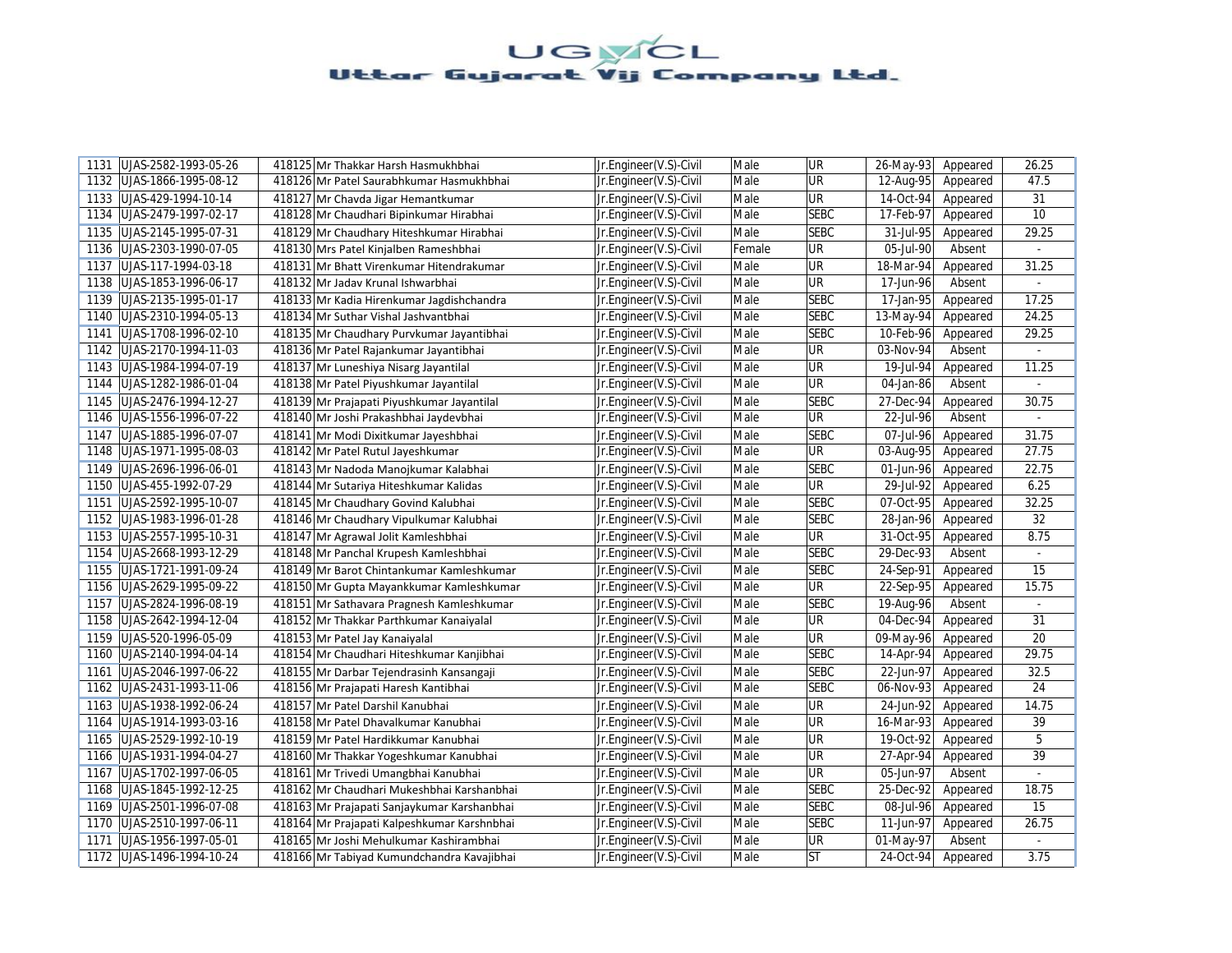| 1131 | UJAS-2582-1993-05-26 | 418125 | Mr Thakkar Harsh Hasmukhbhai | Jr.Engineer(V.S)-Civil | Male | UR | 26-May-93 | Appeared | 26.25 |
|---|---|---|---|---|---|---|---|---|---|
| 1132 | UJAS-1866-1995-08-12 | 418126 | Mr Patel Saurabhkumar Hasmukhbhai | Jr.Engineer(V.S)-Civil | Male | UR | 12-Aug-95 | Appeared | 47.5 |
| 1133 | UJAS-429-1994-10-14 | 418127 | Mr Chavda Jigar Hemantkumar | Jr.Engineer(V.S)-Civil | Male | UR | 14-Oct-94 | Appeared | 31 |
| 1134 | UJAS-2479-1997-02-17 | 418128 | Mr Chaudhari Bipinkumar Hirabhai | Jr.Engineer(V.S)-Civil | Male | SEBC | 17-Feb-97 | Appeared | 10 |
| 1135 | UJAS-2145-1995-07-31 | 418129 | Mr Chaudhary Hiteshkumar Hirabhai | Jr.Engineer(V.S)-Civil | Male | SEBC | 31-Jul-95 | Appeared | 29.25 |
| 1136 | UJAS-2303-1990-07-05 | 418130 | Mrs Patel Kinjalben Rameshbhai | Jr.Engineer(V.S)-Civil | Female | UR | 05-Jul-90 | Absent | - |
| 1137 | UJAS-117-1994-03-18 | 418131 | Mr Bhatt Virenkumar Hitendrakumar | Jr.Engineer(V.S)-Civil | Male | UR | 18-Mar-94 | Appeared | 31.25 |
| 1138 | UJAS-1853-1996-06-17 | 418132 | Mr Jadav Krunal Ishwarbhai | Jr.Engineer(V.S)-Civil | Male | UR | 17-Jun-96 | Absent | - |
| 1139 | UJAS-2135-1995-01-17 | 418133 | Mr Kadia Hirenkumar Jagdishchandra | Jr.Engineer(V.S)-Civil | Male | SEBC | 17-Jan-95 | Appeared | 17.25 |
| 1140 | UJAS-2310-1994-05-13 | 418134 | Mr Suthar Vishal Jashvantbhai | Jr.Engineer(V.S)-Civil | Male | SEBC | 13-May-94 | Appeared | 24.25 |
| 1141 | UJAS-1708-1996-02-10 | 418135 | Mr Chaudhary Purvkumar Jayantibhai | Jr.Engineer(V.S)-Civil | Male | SEBC | 10-Feb-96 | Appeared | 29.25 |
| 1142 | UJAS-2170-1994-11-03 | 418136 | Mr Patel Rajankumar Jayantibhai | Jr.Engineer(V.S)-Civil | Male | UR | 03-Nov-94 | Absent | - |
| 1143 | UJAS-1984-1994-07-19 | 418137 | Mr Luneshiya Nisarg Jayantilal | Jr.Engineer(V.S)-Civil | Male | UR | 19-Jul-94 | Appeared | 11.25 |
| 1144 | UJAS-1282-1986-01-04 | 418138 | Mr Patel Piyushkumar Jayantilal | Jr.Engineer(V.S)-Civil | Male | UR | 04-Jan-86 | Absent | - |
| 1145 | UJAS-2476-1994-12-27 | 418139 | Mr Prajapati Piyushkumar Jayantilal | Jr.Engineer(V.S)-Civil | Male | SEBC | 27-Dec-94 | Appeared | 30.75 |
| 1146 | UJAS-1556-1996-07-22 | 418140 | Mr Joshi Prakashbhai Jaydevbhai | Jr.Engineer(V.S)-Civil | Male | UR | 22-Jul-96 | Absent | - |
| 1147 | UJAS-1885-1996-07-07 | 418141 | Mr Modi Dixitkumar Jayeshbhai | Jr.Engineer(V.S)-Civil | Male | SEBC | 07-Jul-96 | Appeared | 31.75 |
| 1148 | UJAS-1971-1995-08-03 | 418142 | Mr Patel Rutul Jayeshkumar | Jr.Engineer(V.S)-Civil | Male | UR | 03-Aug-95 | Appeared | 27.75 |
| 1149 | UJAS-2696-1996-06-01 | 418143 | Mr Nadoda Manojkumar Kalabhai | Jr.Engineer(V.S)-Civil | Male | SEBC | 01-Jun-96 | Appeared | 22.75 |
| 1150 | UJAS-455-1992-07-29 | 418144 | Mr Sutariya Hiteshkumar Kalidas | Jr.Engineer(V.S)-Civil | Male | UR | 29-Jul-92 | Appeared | 6.25 |
| 1151 | UJAS-2592-1995-10-07 | 418145 | Mr Chaudhary Govind Kalubhai | Jr.Engineer(V.S)-Civil | Male | SEBC | 07-Oct-95 | Appeared | 32.25 |
| 1152 | UJAS-1983-1996-01-28 | 418146 | Mr Chaudhary Vipulkumar Kalubhai | Jr.Engineer(V.S)-Civil | Male | SEBC | 28-Jan-96 | Appeared | 32 |
| 1153 | UJAS-2557-1995-10-31 | 418147 | Mr Agrawal Jolit Kamleshbhai | Jr.Engineer(V.S)-Civil | Male | UR | 31-Oct-95 | Appeared | 8.75 |
| 1154 | UJAS-2668-1993-12-29 | 418148 | Mr Panchal Krupesh Kamleshbhai | Jr.Engineer(V.S)-Civil | Male | SEBC | 29-Dec-93 | Absent | - |
| 1155 | UJAS-1721-1991-09-24 | 418149 | Mr Barot Chintankumar Kamleshkumar | Jr.Engineer(V.S)-Civil | Male | SEBC | 24-Sep-91 | Appeared | 15 |
| 1156 | UJAS-2629-1995-09-22 | 418150 | Mr Gupta Mayankkumar Kamleshkumar | Jr.Engineer(V.S)-Civil | Male | UR | 22-Sep-95 | Appeared | 15.75 |
| 1157 | UJAS-2824-1996-08-19 | 418151 | Mr Sathavara Pragnesh Kamleshkumar | Jr.Engineer(V.S)-Civil | Male | SEBC | 19-Aug-96 | Absent | - |
| 1158 | UJAS-2642-1994-12-04 | 418152 | Mr Thakkar Parthkumar Kanaiyalal | Jr.Engineer(V.S)-Civil | Male | UR | 04-Dec-94 | Appeared | 31 |
| 1159 | UJAS-520-1996-05-09 | 418153 | Mr Patel Jay Kanaiyalal | Jr.Engineer(V.S)-Civil | Male | UR | 09-May-96 | Appeared | 20 |
| 1160 | UJAS-2140-1994-04-14 | 418154 | Mr Chaudhari Hiteshkumar Kanjibhai | Jr.Engineer(V.S)-Civil | Male | SEBC | 14-Apr-94 | Appeared | 29.75 |
| 1161 | UJAS-2046-1997-06-22 | 418155 | Mr Darbar Tejendrasinh Kansangaji | Jr.Engineer(V.S)-Civil | Male | SEBC | 22-Jun-97 | Appeared | 32.5 |
| 1162 | UJAS-2431-1993-11-06 | 418156 | Mr Prajapati Haresh Kantibhai | Jr.Engineer(V.S)-Civil | Male | SEBC | 06-Nov-93 | Appeared | 24 |
| 1163 | UJAS-1938-1992-06-24 | 418157 | Mr Patel Darshil Kanubhai | Jr.Engineer(V.S)-Civil | Male | UR | 24-Jun-92 | Appeared | 14.75 |
| 1164 | UJAS-1914-1993-03-16 | 418158 | Mr Patel Dhavalkumar Kanubhai | Jr.Engineer(V.S)-Civil | Male | UR | 16-Mar-93 | Appeared | 39 |
| 1165 | UJAS-2529-1992-10-19 | 418159 | Mr Patel Hardikkumar Kanubhai | Jr.Engineer(V.S)-Civil | Male | UR | 19-Oct-92 | Appeared | 5 |
| 1166 | UJAS-1931-1994-04-27 | 418160 | Mr Thakkar Yogeshkumar Kanubhai | Jr.Engineer(V.S)-Civil | Male | UR | 27-Apr-94 | Appeared | 39 |
| 1167 | UJAS-1702-1997-06-05 | 418161 | Mr Trivedi Umangbhai Kanubhai | Jr.Engineer(V.S)-Civil | Male | UR | 05-Jun-97 | Absent | - |
| 1168 | UJAS-1845-1992-12-25 | 418162 | Mr Chaudhari Mukeshbhai Karshanbhai | Jr.Engineer(V.S)-Civil | Male | SEBC | 25-Dec-92 | Appeared | 18.75 |
| 1169 | UJAS-2501-1996-07-08 | 418163 | Mr Prajapati Sanjaykumar Karshanbhai | Jr.Engineer(V.S)-Civil | Male | SEBC | 08-Jul-96 | Appeared | 15 |
| 1170 | UJAS-2510-1997-06-11 | 418164 | Mr Prajapati Kalpeshkumar Karshnbhai | Jr.Engineer(V.S)-Civil | Male | SEBC | 11-Jun-97 | Appeared | 26.75 |
| 1171 | UJAS-1956-1997-05-01 | 418165 | Mr Joshi Mehulkumar Kashirambhai | Jr.Engineer(V.S)-Civil | Male | UR | 01-May-97 | Absent | - |
| 1172 | UJAS-1496-1994-10-24 | 418166 | Mr Tabiyad Kumundchandra Kavajibhai | Jr.Engineer(V.S)-Civil | Male | ST | 24-Oct-94 | Appeared | 3.75 |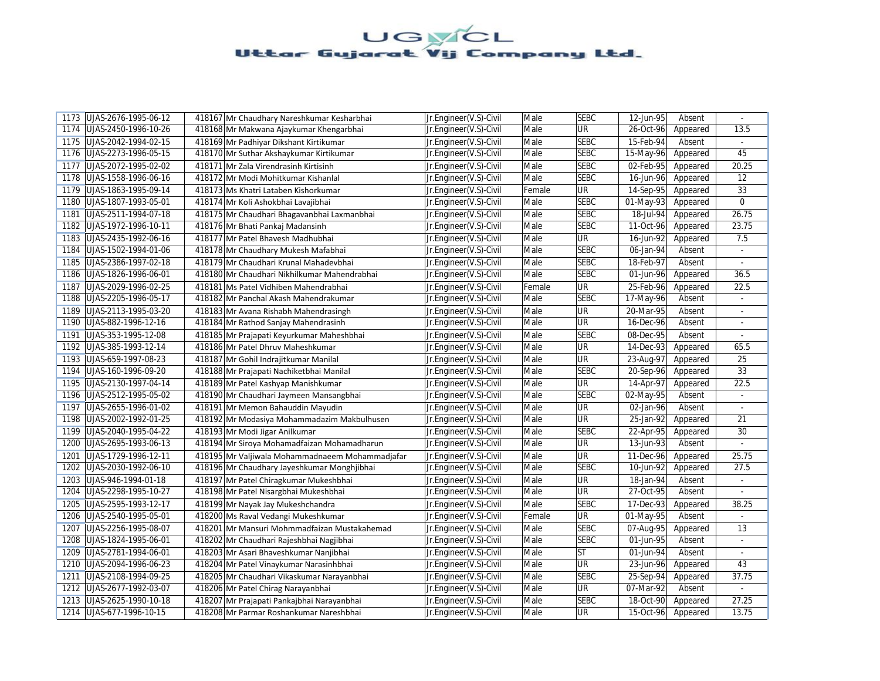| 1173 | UJAS-2676-1995-06-12 | 418167 | Mr Chaudhary Nareshkumar Kesharbhai | Jr.Engineer(V.S)-Civil | Male | SEBC | 12-Jun-95 | Absent | - |
|---|---|---|---|---|---|---|---|---|---|
| 1174 | UJAS-2450-1996-10-26 | 418168 | Mr Makwana Ajaykumar Khengarbhai | Jr.Engineer(V.S)-Civil | Male | UR | 26-Oct-96 | Appeared | 13.5 |
| 1175 | UJAS-2042-1994-02-15 | 418169 | Mr Padhiyar Dikshant Kirtikumar | Jr.Engineer(V.S)-Civil | Male | SEBC | 15-Feb-94 | Absent | - |
| 1176 | UJAS-2273-1996-05-15 | 418170 | Mr Suthar Akshaykumar Kirtikumar | Jr.Engineer(V.S)-Civil | Male | SEBC | 15-May-96 | Appeared | 45 |
| 1177 | UJAS-2072-1995-02-02 | 418171 | Mr Zala Virendrasinh Kirtisinh | Jr.Engineer(V.S)-Civil | Male | SEBC | 02-Feb-95 | Appeared | 20.25 |
| 1178 | UJAS-1558-1996-06-16 | 418172 | Mr Modi Mohitkumar Kishanlal | Jr.Engineer(V.S)-Civil | Male | SEBC | 16-Jun-96 | Appeared | 12 |
| 1179 | UJAS-1863-1995-09-14 | 418173 | Ms Khatri Lataben Kishorkumar | Jr.Engineer(V.S)-Civil | Female | UR | 14-Sep-95 | Appeared | 33 |
| 1180 | UJAS-1807-1993-05-01 | 418174 | Mr Koli Ashokbhai Lavajibhai | Jr.Engineer(V.S)-Civil | Male | SEBC | 01-May-93 | Appeared | 0 |
| 1181 | UJAS-2511-1994-07-18 | 418175 | Mr Chaudhari Bhagavanbhai Laxmanbhai | Jr.Engineer(V.S)-Civil | Male | SEBC | 18-Jul-94 | Appeared | 26.75 |
| 1182 | UJAS-1972-1996-10-11 | 418176 | Mr Bhati Pankaj Madansinh | Jr.Engineer(V.S)-Civil | Male | SEBC | 11-Oct-96 | Appeared | 23.75 |
| 1183 | UJAS-2435-1992-06-16 | 418177 | Mr Patel Bhavesh Madhubhai | Jr.Engineer(V.S)-Civil | Male | UR | 16-Jun-92 | Appeared | 7.5 |
| 1184 | UJAS-1502-1994-01-06 | 418178 | Mr Chaudhary Mukesh Mafabhai | Jr.Engineer(V.S)-Civil | Male | SEBC | 06-Jan-94 | Absent | - |
| 1185 | UJAS-2386-1997-02-18 | 418179 | Mr Chaudhari Krunal Mahadevbhai | Jr.Engineer(V.S)-Civil | Male | SEBC | 18-Feb-97 | Absent | - |
| 1186 | UJAS-1826-1996-06-01 | 418180 | Mr Chaudhari Nikhilkumar Mahendrabhai | Jr.Engineer(V.S)-Civil | Male | SEBC | 01-Jun-96 | Appeared | 36.5 |
| 1187 | UJAS-2029-1996-02-25 | 418181 | Ms Patel Vidhiben Mahendrabhai | Jr.Engineer(V.S)-Civil | Female | UR | 25-Feb-96 | Appeared | 22.5 |
| 1188 | UJAS-2205-1996-05-17 | 418182 | Mr Panchal Akash Mahendrakumar | Jr.Engineer(V.S)-Civil | Male | SEBC | 17-May-96 | Absent | - |
| 1189 | UJAS-2113-1995-03-20 | 418183 | Mr Avana Rishabh Mahendrasingh | Jr.Engineer(V.S)-Civil | Male | UR | 20-Mar-95 | Absent | - |
| 1190 | UJAS-882-1996-12-16 | 418184 | Mr Rathod Sanjay Mahendrasinh | Jr.Engineer(V.S)-Civil | Male | UR | 16-Dec-96 | Absent | - |
| 1191 | UJAS-353-1995-12-08 | 418185 | Mr Prajapati Keyurkumar Maheshbhai | Jr.Engineer(V.S)-Civil | Male | SEBC | 08-Dec-95 | Absent | - |
| 1192 | UJAS-385-1993-12-14 | 418186 | Mr Patel Dhruv Maheshkumar | Jr.Engineer(V.S)-Civil | Male | UR | 14-Dec-93 | Appeared | 65.5 |
| 1193 | UJAS-659-1997-08-23 | 418187 | Mr Gohil Indrajitkumar Manilal | Jr.Engineer(V.S)-Civil | Male | UR | 23-Aug-97 | Appeared | 25 |
| 1194 | UJAS-160-1996-09-20 | 418188 | Mr Prajapati Nachiketbhai Manilal | Jr.Engineer(V.S)-Civil | Male | SEBC | 20-Sep-96 | Appeared | 33 |
| 1195 | UJAS-2130-1997-04-14 | 418189 | Mr Patel Kashyap Manishkumar | Jr.Engineer(V.S)-Civil | Male | UR | 14-Apr-97 | Appeared | 22.5 |
| 1196 | UJAS-2512-1995-05-02 | 418190 | Mr Chaudhari Jaymeen Mansangbhai | Jr.Engineer(V.S)-Civil | Male | SEBC | 02-May-95 | Absent | - |
| 1197 | UJAS-2655-1996-01-02 | 418191 | Mr Memon Bahauddin Mayudin | Jr.Engineer(V.S)-Civil | Male | UR | 02-Jan-96 | Absent | - |
| 1198 | UJAS-2002-1992-01-25 | 418192 | Mr Modasiya Mohammadazim Makbulhusen | Jr.Engineer(V.S)-Civil | Male | UR | 25-Jan-92 | Appeared | 21 |
| 1199 | UJAS-2040-1995-04-22 | 418193 | Mr Modi Jigar Anilkumar | Jr.Engineer(V.S)-Civil | Male | SEBC | 22-Apr-95 | Appeared | 30 |
| 1200 | UJAS-2695-1993-06-13 | 418194 | Mr Siroya Mohamadfaizan Mohamadharun | Jr.Engineer(V.S)-Civil | Male | UR | 13-Jun-93 | Absent | - |
| 1201 | UJAS-1729-1996-12-11 | 418195 | Mr Valjiwala Mohammadnaeem Mohammadjafar | Jr.Engineer(V.S)-Civil | Male | UR | 11-Dec-96 | Appeared | 25.75 |
| 1202 | UJAS-2030-1992-06-10 | 418196 | Mr Chaudhary Jayeshkumar Monghjibhai | Jr.Engineer(V.S)-Civil | Male | SEBC | 10-Jun-92 | Appeared | 27.5 |
| 1203 | UJAS-946-1994-01-18 | 418197 | Mr Patel Chiragkumar Mukeshbhai | Jr.Engineer(V.S)-Civil | Male | UR | 18-Jan-94 | Absent | - |
| 1204 | UJAS-2298-1995-10-27 | 418198 | Mr Patel Nisargbhai Mukeshbhai | Jr.Engineer(V.S)-Civil | Male | UR | 27-Oct-95 | Absent | - |
| 1205 | UJAS-2595-1993-12-17 | 418199 | Mr Nayak Jay Mukeshchandra | Jr.Engineer(V.S)-Civil | Male | SEBC | 17-Dec-93 | Appeared | 38.25 |
| 1206 | UJAS-2540-1995-05-01 | 418200 | Ms Raval Vedangi Mukeshkumar | Jr.Engineer(V.S)-Civil | Female | UR | 01-May-95 | Absent | - |
| 1207 | UJAS-2256-1995-08-07 | 418201 | Mr Mansuri Mohmmadfaizan Mustakahemad | Jr.Engineer(V.S)-Civil | Male | SEBC | 07-Aug-95 | Appeared | 13 |
| 1208 | UJAS-1824-1995-06-01 | 418202 | Mr Chaudhari Rajeshbhai Nagjibhai | Jr.Engineer(V.S)-Civil | Male | SEBC | 01-Jun-95 | Absent | - |
| 1209 | UJAS-2781-1994-06-01 | 418203 | Mr Asari Bhaveshkumar Nanjibhai | Jr.Engineer(V.S)-Civil | Male | ST | 01-Jun-94 | Absent | - |
| 1210 | UJAS-2094-1996-06-23 | 418204 | Mr Patel Vinaykumar Narasinhbhai | Jr.Engineer(V.S)-Civil | Male | UR | 23-Jun-96 | Appeared | 43 |
| 1211 | UJAS-2108-1994-09-25 | 418205 | Mr Chaudhari Vikaskumar Narayanbhai | Jr.Engineer(V.S)-Civil | Male | SEBC | 25-Sep-94 | Appeared | 37.75 |
| 1212 | UJAS-2677-1992-03-07 | 418206 | Mr Patel Chirag Narayanbhai | Jr.Engineer(V.S)-Civil | Male | UR | 07-Mar-92 | Absent | - |
| 1213 | UJAS-2625-1990-10-18 | 418207 | Mr Prajapati Pankajbhai Narayanbhai | Jr.Engineer(V.S)-Civil | Male | SEBC | 18-Oct-90 | Appeared | 27.25 |
| 1214 | UJAS-677-1996-10-15 | 418208 | Mr Parmar Roshankumar Nareshbhai | Jr.Engineer(V.S)-Civil | Male | UR | 15-Oct-96 | Appeared | 13.75 |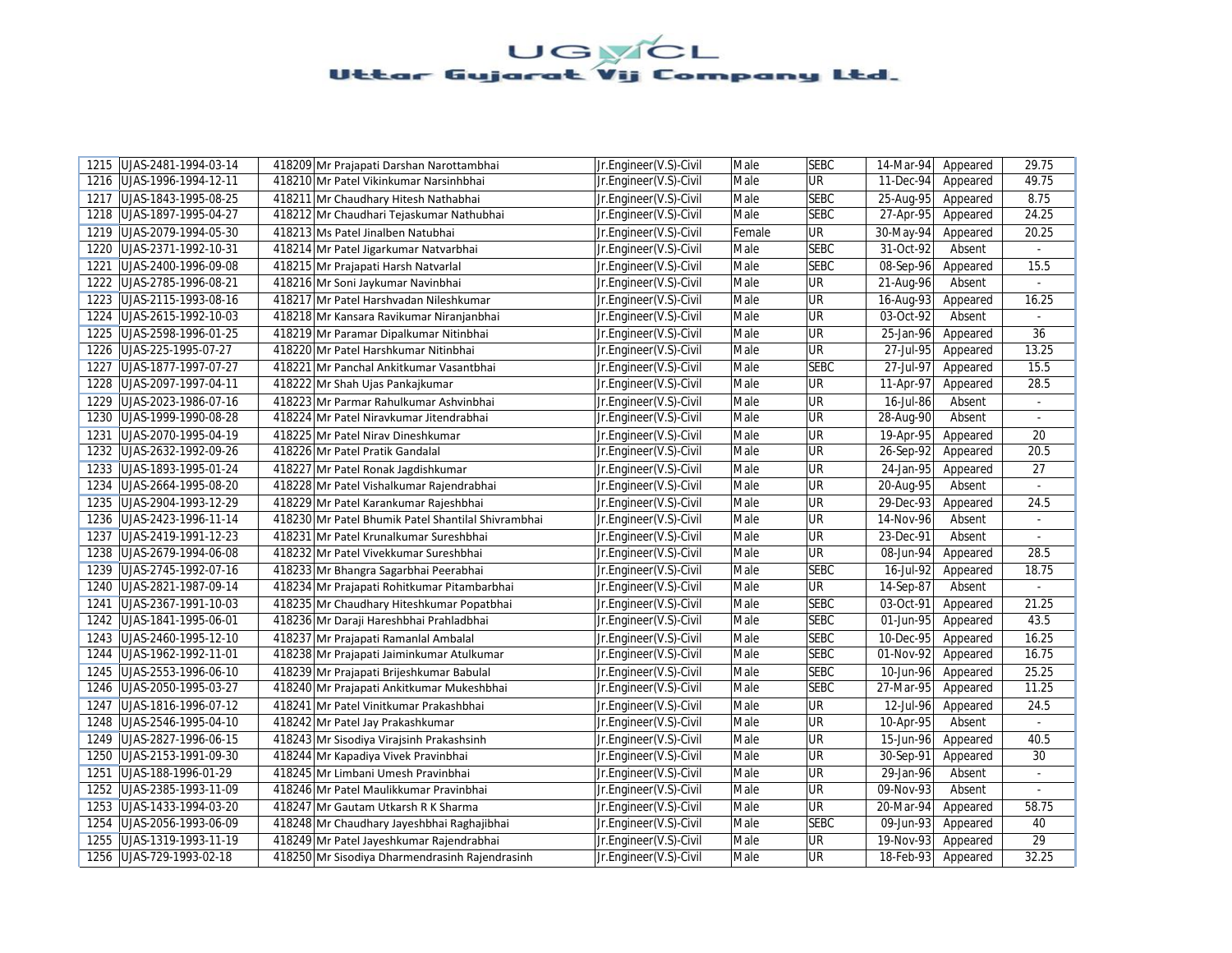| 1215 | UJAS-2481-1994-03-14 | 418209 | Mr Prajapati Darshan Narottambhai | Jr.Engineer(V.S)-Civil | Male | SEBC | 14-Mar-94 | Appeared | 29.75 |
|---|---|---|---|---|---|---|---|---|---|
| 1216 | UJAS-1996-1994-12-11 | 418210 | Mr Patel Vikinkumar Narsinhbhai | Jr.Engineer(V.S)-Civil | Male | UR | 11-Dec-94 | Appeared | 49.75 |
| 1217 | UJAS-1843-1995-08-25 | 418211 | Mr Chaudhary Hitesh Nathabhai | Jr.Engineer(V.S)-Civil | Male | SEBC | 25-Aug-95 | Appeared | 8.75 |
| 1218 | UJAS-1897-1995-04-27 | 418212 | Mr Chaudhari Tejaskumar Nathubhai | Jr.Engineer(V.S)-Civil | Male | SEBC | 27-Apr-95 | Appeared | 24.25 |
| 1219 | UJAS-2079-1994-05-30 | 418213 | Ms Patel Jinalben Natubhai | Jr.Engineer(V.S)-Civil | Female | UR | 30-May-94 | Appeared | 20.25 |
| 1220 | UJAS-2371-1992-10-31 | 418214 | Mr Patel Jigarkumar Natvarbhai | Jr.Engineer(V.S)-Civil | Male | SEBC | 31-Oct-92 | Absent | - |
| 1221 | UJAS-2400-1996-09-08 | 418215 | Mr Prajapati Harsh Natvarlal | Jr.Engineer(V.S)-Civil | Male | SEBC | 08-Sep-96 | Appeared | 15.5 |
| 1222 | UJAS-2785-1996-08-21 | 418216 | Mr Soni Jaykumar Navinbhai | Jr.Engineer(V.S)-Civil | Male | UR | 21-Aug-96 | Absent | - |
| 1223 | UJAS-2115-1993-08-16 | 418217 | Mr Patel Harshvadan Nileshkumar | Jr.Engineer(V.S)-Civil | Male | UR | 16-Aug-93 | Appeared | 16.25 |
| 1224 | UJAS-2615-1992-10-03 | 418218 | Mr Kansara Ravikumar Niranjanbhai | Jr.Engineer(V.S)-Civil | Male | UR | 03-Oct-92 | Absent | - |
| 1225 | UJAS-2598-1996-01-25 | 418219 | Mr Paramar Dipalkumar Nitinbhai | Jr.Engineer(V.S)-Civil | Male | UR | 25-Jan-96 | Appeared | 36 |
| 1226 | UJAS-225-1995-07-27 | 418220 | Mr Patel Harshkumar Nitinbhai | Jr.Engineer(V.S)-Civil | Male | UR | 27-Jul-95 | Appeared | 13.25 |
| 1227 | UJAS-1877-1997-07-27 | 418221 | Mr Panchal Ankitkumar Vasantbhai | Jr.Engineer(V.S)-Civil | Male | SEBC | 27-Jul-97 | Appeared | 15.5 |
| 1228 | UJAS-2097-1997-04-11 | 418222 | Mr Shah Ujas Pankajkumar | Jr.Engineer(V.S)-Civil | Male | UR | 11-Apr-97 | Appeared | 28.5 |
| 1229 | UJAS-2023-1986-07-16 | 418223 | Mr Parmar Rahulkumar Ashvinbhai | Jr.Engineer(V.S)-Civil | Male | UR | 16-Jul-86 | Absent | - |
| 1230 | UJAS-1999-1990-08-28 | 418224 | Mr Patel Niravkumar Jitendrabhai | Jr.Engineer(V.S)-Civil | Male | UR | 28-Aug-90 | Absent | - |
| 1231 | UJAS-2070-1995-04-19 | 418225 | Mr Patel Nirav Dineshkumar | Jr.Engineer(V.S)-Civil | Male | UR | 19-Apr-95 | Appeared | 20 |
| 1232 | UJAS-2632-1992-09-26 | 418226 | Mr Patel Pratik Gandalal | Jr.Engineer(V.S)-Civil | Male | UR | 26-Sep-92 | Appeared | 20.5 |
| 1233 | UJAS-1893-1995-01-24 | 418227 | Mr Patel Ronak Jagdishkumar | Jr.Engineer(V.S)-Civil | Male | UR | 24-Jan-95 | Appeared | 27 |
| 1234 | UJAS-2664-1995-08-20 | 418228 | Mr Patel Vishalkumar Rajendrabhai | Jr.Engineer(V.S)-Civil | Male | UR | 20-Aug-95 | Absent | - |
| 1235 | UJAS-2904-1993-12-29 | 418229 | Mr Patel Karankumar Rajeshbhai | Jr.Engineer(V.S)-Civil | Male | UR | 29-Dec-93 | Appeared | 24.5 |
| 1236 | UJAS-2423-1996-11-14 | 418230 | Mr Patel Bhumik Patel Shantilal Shivrambhai | Jr.Engineer(V.S)-Civil | Male | UR | 14-Nov-96 | Absent | - |
| 1237 | UJAS-2419-1991-12-23 | 418231 | Mr Patel Krunalkumar Sureshbhai | Jr.Engineer(V.S)-Civil | Male | UR | 23-Dec-91 | Absent | - |
| 1238 | UJAS-2679-1994-06-08 | 418232 | Mr Patel Vivekkumar Sureshbhai | Jr.Engineer(V.S)-Civil | Male | UR | 08-Jun-94 | Appeared | 28.5 |
| 1239 | UJAS-2745-1992-07-16 | 418233 | Mr Bhangra Sagarbhai Peerabhai | Jr.Engineer(V.S)-Civil | Male | SEBC | 16-Jul-92 | Appeared | 18.75 |
| 1240 | UJAS-2821-1987-09-14 | 418234 | Mr Prajapati Rohitkumar Pitambarbhai | Jr.Engineer(V.S)-Civil | Male | UR | 14-Sep-87 | Absent | - |
| 1241 | UJAS-2367-1991-10-03 | 418235 | Mr Chaudhary Hiteshkumar Popatbhai | Jr.Engineer(V.S)-Civil | Male | SEBC | 03-Oct-91 | Appeared | 21.25 |
| 1242 | UJAS-1841-1995-06-01 | 418236 | Mr Daraji Hareshbhai Prahladbhai | Jr.Engineer(V.S)-Civil | Male | SEBC | 01-Jun-95 | Appeared | 43.5 |
| 1243 | UJAS-2460-1995-12-10 | 418237 | Mr Prajapati Ramanlal Ambalal | Jr.Engineer(V.S)-Civil | Male | SEBC | 10-Dec-95 | Appeared | 16.25 |
| 1244 | UJAS-1962-1992-11-01 | 418238 | Mr Prajapati Jaiminkumar Atulkumar | Jr.Engineer(V.S)-Civil | Male | SEBC | 01-Nov-92 | Appeared | 16.75 |
| 1245 | UJAS-2553-1996-06-10 | 418239 | Mr Prajapati Brijeshkumar Babulal | Jr.Engineer(V.S)-Civil | Male | SEBC | 10-Jun-96 | Appeared | 25.25 |
| 1246 | UJAS-2050-1995-03-27 | 418240 | Mr Prajapati Ankitkumar Mukeshbhai | Jr.Engineer(V.S)-Civil | Male | SEBC | 27-Mar-95 | Appeared | 11.25 |
| 1247 | UJAS-1816-1996-07-12 | 418241 | Mr Patel Vinitkumar Prakashbhai | Jr.Engineer(V.S)-Civil | Male | UR | 12-Jul-96 | Appeared | 24.5 |
| 1248 | UJAS-2546-1995-04-10 | 418242 | Mr Patel Jay Prakashkumar | Jr.Engineer(V.S)-Civil | Male | UR | 10-Apr-95 | Absent | - |
| 1249 | UJAS-2827-1996-06-15 | 418243 | Mr Sisodiya Virajsinh Prakashsinh | Jr.Engineer(V.S)-Civil | Male | UR | 15-Jun-96 | Appeared | 40.5 |
| 1250 | UJAS-2153-1991-09-30 | 418244 | Mr Kapadiya Vivek Pravinbhai | Jr.Engineer(V.S)-Civil | Male | UR | 30-Sep-91 | Appeared | 30 |
| 1251 | UJAS-188-1996-01-29 | 418245 | Mr Limbani Umesh Pravinbhai | Jr.Engineer(V.S)-Civil | Male | UR | 29-Jan-96 | Absent | - |
| 1252 | UJAS-2385-1993-11-09 | 418246 | Mr Patel Maulikkumar Pravinbhai | Jr.Engineer(V.S)-Civil | Male | UR | 09-Nov-93 | Absent | - |
| 1253 | UJAS-1433-1994-03-20 | 418247 | Mr Gautam Utkarsh R K Sharma | Jr.Engineer(V.S)-Civil | Male | UR | 20-Mar-94 | Appeared | 58.75 |
| 1254 | UJAS-2056-1993-06-09 | 418248 | Mr Chaudhary Jayeshbhai Raghajibhai | Jr.Engineer(V.S)-Civil | Male | SEBC | 09-Jun-93 | Appeared | 40 |
| 1255 | UJAS-1319-1993-11-19 | 418249 | Mr Patel Jayeshkumar Rajendrabhai | Jr.Engineer(V.S)-Civil | Male | UR | 19-Nov-93 | Appeared | 29 |
| 1256 | UJAS-729-1993-02-18 | 418250 | Mr Sisodiya Dharmendrasinh Rajendrasinh | Jr.Engineer(V.S)-Civil | Male | UR | 18-Feb-93 | Appeared | 32.25 |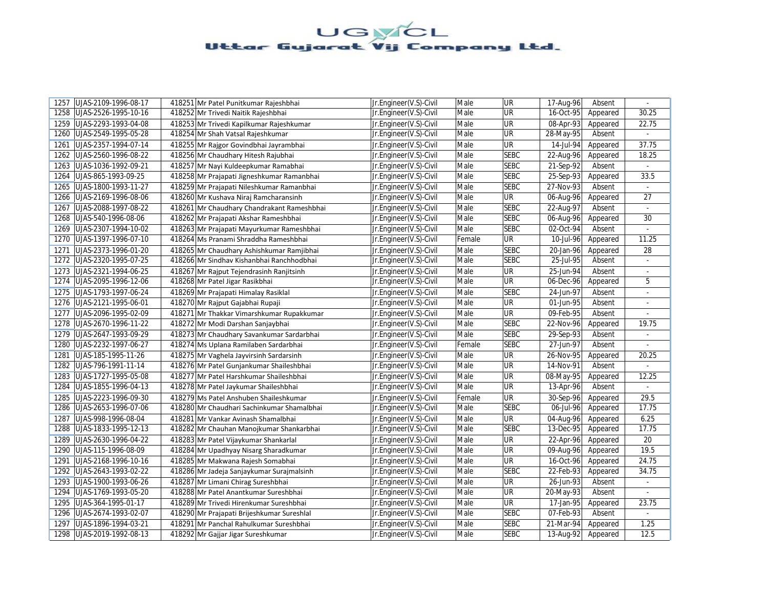# UGVCL
## Uttar Gujarat Vij Company Ltd.

| | | | | | | | | | |
|---|---|---|---|---|---|---|---|---|---|
| 1257 | UJAS-2109-1996-08-17 | 418251 | Mr Patel Punitkumar Rajeshbhai | Jr.Engineer(V.S)-Civil | Male | UR | 17-Aug-96 | Absent | - |
| 1258 | UJAS-2526-1995-10-16 | 418252 | Mr Trivedi Naitik Rajeshbhai | Jr.Engineer(V.S)-Civil | Male | UR | 16-Oct-95 | Appeared | 30.25 |
| 1259 | UJAS-2293-1993-04-08 | 418253 | Mr Trivedi Kapilkumar Rajeshkumar | Jr.Engineer(V.S)-Civil | Male | UR | 08-Apr-93 | Appeared | 22.75 |
| 1260 | UJAS-2549-1995-05-28 | 418254 | Mr Shah Vatsal Rajeshkumar | Jr.Engineer(V.S)-Civil | Male | UR | 28-May-95 | Absent | - |
| 1261 | UJAS-2357-1994-07-14 | 418255 | Mr Rajgor Govindbhai Jayrambhai | Jr.Engineer(V.S)-Civil | Male | UR | 14-Jul-94 | Appeared | 37.75 |
| 1262 | UJAS-2560-1996-08-22 | 418256 | Mr Chaudhary Hitesh Rajubhai | Jr.Engineer(V.S)-Civil | Male | SEBC | 22-Aug-96 | Appeared | 18.25 |
| 1263 | UJAS-1036-1992-09-21 | 418257 | Mr Nayi Kuldeepkumar Ramabhai | Jr.Engineer(V.S)-Civil | Male | SEBC | 21-Sep-92 | Absent | - |
| 1264 | UJAS-865-1993-09-25 | 418258 | Mr Prajapati Jigneshkumar Ramanbhai | Jr.Engineer(V.S)-Civil | Male | SEBC | 25-Sep-93 | Appeared | 33.5 |
| 1265 | UJAS-1800-1993-11-27 | 418259 | Mr Prajapati Nileshkumar Ramanbhai | Jr.Engineer(V.S)-Civil | Male | SEBC | 27-Nov-93 | Absent | - |
| 1266 | UJAS-2169-1996-08-06 | 418260 | Mr Kushava Niraj Ramcharansinh | Jr.Engineer(V.S)-Civil | Male | UR | 06-Aug-96 | Appeared | 27 |
| 1267 | UJAS-2088-1997-08-22 | 418261 | Mr Chaudhary Chandrakant Rameshbhai | Jr.Engineer(V.S)-Civil | Male | SEBC | 22-Aug-97 | Absent | - |
| 1268 | UJAS-540-1996-08-06 | 418262 | Mr Prajapati Akshar Rameshbhai | Jr.Engineer(V.S)-Civil | Male | SEBC | 06-Aug-96 | Appeared | 30 |
| 1269 | UJAS-2307-1994-10-02 | 418263 | Mr Prajapati Mayurkumar Rameshbhai | Jr.Engineer(V.S)-Civil | Male | SEBC | 02-Oct-94 | Absent | - |
| 1270 | UJAS-1397-1996-07-10 | 418264 | Ms Pranami Shraddha Rameshbhai | Jr.Engineer(V.S)-Civil | Female | UR | 10-Jul-96 | Appeared | 11.25 |
| 1271 | UJAS-2373-1996-01-20 | 418265 | Mr Chaudhary Ashishkumar Ramjibhai | Jr.Engineer(V.S)-Civil | Male | SEBC | 20-Jan-96 | Appeared | 28 |
| 1272 | UJAS-2320-1995-07-25 | 418266 | Mr Sindhav Kishanbhai Ranchhodbhai | Jr.Engineer(V.S)-Civil | Male | SEBC | 25-Jul-95 | Absent | - |
| 1273 | UJAS-2321-1994-06-25 | 418267 | Mr Rajput Tejendrasinh Ranjitsinh | Jr.Engineer(V.S)-Civil | Male | UR | 25-Jun-94 | Absent | - |
| 1274 | UJAS-2095-1996-12-06 | 418268 | Mr Patel Jigar Rasikbhai | Jr.Engineer(V.S)-Civil | Male | UR | 06-Dec-96 | Appeared | 5 |
| 1275 | UJAS-1793-1997-06-24 | 418269 | Mr Prajapati Himalay Rasiklal | Jr.Engineer(V.S)-Civil | Male | SEBC | 24-Jun-97 | Absent | - |
| 1276 | UJAS-2121-1995-06-01 | 418270 | Mr Rajput Gajabhai Rupaji | Jr.Engineer(V.S)-Civil | Male | UR | 01-Jun-95 | Absent | - |
| 1277 | UJAS-2096-1995-02-09 | 418271 | Mr Thakkar Vimarshkumar Rupakkumar | Jr.Engineer(V.S)-Civil | Male | UR | 09-Feb-95 | Absent | - |
| 1278 | UJAS-2670-1996-11-22 | 418272 | Mr Modi Darshan Sanjaybhai | Jr.Engineer(V.S)-Civil | Male | SEBC | 22-Nov-96 | Appeared | 19.75 |
| 1279 | UJAS-2647-1993-09-29 | 418273 | Mr Chaudhary Savankumar Sardarbhai | Jr.Engineer(V.S)-Civil | Male | SEBC | 29-Sep-93 | Absent | - |
| 1280 | UJAS-2232-1997-06-27 | 418274 | Ms Uplana Ramilaben Sardarbhai | Jr.Engineer(V.S)-Civil | Female | SEBC | 27-Jun-97 | Absent | - |
| 1281 | UJAS-185-1995-11-26 | 418275 | Mr Vaghela Jayvirsinh Sardarsinh | Jr.Engineer(V.S)-Civil | Male | UR | 26-Nov-95 | Appeared | 20.25 |
| 1282 | UJAS-796-1991-11-14 | 418276 | Mr Patel Gunjankumar Shaileshbhai | Jr.Engineer(V.S)-Civil | Male | UR | 14-Nov-91 | Absent | - |
| 1283 | UJAS-1727-1995-05-08 | 418277 | Mr Patel Harshkumar Shaileshbhai | Jr.Engineer(V.S)-Civil | Male | UR | 08-May-95 | Appeared | 12.25 |
| 1284 | UJAS-1855-1996-04-13 | 418278 | Mr Patel Jaykumar Shaileshbhai | Jr.Engineer(V.S)-Civil | Male | UR | 13-Apr-96 | Absent | - |
| 1285 | UJAS-2223-1996-09-30 | 418279 | Ms Patel Anshuben Shaileshkumar | Jr.Engineer(V.S)-Civil | Female | UR | 30-Sep-96 | Appeared | 29.5 |
| 1286 | UJAS-2653-1996-07-06 | 418280 | Mr Chaudhari Sachinkumar Shamalbhai | Jr.Engineer(V.S)-Civil | Male | SEBC | 06-Jul-96 | Appeared | 17.75 |
| 1287 | UJAS-998-1996-08-04 | 418281 | Mr Vankar Avinash Shamalbhai | Jr.Engineer(V.S)-Civil | Male | UR | 04-Aug-96 | Appeared | 6.25 |
| 1288 | UJAS-1833-1995-12-13 | 418282 | Mr Chauhan Manojkumar Shankarbhai | Jr.Engineer(V.S)-Civil | Male | SEBC | 13-Dec-95 | Appeared | 17.75 |
| 1289 | UJAS-2630-1996-04-22 | 418283 | Mr Patel Vijaykumar Shankarlal | Jr.Engineer(V.S)-Civil | Male | UR | 22-Apr-96 | Appeared | 20 |
| 1290 | UJAS-115-1996-08-09 | 418284 | Mr Upadhyay Nisarg Sharadkumar | Jr.Engineer(V.S)-Civil | Male | UR | 09-Aug-96 | Appeared | 19.5 |
| 1291 | UJAS-2168-1996-10-16 | 418285 | Mr Makwana Rajesh Somabhai | Jr.Engineer(V.S)-Civil | Male | UR | 16-Oct-96 | Appeared | 24.75 |
| 1292 | UJAS-2643-1993-02-22 | 418286 | Mr Jadeja Sanjaykumar Surajmalsinh | Jr.Engineer(V.S)-Civil | Male | SEBC | 22-Feb-93 | Appeared | 34.75 |
| 1293 | UJAS-1900-1993-06-26 | 418287 | Mr Limani Chirag Sureshbhai | Jr.Engineer(V.S)-Civil | Male | UR | 26-Jun-93 | Absent | - |
| 1294 | UJAS-1769-1993-05-20 | 418288 | Mr Patel Anantkumar Sureshbhai | Jr.Engineer(V.S)-Civil | Male | UR | 20-May-93 | Absent | - |
| 1295 | UJAS-364-1995-01-17 | 418289 | Mr Trivedi Hirenkumar Sureshbhai | Jr.Engineer(V.S)-Civil | Male | UR | 17-Jan-95 | Appeared | 23.75 |
| 1296 | UJAS-2674-1993-02-07 | 418290 | Mr Prajapati Brijeshkumar Sureshlal | Jr.Engineer(V.S)-Civil | Male | SEBC | 07-Feb-93 | Absent | - |
| 1297 | UJAS-1896-1994-03-21 | 418291 | Mr Panchal Rahulkumar Sureshbhai | Jr.Engineer(V.S)-Civil | Male | SEBC | 21-Mar-94 | Appeared | 1.25 |
| 1298 | UJAS-2019-1992-08-13 | 418292 | Mr Gajjar Jigar Sureshkumar | Jr.Engineer(V.S)-Civil | Male | SEBC | 13-Aug-92 | Appeared | 12.5 |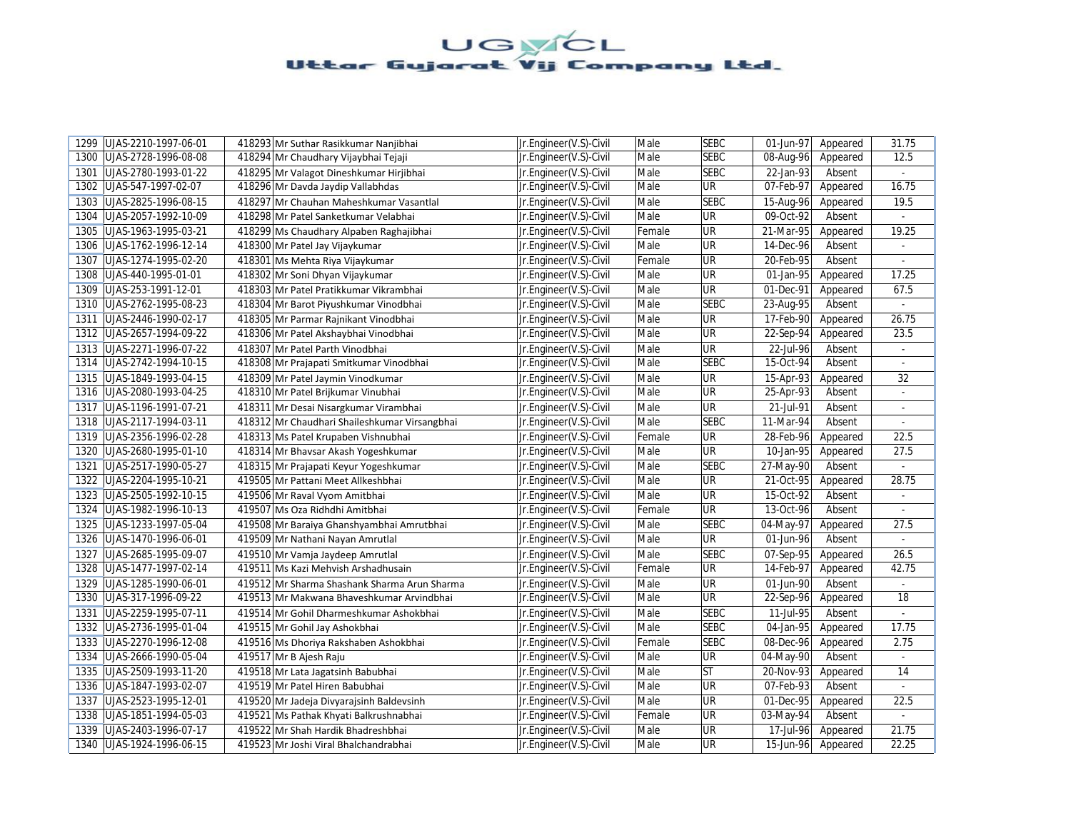# UGVCL
## Uttar Gujarat Vij Company Ltd.

| | | | | | | | | | |
|---|---|---|---|---|---|---|---|---|---|
| 1299 | UJAS-2210-1997-06-01 | 418293 | Mr Suthar Rasikkumar Nanjibhai | Jr.Engineer(V.S)-Civil | Male | SEBC | 01-Jun-97 | Appeared | 31.75 |
| 1300 | UJAS-2728-1996-08-08 | 418294 | Mr Chaudhary Vijaybhai Tejaji | Jr.Engineer(V.S)-Civil | Male | SEBC | 08-Aug-96 | Appeared | 12.5 |
| 1301 | UJAS-2780-1993-01-22 | 418295 | Mr Valagot Dineshkumar Hirjibhai | Jr.Engineer(V.S)-Civil | Male | SEBC | 22-Jan-93 | Absent | - |
| 1302 | UJAS-547-1997-02-07 | 418296 | Mr Davda Jaydip Vallabhdas | Jr.Engineer(V.S)-Civil | Male | UR | 07-Feb-97 | Appeared | 16.75 |
| 1303 | UJAS-2825-1996-08-15 | 418297 | Mr Chauhan Maheshkumar Vasantlal | Jr.Engineer(V.S)-Civil | Male | SEBC | 15-Aug-96 | Appeared | 19.5 |
| 1304 | UJAS-2057-1992-10-09 | 418298 | Mr Patel Sanketkumar Velabhai | Jr.Engineer(V.S)-Civil | Male | UR | 09-Oct-92 | Absent | - |
| 1305 | UJAS-1963-1995-03-21 | 418299 | Ms Chaudhary Alpaben Raghajibhai | Jr.Engineer(V.S)-Civil | Female | UR | 21-Mar-95 | Appeared | 19.25 |
| 1306 | UJAS-1762-1996-12-14 | 418300 | Mr Patel Jay Vijaykumar | Jr.Engineer(V.S)-Civil | Male | UR | 14-Dec-96 | Absent | - |
| 1307 | UJAS-1274-1995-02-20 | 418301 | Ms Mehta Riya Vijaykumar | Jr.Engineer(V.S)-Civil | Female | UR | 20-Feb-95 | Absent | - |
| 1308 | UJAS-440-1995-01-01 | 418302 | Mr Soni Dhyan Vijaykumar | Jr.Engineer(V.S)-Civil | Male | UR | 01-Jan-95 | Appeared | 17.25 |
| 1309 | UJAS-253-1991-12-01 | 418303 | Mr Patel Pratikkumar Vikrambhai | Jr.Engineer(V.S)-Civil | Male | UR | 01-Dec-91 | Appeared | 67.5 |
| 1310 | UJAS-2762-1995-08-23 | 418304 | Mr Barot Piyushkumar Vinodbhai | Jr.Engineer(V.S)-Civil | Male | SEBC | 23-Aug-95 | Absent | - |
| 1311 | UJAS-2446-1990-02-17 | 418305 | Mr Parmar Rajnikant Vinodbhai | Jr.Engineer(V.S)-Civil | Male | UR | 17-Feb-90 | Appeared | 26.75 |
| 1312 | UJAS-2657-1994-09-22 | 418306 | Mr Patel Akshaybhai Vinodbhai | Jr.Engineer(V.S)-Civil | Male | UR | 22-Sep-94 | Appeared | 23.5 |
| 1313 | UJAS-2271-1996-07-22 | 418307 | Mr Patel Parth Vinodbhai | Jr.Engineer(V.S)-Civil | Male | UR | 22-Jul-96 | Absent | - |
| 1314 | UJAS-2742-1994-10-15 | 418308 | Mr Prajapati Smitkumar Vinodbhai | Jr.Engineer(V.S)-Civil | Male | SEBC | 15-Oct-94 | Absent | - |
| 1315 | UJAS-1849-1993-04-15 | 418309 | Mr Patel Jaymin Vinodkumar | Jr.Engineer(V.S)-Civil | Male | UR | 15-Apr-93 | Appeared | 32 |
| 1316 | UJAS-2080-1993-04-25 | 418310 | Mr Patel Brijkumar Vinubhai | Jr.Engineer(V.S)-Civil | Male | UR | 25-Apr-93 | Absent | - |
| 1317 | UJAS-1196-1991-07-21 | 418311 | Mr Desai Nisargkumar Virambhai | Jr.Engineer(V.S)-Civil | Male | UR | 21-Jul-91 | Absent | - |
| 1318 | UJAS-2117-1994-03-11 | 418312 | Mr Chaudhari Shaileshkumar Virsangbhai | Jr.Engineer(V.S)-Civil | Male | SEBC | 11-Mar-94 | Absent | - |
| 1319 | UJAS-2356-1996-02-28 | 418313 | Ms Patel Krupaben Vishnubhai | Jr.Engineer(V.S)-Civil | Female | UR | 28-Feb-96 | Appeared | 22.5 |
| 1320 | UJAS-2680-1995-01-10 | 418314 | Mr Bhavsar Akash Yogeshkumar | Jr.Engineer(V.S)-Civil | Male | UR | 10-Jan-95 | Appeared | 27.5 |
| 1321 | UJAS-2517-1990-05-27 | 418315 | Mr Prajapati Keyur Yogeshkumar | Jr.Engineer(V.S)-Civil | Male | SEBC | 27-May-90 | Absent | - |
| 1322 | UJAS-2204-1995-10-21 | 419505 | Mr Pattani Meet Allkeshbhai | Jr.Engineer(V.S)-Civil | Male | UR | 21-Oct-95 | Appeared | 28.75 |
| 1323 | UJAS-2505-1992-10-15 | 419506 | Mr Raval Vyom Amitbhai | Jr.Engineer(V.S)-Civil | Male | UR | 15-Oct-92 | Absent | - |
| 1324 | UJAS-1982-1996-10-13 | 419507 | Ms Oza Ridhdhi Amitbhai | Jr.Engineer(V.S)-Civil | Female | UR | 13-Oct-96 | Absent | - |
| 1325 | UJAS-1233-1997-05-04 | 419508 | Mr Baraiya Ghanshyambhai Amrutbhai | Jr.Engineer(V.S)-Civil | Male | SEBC | 04-May-97 | Appeared | 27.5 |
| 1326 | UJAS-1470-1996-06-01 | 419509 | Mr Nathani Nayan Amrutlal | Jr.Engineer(V.S)-Civil | Male | UR | 01-Jun-96 | Absent | - |
| 1327 | UJAS-2685-1995-09-07 | 419510 | Mr Vamja Jaydeep Amrutlal | Jr.Engineer(V.S)-Civil | Male | SEBC | 07-Sep-95 | Appeared | 26.5 |
| 1328 | UJAS-1477-1997-02-14 | 419511 | Ms Kazi Mehvish Arshadhusain | Jr.Engineer(V.S)-Civil | Female | UR | 14-Feb-97 | Appeared | 42.75 |
| 1329 | UJAS-1285-1990-06-01 | 419512 | Mr Sharma Shashank Sharma Arun Sharma | Jr.Engineer(V.S)-Civil | Male | UR | 01-Jun-90 | Absent | - |
| 1330 | UJAS-317-1996-09-22 | 419513 | Mr Makwana Bhaveshkumar Arvindbhai | Jr.Engineer(V.S)-Civil | Male | UR | 22-Sep-96 | Appeared | 18 |
| 1331 | UJAS-2259-1995-07-11 | 419514 | Mr Gohil Dharmeshkumar Ashokbhai | Jr.Engineer(V.S)-Civil | Male | SEBC | 11-Jul-95 | Absent | - |
| 1332 | UJAS-2736-1995-01-04 | 419515 | Mr Gohil Jay Ashokbhai | Jr.Engineer(V.S)-Civil | Male | SEBC | 04-Jan-95 | Appeared | 17.75 |
| 1333 | UJAS-2270-1996-12-08 | 419516 | Ms Dhoriya Rakshaben Ashokbhai | Jr.Engineer(V.S)-Civil | Female | SEBC | 08-Dec-96 | Appeared | 2.75 |
| 1334 | UJAS-2666-1990-05-04 | 419517 | Mr B Ajesh Raju | Jr.Engineer(V.S)-Civil | Male | UR | 04-May-90 | Absent | - |
| 1335 | UJAS-2509-1993-11-20 | 419518 | Mr Lata Jagatsinh Babubhai | Jr.Engineer(V.S)-Civil | Male | ST | 20-Nov-93 | Appeared | 14 |
| 1336 | UJAS-1847-1993-02-07 | 419519 | Mr Patel Hiren Babubhai | Jr.Engineer(V.S)-Civil | Male | UR | 07-Feb-93 | Absent | - |
| 1337 | UJAS-2523-1995-12-01 | 419520 | Mr Jadeja Divyarajsinh Baldevsinh | Jr.Engineer(V.S)-Civil | Male | UR | 01-Dec-95 | Appeared | 22.5 |
| 1338 | UJAS-1851-1994-05-03 | 419521 | Ms Pathak Khyati Balkrushnabhai | Jr.Engineer(V.S)-Civil | Female | UR | 03-May-94 | Absent | - |
| 1339 | UJAS-2403-1996-07-17 | 419522 | Mr Shah Hardik Bhadreshbhai | Jr.Engineer(V.S)-Civil | Male | UR | 17-Jul-96 | Appeared | 21.75 |
| 1340 | UJAS-1924-1996-06-15 | 419523 | Mr Joshi Viral Bhalchandrabhai | Jr.Engineer(V.S)-Civil | Male | UR | 15-Jun-96 | Appeared | 22.25 |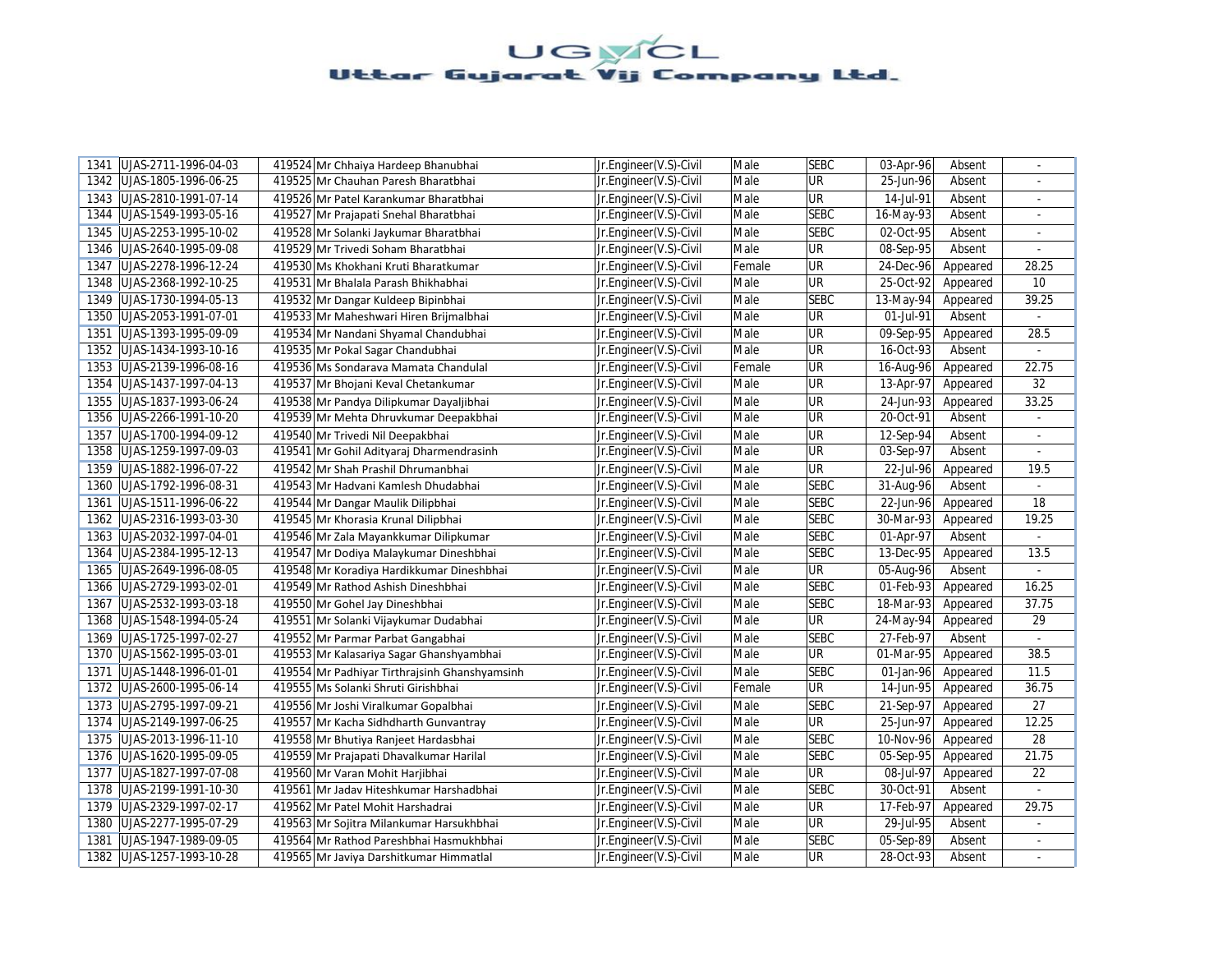| 1341 | UJAS-2711-1996-04-03 | 419524 | Mr Chhaiya Hardeep Bhanubhai | Jr.Engineer(V.S)-Civil | Male | SEBC | 03-Apr-96 | Absent | - |
|---|---|---|---|---|---|---|---|---|---|
| 1342 | UJAS-1805-1996-06-25 | 419525 | Mr Chauhan Paresh Bharatbhai | Jr.Engineer(V.S)-Civil | Male | UR | 25-Jun-96 | Absent | - |
| 1343 | UJAS-2810-1991-07-14 | 419526 | Mr Patel Karankumar Bharatbhai | Jr.Engineer(V.S)-Civil | Male | UR | 14-Jul-91 | Absent | - |
| 1344 | UJAS-1549-1993-05-16 | 419527 | Mr Prajapati Snehal Bharatbhai | Jr.Engineer(V.S)-Civil | Male | SEBC | 16-May-93 | Absent | - |
| 1345 | UJAS-2253-1995-10-02 | 419528 | Mr Solanki Jaykumar Bharatbhai | Jr.Engineer(V.S)-Civil | Male | SEBC | 02-Oct-95 | Absent | - |
| 1346 | UJAS-2640-1995-09-08 | 419529 | Mr Trivedi Soham Bharatbhai | Jr.Engineer(V.S)-Civil | Male | UR | 08-Sep-95 | Absent | - |
| 1347 | UJAS-2278-1996-12-24 | 419530 | Ms Khokhani Kruti Bharatkumar | Jr.Engineer(V.S)-Civil | Female | UR | 24-Dec-96 | Appeared | 28.25 |
| 1348 | UJAS-2368-1992-10-25 | 419531 | Mr Bhalala Parash Bhikhabhai | Jr.Engineer(V.S)-Civil | Male | UR | 25-Oct-92 | Appeared | 10 |
| 1349 | UJAS-1730-1994-05-13 | 419532 | Mr Dangar Kuldeep Bipinbhai | Jr.Engineer(V.S)-Civil | Male | SEBC | 13-May-94 | Appeared | 39.25 |
| 1350 | UJAS-2053-1991-07-01 | 419533 | Mr Maheshwari Hiren Brijmalbhai | Jr.Engineer(V.S)-Civil | Male | UR | 01-Jul-91 | Absent | - |
| 1351 | UJAS-1393-1995-09-09 | 419534 | Mr Nandani Shyamal Chandubhai | Jr.Engineer(V.S)-Civil | Male | UR | 09-Sep-95 | Appeared | 28.5 |
| 1352 | UJAS-1434-1993-10-16 | 419535 | Mr Pokal Sagar Chandubhai | Jr.Engineer(V.S)-Civil | Male | UR | 16-Oct-93 | Absent | - |
| 1353 | UJAS-2139-1996-08-16 | 419536 | Ms Sondarava Mamata Chandulal | Jr.Engineer(V.S)-Civil | Female | UR | 16-Aug-96 | Appeared | 22.75 |
| 1354 | UJAS-1437-1997-04-13 | 419537 | Mr Bhojani Keval Chetankumar | Jr.Engineer(V.S)-Civil | Male | UR | 13-Apr-97 | Appeared | 32 |
| 1355 | UJAS-1837-1993-06-24 | 419538 | Mr Pandya Dilipkumar Dayaljibhai | Jr.Engineer(V.S)-Civil | Male | UR | 24-Jun-93 | Appeared | 33.25 |
| 1356 | UJAS-2266-1991-10-20 | 419539 | Mr Mehta Dhruvkumar Deepakbhai | Jr.Engineer(V.S)-Civil | Male | UR | 20-Oct-91 | Absent | - |
| 1357 | UJAS-1700-1994-09-12 | 419540 | Mr Trivedi Nil Deepakbhai | Jr.Engineer(V.S)-Civil | Male | UR | 12-Sep-94 | Absent | - |
| 1358 | UJAS-1259-1997-09-03 | 419541 | Mr Gohil Adityaraj Dharmendrasinh | Jr.Engineer(V.S)-Civil | Male | UR | 03-Sep-97 | Absent | - |
| 1359 | UJAS-1882-1996-07-22 | 419542 | Mr Shah Prashil Dhrumanbhai | Jr.Engineer(V.S)-Civil | Male | UR | 22-Jul-96 | Appeared | 19.5 |
| 1360 | UJAS-1792-1996-08-31 | 419543 | Mr Hadvani Kamlesh Dhudabhai | Jr.Engineer(V.S)-Civil | Male | SEBC | 31-Aug-96 | Absent | - |
| 1361 | UJAS-1511-1996-06-22 | 419544 | Mr Dangar Maulik Dilipbhai | Jr.Engineer(V.S)-Civil | Male | SEBC | 22-Jun-96 | Appeared | 18 |
| 1362 | UJAS-2316-1993-03-30 | 419545 | Mr Khorasia Krunal Dilipbhai | Jr.Engineer(V.S)-Civil | Male | SEBC | 30-Mar-93 | Appeared | 19.25 |
| 1363 | UJAS-2032-1997-04-01 | 419546 | Mr Zala Mayankkumar Dilipkumar | Jr.Engineer(V.S)-Civil | Male | SEBC | 01-Apr-97 | Absent | - |
| 1364 | UJAS-2384-1995-12-13 | 419547 | Mr Dodiya Malaykumar Dineshbhai | Jr.Engineer(V.S)-Civil | Male | SEBC | 13-Dec-95 | Appeared | 13.5 |
| 1365 | UJAS-2649-1996-08-05 | 419548 | Mr Koradiya Hardikkumar Dineshbhai | Jr.Engineer(V.S)-Civil | Male | UR | 05-Aug-96 | Absent | - |
| 1366 | UJAS-2729-1993-02-01 | 419549 | Mr Rathod Ashish Dineshbhai | Jr.Engineer(V.S)-Civil | Male | SEBC | 01-Feb-93 | Appeared | 16.25 |
| 1367 | UJAS-2532-1993-03-18 | 419550 | Mr Gohel Jay Dineshbhai | Jr.Engineer(V.S)-Civil | Male | SEBC | 18-Mar-93 | Appeared | 37.75 |
| 1368 | UJAS-1548-1994-05-24 | 419551 | Mr Solanki Vijaykumar Dudabhai | Jr.Engineer(V.S)-Civil | Male | UR | 24-May-94 | Appeared | 29 |
| 1369 | UJAS-1725-1997-02-27 | 419552 | Mr Parmar Parbat Gangabhai | Jr.Engineer(V.S)-Civil | Male | SEBC | 27-Feb-97 | Absent | - |
| 1370 | UJAS-1562-1995-03-01 | 419553 | Mr Kalasariya Sagar Ghanshyambhai | Jr.Engineer(V.S)-Civil | Male | UR | 01-Mar-95 | Appeared | 38.5 |
| 1371 | UJAS-1448-1996-01-01 | 419554 | Mr Padhiyar Tirthrajsinh Ghanshyamsinh | Jr.Engineer(V.S)-Civil | Male | SEBC | 01-Jan-96 | Appeared | 11.5 |
| 1372 | UJAS-2600-1995-06-14 | 419555 | Ms Solanki Shruti Girishbhai | Jr.Engineer(V.S)-Civil | Female | UR | 14-Jun-95 | Appeared | 36.75 |
| 1373 | UJAS-2795-1997-09-21 | 419556 | Mr Joshi Viralkumar Gopalbhai | Jr.Engineer(V.S)-Civil | Male | SEBC | 21-Sep-97 | Appeared | 27 |
| 1374 | UJAS-2149-1997-06-25 | 419557 | Mr Kacha Sidhdharth Gunvantray | Jr.Engineer(V.S)-Civil | Male | UR | 25-Jun-97 | Appeared | 12.25 |
| 1375 | UJAS-2013-1996-11-10 | 419558 | Mr Bhutiya Ranjeet Hardasbhai | Jr.Engineer(V.S)-Civil | Male | SEBC | 10-Nov-96 | Appeared | 28 |
| 1376 | UJAS-1620-1995-09-05 | 419559 | Mr Prajapati Dhavalkumar Harilal | Jr.Engineer(V.S)-Civil | Male | SEBC | 05-Sep-95 | Appeared | 21.75 |
| 1377 | UJAS-1827-1997-07-08 | 419560 | Mr Varan Mohit Harjibhai | Jr.Engineer(V.S)-Civil | Male | UR | 08-Jul-97 | Appeared | 22 |
| 1378 | UJAS-2199-1991-10-30 | 419561 | Mr Jadav Hiteshkumar Harshadbhai | Jr.Engineer(V.S)-Civil | Male | SEBC | 30-Oct-91 | Absent | - |
| 1379 | UJAS-2329-1997-02-17 | 419562 | Mr Patel Mohit Harshadrai | Jr.Engineer(V.S)-Civil | Male | UR | 17-Feb-97 | Appeared | 29.75 |
| 1380 | UJAS-2277-1995-07-29 | 419563 | Mr Sojitra Milankumar Harsukhbhai | Jr.Engineer(V.S)-Civil | Male | UR | 29-Jul-95 | Absent | - |
| 1381 | UJAS-1947-1989-09-05 | 419564 | Mr Rathod Pareshbhai Hasmukhbhai | Jr.Engineer(V.S)-Civil | Male | SEBC | 05-Sep-89 | Absent | - |
| 1382 | UJAS-1257-1993-10-28 | 419565 | Mr Javiya Darshitkumar Himmatlal | Jr.Engineer(V.S)-Civil | Male | UR | 28-Oct-93 | Absent | - |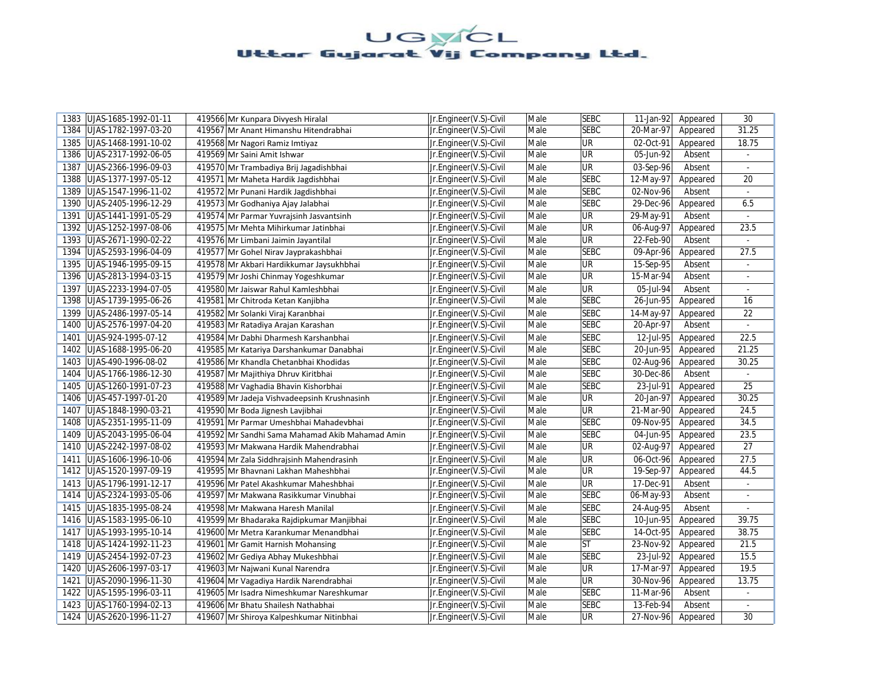| 1383 | UJAS-1685-1992-01-11 | 419566 | Mr Kunpara Divyesh Hiralal | Jr.Engineer(V.S)-Civil | Male | SEBC | 11-Jan-92 | Appeared | 30 |
|---|---|---|---|---|---|---|---|---|---|
| 1384 | UJAS-1782-1997-03-20 | 419567 | Mr Anant Himanshu Hitendrabhai | Jr.Engineer(V.S)-Civil | Male | SEBC | 20-Mar-97 | Appeared | 31.25 |
| 1385 | UJAS-1468-1991-10-02 | 419568 | Mr Nagori Ramiz Imtiyaz | Jr.Engineer(V.S)-Civil | Male | UR | 02-Oct-91 | Appeared | 18.75 |
| 1386 | UJAS-2317-1992-06-05 | 419569 | Mr Saini Amit Ishwar | Jr.Engineer(V.S)-Civil | Male | UR | 05-Jun-92 | Absent | - |
| 1387 | UJAS-2366-1996-09-03 | 419570 | Mr Trambadiya Brij Jagadishbhai | Jr.Engineer(V.S)-Civil | Male | UR | 03-Sep-96 | Absent | - |
| 1388 | UJAS-1377-1997-05-12 | 419571 | Mr Maheta Hardik Jagdishbhai | Jr.Engineer(V.S)-Civil | Male | SEBC | 12-May-97 | Appeared | 20 |
| 1389 | UJAS-1547-1996-11-02 | 419572 | Mr Punani Hardik Jagdishbhai | Jr.Engineer(V.S)-Civil | Male | SEBC | 02-Nov-96 | Absent | - |
| 1390 | UJAS-2405-1996-12-29 | 419573 | Mr Godhaniya Ajay Jalabhai | Jr.Engineer(V.S)-Civil | Male | SEBC | 29-Dec-96 | Appeared | 6.5 |
| 1391 | UJAS-1441-1991-05-29 | 419574 | Mr Parmar Yuvrajsinh Jasvantsinh | Jr.Engineer(V.S)-Civil | Male | UR | 29-May-91 | Absent | - |
| 1392 | UJAS-1252-1997-08-06 | 419575 | Mr Mehta Mihirkumar Jatinbhai | Jr.Engineer(V.S)-Civil | Male | UR | 06-Aug-97 | Appeared | 23.5 |
| 1393 | UJAS-2671-1990-02-22 | 419576 | Mr Limbani Jaimin Jayantilal | Jr.Engineer(V.S)-Civil | Male | UR | 22-Feb-90 | Absent | - |
| 1394 | UJAS-2593-1996-04-09 | 419577 | Mr Gohel Nirav Jayprakashbhai | Jr.Engineer(V.S)-Civil | Male | SEBC | 09-Apr-96 | Appeared | 27.5 |
| 1395 | UJAS-1946-1995-09-15 | 419578 | Mr Akbari Hardikkumar Jaysukhbhai | Jr.Engineer(V.S)-Civil | Male | UR | 15-Sep-95 | Absent | - |
| 1396 | UJAS-2813-1994-03-15 | 419579 | Mr Joshi Chinmay Yogeshkumar | Jr.Engineer(V.S)-Civil | Male | UR | 15-Mar-94 | Absent | - |
| 1397 | UJAS-2233-1994-07-05 | 419580 | Mr Jaiswar Rahul Kamleshbhai | Jr.Engineer(V.S)-Civil | Male | UR | 05-Jul-94 | Absent | - |
| 1398 | UJAS-1739-1995-06-26 | 419581 | Mr Chitroda Ketan Kanjibha | Jr.Engineer(V.S)-Civil | Male | SEBC | 26-Jun-95 | Appeared | 16 |
| 1399 | UJAS-2486-1997-05-14 | 419582 | Mr Solanki Viraj Karanbhai | Jr.Engineer(V.S)-Civil | Male | SEBC | 14-May-97 | Appeared | 22 |
| 1400 | UJAS-2576-1997-04-20 | 419583 | Mr Ratadiya Arajan Karashan | Jr.Engineer(V.S)-Civil | Male | SEBC | 20-Apr-97 | Absent | - |
| 1401 | UJAS-924-1995-07-12 | 419584 | Mr Dabhi Dharmesh Karshanbhai | Jr.Engineer(V.S)-Civil | Male | SEBC | 12-Jul-95 | Appeared | 22.5 |
| 1402 | UJAS-1688-1995-06-20 | 419585 | Mr Katariya Darshankumar Danabhai | Jr.Engineer(V.S)-Civil | Male | SEBC | 20-Jun-95 | Appeared | 21.25 |
| 1403 | UJAS-490-1996-08-02 | 419586 | Mr Khandla Chetanbhai Khodidas | Jr.Engineer(V.S)-Civil | Male | SEBC | 02-Aug-96 | Appeared | 30.25 |
| 1404 | UJAS-1766-1986-12-30 | 419587 | Mr Majithiya Dhruv Kiritbhai | Jr.Engineer(V.S)-Civil | Male | SEBC | 30-Dec-86 | Absent | - |
| 1405 | UJAS-1260-1991-07-23 | 419588 | Mr Vaghadia Bhavin Kishorbhai | Jr.Engineer(V.S)-Civil | Male | SEBC | 23-Jul-91 | Appeared | 25 |
| 1406 | UJAS-457-1997-01-20 | 419589 | Mr Jadeja Vishvadeepsinh Krushnasinh | Jr.Engineer(V.S)-Civil | Male | UR | 20-Jan-97 | Appeared | 30.25 |
| 1407 | UJAS-1848-1990-03-21 | 419590 | Mr Boda Jignesh Lavjibhai | Jr.Engineer(V.S)-Civil | Male | UR | 21-Mar-90 | Appeared | 24.5 |
| 1408 | UJAS-2351-1995-11-09 | 419591 | Mr Parmar Umeshbhai Mahadevbhai | Jr.Engineer(V.S)-Civil | Male | SEBC | 09-Nov-95 | Appeared | 34.5 |
| 1409 | UJAS-2043-1995-06-04 | 419592 | Mr Sandhi Sama Mahamad Akib Mahamad Amin | Jr.Engineer(V.S)-Civil | Male | SEBC | 04-Jun-95 | Appeared | 23.5 |
| 1410 | UJAS-2242-1997-08-02 | 419593 | Mr Makwana Hardik Mahendrabhai | Jr.Engineer(V.S)-Civil | Male | UR | 02-Aug-97 | Appeared | 27 |
| 1411 | UJAS-1606-1996-10-06 | 419594 | Mr Zala Siddhrajsinh Mahendrasinh | Jr.Engineer(V.S)-Civil | Male | UR | 06-Oct-96 | Appeared | 27.5 |
| 1412 | UJAS-1520-1997-09-19 | 419595 | Mr Bhavnani Lakhan Maheshbhai | Jr.Engineer(V.S)-Civil | Male | UR | 19-Sep-97 | Appeared | 44.5 |
| 1413 | UJAS-1796-1991-12-17 | 419596 | Mr Patel Akashkumar Maheshbhai | Jr.Engineer(V.S)-Civil | Male | UR | 17-Dec-91 | Absent | - |
| 1414 | UJAS-2324-1993-05-06 | 419597 | Mr Makwana Rasikkumar Vinubhai | Jr.Engineer(V.S)-Civil | Male | SEBC | 06-May-93 | Absent | - |
| 1415 | UJAS-1835-1995-08-24 | 419598 | Mr Makwana Haresh Manilal | Jr.Engineer(V.S)-Civil | Male | SEBC | 24-Aug-95 | Absent | - |
| 1416 | UJAS-1583-1995-06-10 | 419599 | Mr Bhadaraka Rajdipkumar Manjibhai | Jr.Engineer(V.S)-Civil | Male | SEBC | 10-Jun-95 | Appeared | 39.75 |
| 1417 | UJAS-1993-1995-10-14 | 419600 | Mr Metra Karankumar Menandbhai | Jr.Engineer(V.S)-Civil | Male | SEBC | 14-Oct-95 | Appeared | 38.75 |
| 1418 | UJAS-1424-1992-11-23 | 419601 | Mr Gamit Harnish Mohansing | Jr.Engineer(V.S)-Civil | Male | ST | 23-Nov-92 | Appeared | 21.5 |
| 1419 | UJAS-2454-1992-07-23 | 419602 | Mr Gediya Abhay Mukeshbhai | Jr.Engineer(V.S)-Civil | Male | SEBC | 23-Jul-92 | Appeared | 15.5 |
| 1420 | UJAS-2606-1997-03-17 | 419603 | Mr Najwani Kunal Narendra | Jr.Engineer(V.S)-Civil | Male | UR | 17-Mar-97 | Appeared | 19.5 |
| 1421 | UJAS-2090-1996-11-30 | 419604 | Mr Vagadiya Hardik Narendrabhai | Jr.Engineer(V.S)-Civil | Male | UR | 30-Nov-96 | Appeared | 13.75 |
| 1422 | UJAS-1595-1996-03-11 | 419605 | Mr Isadra Nimeshkumar Nareshkumar | Jr.Engineer(V.S)-Civil | Male | SEBC | 11-Mar-96 | Absent | - |
| 1423 | UJAS-1760-1994-02-13 | 419606 | Mr Bhatu Shailesh Nathabhai | Jr.Engineer(V.S)-Civil | Male | SEBC | 13-Feb-94 | Absent | - |
| 1424 | UJAS-2620-1996-11-27 | 419607 | Mr Shiroya Kalpeshkumar Nitinbhai | Jr.Engineer(V.S)-Civil | Male | UR | 27-Nov-96 | Appeared | 30 |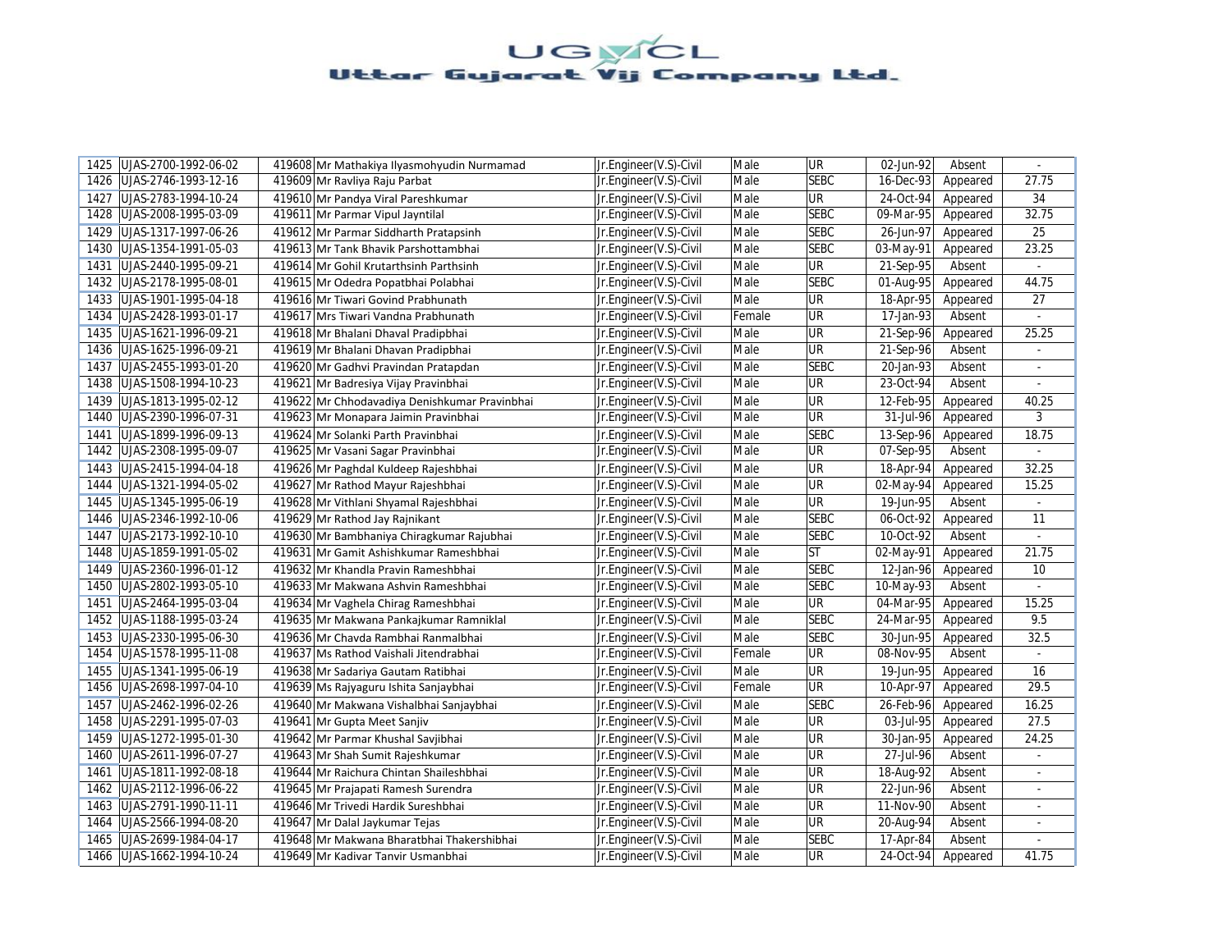| 1425 | UJAS-2700-1992-06-02 | 419608 | Mr Mathakiya Ilyasmohyudin Nurmamad | Jr.Engineer(V.S)-Civil | Male | UR | 02-Jun-92 | Absent | - |
|---|---|---|---|---|---|---|---|---|---|
| 1426 | UJAS-2746-1993-12-16 | 419609 | Mr Ravliya Raju Parbat | Jr.Engineer(V.S)-Civil | Male | SEBC | 16-Dec-93 | Appeared | 27.75 |
| 1427 | UJAS-2783-1994-10-24 | 419610 | Mr Pandya Viral Pareshkumar | Jr.Engineer(V.S)-Civil | Male | UR | 24-Oct-94 | Appeared | 34 |
| 1428 | UJAS-2008-1995-03-09 | 419611 | Mr Parmar Vipul Jayntilal | Jr.Engineer(V.S)-Civil | Male | SEBC | 09-Mar-95 | Appeared | 32.75 |
| 1429 | UJAS-1317-1997-06-26 | 419612 | Mr Parmar Siddharth Pratapsinh | Jr.Engineer(V.S)-Civil | Male | SEBC | 26-Jun-97 | Appeared | 25 |
| 1430 | UJAS-1354-1991-05-03 | 419613 | Mr Tank Bhavik Parshottambhai | Jr.Engineer(V.S)-Civil | Male | SEBC | 03-May-91 | Appeared | 23.25 |
| 1431 | UJAS-2440-1995-09-21 | 419614 | Mr Gohil Krutarthsinh Parthsinh | Jr.Engineer(V.S)-Civil | Male | UR | 21-Sep-95 | Absent | - |
| 1432 | UJAS-2178-1995-08-01 | 419615 | Mr Odedra Popatbhai Polabhai | Jr.Engineer(V.S)-Civil | Male | SEBC | 01-Aug-95 | Appeared | 44.75 |
| 1433 | UJAS-1901-1995-04-18 | 419616 | Mr Tiwari Govind Prabhunath | Jr.Engineer(V.S)-Civil | Male | UR | 18-Apr-95 | Appeared | 27 |
| 1434 | UJAS-2428-1993-01-17 | 419617 | Mrs Tiwari Vandna Prabhunath | Jr.Engineer(V.S)-Civil | Female | UR | 17-Jan-93 | Absent | - |
| 1435 | UJAS-1621-1996-09-21 | 419618 | Mr Bhalani Dhaval Pradipbhai | Jr.Engineer(V.S)-Civil | Male | UR | 21-Sep-96 | Appeared | 25.25 |
| 1436 | UJAS-1625-1996-09-21 | 419619 | Mr Bhalani Dhavan Pradipbhai | Jr.Engineer(V.S)-Civil | Male | UR | 21-Sep-96 | Absent | - |
| 1437 | UJAS-2455-1993-01-20 | 419620 | Mr Gadhvi Pravindan Pratapdan | Jr.Engineer(V.S)-Civil | Male | SEBC | 20-Jan-93 | Absent | - |
| 1438 | UJAS-1508-1994-10-23 | 419621 | Mr Badresiya Vijay Pravinbhai | Jr.Engineer(V.S)-Civil | Male | UR | 23-Oct-94 | Absent | - |
| 1439 | UJAS-1813-1995-02-12 | 419622 | Mr Chhodavadiya Denishkumar Pravinbhai | Jr.Engineer(V.S)-Civil | Male | UR | 12-Feb-95 | Appeared | 40.25 |
| 1440 | UJAS-2390-1996-07-31 | 419623 | Mr Monapara Jaimin Pravinbhai | Jr.Engineer(V.S)-Civil | Male | UR | 31-Jul-96 | Appeared | 3 |
| 1441 | UJAS-1899-1996-09-13 | 419624 | Mr Solanki Parth Pravinbhai | Jr.Engineer(V.S)-Civil | Male | SEBC | 13-Sep-96 | Appeared | 18.75 |
| 1442 | UJAS-2308-1995-09-07 | 419625 | Mr Vasani Sagar Pravinbhai | Jr.Engineer(V.S)-Civil | Male | UR | 07-Sep-95 | Absent | - |
| 1443 | UJAS-2415-1994-04-18 | 419626 | Mr Paghdal Kuldeep Rajeshbhai | Jr.Engineer(V.S)-Civil | Male | UR | 18-Apr-94 | Appeared | 32.25 |
| 1444 | UJAS-1321-1994-05-02 | 419627 | Mr Rathod Mayur Rajeshbhai | Jr.Engineer(V.S)-Civil | Male | UR | 02-May-94 | Appeared | 15.25 |
| 1445 | UJAS-1345-1995-06-19 | 419628 | Mr Vithlani Shyamal Rajeshbhai | Jr.Engineer(V.S)-Civil | Male | UR | 19-Jun-95 | Absent | - |
| 1446 | UJAS-2346-1992-10-06 | 419629 | Mr Rathod Jay Rajnikant | Jr.Engineer(V.S)-Civil | Male | SEBC | 06-Oct-92 | Appeared | 11 |
| 1447 | UJAS-2173-1992-10-10 | 419630 | Mr Bambhaniya Chiragkumar Rajubhai | Jr.Engineer(V.S)-Civil | Male | SEBC | 10-Oct-92 | Absent | - |
| 1448 | UJAS-1859-1991-05-02 | 419631 | Mr Gamit Ashishkumar Rameshbhai | Jr.Engineer(V.S)-Civil | Male | ST | 02-May-91 | Appeared | 21.75 |
| 1449 | UJAS-2360-1996-01-12 | 419632 | Mr Khandla Pravin Rameshbhai | Jr.Engineer(V.S)-Civil | Male | SEBC | 12-Jan-96 | Appeared | 10 |
| 1450 | UJAS-2802-1993-05-10 | 419633 | Mr Makwana Ashvin Rameshbhai | Jr.Engineer(V.S)-Civil | Male | SEBC | 10-May-93 | Absent | - |
| 1451 | UJAS-2464-1995-03-04 | 419634 | Mr Vaghela Chirag Rameshbhai | Jr.Engineer(V.S)-Civil | Male | UR | 04-Mar-95 | Appeared | 15.25 |
| 1452 | UJAS-1188-1995-03-24 | 419635 | Mr Makwana Pankajkumar Ramniklal | Jr.Engineer(V.S)-Civil | Male | SEBC | 24-Mar-95 | Appeared | 9.5 |
| 1453 | UJAS-2330-1995-06-30 | 419636 | Mr Chavda Rambhai Ranmalbhai | Jr.Engineer(V.S)-Civil | Male | SEBC | 30-Jun-95 | Appeared | 32.5 |
| 1454 | UJAS-1578-1995-11-08 | 419637 | Ms Rathod Vaishali Jitendrabhai | Jr.Engineer(V.S)-Civil | Female | UR | 08-Nov-95 | Absent | - |
| 1455 | UJAS-1341-1995-06-19 | 419638 | Mr Sadariya Gautam Ratibhai | Jr.Engineer(V.S)-Civil | Male | UR | 19-Jun-95 | Appeared | 16 |
| 1456 | UJAS-2698-1997-04-10 | 419639 | Ms Rajyaguru Ishita Sanjaybhai | Jr.Engineer(V.S)-Civil | Female | UR | 10-Apr-97 | Appeared | 29.5 |
| 1457 | UJAS-2462-1996-02-26 | 419640 | Mr Makwana Vishalbhai Sanjaybhai | Jr.Engineer(V.S)-Civil | Male | SEBC | 26-Feb-96 | Appeared | 16.25 |
| 1458 | UJAS-2291-1995-07-03 | 419641 | Mr Gupta Meet Sanjiv | Jr.Engineer(V.S)-Civil | Male | UR | 03-Jul-95 | Appeared | 27.5 |
| 1459 | UJAS-1272-1995-01-30 | 419642 | Mr Parmar Khushal Savjibhai | Jr.Engineer(V.S)-Civil | Male | UR | 30-Jan-95 | Appeared | 24.25 |
| 1460 | UJAS-2611-1996-07-27 | 419643 | Mr Shah Sumit Rajeshkumar | Jr.Engineer(V.S)-Civil | Male | UR | 27-Jul-96 | Absent | - |
| 1461 | UJAS-1811-1992-08-18 | 419644 | Mr Raichura Chintan Shaileshbhai | Jr.Engineer(V.S)-Civil | Male | UR | 18-Aug-92 | Absent | - |
| 1462 | UJAS-2112-1996-06-22 | 419645 | Mr Prajapati Ramesh Surendra | Jr.Engineer(V.S)-Civil | Male | UR | 22-Jun-96 | Absent | - |
| 1463 | UJAS-2791-1990-11-11 | 419646 | Mr Trivedi Hardik Sureshbhai | Jr.Engineer(V.S)-Civil | Male | UR | 11-Nov-90 | Absent | - |
| 1464 | UJAS-2566-1994-08-20 | 419647 | Mr Dalal Jaykumar Tejas | Jr.Engineer(V.S)-Civil | Male | UR | 20-Aug-94 | Absent | - |
| 1465 | UJAS-2699-1984-04-17 | 419648 | Mr Makwana Bharatbhai Thakershibhai | Jr.Engineer(V.S)-Civil | Male | SEBC | 17-Apr-84 | Absent | - |
| 1466 | UJAS-1662-1994-10-24 | 419649 | Mr Kadivar Tanvir Usmanbhai | Jr.Engineer(V.S)-Civil | Male | UR | 24-Oct-94 | Appeared | 41.75 |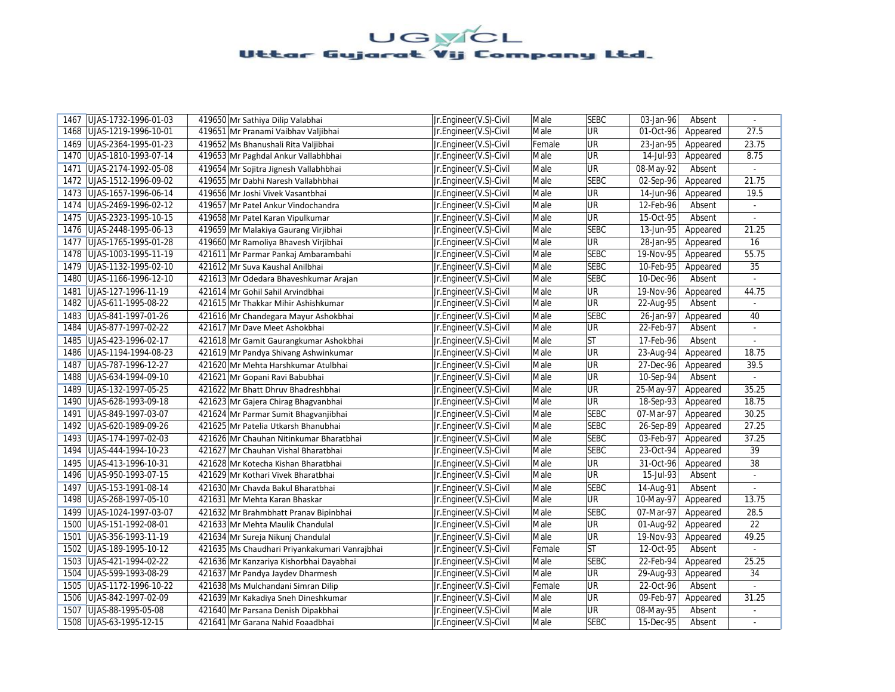| 1467 | UJAS-1732-1996-01-03 | 419650 | Mr Sathiya Dilip Valabhai | Jr.Engineer(V.S)-Civil | Male | SEBC | 03-Jan-96 | Absent | - |
|---|---|---|---|---|---|---|---|---|---|
| 1468 | UJAS-1219-1996-10-01 | 419651 | Mr Pranami Vaibhav Valjibhai | Jr.Engineer(V.S)-Civil | Male | UR | 01-Oct-96 | Appeared | 27.5 |
| 1469 | UJAS-2364-1995-01-23 | 419652 | Ms Bhanushali Rita Valjibhai | Jr.Engineer(V.S)-Civil | Female | UR | 23-Jan-95 | Appeared | 23.75 |
| 1470 | UJAS-1810-1993-07-14 | 419653 | Mr Paghdal Ankur Vallabhbhai | Jr.Engineer(V.S)-Civil | Male | UR | 14-Jul-93 | Appeared | 8.75 |
| 1471 | UJAS-2174-1992-05-08 | 419654 | Mr Sojitra Jignesh Vallabhbhai | Jr.Engineer(V.S)-Civil | Male | UR | 08-May-92 | Absent | - |
| 1472 | UJAS-1512-1996-09-02 | 419655 | Mr Dabhi Naresh Vallabhbhai | Jr.Engineer(V.S)-Civil | Male | SEBC | 02-Sep-96 | Appeared | 21.75 |
| 1473 | UJAS-1657-1996-06-14 | 419656 | Mr Joshi Vivek Vasantbhai | Jr.Engineer(V.S)-Civil | Male | UR | 14-Jun-96 | Appeared | 19.5 |
| 1474 | UJAS-2469-1996-02-12 | 419657 | Mr Patel Ankur Vindochandra | Jr.Engineer(V.S)-Civil | Male | UR | 12-Feb-96 | Absent | - |
| 1475 | UJAS-2323-1995-10-15 | 419658 | Mr Patel Karan Vipulkumar | Jr.Engineer(V.S)-Civil | Male | UR | 15-Oct-95 | Absent | - |
| 1476 | UJAS-2448-1995-06-13 | 419659 | Mr Malakiya Gaurang Virjibhai | Jr.Engineer(V.S)-Civil | Male | SEBC | 13-Jun-95 | Appeared | 21.25 |
| 1477 | UJAS-1765-1995-01-28 | 419660 | Mr Ramoliya Bhavesh Virjibhai | Jr.Engineer(V.S)-Civil | Male | UR | 28-Jan-95 | Appeared | 16 |
| 1478 | UJAS-1003-1995-11-19 | 421611 | Mr Parmar Pankaj Ambarambahi | Jr.Engineer(V.S)-Civil | Male | SEBC | 19-Nov-95 | Appeared | 55.75 |
| 1479 | UJAS-1132-1995-02-10 | 421612 | Mr Suva Kaushal Anilbhai | Jr.Engineer(V.S)-Civil | Male | SEBC | 10-Feb-95 | Appeared | 35 |
| 1480 | UJAS-1166-1996-12-10 | 421613 | Mr Odedara Bhaveshkumar Arajan | Jr.Engineer(V.S)-Civil | Male | SEBC | 10-Dec-96 | Absent | - |
| 1481 | UJAS-127-1996-11-19 | 421614 | Mr Gohil Sahil Arvindbhai | Jr.Engineer(V.S)-Civil | Male | UR | 19-Nov-96 | Appeared | 44.75 |
| 1482 | UJAS-611-1995-08-22 | 421615 | Mr Thakkar Mihir Ashishkumar | Jr.Engineer(V.S)-Civil | Male | UR | 22-Aug-95 | Absent | - |
| 1483 | UJAS-841-1997-01-26 | 421616 | Mr Chandegara Mayur Ashokbhai | Jr.Engineer(V.S)-Civil | Male | SEBC | 26-Jan-97 | Appeared | 40 |
| 1484 | UJAS-877-1997-02-22 | 421617 | Mr Dave Meet Ashokbhai | Jr.Engineer(V.S)-Civil | Male | UR | 22-Feb-97 | Absent | - |
| 1485 | UJAS-423-1996-02-17 | 421618 | Mr Gamit Gaurangkumar Ashokbhai | Jr.Engineer(V.S)-Civil | Male | ST | 17-Feb-96 | Absent | - |
| 1486 | UJAS-1194-1994-08-23 | 421619 | Mr Pandya Shivang Ashwinkumar | Jr.Engineer(V.S)-Civil | Male | UR | 23-Aug-94 | Appeared | 18.75 |
| 1487 | UJAS-787-1996-12-27 | 421620 | Mr Mehta Harshkumar Atulbhai | Jr.Engineer(V.S)-Civil | Male | UR | 27-Dec-96 | Appeared | 39.5 |
| 1488 | UJAS-634-1994-09-10 | 421621 | Mr Gopani Ravi Babubhai | Jr.Engineer(V.S)-Civil | Male | UR | 10-Sep-94 | Absent | - |
| 1489 | UJAS-132-1997-05-25 | 421622 | Mr Bhatt Dhruv Bhadreshbhai | Jr.Engineer(V.S)-Civil | Male | UR | 25-May-97 | Appeared | 35.25 |
| 1490 | UJAS-628-1993-09-18 | 421623 | Mr Gajera Chirag Bhagvanbhai | Jr.Engineer(V.S)-Civil | Male | UR | 18-Sep-93 | Appeared | 18.75 |
| 1491 | UJAS-849-1997-03-07 | 421624 | Mr Parmar Sumit Bhagvanjibhai | Jr.Engineer(V.S)-Civil | Male | SEBC | 07-Mar-97 | Appeared | 30.25 |
| 1492 | UJAS-620-1989-09-26 | 421625 | Mr Patelia Utkarsh Bhanubhai | Jr.Engineer(V.S)-Civil | Male | SEBC | 26-Sep-89 | Appeared | 27.25 |
| 1493 | UJAS-174-1997-02-03 | 421626 | Mr Chauhan Nitinkumar Bharatbhai | Jr.Engineer(V.S)-Civil | Male | SEBC | 03-Feb-97 | Appeared | 37.25 |
| 1494 | UJAS-444-1994-10-23 | 421627 | Mr Chauhan Vishal Bharatbhai | Jr.Engineer(V.S)-Civil | Male | SEBC | 23-Oct-94 | Appeared | 39 |
| 1495 | UJAS-413-1996-10-31 | 421628 | Mr Kotecha Kishan Bharatbhai | Jr.Engineer(V.S)-Civil | Male | UR | 31-Oct-96 | Appeared | 38 |
| 1496 | UJAS-950-1993-07-15 | 421629 | Mr Kothari Vivek Bharatbhai | Jr.Engineer(V.S)-Civil | Male | UR | 15-Jul-93 | Absent | - |
| 1497 | UJAS-153-1991-08-14 | 421630 | Mr Chavda Bakul Bharatbhai | Jr.Engineer(V.S)-Civil | Male | SEBC | 14-Aug-91 | Absent | - |
| 1498 | UJAS-268-1997-05-10 | 421631 | Mr Mehta Karan Bhaskar | Jr.Engineer(V.S)-Civil | Male | UR | 10-May-97 | Appeared | 13.75 |
| 1499 | UJAS-1024-1997-03-07 | 421632 | Mr Brahmbhatt Pranav Bipinbhai | Jr.Engineer(V.S)-Civil | Male | SEBC | 07-Mar-97 | Appeared | 28.5 |
| 1500 | UJAS-151-1992-08-01 | 421633 | Mr Mehta Maulik Chandulal | Jr.Engineer(V.S)-Civil | Male | UR | 01-Aug-92 | Appeared | 22 |
| 1501 | UJAS-356-1993-11-19 | 421634 | Mr Sureja Nikunj Chandulal | Jr.Engineer(V.S)-Civil | Male | UR | 19-Nov-93 | Appeared | 49.25 |
| 1502 | UJAS-189-1995-10-12 | 421635 | Ms Chaudhari Priyankakumari Vanrajbhai | Jr.Engineer(V.S)-Civil | Female | ST | 12-Oct-95 | Absent | - |
| 1503 | UJAS-421-1994-02-22 | 421636 | Mr Kanzariya Kishorbhai Dayabhai | Jr.Engineer(V.S)-Civil | Male | SEBC | 22-Feb-94 | Appeared | 25.25 |
| 1504 | UJAS-599-1993-08-29 | 421637 | Mr Pandya Jaydev Dharmesh | Jr.Engineer(V.S)-Civil | Male | UR | 29-Aug-93 | Appeared | 34 |
| 1505 | UJAS-1172-1996-10-22 | 421638 | Ms Mulchandani Simran Dilip | Jr.Engineer(V.S)-Civil | Female | UR | 22-Oct-96 | Absent | - |
| 1506 | UJAS-842-1997-02-09 | 421639 | Mr Kakadiya Sneh Dineshkumar | Jr.Engineer(V.S)-Civil | Male | UR | 09-Feb-97 | Appeared | 31.25 |
| 1507 | UJAS-88-1995-05-08 | 421640 | Mr Parsana Denish Dipakbhai | Jr.Engineer(V.S)-Civil | Male | UR | 08-May-95 | Absent | - |
| 1508 | UJAS-63-1995-12-15 | 421641 | Mr Garana Nahid Foaadbhai | Jr.Engineer(V.S)-Civil | Male | SEBC | 15-Dec-95 | Absent | - |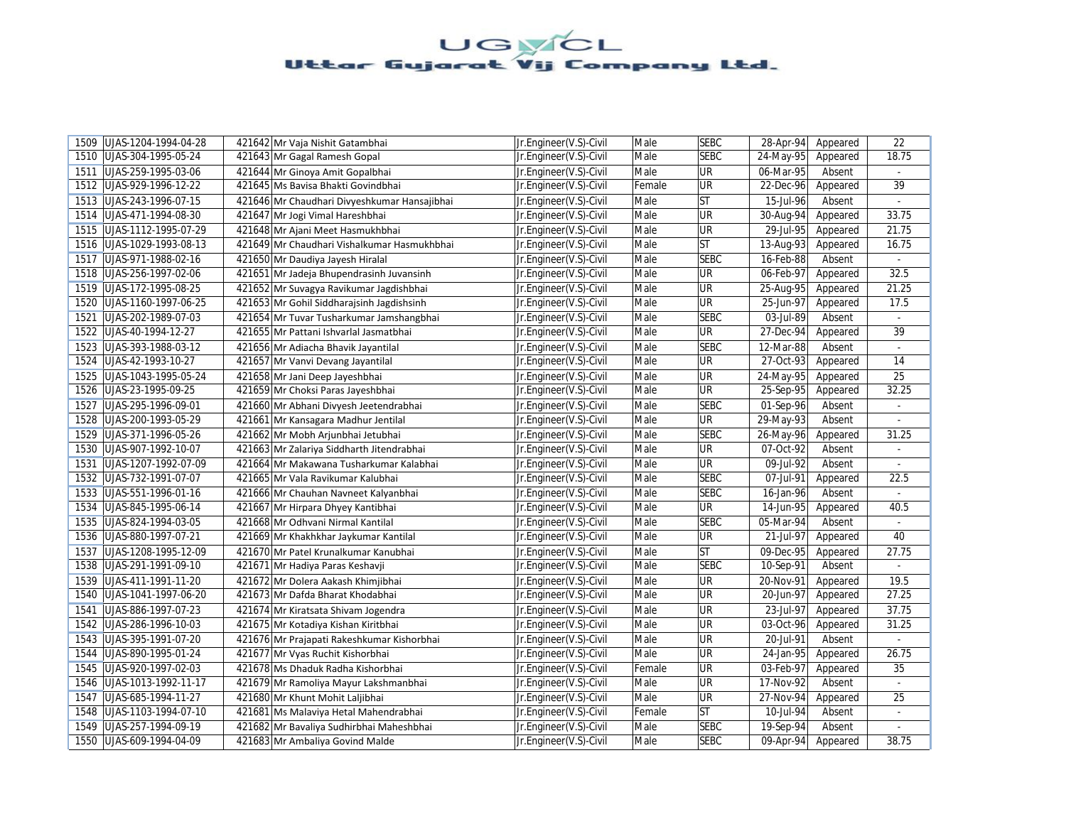| 1509 | UJAS-1204-1994-04-28 | 421642 | Mr Vaja Nishit Gatambhai | Jr.Engineer(V.S)-Civil | Male | SEBC | 28-Apr-94 | Appeared | 22 |
|---|---|---|---|---|---|---|---|---|---|
| 1510 | UJAS-304-1995-05-24 | 421643 | Mr Gagal Ramesh Gopal | Jr.Engineer(V.S)-Civil | Male | SEBC | 24-May-95 | Appeared | 18.75 |
| 1511 | UJAS-259-1995-03-06 | 421644 | Mr Ginoya Amit Gopalbhai | Jr.Engineer(V.S)-Civil | Male | UR | 06-Mar-95 | Absent | - |
| 1512 | UJAS-929-1996-12-22 | 421645 | Ms Bavisa Bhakti Govindbhai | Jr.Engineer(V.S)-Civil | Female | UR | 22-Dec-96 | Appeared | 39 |
| 1513 | UJAS-243-1996-07-15 | 421646 | Mr Chaudhari Divyeshkumar Hansajibhai | Jr.Engineer(V.S)-Civil | Male | ST | 15-Jul-96 | Absent | - |
| 1514 | UJAS-471-1994-08-30 | 421647 | Mr Jogi Vimal Hareshbhai | Jr.Engineer(V.S)-Civil | Male | UR | 30-Aug-94 | Appeared | 33.75 |
| 1515 | UJAS-1112-1995-07-29 | 421648 | Mr Ajani Meet Hasmukhbhai | Jr.Engineer(V.S)-Civil | Male | UR | 29-Jul-95 | Appeared | 21.75 |
| 1516 | UJAS-1029-1993-08-13 | 421649 | Mr Chaudhari Vishalkumar Hasmukhbhai | Jr.Engineer(V.S)-Civil | Male | ST | 13-Aug-93 | Appeared | 16.75 |
| 1517 | UJAS-971-1988-02-16 | 421650 | Mr Daudiya Jayesh Hiralal | Jr.Engineer(V.S)-Civil | Male | SEBC | 16-Feb-88 | Absent | - |
| 1518 | UJAS-256-1997-02-06 | 421651 | Mr Jadeja Bhupendrasinh Juvansinh | Jr.Engineer(V.S)-Civil | Male | UR | 06-Feb-97 | Appeared | 32.5 |
| 1519 | UJAS-172-1995-08-25 | 421652 | Mr Suvagya Ravikumar Jagdishbhai | Jr.Engineer(V.S)-Civil | Male | UR | 25-Aug-95 | Appeared | 21.25 |
| 1520 | UJAS-1160-1997-06-25 | 421653 | Mr Gohil Siddharajsinh Jagdishsinh | Jr.Engineer(V.S)-Civil | Male | UR | 25-Jun-97 | Appeared | 17.5 |
| 1521 | UJAS-202-1989-07-03 | 421654 | Mr Tuvar Tusharkumar Jamshangbhai | Jr.Engineer(V.S)-Civil | Male | SEBC | 03-Jul-89 | Absent | - |
| 1522 | UJAS-40-1994-12-27 | 421655 | Mr Pattani Ishvarlal Jasmatbhai | Jr.Engineer(V.S)-Civil | Male | UR | 27-Dec-94 | Appeared | 39 |
| 1523 | UJAS-393-1988-03-12 | 421656 | Mr Adiacha Bhavik Jayantilal | Jr.Engineer(V.S)-Civil | Male | SEBC | 12-Mar-88 | Absent | - |
| 1524 | UJAS-42-1993-10-27 | 421657 | Mr Vanvi Devang Jayantilal | Jr.Engineer(V.S)-Civil | Male | UR | 27-Oct-93 | Appeared | 14 |
| 1525 | UJAS-1043-1995-05-24 | 421658 | Mr Jani Deep Jayeshbhai | Jr.Engineer(V.S)-Civil | Male | UR | 24-May-95 | Appeared | 25 |
| 1526 | UJAS-23-1995-09-25 | 421659 | Mr Choksi Paras Jayeshbhai | Jr.Engineer(V.S)-Civil | Male | UR | 25-Sep-95 | Appeared | 32.25 |
| 1527 | UJAS-295-1996-09-01 | 421660 | Mr Abhani Divyesh Jeetendrabhai | Jr.Engineer(V.S)-Civil | Male | SEBC | 01-Sep-96 | Absent | - |
| 1528 | UJAS-200-1993-05-29 | 421661 | Mr Kansagara Madhur Jentilal | Jr.Engineer(V.S)-Civil | Male | UR | 29-May-93 | Absent | - |
| 1529 | UJAS-371-1996-05-26 | 421662 | Mr Mobh Arjunbhai Jetubhai | Jr.Engineer(V.S)-Civil | Male | SEBC | 26-May-96 | Appeared | 31.25 |
| 1530 | UJAS-907-1992-10-07 | 421663 | Mr Zalariya Siddharth Jitendrabhai | Jr.Engineer(V.S)-Civil | Male | UR | 07-Oct-92 | Absent | - |
| 1531 | UJAS-1207-1992-07-09 | 421664 | Mr Makawana Tusharkumar Kalabhai | Jr.Engineer(V.S)-Civil | Male | UR | 09-Jul-92 | Absent | - |
| 1532 | UJAS-732-1991-07-07 | 421665 | Mr Vala Ravikumar Kalubhai | Jr.Engineer(V.S)-Civil | Male | SEBC | 07-Jul-91 | Appeared | 22.5 |
| 1533 | UJAS-551-1996-01-16 | 421666 | Mr Chauhan Navneet Kalyanbhai | Jr.Engineer(V.S)-Civil | Male | SEBC | 16-Jan-96 | Absent | - |
| 1534 | UJAS-845-1995-06-14 | 421667 | Mr Hirpara Dhyey Kantibhai | Jr.Engineer(V.S)-Civil | Male | UR | 14-Jun-95 | Appeared | 40.5 |
| 1535 | UJAS-824-1994-03-05 | 421668 | Mr Odhvani Nirmal Kantilal | Jr.Engineer(V.S)-Civil | Male | SEBC | 05-Mar-94 | Absent | - |
| 1536 | UJAS-880-1997-07-21 | 421669 | Mr Khakhkhar Jaykumar Kantilal | Jr.Engineer(V.S)-Civil | Male | UR | 21-Jul-97 | Appeared | 40 |
| 1537 | UJAS-1208-1995-12-09 | 421670 | Mr Patel Krunalkumar Kanubhai | Jr.Engineer(V.S)-Civil | Male | ST | 09-Dec-95 | Appeared | 27.75 |
| 1538 | UJAS-291-1991-09-10 | 421671 | Mr Hadiya Paras Keshavji | Jr.Engineer(V.S)-Civil | Male | SEBC | 10-Sep-91 | Absent | - |
| 1539 | UJAS-411-1991-11-20 | 421672 | Mr Dolera Aakash Khimjibhai | Jr.Engineer(V.S)-Civil | Male | UR | 20-Nov-91 | Appeared | 19.5 |
| 1540 | UJAS-1041-1997-06-20 | 421673 | Mr Dafda Bharat Khodabhai | Jr.Engineer(V.S)-Civil | Male | UR | 20-Jun-97 | Appeared | 27.25 |
| 1541 | UJAS-886-1997-07-23 | 421674 | Mr Kiratsata Shivam Jogendra | Jr.Engineer(V.S)-Civil | Male | UR | 23-Jul-97 | Appeared | 37.75 |
| 1542 | UJAS-286-1996-10-03 | 421675 | Mr Kotadiya Kishan Kiritbhai | Jr.Engineer(V.S)-Civil | Male | UR | 03-Oct-96 | Appeared | 31.25 |
| 1543 | UJAS-395-1991-07-20 | 421676 | Mr Prajapati Rakeshkumar Kishorbhai | Jr.Engineer(V.S)-Civil | Male | UR | 20-Jul-91 | Absent | - |
| 1544 | UJAS-890-1995-01-24 | 421677 | Mr Vyas Ruchit Kishorbhai | Jr.Engineer(V.S)-Civil | Male | UR | 24-Jan-95 | Appeared | 26.75 |
| 1545 | UJAS-920-1997-02-03 | 421678 | Ms Dhaduk Radha Kishorbhai | Jr.Engineer(V.S)-Civil | Female | UR | 03-Feb-97 | Appeared | 35 |
| 1546 | UJAS-1013-1992-11-17 | 421679 | Mr Ramoliya Mayur Lakshmanbhai | Jr.Engineer(V.S)-Civil | Male | UR | 17-Nov-92 | Absent | - |
| 1547 | UJAS-685-1994-11-27 | 421680 | Mr Khunt Mohit Laljibhai | Jr.Engineer(V.S)-Civil | Male | UR | 27-Nov-94 | Appeared | 25 |
| 1548 | UJAS-1103-1994-07-10 | 421681 | Ms Malaviya Hetal Mahendrabhai | Jr.Engineer(V.S)-Civil | Female | ST | 10-Jul-94 | Absent | - |
| 1549 | UJAS-257-1994-09-19 | 421682 | Mr Bavaliya Sudhirbhai Maheshbhai | Jr.Engineer(V.S)-Civil | Male | SEBC | 19-Sep-94 | Absent | - |
| 1550 | UJAS-609-1994-04-09 | 421683 | Mr Ambaliya Govind Malde | Jr.Engineer(V.S)-Civil | Male | SEBC | 09-Apr-94 | Appeared | 38.75 |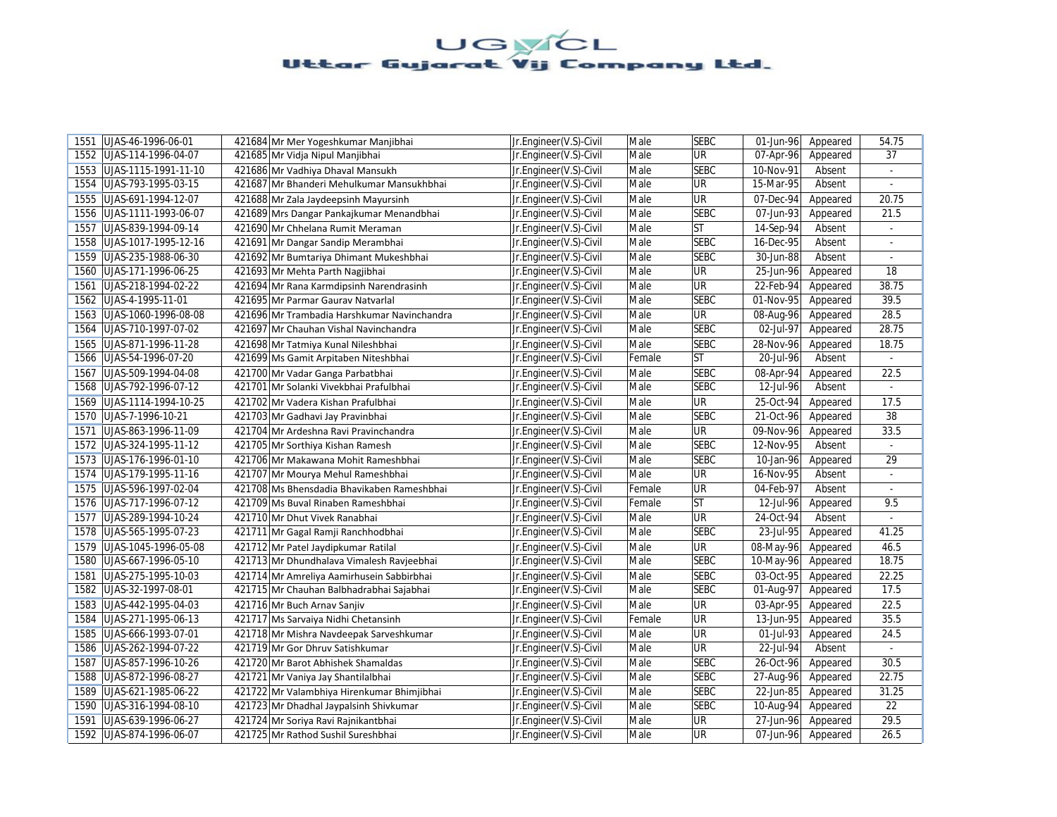| 1551 | UJAS-46-1996-06-01 | 421684 | Mr Mer Yogeshkumar Manjibhai | Jr.Engineer(V.S)-Civil | Male | SEBC | 01-Jun-96 | Appeared | 54.75 |
|---|---|---|---|---|---|---|---|---|---|
| 1552 | UJAS-114-1996-04-07 | 421685 | Mr Vidja Nipul Manjibhai | Jr.Engineer(V.S)-Civil | Male | UR | 07-Apr-96 | Appeared | 37 |
| 1553 | UJAS-1115-1991-11-10 | 421686 | Mr Vadhiya Dhaval Mansukh | Jr.Engineer(V.S)-Civil | Male | SEBC | 10-Nov-91 | Absent | - |
| 1554 | UJAS-793-1995-03-15 | 421687 | Mr Bhanderi Mehulkumar Mansukhbhai | Jr.Engineer(V.S)-Civil | Male | UR | 15-Mar-95 | Absent | - |
| 1555 | UJAS-691-1994-12-07 | 421688 | Mr Zala Jaydeepsinh Mayursinh | Jr.Engineer(V.S)-Civil | Male | UR | 07-Dec-94 | Appeared | 20.75 |
| 1556 | UJAS-1111-1993-06-07 | 421689 | Mrs Dangar Pankajkumar Menandbhai | Jr.Engineer(V.S)-Civil | Male | SEBC | 07-Jun-93 | Appeared | 21.5 |
| 1557 | UJAS-839-1994-09-14 | 421690 | Mr Chhelana Rumit Meraman | Jr.Engineer(V.S)-Civil | Male | ST | 14-Sep-94 | Absent | - |
| 1558 | UJAS-1017-1995-12-16 | 421691 | Mr Dangar Sandip Merambhai | Jr.Engineer(V.S)-Civil | Male | SEBC | 16-Dec-95 | Absent | - |
| 1559 | UJAS-235-1988-06-30 | 421692 | Mr Bumtariya Dhimant Mukeshbhai | Jr.Engineer(V.S)-Civil | Male | SEBC | 30-Jun-88 | Absent | - |
| 1560 | UJAS-171-1996-06-25 | 421693 | Mr Mehta Parth Nagjibhai | Jr.Engineer(V.S)-Civil | Male | UR | 25-Jun-96 | Appeared | 18 |
| 1561 | UJAS-218-1994-02-22 | 421694 | Mr Rana Karmdipsinh Narendrasinh | Jr.Engineer(V.S)-Civil | Male | UR | 22-Feb-94 | Appeared | 38.75 |
| 1562 | UJAS-4-1995-11-01 | 421695 | Mr Parmar Gaurav Natvarlal | Jr.Engineer(V.S)-Civil | Male | SEBC | 01-Nov-95 | Appeared | 39.5 |
| 1563 | UJAS-1060-1996-08-08 | 421696 | Mr Trambadia Harshkumar Navinchandra | Jr.Engineer(V.S)-Civil | Male | UR | 08-Aug-96 | Appeared | 28.5 |
| 1564 | UJAS-710-1997-07-02 | 421697 | Mr Chauhan Vishal Navinchandra | Jr.Engineer(V.S)-Civil | Male | SEBC | 02-Jul-97 | Appeared | 28.75 |
| 1565 | UJAS-871-1996-11-28 | 421698 | Mr Tatmiya Kunal Nileshbhai | Jr.Engineer(V.S)-Civil | Male | SEBC | 28-Nov-96 | Appeared | 18.75 |
| 1566 | UJAS-54-1996-07-20 | 421699 | Ms Gamit Arpitaben Niteshbhai | Jr.Engineer(V.S)-Civil | Female | ST | 20-Jul-96 | Absent | - |
| 1567 | UJAS-509-1994-04-08 | 421700 | Mr Vadar Ganga Parbatbhai | Jr.Engineer(V.S)-Civil | Male | SEBC | 08-Apr-94 | Appeared | 22.5 |
| 1568 | UJAS-792-1996-07-12 | 421701 | Mr Solanki Vivekbhai Prafulbhai | Jr.Engineer(V.S)-Civil | Male | SEBC | 12-Jul-96 | Absent | - |
| 1569 | UJAS-1114-1994-10-25 | 421702 | Mr Vadera Kishan Prafulbhai | Jr.Engineer(V.S)-Civil | Male | UR | 25-Oct-94 | Appeared | 17.5 |
| 1570 | UJAS-7-1996-10-21 | 421703 | Mr Gadhavi Jay Pravinbhai | Jr.Engineer(V.S)-Civil | Male | SEBC | 21-Oct-96 | Appeared | 38 |
| 1571 | UJAS-863-1996-11-09 | 421704 | Mr Ardeshna Ravi Pravinchandra | Jr.Engineer(V.S)-Civil | Male | UR | 09-Nov-96 | Appeared | 33.5 |
| 1572 | UJAS-324-1995-11-12 | 421705 | Mr Sorthiya Kishan Ramesh | Jr.Engineer(V.S)-Civil | Male | SEBC | 12-Nov-95 | Absent | - |
| 1573 | UJAS-176-1996-01-10 | 421706 | Mr Makawana Mohit Rameshbhai | Jr.Engineer(V.S)-Civil | Male | SEBC | 10-Jan-96 | Appeared | 29 |
| 1574 | UJAS-179-1995-11-16 | 421707 | Mr Mourya Mehul Rameshbhai | Jr.Engineer(V.S)-Civil | Male | UR | 16-Nov-95 | Absent | - |
| 1575 | UJAS-596-1997-02-04 | 421708 | Ms Bhensdadia Bhavikaben Rameshbhai | Jr.Engineer(V.S)-Civil | Female | UR | 04-Feb-97 | Absent | - |
| 1576 | UJAS-717-1996-07-12 | 421709 | Ms Buval Rinaben Rameshbhai | Jr.Engineer(V.S)-Civil | Female | ST | 12-Jul-96 | Appeared | 9.5 |
| 1577 | UJAS-289-1994-10-24 | 421710 | Mr Dhut Vivek Ranabhai | Jr.Engineer(V.S)-Civil | Male | UR | 24-Oct-94 | Absent | - |
| 1578 | UJAS-565-1995-07-23 | 421711 | Mr Gagal Ramji Ranchhodbhai | Jr.Engineer(V.S)-Civil | Male | SEBC | 23-Jul-95 | Appeared | 41.25 |
| 1579 | UJAS-1045-1996-05-08 | 421712 | Mr Patel Jaydipkumar Ratilal | Jr.Engineer(V.S)-Civil | Male | UR | 08-May-96 | Appeared | 46.5 |
| 1580 | UJAS-667-1996-05-10 | 421713 | Mr Dhundhalava Vimalesh Ravjeebhai | Jr.Engineer(V.S)-Civil | Male | SEBC | 10-May-96 | Appeared | 18.75 |
| 1581 | UJAS-275-1995-10-03 | 421714 | Mr Amreliya Aamirhusein Sabbirbhai | Jr.Engineer(V.S)-Civil | Male | SEBC | 03-Oct-95 | Appeared | 22.25 |
| 1582 | UJAS-32-1997-08-01 | 421715 | Mr Chauhan Balbhadrabhai Sajabhai | Jr.Engineer(V.S)-Civil | Male | SEBC | 01-Aug-97 | Appeared | 17.5 |
| 1583 | UJAS-442-1995-04-03 | 421716 | Mr Buch Arnav Sanjiv | Jr.Engineer(V.S)-Civil | Male | UR | 03-Apr-95 | Appeared | 22.5 |
| 1584 | UJAS-271-1995-06-13 | 421717 | Ms Sarvaiya Nidhi Chetansinh | Jr.Engineer(V.S)-Civil | Female | UR | 13-Jun-95 | Appeared | 35.5 |
| 1585 | UJAS-666-1993-07-01 | 421718 | Mr Mishra Navdeepak Sarveshkumar | Jr.Engineer(V.S)-Civil | Male | UR | 01-Jul-93 | Appeared | 24.5 |
| 1586 | UJAS-262-1994-07-22 | 421719 | Mr Gor Dhruv Satishkumar | Jr.Engineer(V.S)-Civil | Male | UR | 22-Jul-94 | Absent | - |
| 1587 | UJAS-857-1996-10-26 | 421720 | Mr Barot Abhishek Shamaldas | Jr.Engineer(V.S)-Civil | Male | SEBC | 26-Oct-96 | Appeared | 30.5 |
| 1588 | UJAS-872-1996-08-27 | 421721 | Mr Vaniya Jay Shantilalbhai | Jr.Engineer(V.S)-Civil | Male | SEBC | 27-Aug-96 | Appeared | 22.75 |
| 1589 | UJAS-621-1985-06-22 | 421722 | Mr Valambhiya Hirenkumar Bhimjibhai | Jr.Engineer(V.S)-Civil | Male | SEBC | 22-Jun-85 | Appeared | 31.25 |
| 1590 | UJAS-316-1994-08-10 | 421723 | Mr Dhadhal Jaypalsinh Shivkumar | Jr.Engineer(V.S)-Civil | Male | SEBC | 10-Aug-94 | Appeared | 22 |
| 1591 | UJAS-639-1996-06-27 | 421724 | Mr Soriya Ravi Rajnikantbhai | Jr.Engineer(V.S)-Civil | Male | UR | 27-Jun-96 | Appeared | 29.5 |
| 1592 | UJAS-874-1996-06-07 | 421725 | Mr Rathod Sushil Sureshbhai | Jr.Engineer(V.S)-Civil | Male | UR | 07-Jun-96 | Appeared | 26.5 |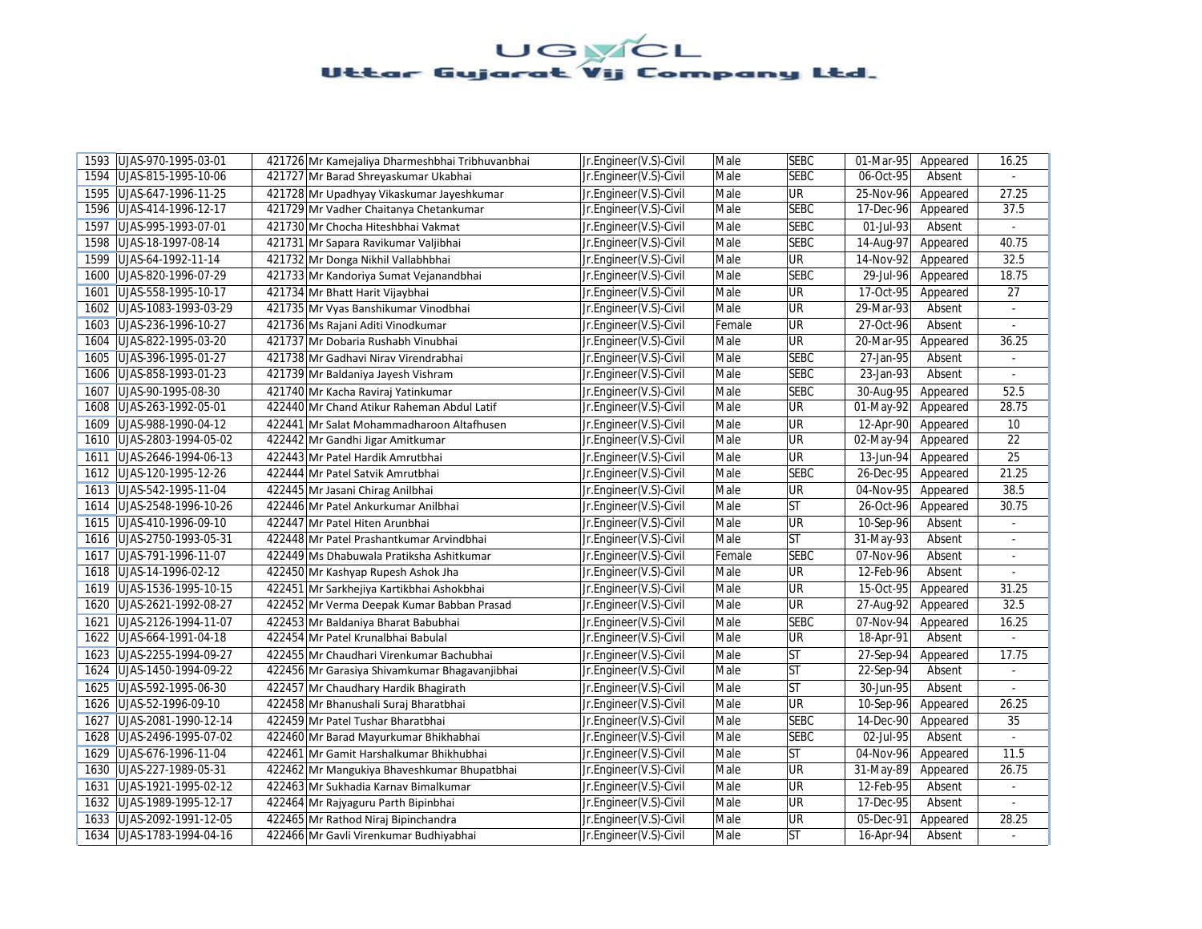# UGVCL
## Uttar Gujarat Vij Company Ltd.

| | | | | | | | | | |
|---|---|---|---|---|---|---|---|---|---|
| 1593 | UJAS-970-1995-03-01 | 421726 | Mr Kamejaliya Dharmeshbhai Tribhuvanbhai | Jr.Engineer(V.S)-Civil | Male | SEBC | 01-Mar-95 | Appeared | 16.25 |
| 1594 | UJAS-815-1995-10-06 | 421727 | Mr Barad Shreyaskumar Ukabhai | Jr.Engineer(V.S)-Civil | Male | SEBC | 06-Oct-95 | Absent | - |
| 1595 | UJAS-647-1996-11-25 | 421728 | Mr Upadhyay Vikaskumar Jayeshkumar | Jr.Engineer(V.S)-Civil | Male | UR | 25-Nov-96 | Appeared | 27.25 |
| 1596 | UJAS-414-1996-12-17 | 421729 | Mr Vadher Chaitanya Chetankumar | Jr.Engineer(V.S)-Civil | Male | SEBC | 17-Dec-96 | Appeared | 37.5 |
| 1597 | UJAS-995-1993-07-01 | 421730 | Mr Chocha Hiteshbhai Vakmat | Jr.Engineer(V.S)-Civil | Male | SEBC | 01-Jul-93 | Absent | - |
| 1598 | UJAS-18-1997-08-14 | 421731 | Mr Sapara Ravikumar Valjibhai | Jr.Engineer(V.S)-Civil | Male | SEBC | 14-Aug-97 | Appeared | 40.75 |
| 1599 | UJAS-64-1992-11-14 | 421732 | Mr Donga Nikhil Vallabhbhai | Jr.Engineer(V.S)-Civil | Male | UR | 14-Nov-92 | Appeared | 32.5 |
| 1600 | UJAS-820-1996-07-29 | 421733 | Mr Kandoriya Sumat Vejanandbhai | Jr.Engineer(V.S)-Civil | Male | SEBC | 29-Jul-96 | Appeared | 18.75 |
| 1601 | UJAS-558-1995-10-17 | 421734 | Mr Bhatt Harit Vijaybhai | Jr.Engineer(V.S)-Civil | Male | UR | 17-Oct-95 | Appeared | 27 |
| 1602 | UJAS-1083-1993-03-29 | 421735 | Mr Vyas Banshikumar Vinodbhai | Jr.Engineer(V.S)-Civil | Male | UR | 29-Mar-93 | Absent | - |
| 1603 | UJAS-236-1996-10-27 | 421736 | Ms Rajani Aditi Vinodkumar | Jr.Engineer(V.S)-Civil | Female | UR | 27-Oct-96 | Absent | - |
| 1604 | UJAS-822-1995-03-20 | 421737 | Mr Dobaria Rushabh Vinubhai | Jr.Engineer(V.S)-Civil | Male | UR | 20-Mar-95 | Appeared | 36.25 |
| 1605 | UJAS-396-1995-01-27 | 421738 | Mr Gadhavi Nirav Virendrabhai | Jr.Engineer(V.S)-Civil | Male | SEBC | 27-Jan-95 | Absent | - |
| 1606 | UJAS-858-1993-01-23 | 421739 | Mr Baldaniya Jayesh Vishram | Jr.Engineer(V.S)-Civil | Male | SEBC | 23-Jan-93 | Absent | - |
| 1607 | UJAS-90-1995-08-30 | 421740 | Mr Kacha Raviraj Yatinkumar | Jr.Engineer(V.S)-Civil | Male | SEBC | 30-Aug-95 | Appeared | 52.5 |
| 1608 | UJAS-263-1992-05-01 | 422440 | Mr Chand Atikur Raheman Abdul Latif | Jr.Engineer(V.S)-Civil | Male | UR | 01-May-92 | Appeared | 28.75 |
| 1609 | UJAS-988-1990-04-12 | 422441 | Mr Salat Mohammadharoon Altafhusen | Jr.Engineer(V.S)-Civil | Male | UR | 12-Apr-90 | Appeared | 10 |
| 1610 | UJAS-2803-1994-05-02 | 422442 | Mr Gandhi Jigar Amitkumar | Jr.Engineer(V.S)-Civil | Male | UR | 02-May-94 | Appeared | 22 |
| 1611 | UJAS-2646-1994-06-13 | 422443 | Mr Patel Hardik Amrutbhai | Jr.Engineer(V.S)-Civil | Male | UR | 13-Jun-94 | Appeared | 25 |
| 1612 | UJAS-120-1995-12-26 | 422444 | Mr Patel Satvik Amrutbhai | Jr.Engineer(V.S)-Civil | Male | SEBC | 26-Dec-95 | Appeared | 21.25 |
| 1613 | UJAS-542-1995-11-04 | 422445 | Mr Jasani Chirag Anilbhai | Jr.Engineer(V.S)-Civil | Male | UR | 04-Nov-95 | Appeared | 38.5 |
| 1614 | UJAS-2548-1996-10-26 | 422446 | Mr Patel Ankurkumar Anilbhai | Jr.Engineer(V.S)-Civil | Male | ST | 26-Oct-96 | Appeared | 30.75 |
| 1615 | UJAS-410-1996-09-10 | 422447 | Mr Patel Hiten Arunbhai | Jr.Engineer(V.S)-Civil | Male | UR | 10-Sep-96 | Absent | - |
| 1616 | UJAS-2750-1993-05-31 | 422448 | Mr Patel Prashantkumar Arvindbhai | Jr.Engineer(V.S)-Civil | Male | ST | 31-May-93 | Absent | - |
| 1617 | UJAS-791-1996-11-07 | 422449 | Ms Dhabuwala Pratiksha Ashitkumar | Jr.Engineer(V.S)-Civil | Female | SEBC | 07-Nov-96 | Absent | - |
| 1618 | UJAS-14-1996-02-12 | 422450 | Mr Kashyap Rupesh Ashok Jha | Jr.Engineer(V.S)-Civil | Male | UR | 12-Feb-96 | Absent | - |
| 1619 | UJAS-1536-1995-10-15 | 422451 | Mr Sarkhejiya Kartikbhai Ashokbhai | Jr.Engineer(V.S)-Civil | Male | UR | 15-Oct-95 | Appeared | 31.25 |
| 1620 | UJAS-2621-1992-08-27 | 422452 | Mr Verma Deepak Kumar Babban Prasad | Jr.Engineer(V.S)-Civil | Male | UR | 27-Aug-92 | Appeared | 32.5 |
| 1621 | UJAS-2126-1994-11-07 | 422453 | Mr Baldaniya Bharat Babubhai | Jr.Engineer(V.S)-Civil | Male | SEBC | 07-Nov-94 | Appeared | 16.25 |
| 1622 | UJAS-664-1991-04-18 | 422454 | Mr Patel Krunalbhai Babulal | Jr.Engineer(V.S)-Civil | Male | UR | 18-Apr-91 | Absent | - |
| 1623 | UJAS-2255-1994-09-27 | 422455 | Mr Chaudhari Virenkumar Bachubhai | Jr.Engineer(V.S)-Civil | Male | ST | 27-Sep-94 | Appeared | 17.75 |
| 1624 | UJAS-1450-1994-09-22 | 422456 | Mr Garasiya Shivamkumar Bhagavanjibhai | Jr.Engineer(V.S)-Civil | Male | ST | 22-Sep-94 | Absent | - |
| 1625 | UJAS-592-1995-06-30 | 422457 | Mr Chaudhary Hardik Bhagirath | Jr.Engineer(V.S)-Civil | Male | ST | 30-Jun-95 | Absent | - |
| 1626 | UJAS-52-1996-09-10 | 422458 | Mr Bhanushali Suraj Bharatbhai | Jr.Engineer(V.S)-Civil | Male | UR | 10-Sep-96 | Appeared | 26.25 |
| 1627 | UJAS-2081-1990-12-14 | 422459 | Mr Patel Tushar Bharatbhai | Jr.Engineer(V.S)-Civil | Male | SEBC | 14-Dec-90 | Appeared | 35 |
| 1628 | UJAS-2496-1995-07-02 | 422460 | Mr Barad Mayurkumar Bhikhabhai | Jr.Engineer(V.S)-Civil | Male | SEBC | 02-Jul-95 | Absent | - |
| 1629 | UJAS-676-1996-11-04 | 422461 | Mr Gamit Harshalkumar Bhikhubhai | Jr.Engineer(V.S)-Civil | Male | ST | 04-Nov-96 | Appeared | 11.5 |
| 1630 | UJAS-227-1989-05-31 | 422462 | Mr Mangukiya Bhaveshkumar Bhupatbhai | Jr.Engineer(V.S)-Civil | Male | UR | 31-May-89 | Appeared | 26.75 |
| 1631 | UJAS-1921-1995-02-12 | 422463 | Mr Sukhadia Karnav Bimalkumar | Jr.Engineer(V.S)-Civil | Male | UR | 12-Feb-95 | Absent | - |
| 1632 | UJAS-1989-1995-12-17 | 422464 | Mr Rajyaguru Parth Bipinbhai | Jr.Engineer(V.S)-Civil | Male | UR | 17-Dec-95 | Absent | - |
| 1633 | UJAS-2092-1991-12-05 | 422465 | Mr Rathod Niraj Bipinchandra | Jr.Engineer(V.S)-Civil | Male | UR | 05-Dec-91 | Appeared | 28.25 |
| 1634 | UJAS-1783-1994-04-16 | 422466 | Mr Gavli Virenkumar Budhiyabhai | Jr.Engineer(V.S)-Civil | Male | ST | 16-Apr-94 | Absent | - |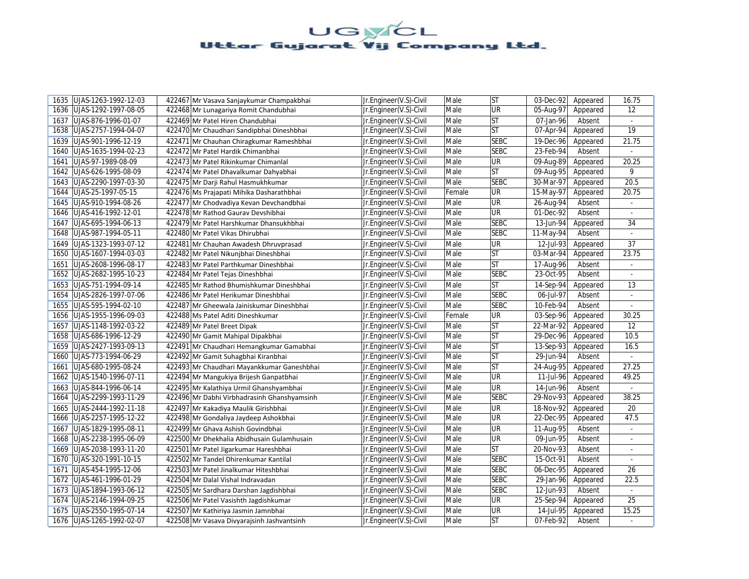# UGVCL
## Uttar Gujarat Vij Company Ltd.

| | | | | | | | | | |
|---|---|---|---|---|---|---|---|---|---|
| 1635 | UJAS-1263-1992-12-03 | 422467 | Mr Vasava Sanjaykumar Champakbhai | Jr.Engineer(V.S)-Civil | Male | ST | 03-Dec-92 | Appeared | 16.75 |
| 1636 | UJAS-1292-1997-08-05 | 422468 | Mr Lunagariya Romit Chandubhai | Jr.Engineer(V.S)-Civil | Male | UR | 05-Aug-97 | Appeared | 12 |
| 1637 | UJAS-876-1996-01-07 | 422469 | Mr Patel Hiren Chandubhai | Jr.Engineer(V.S)-Civil | Male | ST | 07-Jan-96 | Absent | - |
| 1638 | UJAS-2757-1994-04-07 | 422470 | Mr Chaudhari Sandipbhai Dineshbhai | Jr.Engineer(V.S)-Civil | Male | ST | 07-Apr-94 | Appeared | 19 |
| 1639 | UJAS-901-1996-12-19 | 422471 | Mr Chauhan Chiragkumar Rameshbhai | Jr.Engineer(V.S)-Civil | Male | SEBC | 19-Dec-96 | Appeared | 21.75 |
| 1640 | UJAS-1635-1994-02-23 | 422472 | Mr Patel Hardik Chimanbhai | Jr.Engineer(V.S)-Civil | Male | SEBC | 23-Feb-94 | Absent | - |
| 1641 | UJAS-97-1989-08-09 | 422473 | Mr Patel Rikinkumar Chimanlal | Jr.Engineer(V.S)-Civil | Male | UR | 09-Aug-89 | Appeared | 20.25 |
| 1642 | UJAS-626-1995-08-09 | 422474 | Mr Patel Dhavalkumar Dahyabhai | Jr.Engineer(V.S)-Civil | Male | ST | 09-Aug-95 | Appeared | 9 |
| 1643 | UJAS-2290-1997-03-30 | 422475 | Mr Darji Rahul Hasmukhkumar | Jr.Engineer(V.S)-Civil | Male | SEBC | 30-Mar-97 | Appeared | 20.5 |
| 1644 | UJAS-25-1997-05-15 | 422476 | Ms Prajapati Mihika Dasharathbhai | Jr.Engineer(V.S)-Civil | Female | UR | 15-May-97 | Appeared | 20.75 |
| 1645 | UJAS-910-1994-08-26 | 422477 | Mr Chodvadiya Kevan Devchandbhai | Jr.Engineer(V.S)-Civil | Male | UR | 26-Aug-94 | Absent | - |
| 1646 | UJAS-416-1992-12-01 | 422478 | Mr Rathod Gaurav Devshibhai | Jr.Engineer(V.S)-Civil | Male | UR | 01-Dec-92 | Absent | - |
| 1647 | UJAS-695-1994-06-13 | 422479 | Mr Patel Harshkumar Dhansukhbhai | Jr.Engineer(V.S)-Civil | Male | SEBC | 13-Jun-94 | Appeared | 34 |
| 1648 | UJAS-987-1994-05-11 | 422480 | Mr Patel Vikas Dhirubhai | Jr.Engineer(V.S)-Civil | Male | SEBC | 11-May-94 | Absent | - |
| 1649 | UJAS-1323-1993-07-12 | 422481 | Mr Chauhan Awadesh Dhruvprasad | Jr.Engineer(V.S)-Civil | Male | UR | 12-Jul-93 | Appeared | 37 |
| 1650 | UJAS-1607-1994-03-03 | 422482 | Mr Patel Nikunjbhai Dineshbhai | Jr.Engineer(V.S)-Civil | Male | ST | 03-Mar-94 | Appeared | 23.75 |
| 1651 | UJAS-2608-1996-08-17 | 422483 | Mr Patel Parthkumar Dineshbhai | Jr.Engineer(V.S)-Civil | Male | ST | 17-Aug-96 | Absent | - |
| 1652 | UJAS-2682-1995-10-23 | 422484 | Mr Patel Tejas Dineshbhai | Jr.Engineer(V.S)-Civil | Male | SEBC | 23-Oct-95 | Absent | - |
| 1653 | UJAS-751-1994-09-14 | 422485 | Mr Rathod Bhumishkumar Dineshbhai | Jr.Engineer(V.S)-Civil | Male | ST | 14-Sep-94 | Appeared | 13 |
| 1654 | UJAS-2826-1997-07-06 | 422486 | Mr Patel Herikumar Dineshbhai | Jr.Engineer(V.S)-Civil | Male | SEBC | 06-Jul-97 | Absent | - |
| 1655 | UJAS-595-1994-02-10 | 422487 | Mr Gheewala Jainiskumar Dineshbhai | Jr.Engineer(V.S)-Civil | Male | SEBC | 10-Feb-94 | Absent | - |
| 1656 | UJAS-1955-1996-09-03 | 422488 | Ms Patel Aditi Dineshkumar | Jr.Engineer(V.S)-Civil | Female | UR | 03-Sep-96 | Appeared | 30.25 |
| 1657 | UJAS-1148-1992-03-22 | 422489 | Mr Patel Breet Dipak | Jr.Engineer(V.S)-Civil | Male | ST | 22-Mar-92 | Appeared | 12 |
| 1658 | UJAS-686-1996-12-29 | 422490 | Mr Gamit Mahipal Dipakbhai | Jr.Engineer(V.S)-Civil | Male | ST | 29-Dec-96 | Appeared | 10.5 |
| 1659 | UJAS-2427-1993-09-13 | 422491 | Mr Chaudhari Hemangkumar Gamabhai | Jr.Engineer(V.S)-Civil | Male | ST | 13-Sep-93 | Appeared | 16.5 |
| 1660 | UJAS-773-1994-06-29 | 422492 | Mr Gamit Suhagbhai Kiranbhai | Jr.Engineer(V.S)-Civil | Male | ST | 29-Jun-94 | Absent | - |
| 1661 | UJAS-680-1995-08-24 | 422493 | Mr Chaudhari Mayankkumar Ganeshbhai | Jr.Engineer(V.S)-Civil | Male | ST | 24-Aug-95 | Appeared | 27.25 |
| 1662 | UJAS-1540-1996-07-11 | 422494 | Mr Mangukiya Brijesh Ganpatbhai | Jr.Engineer(V.S)-Civil | Male | UR | 11-Jul-96 | Appeared | 49.25 |
| 1663 | UJAS-844-1996-06-14 | 422495 | Mr Kalathiya Urmil Ghanshyambhai | Jr.Engineer(V.S)-Civil | Male | UR | 14-Jun-96 | Absent | - |
| 1664 | UJAS-2299-1993-11-29 | 422496 | Mr Dabhi Virbhadrasinh Ghanshyamsinh | Jr.Engineer(V.S)-Civil | Male | SEBC | 29-Nov-93 | Appeared | 38.25 |
| 1665 | UJAS-2444-1992-11-18 | 422497 | Mr Kakadiya Maulik Girishbhai | Jr.Engineer(V.S)-Civil | Male | UR | 18-Nov-92 | Appeared | 20 |
| 1666 | UJAS-2257-1995-12-22 | 422498 | Mr Gondaliya Jaydeep Ashokbhai | Jr.Engineer(V.S)-Civil | Male | UR | 22-Dec-95 | Appeared | 47.5 |
| 1667 | UJAS-1829-1995-08-11 | 422499 | Mr Ghava Ashish Govindbhai | Jr.Engineer(V.S)-Civil | Male | UR | 11-Aug-95 | Absent | - |
| 1668 | UJAS-2238-1995-06-09 | 422500 | Mr Dhekhalia Abidhusain Gulamhusain | Jr.Engineer(V.S)-Civil | Male | UR | 09-Jun-95 | Absent | - |
| 1669 | UJAS-2038-1993-11-20 | 422501 | Mr Patel Jigarkumar Hareshbhai | Jr.Engineer(V.S)-Civil | Male | ST | 20-Nov-93 | Absent | - |
| 1670 | UJAS-320-1991-10-15 | 422502 | Mr Tandel Dhirenkumar Kantilal | Jr.Engineer(V.S)-Civil | Male | SEBC | 15-Oct-91 | Absent | - |
| 1671 | UJAS-454-1995-12-06 | 422503 | Mr Patel Jinalkumar Hiteshbhai | Jr.Engineer(V.S)-Civil | Male | SEBC | 06-Dec-95 | Appeared | 26 |
| 1672 | UJAS-461-1996-01-29 | 422504 | Mr Dalal Vishal Indravadan | Jr.Engineer(V.S)-Civil | Male | SEBC | 29-Jan-96 | Appeared | 22.5 |
| 1673 | UJAS-1894-1993-06-12 | 422505 | Mr Sardhara Darshan Jagdishbhai | Jr.Engineer(V.S)-Civil | Male | SEBC | 12-Jun-93 | Absent | - |
| 1674 | UJAS-2146-1994-09-25 | 422506 | Mr Patel Vasishth Jagdishkumar | Jr.Engineer(V.S)-Civil | Male | UR | 25-Sep-94 | Appeared | 25 |
| 1675 | UJAS-2550-1995-07-14 | 422507 | Mr Kathiriya Jasmin Jamnbhai | Jr.Engineer(V.S)-Civil | Male | UR | 14-Jul-95 | Appeared | 15.25 |
| 1676 | UJAS-1265-1992-02-07 | 422508 | Mr Vasava Divyarajsinh Jashvantsinh | Jr.Engineer(V.S)-Civil | Male | ST | 07-Feb-92 | Absent | - |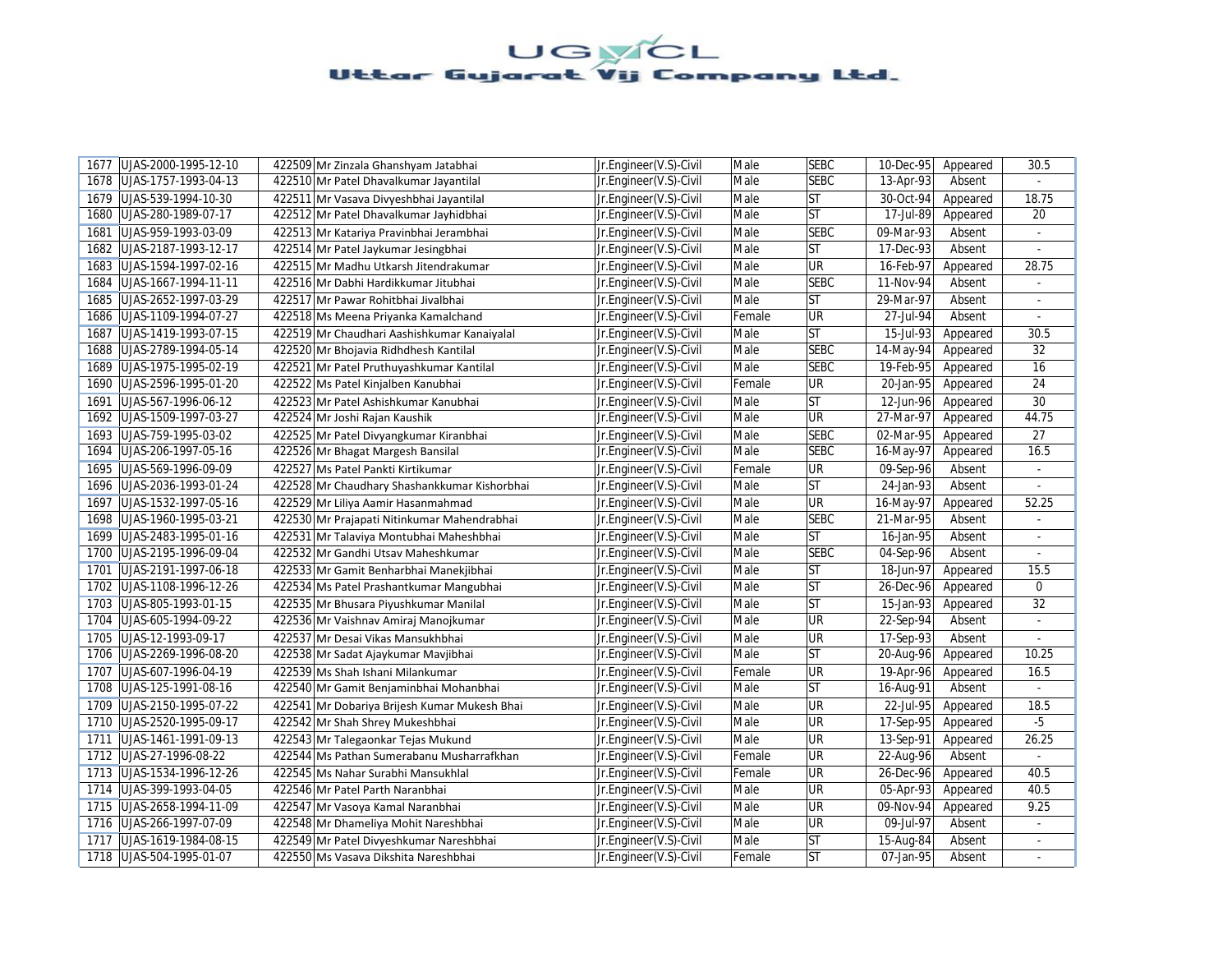# UGVCL
## Uttar Gujarat Vij Company Ltd.

| | | | | | | | | | |
|---|---|---|---|---|---|---|---|---|---|
| 1677 | UJAS-2000-1995-12-10 | 422509 | Mr Zinzala Ghanshyam Jatabhai | Jr.Engineer(V.S)-Civil | Male | SEBC | 10-Dec-95 | Appeared | 30.5 |
| 1678 | UJAS-1757-1993-04-13 | 422510 | Mr Patel Dhavalkumar Jayantilal | Jr.Engineer(V.S)-Civil | Male | SEBC | 13-Apr-93 | Absent | - |
| 1679 | UJAS-539-1994-10-30 | 422511 | Mr Vasava Divyeshbhai Jayantilal | Jr.Engineer(V.S)-Civil | Male | ST | 30-Oct-94 | Appeared | 18.75 |
| 1680 | UJAS-280-1989-07-17 | 422512 | Mr Patel Dhavalkumar Jayhidbhai | Jr.Engineer(V.S)-Civil | Male | ST | 17-Jul-89 | Appeared | 20 |
| 1681 | UJAS-959-1993-03-09 | 422513 | Mr Katariya Pravinbhai Jerambhai | Jr.Engineer(V.S)-Civil | Male | SEBC | 09-Mar-93 | Absent | - |
| 1682 | UJAS-2187-1993-12-17 | 422514 | Mr Patel Jaykumar Jesingbhai | Jr.Engineer(V.S)-Civil | Male | ST | 17-Dec-93 | Absent | - |
| 1683 | UJAS-1594-1997-02-16 | 422515 | Mr Madhu Utkarsh Jitendrakumar | Jr.Engineer(V.S)-Civil | Male | UR | 16-Feb-97 | Appeared | 28.75 |
| 1684 | UJAS-1667-1994-11-11 | 422516 | Mr Dabhi Hardikkumar Jitubhai | Jr.Engineer(V.S)-Civil | Male | SEBC | 11-Nov-94 | Absent | - |
| 1685 | UJAS-2652-1997-03-29 | 422517 | Mr Pawar Rohitbhai Jivalbhai | Jr.Engineer(V.S)-Civil | Male | ST | 29-Mar-97 | Absent | - |
| 1686 | UJAS-1109-1994-07-27 | 422518 | Ms Meena Priyanka Kamalchand | Jr.Engineer(V.S)-Civil | Female | UR | 27-Jul-94 | Absent | - |
| 1687 | UJAS-1419-1993-07-15 | 422519 | Mr Chaudhari Aashishkumar Kanaiyalal | Jr.Engineer(V.S)-Civil | Male | ST | 15-Jul-93 | Appeared | 30.5 |
| 1688 | UJAS-2789-1994-05-14 | 422520 | Mr Bhojavia Ridhdhesh Kantilal | Jr.Engineer(V.S)-Civil | Male | SEBC | 14-May-94 | Appeared | 32 |
| 1689 | UJAS-1975-1995-02-19 | 422521 | Mr Patel Pruthuyashkumar Kantilal | Jr.Engineer(V.S)-Civil | Male | SEBC | 19-Feb-95 | Appeared | 16 |
| 1690 | UJAS-2596-1995-01-20 | 422522 | Ms Patel Kinjalben Kanubhai | Jr.Engineer(V.S)-Civil | Female | UR | 20-Jan-95 | Appeared | 24 |
| 1691 | UJAS-567-1996-06-12 | 422523 | Mr Patel Ashishkumar Kanubhai | Jr.Engineer(V.S)-Civil | Male | ST | 12-Jun-96 | Appeared | 30 |
| 1692 | UJAS-1509-1997-03-27 | 422524 | Mr Joshi Rajan Kaushik | Jr.Engineer(V.S)-Civil | Male | UR | 27-Mar-97 | Appeared | 44.75 |
| 1693 | UJAS-759-1995-03-02 | 422525 | Mr Patel Divyangkumar Kiranbhai | Jr.Engineer(V.S)-Civil | Male | SEBC | 02-Mar-95 | Appeared | 27 |
| 1694 | UJAS-206-1997-05-16 | 422526 | Mr Bhagat Margesh Bansilal | Jr.Engineer(V.S)-Civil | Male | SEBC | 16-May-97 | Appeared | 16.5 |
| 1695 | UJAS-569-1996-09-09 | 422527 | Ms Patel Pankti Kirtikumar | Jr.Engineer(V.S)-Civil | Female | UR | 09-Sep-96 | Absent | - |
| 1696 | UJAS-2036-1993-01-24 | 422528 | Mr Chaudhary Shashankkumar Kishorbhai | Jr.Engineer(V.S)-Civil | Male | ST | 24-Jan-93 | Absent | - |
| 1697 | UJAS-1532-1997-05-16 | 422529 | Mr Liliya Aamir Hasanmahmad | Jr.Engineer(V.S)-Civil | Male | UR | 16-May-97 | Appeared | 52.25 |
| 1698 | UJAS-1960-1995-03-21 | 422530 | Mr Prajapati Nitinkumar Mahendrabhai | Jr.Engineer(V.S)-Civil | Male | SEBC | 21-Mar-95 | Absent | - |
| 1699 | UJAS-2483-1995-01-16 | 422531 | Mr Talaviya Montubhai Maheshbhai | Jr.Engineer(V.S)-Civil | Male | ST | 16-Jan-95 | Absent | - |
| 1700 | UJAS-2195-1996-09-04 | 422532 | Mr Gandhi Utsav Maheshkumar | Jr.Engineer(V.S)-Civil | Male | SEBC | 04-Sep-96 | Absent | - |
| 1701 | UJAS-2191-1997-06-18 | 422533 | Mr Gamit Benharbhai Manekjibhai | Jr.Engineer(V.S)-Civil | Male | ST | 18-Jun-97 | Appeared | 15.5 |
| 1702 | UJAS-1108-1996-12-26 | 422534 | Ms Patel Prashantkumar Mangubhai | Jr.Engineer(V.S)-Civil | Male | ST | 26-Dec-96 | Appeared | 0 |
| 1703 | UJAS-805-1993-01-15 | 422535 | Mr Bhusara Piyushkumar Manilal | Jr.Engineer(V.S)-Civil | Male | ST | 15-Jan-93 | Appeared | 32 |
| 1704 | UJAS-605-1994-09-22 | 422536 | Mr Vaishnav Amiraj Manojkumar | Jr.Engineer(V.S)-Civil | Male | UR | 22-Sep-94 | Absent | - |
| 1705 | UJAS-12-1993-09-17 | 422537 | Mr Desai Vikas Mansukhbhai | Jr.Engineer(V.S)-Civil | Male | UR | 17-Sep-93 | Absent | - |
| 1706 | UJAS-2269-1996-08-20 | 422538 | Mr Sadat Ajaykumar Mavjibhai | Jr.Engineer(V.S)-Civil | Male | ST | 20-Aug-96 | Appeared | 10.25 |
| 1707 | UJAS-607-1996-04-19 | 422539 | Ms Shah Ishani Milankumar | Jr.Engineer(V.S)-Civil | Female | UR | 19-Apr-96 | Appeared | 16.5 |
| 1708 | UJAS-125-1991-08-16 | 422540 | Mr Gamit Benjaminbhai Mohanbhai | Jr.Engineer(V.S)-Civil | Male | ST | 16-Aug-91 | Absent | - |
| 1709 | UJAS-2150-1995-07-22 | 422541 | Mr Dobariya Brijesh Kumar Mukesh Bhai | Jr.Engineer(V.S)-Civil | Male | UR | 22-Jul-95 | Appeared | 18.5 |
| 1710 | UJAS-2520-1995-09-17 | 422542 | Mr Shah Shrey Mukeshbhai | Jr.Engineer(V.S)-Civil | Male | UR | 17-Sep-95 | Appeared | -5 |
| 1711 | UJAS-1461-1991-09-13 | 422543 | Mr Talegaonkar Tejas Mukund | Jr.Engineer(V.S)-Civil | Male | UR | 13-Sep-91 | Appeared | 26.25 |
| 1712 | UJAS-27-1996-08-22 | 422544 | Ms Pathan Sumerabanu Musharrafkhan | Jr.Engineer(V.S)-Civil | Female | UR | 22-Aug-96 | Absent | - |
| 1713 | UJAS-1534-1996-12-26 | 422545 | Ms Nahar Surabhi Mansukhlal | Jr.Engineer(V.S)-Civil | Female | UR | 26-Dec-96 | Appeared | 40.5 |
| 1714 | UJAS-399-1993-04-05 | 422546 | Mr Patel Parth Naranbhai | Jr.Engineer(V.S)-Civil | Male | UR | 05-Apr-93 | Appeared | 40.5 |
| 1715 | UJAS-2658-1994-11-09 | 422547 | Mr Vasoya Kamal Naranbhai | Jr.Engineer(V.S)-Civil | Male | UR | 09-Nov-94 | Appeared | 9.25 |
| 1716 | UJAS-266-1997-07-09 | 422548 | Mr Dhameliya Mohit Nareshbhai | Jr.Engineer(V.S)-Civil | Male | UR | 09-Jul-97 | Absent | - |
| 1717 | UJAS-1619-1984-08-15 | 422549 | Mr Patel Divyeshkumar Nareshbhai | Jr.Engineer(V.S)-Civil | Male | ST | 15-Aug-84 | Absent | - |
| 1718 | UJAS-504-1995-01-07 | 422550 | Ms Vasava Dikshita Nareshbhai | Jr.Engineer(V.S)-Civil | Female | ST | 07-Jan-95 | Absent | - |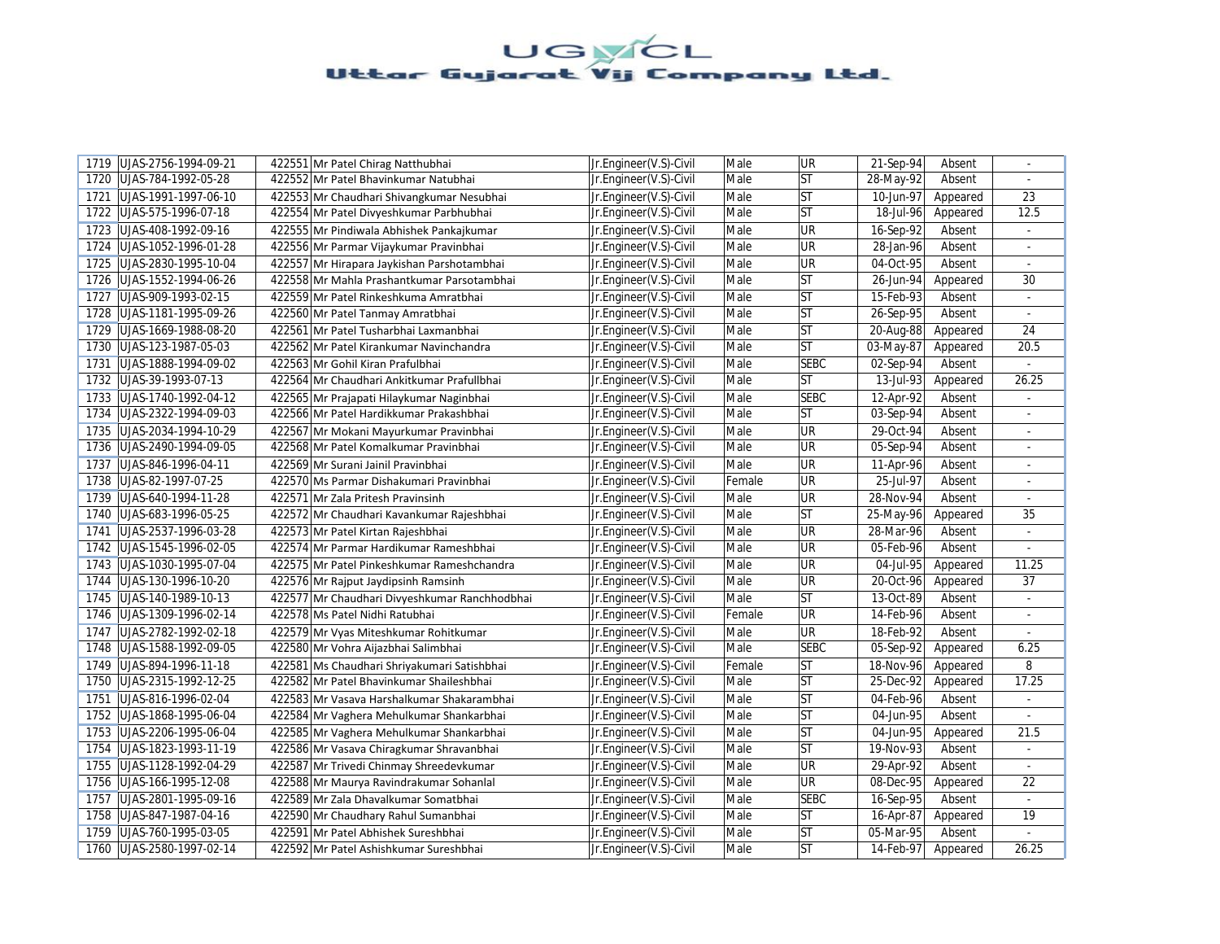# UGVCL
## Uttar Gujarat Vij Company Ltd.

| | | | | | | | | | |
|---|---|---|---|---|---|---|---|---|---|
| 1719 | UJAS-2756-1994-09-21 | 422551 | Mr Patel Chirag Natthubhai | Jr.Engineer(V.S)-Civil | Male | UR | 21-Sep-94 | Absent | - |
| 1720 | UJAS-784-1992-05-28 | 422552 | Mr Patel Bhavinkumar Natubhai | Jr.Engineer(V.S)-Civil | Male | ST | 28-May-92 | Absent | - |
| 1721 | UJAS-1991-1997-06-10 | 422553 | Mr Chaudhari Shivangkumar Nesubhai | Jr.Engineer(V.S)-Civil | Male | ST | 10-Jun-97 | Appeared | 23 |
| 1722 | UJAS-575-1996-07-18 | 422554 | Mr Patel Divyeshkumar Parbhubhai | Jr.Engineer(V.S)-Civil | Male | ST | 18-Jul-96 | Appeared | 12.5 |
| 1723 | UJAS-408-1992-09-16 | 422555 | Mr Pindiwala Abhishek Pankajkumar | Jr.Engineer(V.S)-Civil | Male | UR | 16-Sep-92 | Absent | - |
| 1724 | UJAS-1052-1996-01-28 | 422556 | Mr Parmar Vijaykumar Pravinbhai | Jr.Engineer(V.S)-Civil | Male | UR | 28-Jan-96 | Absent | - |
| 1725 | UJAS-2830-1995-10-04 | 422557 | Mr Hirapara Jaykishan Parshotambhai | Jr.Engineer(V.S)-Civil | Male | UR | 04-Oct-95 | Absent | - |
| 1726 | UJAS-1552-1994-06-26 | 422558 | Mr Mahla Prashantkumar Parsotambhai | Jr.Engineer(V.S)-Civil | Male | ST | 26-Jun-94 | Appeared | 30 |
| 1727 | UJAS-909-1993-02-15 | 422559 | Mr Patel Rinkeshkuma Amratbhai | Jr.Engineer(V.S)-Civil | Male | ST | 15-Feb-93 | Absent | - |
| 1728 | UJAS-1181-1995-09-26 | 422560 | Mr Patel Tanmay Amratbhai | Jr.Engineer(V.S)-Civil | Male | ST | 26-Sep-95 | Absent | - |
| 1729 | UJAS-1669-1988-08-20 | 422561 | Mr Patel Tusharbhai Laxmanbhai | Jr.Engineer(V.S)-Civil | Male | ST | 20-Aug-88 | Appeared | 24 |
| 1730 | UJAS-123-1987-05-03 | 422562 | Mr Patel Kirankumar Navinchandra | Jr.Engineer(V.S)-Civil | Male | ST | 03-May-87 | Appeared | 20.5 |
| 1731 | UJAS-1888-1994-09-02 | 422563 | Mr Gohil Kiran Prafulbhai | Jr.Engineer(V.S)-Civil | Male | SEBC | 02-Sep-94 | Absent | - |
| 1732 | UJAS-39-1993-07-13 | 422564 | Mr Chaudhari Ankitkumar Prafullbhai | Jr.Engineer(V.S)-Civil | Male | ST | 13-Jul-93 | Appeared | 26.25 |
| 1733 | UJAS-1740-1992-04-12 | 422565 | Mr Prajapati Hilaykumar Naginbhai | Jr.Engineer(V.S)-Civil | Male | SEBC | 12-Apr-92 | Absent | - |
| 1734 | UJAS-2322-1994-09-03 | 422566 | Mr Patel Hardikkumar Prakashbhai | Jr.Engineer(V.S)-Civil | Male | ST | 03-Sep-94 | Absent | - |
| 1735 | UJAS-2034-1994-10-29 | 422567 | Mr Mokani Mayurkumar Pravinbhai | Jr.Engineer(V.S)-Civil | Male | UR | 29-Oct-94 | Absent | - |
| 1736 | UJAS-2490-1994-09-05 | 422568 | Mr Patel Komalkumar Pravinbhai | Jr.Engineer(V.S)-Civil | Male | UR | 05-Sep-94 | Absent | - |
| 1737 | UJAS-846-1996-04-11 | 422569 | Mr Surani Jainil Pravinbhai | Jr.Engineer(V.S)-Civil | Male | UR | 11-Apr-96 | Absent | - |
| 1738 | UJAS-82-1997-07-25 | 422570 | Ms Parmar Dishakumari Pravinbhai | Jr.Engineer(V.S)-Civil | Female | UR | 25-Jul-97 | Absent | - |
| 1739 | UJAS-640-1994-11-28 | 422571 | Mr Zala Pritesh Pravinsinh | Jr.Engineer(V.S)-Civil | Male | UR | 28-Nov-94 | Absent | - |
| 1740 | UJAS-683-1996-05-25 | 422572 | Mr Chaudhari Kavankumar Rajeshbhai | Jr.Engineer(V.S)-Civil | Male | ST | 25-May-96 | Appeared | 35 |
| 1741 | UJAS-2537-1996-03-28 | 422573 | Mr Patel Kirtan Rajeshbhai | Jr.Engineer(V.S)-Civil | Male | UR | 28-Mar-96 | Absent | - |
| 1742 | UJAS-1545-1996-02-05 | 422574 | Mr Parmar Hardikumar Rameshbhai | Jr.Engineer(V.S)-Civil | Male | UR | 05-Feb-96 | Absent | - |
| 1743 | UJAS-1030-1995-07-04 | 422575 | Mr Patel Pinkeshkumar Rameshchandra | Jr.Engineer(V.S)-Civil | Male | UR | 04-Jul-95 | Appeared | 11.25 |
| 1744 | UJAS-130-1996-10-20 | 422576 | Mr Rajput Jaydipsinh Ramsinh | Jr.Engineer(V.S)-Civil | Male | UR | 20-Oct-96 | Appeared | 37 |
| 1745 | UJAS-140-1989-10-13 | 422577 | Mr Chaudhari Divyeshkumar Ranchhodbhai | Jr.Engineer(V.S)-Civil | Male | ST | 13-Oct-89 | Absent | - |
| 1746 | UJAS-1309-1996-02-14 | 422578 | Ms Patel Nidhi Ratubhai | Jr.Engineer(V.S)-Civil | Female | UR | 14-Feb-96 | Absent | - |
| 1747 | UJAS-2782-1992-02-18 | 422579 | Mr Vyas Miteshkumar Rohitkumar | Jr.Engineer(V.S)-Civil | Male | UR | 18-Feb-92 | Absent | - |
| 1748 | UJAS-1588-1992-09-05 | 422580 | Mr Vohra Aijazbhai Salimbhai | Jr.Engineer(V.S)-Civil | Male | SEBC | 05-Sep-92 | Appeared | 6.25 |
| 1749 | UJAS-894-1996-11-18 | 422581 | Ms Chaudhari Shriyakumari Satishbhai | Jr.Engineer(V.S)-Civil | Female | ST | 18-Nov-96 | Appeared | 8 |
| 1750 | UJAS-2315-1992-12-25 | 422582 | Mr Patel Bhavinkumar Shaileshbhai | Jr.Engineer(V.S)-Civil | Male | ST | 25-Dec-92 | Appeared | 17.25 |
| 1751 | UJAS-816-1996-02-04 | 422583 | Mr Vasava Harshalkumar Shakarambhai | Jr.Engineer(V.S)-Civil | Male | ST | 04-Feb-96 | Absent | - |
| 1752 | UJAS-1868-1995-06-04 | 422584 | Mr Vaghera Mehulkumar Shankarbhai | Jr.Engineer(V.S)-Civil | Male | ST | 04-Jun-95 | Absent | - |
| 1753 | UJAS-2206-1995-06-04 | 422585 | Mr Vaghera Mehulkumar Shankarbhai | Jr.Engineer(V.S)-Civil | Male | ST | 04-Jun-95 | Appeared | 21.5 |
| 1754 | UJAS-1823-1993-11-19 | 422586 | Mr Vasava Chiragkumar Shravanbhai | Jr.Engineer(V.S)-Civil | Male | ST | 19-Nov-93 | Absent | - |
| 1755 | UJAS-1128-1992-04-29 | 422587 | Mr Trivedi Chinmay Shreedevkumar | Jr.Engineer(V.S)-Civil | Male | UR | 29-Apr-92 | Absent | - |
| 1756 | UJAS-166-1995-12-08 | 422588 | Mr Maurya Ravindrakumar Sohanlal | Jr.Engineer(V.S)-Civil | Male | UR | 08-Dec-95 | Appeared | 22 |
| 1757 | UJAS-2801-1995-09-16 | 422589 | Mr Zala Dhavalkumar Somatbhai | Jr.Engineer(V.S)-Civil | Male | SEBC | 16-Sep-95 | Absent | - |
| 1758 | UJAS-847-1987-04-16 | 422590 | Mr Chaudhary Rahul Sumanbhai | Jr.Engineer(V.S)-Civil | Male | ST | 16-Apr-87 | Appeared | 19 |
| 1759 | UJAS-760-1995-03-05 | 422591 | Mr Patel Abhishek Sureshbhai | Jr.Engineer(V.S)-Civil | Male | ST | 05-Mar-95 | Absent | - |
| 1760 | UJAS-2580-1997-02-14 | 422592 | Mr Patel Ashishkumar Sureshbhai | Jr.Engineer(V.S)-Civil | Male | ST | 14-Feb-97 | Appeared | 26.25 |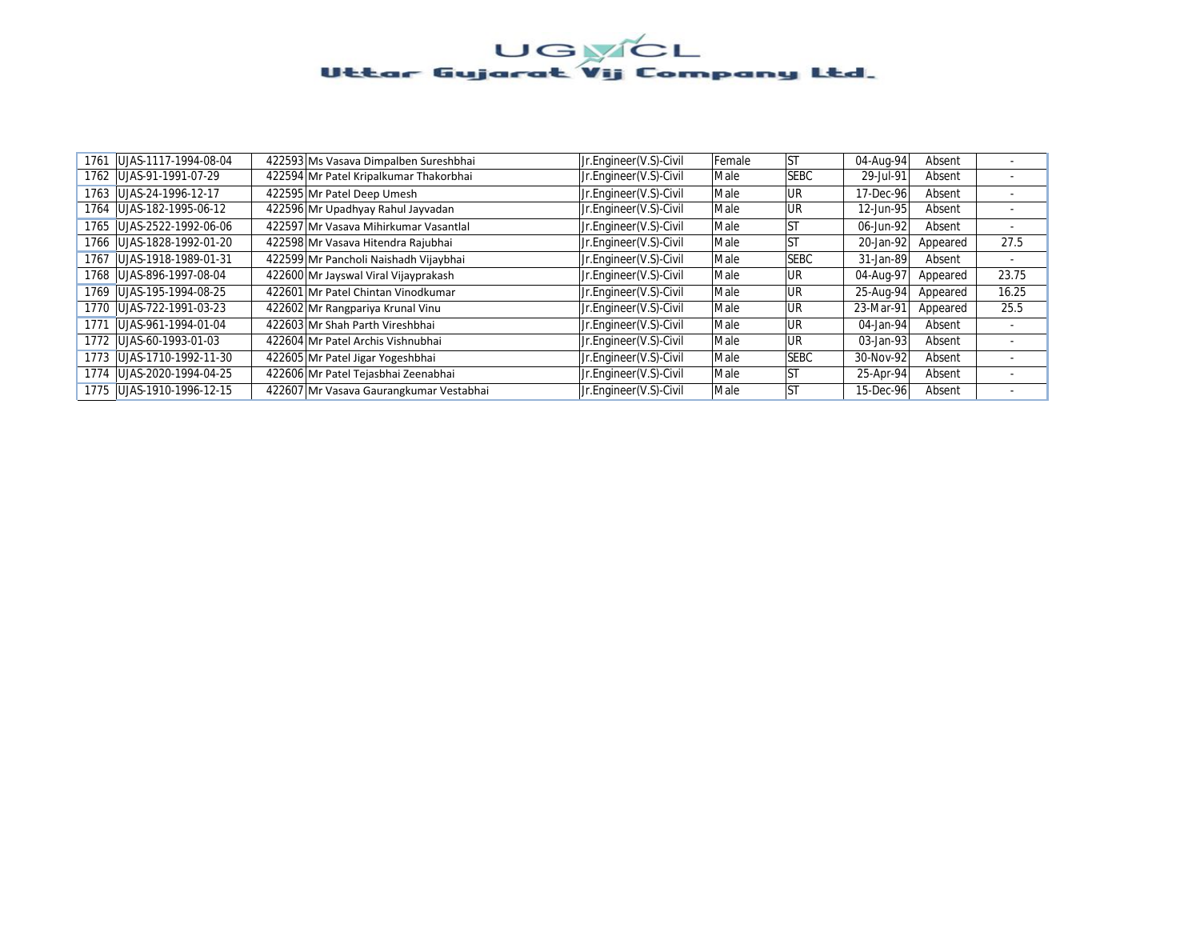# UGVCL
# Uttar Gujarat Vij Company Ltd.

| | | | | | | | | | | |
|---|---|---|---|---|---|---|---|---|---|---|
| 1761 | UJAS-1117-1994-08-04 | 422593 | Ms Vasava Dimpalben Sureshbhai | Jr.Engineer(V.S)-Civil | Female | ST | 04-Aug-94 | Absent | - |
| 1762 | UJAS-91-1991-07-29 | 422594 | Mr Patel Kripalkumar Thakorbhai | Jr.Engineer(V.S)-Civil | Male | SEBC | 29-Jul-91 | Absent | - |
| 1763 | UJAS-24-1996-12-17 | 422595 | Mr Patel Deep Umesh | Jr.Engineer(V.S)-Civil | Male | UR | 17-Dec-96 | Absent | - |
| 1764 | UJAS-182-1995-06-12 | 422596 | Mr Upadhyay Rahul Jayvadan | Jr.Engineer(V.S)-Civil | Male | UR | 12-Jun-95 | Absent | - |
| 1765 | UJAS-2522-1992-06-06 | 422597 | Mr Vasava Mihirkumar Vasantlal | Jr.Engineer(V.S)-Civil | Male | ST | 06-Jun-92 | Absent | - |
| 1766 | UJAS-1828-1992-01-20 | 422598 | Mr Vasava Hitendra Rajubhai | Jr.Engineer(V.S)-Civil | Male | ST | 20-Jan-92 | Appeared | 27.5 |
| 1767 | UJAS-1918-1989-01-31 | 422599 | Mr Pancholi Naishadh Vijaybhai | Jr.Engineer(V.S)-Civil | Male | SEBC | 31-Jan-89 | Absent | - |
| 1768 | UJAS-896-1997-08-04 | 422600 | Mr Jayswal Viral Vijayprakash | Jr.Engineer(V.S)-Civil | Male | UR | 04-Aug-97 | Appeared | 23.75 |
| 1769 | UJAS-195-1994-08-25 | 422601 | Mr Patel Chintan Vinodkumar | Jr.Engineer(V.S)-Civil | Male | UR | 25-Aug-94 | Appeared | 16.25 |
| 1770 | UJAS-722-1991-03-23 | 422602 | Mr Rangpariya Krunal Vinu | Jr.Engineer(V.S)-Civil | Male | UR | 23-Mar-91 | Appeared | 25.5 |
| 1771 | UJAS-961-1994-01-04 | 422603 | Mr Shah Parth Vireshbhai | Jr.Engineer(V.S)-Civil | Male | UR | 04-Jan-94 | Absent | - |
| 1772 | UJAS-60-1993-01-03 | 422604 | Mr Patel Archis Vishnubhai | Jr.Engineer(V.S)-Civil | Male | UR | 03-Jan-93 | Absent | - |
| 1773 | UJAS-1710-1992-11-30 | 422605 | Mr Patel Jigar Yogeshbhai | Jr.Engineer(V.S)-Civil | Male | SEBC | 30-Nov-92 | Absent | - |
| 1774 | UJAS-2020-1994-04-25 | 422606 | Mr Patel Tejasbhai Zeenabhai | Jr.Engineer(V.S)-Civil | Male | ST | 25-Apr-94 | Absent | - |
| 1775 | UJAS-1910-1996-12-15 | 422607 | Mr Vasava Gaurangkumar Vestabhai | Jr.Engineer(V.S)-Civil | Male | ST | 15-Dec-96 | Absent | - |